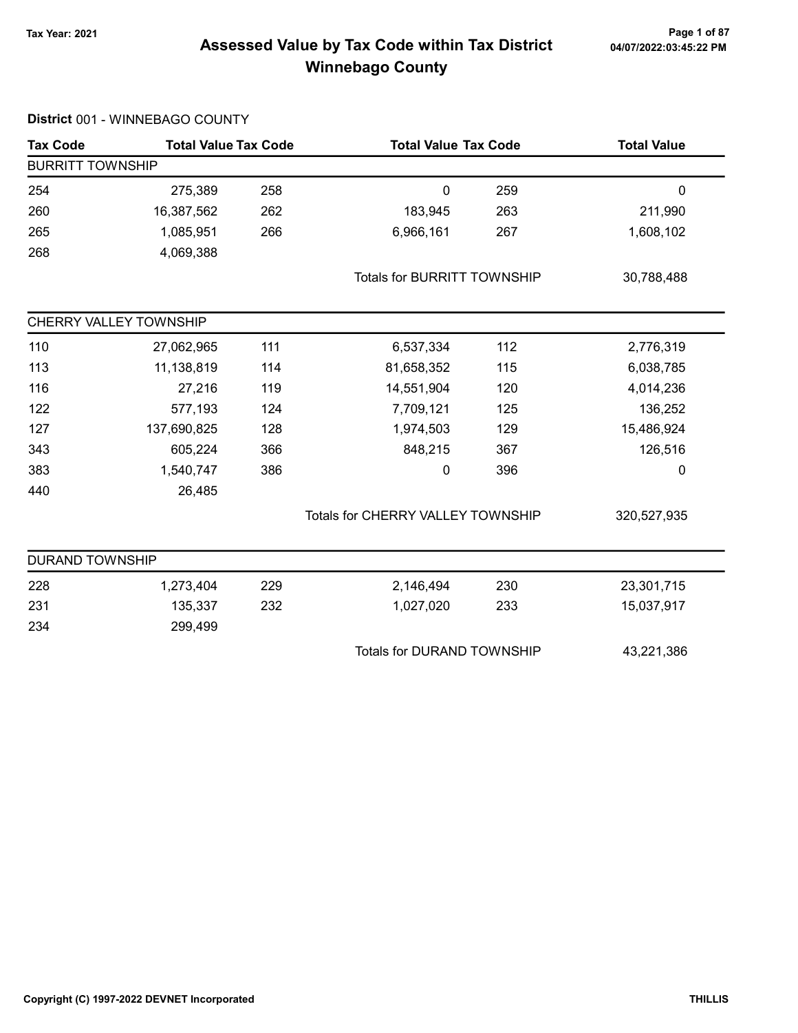# Assessed Value by Tax Code within Tax District Winnebago County

Tax Year: 2021

**District** 001 - WINNEBAGO COUNTY

| Tax Code | Total Value | Tax Code | Total Value | Tax Code | Total Value |
|---|---|---|---|---|---|
| BURRITT TOWNSHIP | | | | | |
| 254 | 275,389 | 258 | 0 | 259 | 0 |
| 260 | 16,387,562 | 262 | 183,945 | 263 | 211,990 |
| 265 | 1,085,951 | 266 | 6,966,161 | 267 | 1,608,102 |
| 268 | 4,069,388 | | | | |
| | | | Totals for BURRITT TOWNSHIP | | 30,788,488 |
| CHERRY VALLEY TOWNSHIP | | | | | |
| 110 | 27,062,965 | 111 | 6,537,334 | 112 | 2,776,319 |
| 113 | 11,138,819 | 114 | 81,658,352 | 115 | 6,038,785 |
| 116 | 27,216 | 119 | 14,551,904 | 120 | 4,014,236 |
| 122 | 577,193 | 124 | 7,709,121 | 125 | 136,252 |
| 127 | 137,690,825 | 128 | 1,974,503 | 129 | 15,486,924 |
| 343 | 605,224 | 366 | 848,215 | 367 | 126,516 |
| 383 | 1,540,747 | 386 | 0 | 396 | 0 |
| 440 | 26,485 | | | | |
| | | | Totals for CHERRY VALLEY TOWNSHIP | | 320,527,935 |
| DURAND TOWNSHIP | | | | | |
| 228 | 1,273,404 | 229 | 2,146,494 | 230 | 23,301,715 |
| 231 | 135,337 | 232 | 1,027,020 | 233 | 15,037,917 |
| 234 | 299,499 | | | | |
| | | | Totals for DURAND TOWNSHIP | | 43,221,386 |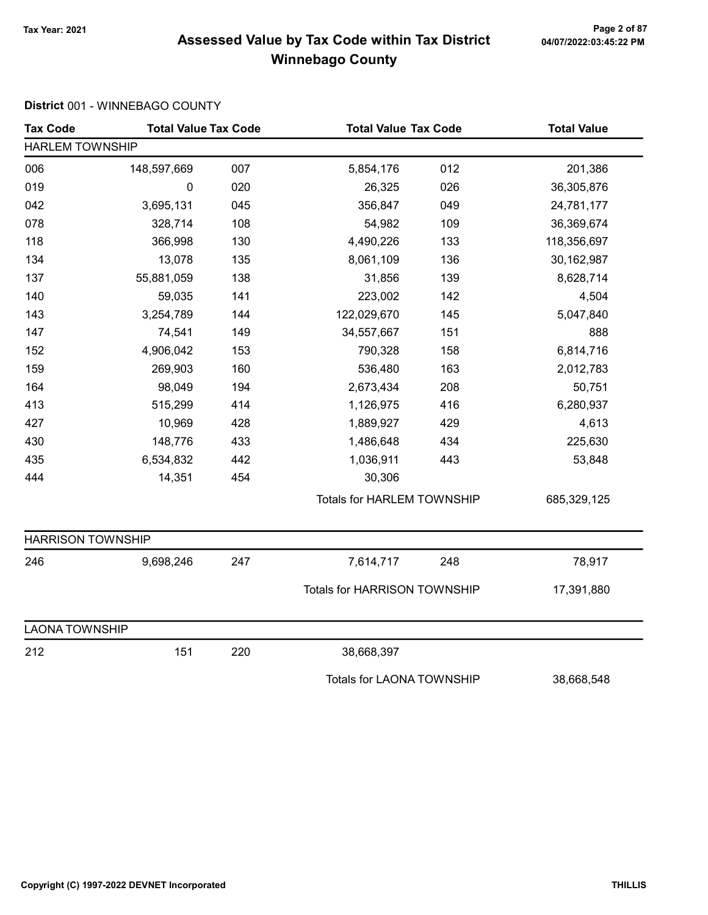# Assessed Value by Tax Code within Tax District Winnebago County

Tax Year: 2021

04/07/2022:03:45:22 PM

**District** 001 - WINNEBAGO COUNTY

| Tax Code | Total Value | Tax Code | Total Value | Tax Code | Total Value |
|---|---|---|---|---|---|
| **HARLEM TOWNSHIP** | | | | | |
| 006 | 148,597,669 | 007 | 5,854,176 | 012 | 201,386 |
| 019 | 0 | 020 | 26,325 | 026 | 36,305,876 |
| 042 | 3,695,131 | 045 | 356,847 | 049 | 24,781,177 |
| 078 | 328,714 | 108 | 54,982 | 109 | 36,369,674 |
| 118 | 366,998 | 130 | 4,490,226 | 133 | 118,356,697 |
| 134 | 13,078 | 135 | 8,061,109 | 136 | 30,162,987 |
| 137 | 55,881,059 | 138 | 31,856 | 139 | 8,628,714 |
| 140 | 59,035 | 141 | 223,002 | 142 | 4,504 |
| 143 | 3,254,789 | 144 | 122,029,670 | 145 | 5,047,840 |
| 147 | 74,541 | 149 | 34,557,667 | 151 | 888 |
| 152 | 4,906,042 | 153 | 790,328 | 158 | 6,814,716 |
| 159 | 269,903 | 160 | 536,480 | 163 | 2,012,783 |
| 164 | 98,049 | 194 | 2,673,434 | 208 | 50,751 |
| 413 | 515,299 | 414 | 1,126,975 | 416 | 6,280,937 |
| 427 | 10,969 | 428 | 1,889,927 | 429 | 4,613 |
| 430 | 148,776 | 433 | 1,486,648 | 434 | 225,630 |
| 435 | 6,534,832 | 442 | 1,036,911 | 443 | 53,848 |
| 444 | 14,351 | 454 | 30,306 | | |
| | | | Totals for HARLEM TOWNSHIP | | 685,329,125 |
| **HARRISON TOWNSHIP** | | | | | |
| 246 | 9,698,246 | 247 | 7,614,717 | 248 | 78,917 |
| | | | Totals for HARRISON TOWNSHIP | | 17,391,880 |
| **LAONA TOWNSHIP** | | | | | |
| 212 | 151 | 220 | 38,668,397 | | |
| | | | Totals for LAONA TOWNSHIP | | 38,668,548 |

Copyright (C) 1997-2022 DEVNET Incorporated

THILLIS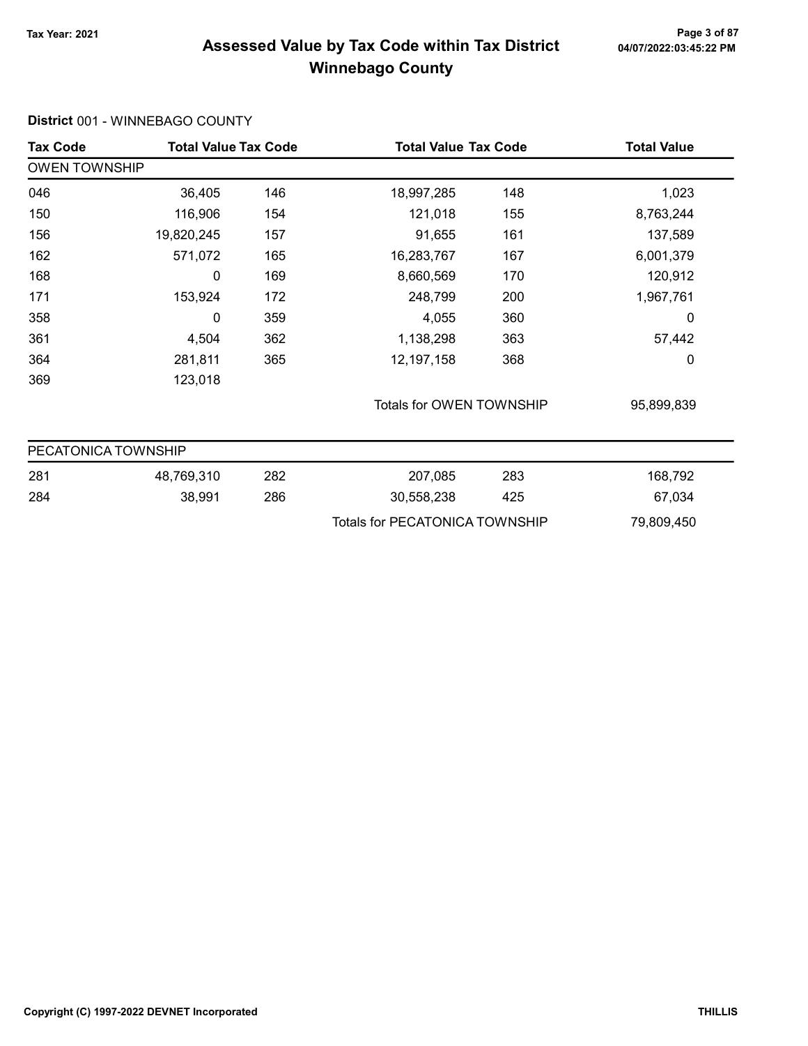# Assessed Value by Tax Code within Tax District
## Winnebago County

Tax Year: 2021

**District** 001 - WINNEBAGO COUNTY

| Tax Code | Total Value | Tax Code | Total Value | Tax Code | Total Value |
|---|---|---|---|---|---|
| **OWEN TOWNSHIP** | | | | | |
| 046 | 36,405 | 146 | 18,997,285 | 148 | 1,023 |
| 150 | 116,906 | 154 | 121,018 | 155 | 8,763,244 |
| 156 | 19,820,245 | 157 | 91,655 | 161 | 137,589 |
| 162 | 571,072 | 165 | 16,283,767 | 167 | 6,001,379 |
| 168 | 0 | 169 | 8,660,569 | 170 | 120,912 |
| 171 | 153,924 | 172 | 248,799 | 200 | 1,967,761 |
| 358 | 0 | 359 | 4,055 | 360 | 0 |
| 361 | 4,504 | 362 | 1,138,298 | 363 | 57,442 |
| 364 | 281,811 | 365 | 12,197,158 | 368 | 0 |
| 369 | 123,018 | | | | |
| | | | Totals for OWEN TOWNSHIP | | 95,899,839 |
| **PECATONICA TOWNSHIP** | | | | | |
| 281 | 48,769,310 | 282 | 207,085 | 283 | 168,792 |
| 284 | 38,991 | 286 | 30,558,238 | 425 | 67,034 |
| | | | Totals for PECATONICA TOWNSHIP | | 79,809,450 |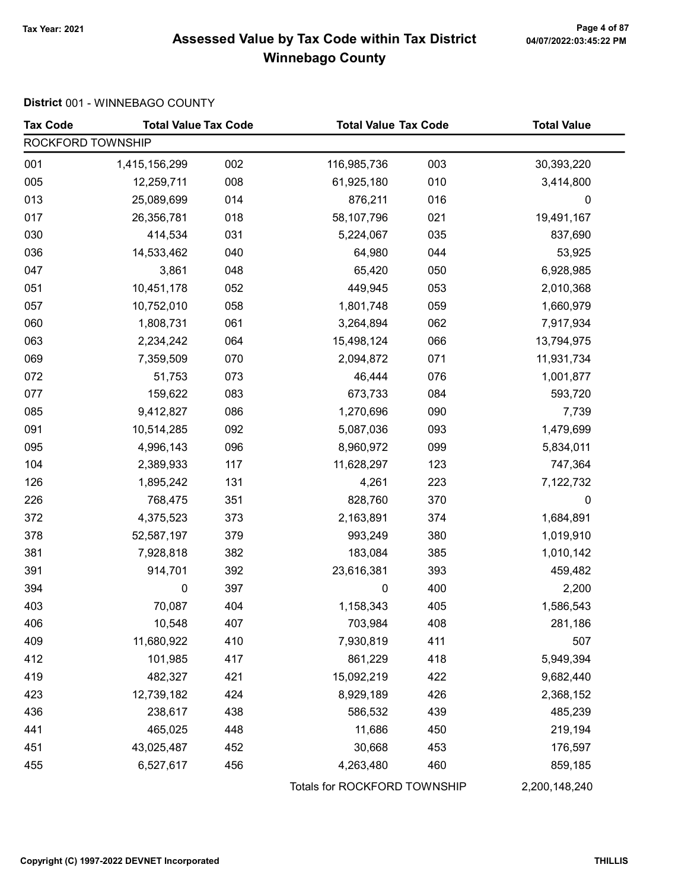# Assessed Value by Tax Code within Tax District
## Winnebago County

Tax Year: 2021

**District** 001 - WINNEBAGO COUNTY

| Tax Code | Total Value | Tax Code | Total Value | Tax Code | Total Value |
|---|---|---|---|---|---|
| ROCKFORD TOWNSHIP | | | | | |
| 001 | 1,415,156,299 | 002 | 116,985,736 | 003 | 30,393,220 |
| 005 | 12,259,711 | 008 | 61,925,180 | 010 | 3,414,800 |
| 013 | 25,089,699 | 014 | 876,211 | 016 | 0 |
| 017 | 26,356,781 | 018 | 58,107,796 | 021 | 19,491,167 |
| 030 | 414,534 | 031 | 5,224,067 | 035 | 837,690 |
| 036 | 14,533,462 | 040 | 64,980 | 044 | 53,925 |
| 047 | 3,861 | 048 | 65,420 | 050 | 6,928,985 |
| 051 | 10,451,178 | 052 | 449,945 | 053 | 2,010,368 |
| 057 | 10,752,010 | 058 | 1,801,748 | 059 | 1,660,979 |
| 060 | 1,808,731 | 061 | 3,264,894 | 062 | 7,917,934 |
| 063 | 2,234,242 | 064 | 15,498,124 | 066 | 13,794,975 |
| 069 | 7,359,509 | 070 | 2,094,872 | 071 | 11,931,734 |
| 072 | 51,753 | 073 | 46,444 | 076 | 1,001,877 |
| 077 | 159,622 | 083 | 673,733 | 084 | 593,720 |
| 085 | 9,412,827 | 086 | 1,270,696 | 090 | 7,739 |
| 091 | 10,514,285 | 092 | 5,087,036 | 093 | 1,479,699 |
| 095 | 4,996,143 | 096 | 8,960,972 | 099 | 5,834,011 |
| 104 | 2,389,933 | 117 | 11,628,297 | 123 | 747,364 |
| 126 | 1,895,242 | 131 | 4,261 | 223 | 7,122,732 |
| 226 | 768,475 | 351 | 828,760 | 370 | 0 |
| 372 | 4,375,523 | 373 | 2,163,891 | 374 | 1,684,891 |
| 378 | 52,587,197 | 379 | 993,249 | 380 | 1,019,910 |
| 381 | 7,928,818 | 382 | 183,084 | 385 | 1,010,142 |
| 391 | 914,701 | 392 | 23,616,381 | 393 | 459,482 |
| 394 | 0 | 397 | 0 | 400 | 2,200 |
| 403 | 70,087 | 404 | 1,158,343 | 405 | 1,586,543 |
| 406 | 10,548 | 407 | 703,984 | 408 | 281,186 |
| 409 | 11,680,922 | 410 | 7,930,819 | 411 | 507 |
| 412 | 101,985 | 417 | 861,229 | 418 | 5,949,394 |
| 419 | 482,327 | 421 | 15,092,219 | 422 | 9,682,440 |
| 423 | 12,739,182 | 424 | 8,929,189 | 426 | 2,368,152 |
| 436 | 238,617 | 438 | 586,532 | 439 | 485,239 |
| 441 | 465,025 | 448 | 11,686 | 450 | 219,194 |
| 451 | 43,025,487 | 452 | 30,668 | 453 | 176,597 |
| 455 | 6,527,617 | 456 | 4,263,480 | 460 | 859,185 |
| | | | Totals for ROCKFORD TOWNSHIP | | 2,200,148,240 |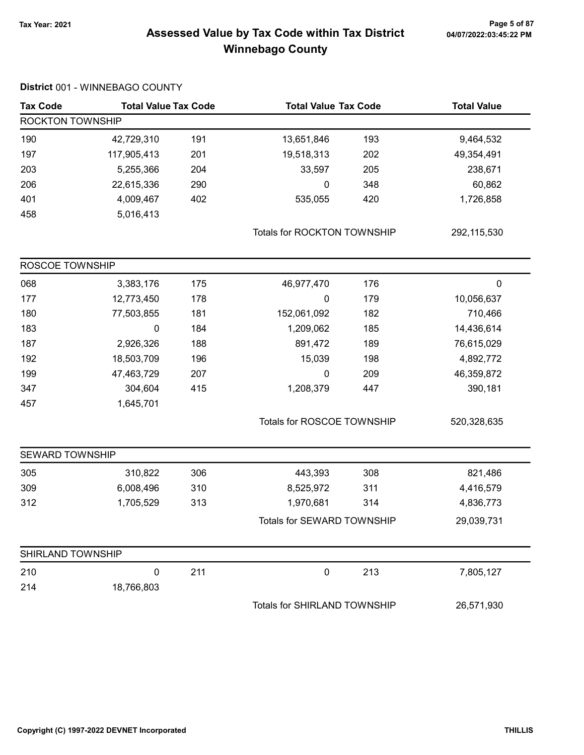# Assessed Value by Tax Code within Tax District

## Winnebago County

Tax Year: 2021

04/07/2022:03:45:22 PM

**District** 001 - WINNEBAGO COUNTY

| Tax Code | Total Value | Tax Code | Total Value | Tax Code | Total Value |
|---|---|---|---|---|---|
| **ROCKTON TOWNSHIP** | | | | | |
| 190 | 42,729,310 | 191 | 13,651,846 | 193 | 9,464,532 |
| 197 | 117,905,413 | 201 | 19,518,313 | 202 | 49,354,491 |
| 203 | 5,255,366 | 204 | 33,597 | 205 | 238,671 |
| 206 | 22,615,336 | 290 | 0 | 348 | 60,862 |
| 401 | 4,009,467 | 402 | 535,055 | 420 | 1,726,858 |
| 458 | 5,016,413 | | | | |
| | | | Totals for ROCKTON TOWNSHIP | | 292,115,530 |
| **ROSCOE TOWNSHIP** | | | | | |
| 068 | 3,383,176 | 175 | 46,977,470 | 176 | 0 |
| 177 | 12,773,450 | 178 | 0 | 179 | 10,056,637 |
| 180 | 77,503,855 | 181 | 152,061,092 | 182 | 710,466 |
| 183 | 0 | 184 | 1,209,062 | 185 | 14,436,614 |
| 187 | 2,926,326 | 188 | 891,472 | 189 | 76,615,029 |
| 192 | 18,503,709 | 196 | 15,039 | 198 | 4,892,772 |
| 199 | 47,463,729 | 207 | 0 | 209 | 46,359,872 |
| 347 | 304,604 | 415 | 1,208,379 | 447 | 390,181 |
| 457 | 1,645,701 | | | | |
| | | | Totals for ROSCOE TOWNSHIP | | 520,328,635 |
| **SEWARD TOWNSHIP** | | | | | |
| 305 | 310,822 | 306 | 443,393 | 308 | 821,486 |
| 309 | 6,008,496 | 310 | 8,525,972 | 311 | 4,416,579 |
| 312 | 1,705,529 | 313 | 1,970,681 | 314 | 4,836,773 |
| | | | Totals for SEWARD TOWNSHIP | | 29,039,731 |
| **SHIRLAND TOWNSHIP** | | | | | |
| 210 | 0 | 211 | 0 | 213 | 7,805,127 |
| 214 | 18,766,803 | | | | |
| | | | Totals for SHIRLAND TOWNSHIP | | 26,571,930 |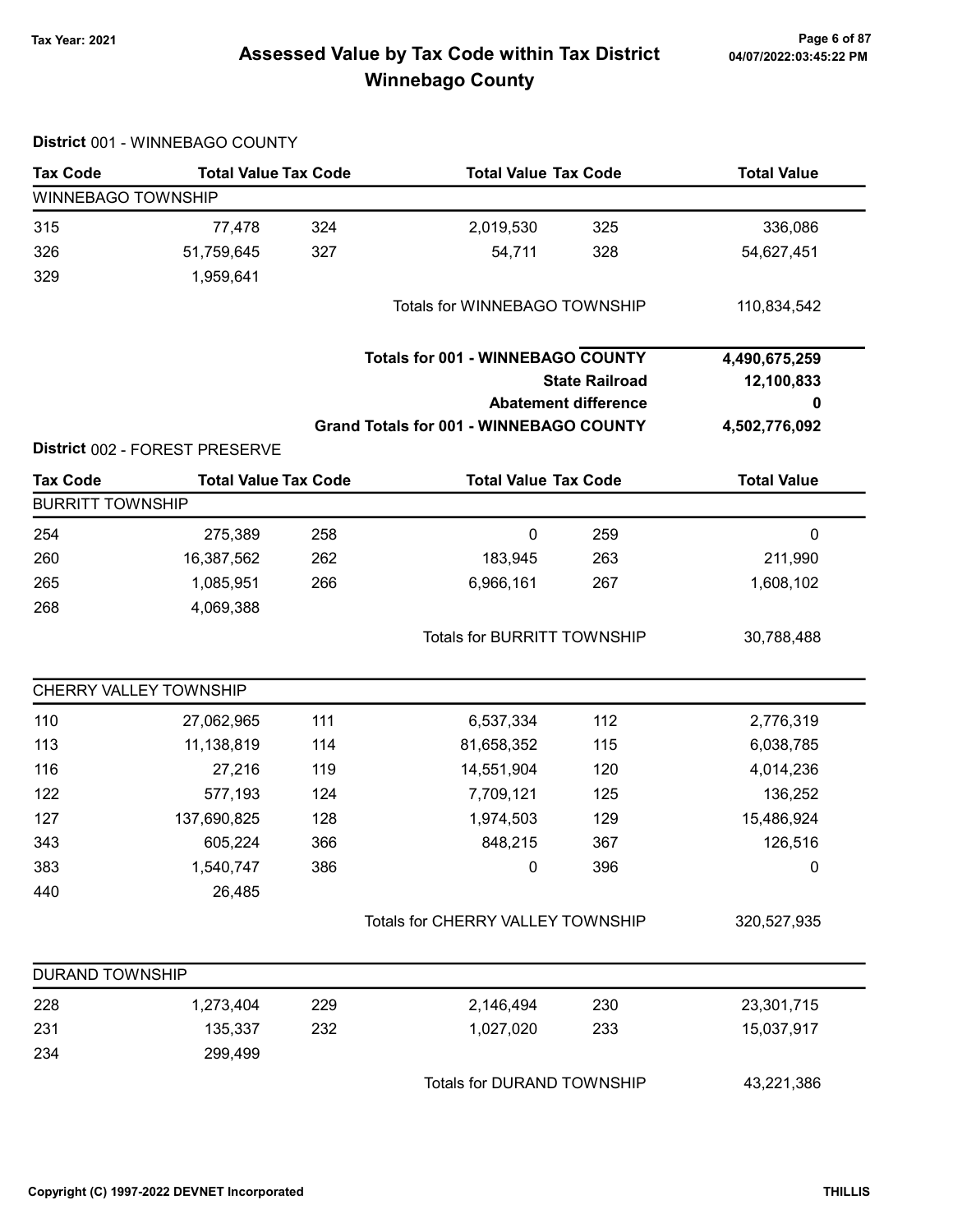# Assessed Value by Tax Code within Tax District
# Winnebago County

Tax Year: 2021

04/07/2022:03:45:22 PM

**District** 001 - WINNEBAGO COUNTY

| Tax Code | Total Value | Tax Code | Total Value | Tax Code | Total Value |
|---|---|---|---|---|---|
| **WINNEBAGO TOWNSHIP** | | | | | |
| 315 | 77,478 | 324 | 2,019,530 | 325 | 336,086 |
| 326 | 51,759,645 | 327 | 54,711 | 328 | 54,627,451 |
| 329 | 1,959,641 | | | | |
| | | | Totals for WINNEBAGO TOWNSHIP | | 110,834,542 |

| | |
|---|---|
| **Totals for 001 - WINNEBAGO COUNTY** | **4,490,675,259** |
| **State Railroad** | **12,100,833** |
| **Abatement difference** | **0** |
| **Grand Totals for 001 - WINNEBAGO COUNTY** | **4,502,776,092** |

**District** 002 - FOREST PRESERVE

| Tax Code | Total Value | Tax Code | Total Value | Tax Code | Total Value |
|---|---|---|---|---|---|
| **BURRITT TOWNSHIP** | | | | | |
| 254 | 275,389 | 258 | 0 | 259 | 0 |
| 260 | 16,387,562 | 262 | 183,945 | 263 | 211,990 |
| 265 | 1,085,951 | 266 | 6,966,161 | 267 | 1,608,102 |
| 268 | 4,069,388 | | | | |
| | | | Totals for BURRITT TOWNSHIP | | 30,788,488 |
| **CHERRY VALLEY TOWNSHIP** | | | | | |
| 110 | 27,062,965 | 111 | 6,537,334 | 112 | 2,776,319 |
| 113 | 11,138,819 | 114 | 81,658,352 | 115 | 6,038,785 |
| 116 | 27,216 | 119 | 14,551,904 | 120 | 4,014,236 |
| 122 | 577,193 | 124 | 7,709,121 | 125 | 136,252 |
| 127 | 137,690,825 | 128 | 1,974,503 | 129 | 15,486,924 |
| 343 | 605,224 | 366 | 848,215 | 367 | 126,516 |
| 383 | 1,540,747 | 386 | 0 | 396 | 0 |
| 440 | 26,485 | | | | |
| | | | Totals for CHERRY VALLEY TOWNSHIP | | 320,527,935 |
| **DURAND TOWNSHIP** | | | | | |
| 228 | 1,273,404 | 229 | 2,146,494 | 230 | 23,301,715 |
| 231 | 135,337 | 232 | 1,027,020 | 233 | 15,037,917 |
| 234 | 299,499 | | | | |
| | | | Totals for DURAND TOWNSHIP | | 43,221,386 |

Copyright (C) 1997-2022 DEVNET Incorporated

THILLIS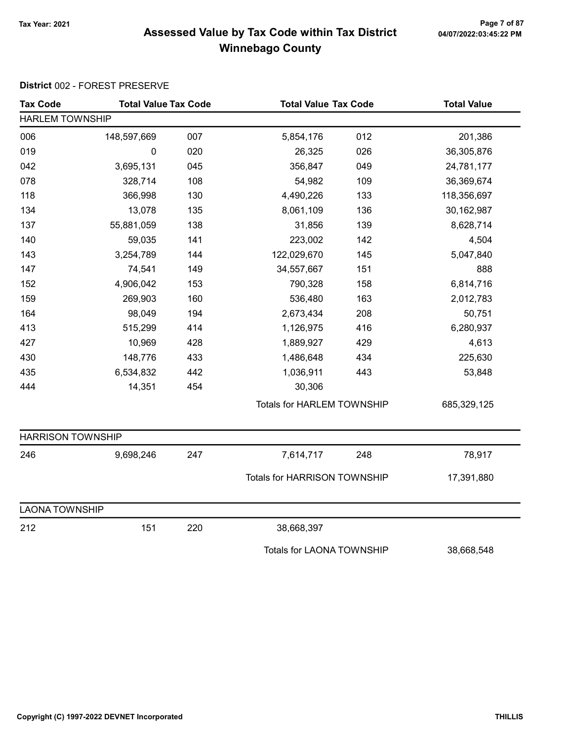# Assessed Value by Tax Code within Tax District
## Winnebago County

Tax Year: 2021

**District** 002 - FOREST PRESERVE

| Tax Code | Total Value | Tax Code | Total Value | Tax Code | Total Value |
|---|---|---|---|---|---|
| **HARLEM TOWNSHIP** | | | | | |
| 006 | 148,597,669 | 007 | 5,854,176 | 012 | 201,386 |
| 019 | 0 | 020 | 26,325 | 026 | 36,305,876 |
| 042 | 3,695,131 | 045 | 356,847 | 049 | 24,781,177 |
| 078 | 328,714 | 108 | 54,982 | 109 | 36,369,674 |
| 118 | 366,998 | 130 | 4,490,226 | 133 | 118,356,697 |
| 134 | 13,078 | 135 | 8,061,109 | 136 | 30,162,987 |
| 137 | 55,881,059 | 138 | 31,856 | 139 | 8,628,714 |
| 140 | 59,035 | 141 | 223,002 | 142 | 4,504 |
| 143 | 3,254,789 | 144 | 122,029,670 | 145 | 5,047,840 |
| 147 | 74,541 | 149 | 34,557,667 | 151 | 888 |
| 152 | 4,906,042 | 153 | 790,328 | 158 | 6,814,716 |
| 159 | 269,903 | 160 | 536,480 | 163 | 2,012,783 |
| 164 | 98,049 | 194 | 2,673,434 | 208 | 50,751 |
| 413 | 515,299 | 414 | 1,126,975 | 416 | 6,280,937 |
| 427 | 10,969 | 428 | 1,889,927 | 429 | 4,613 |
| 430 | 148,776 | 433 | 1,486,648 | 434 | 225,630 |
| 435 | 6,534,832 | 442 | 1,036,911 | 443 | 53,848 |
| 444 | 14,351 | 454 | 30,306 | | |
| | | | Totals for HARLEM TOWNSHIP | | 685,329,125 |
| **HARRISON TOWNSHIP** | | | | | |
| 246 | 9,698,246 | 247 | 7,614,717 | 248 | 78,917 |
| | | | Totals for HARRISON TOWNSHIP | | 17,391,880 |
| **LAONA TOWNSHIP** | | | | | |
| 212 | 151 | 220 | 38,668,397 | | |
| | | | Totals for LAONA TOWNSHIP | | 38,668,548 |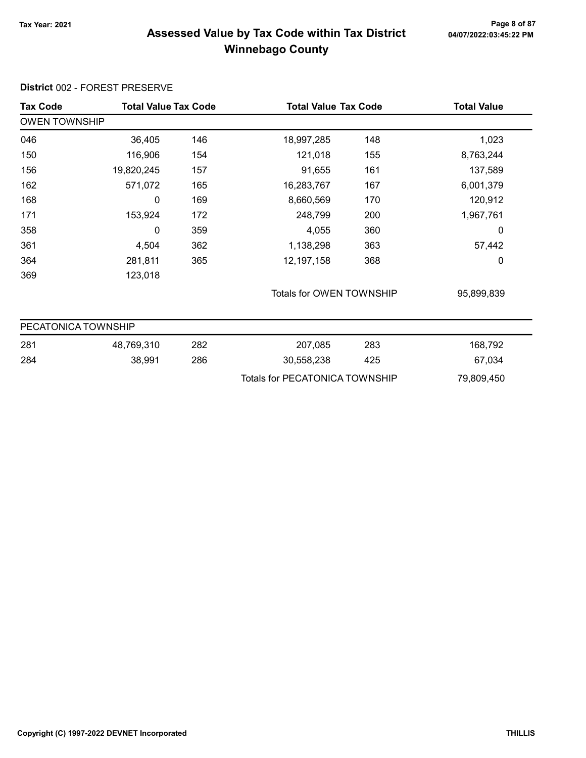# Assessed Value by Tax Code within Tax District
## Winnebago County

Tax Year: 2021

**District** 002 - FOREST PRESERVE

| Tax Code | Total Value | Tax Code | Total Value | Tax Code | Total Value |
|---|---|---|---|---|---|
| **OWEN TOWNSHIP** | | | | | |
| 046 | 36,405 | 146 | 18,997,285 | 148 | 1,023 |
| 150 | 116,906 | 154 | 121,018 | 155 | 8,763,244 |
| 156 | 19,820,245 | 157 | 91,655 | 161 | 137,589 |
| 162 | 571,072 | 165 | 16,283,767 | 167 | 6,001,379 |
| 168 | 0 | 169 | 8,660,569 | 170 | 120,912 |
| 171 | 153,924 | 172 | 248,799 | 200 | 1,967,761 |
| 358 | 0 | 359 | 4,055 | 360 | 0 |
| 361 | 4,504 | 362 | 1,138,298 | 363 | 57,442 |
| 364 | 281,811 | 365 | 12,197,158 | 368 | 0 |
| 369 | 123,018 | | | | |
| | | | Totals for OWEN TOWNSHIP | | 95,899,839 |
| **PECATONICA TOWNSHIP** | | | | | |
| 281 | 48,769,310 | 282 | 207,085 | 283 | 168,792 |
| 284 | 38,991 | 286 | 30,558,238 | 425 | 67,034 |
| | | | Totals for PECATONICA TOWNSHIP | | 79,809,450 |

Copyright (C) 1997-2022 DEVNET Incorporated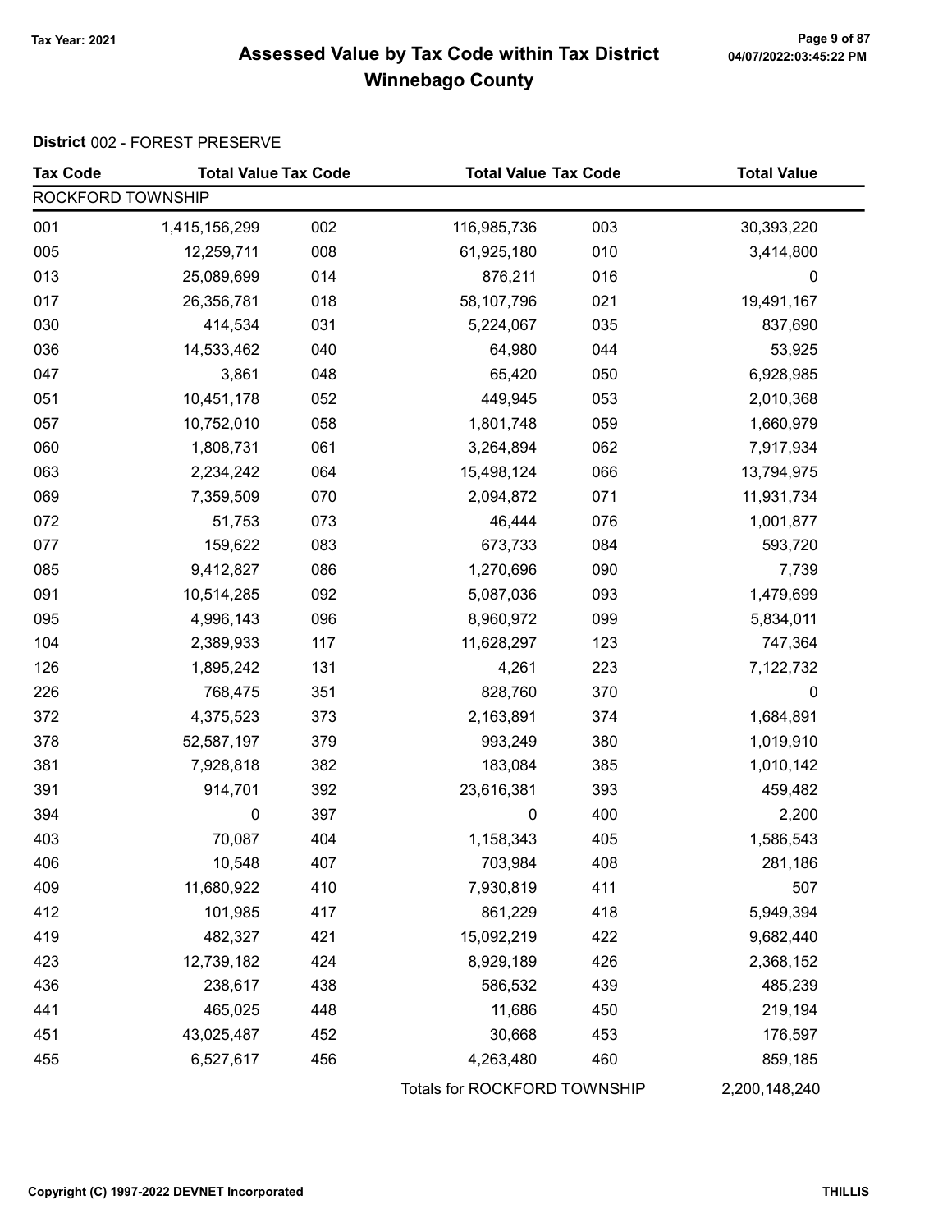**Tax Year: 2021**

# Assessed Value by Tax Code within Tax District
## Winnebago County

**District** 002 - FOREST PRESERVE

| Tax Code | Total Value | Tax Code | Total Value | Tax Code | Total Value |
|---|---|---|---|---|---|
| ROCKFORD TOWNSHIP | | | | | |
| 001 | 1,415,156,299 | 002 | 116,985,736 | 003 | 30,393,220 |
| 005 | 12,259,711 | 008 | 61,925,180 | 010 | 3,414,800 |
| 013 | 25,089,699 | 014 | 876,211 | 016 | 0 |
| 017 | 26,356,781 | 018 | 58,107,796 | 021 | 19,491,167 |
| 030 | 414,534 | 031 | 5,224,067 | 035 | 837,690 |
| 036 | 14,533,462 | 040 | 64,980 | 044 | 53,925 |
| 047 | 3,861 | 048 | 65,420 | 050 | 6,928,985 |
| 051 | 10,451,178 | 052 | 449,945 | 053 | 2,010,368 |
| 057 | 10,752,010 | 058 | 1,801,748 | 059 | 1,660,979 |
| 060 | 1,808,731 | 061 | 3,264,894 | 062 | 7,917,934 |
| 063 | 2,234,242 | 064 | 15,498,124 | 066 | 13,794,975 |
| 069 | 7,359,509 | 070 | 2,094,872 | 071 | 11,931,734 |
| 072 | 51,753 | 073 | 46,444 | 076 | 1,001,877 |
| 077 | 159,622 | 083 | 673,733 | 084 | 593,720 |
| 085 | 9,412,827 | 086 | 1,270,696 | 090 | 7,739 |
| 091 | 10,514,285 | 092 | 5,087,036 | 093 | 1,479,699 |
| 095 | 4,996,143 | 096 | 8,960,972 | 099 | 5,834,011 |
| 104 | 2,389,933 | 117 | 11,628,297 | 123 | 747,364 |
| 126 | 1,895,242 | 131 | 4,261 | 223 | 7,122,732 |
| 226 | 768,475 | 351 | 828,760 | 370 | 0 |
| 372 | 4,375,523 | 373 | 2,163,891 | 374 | 1,684,891 |
| 378 | 52,587,197 | 379 | 993,249 | 380 | 1,019,910 |
| 381 | 7,928,818 | 382 | 183,084 | 385 | 1,010,142 |
| 391 | 914,701 | 392 | 23,616,381 | 393 | 459,482 |
| 394 | 0 | 397 | 0 | 400 | 2,200 |
| 403 | 70,087 | 404 | 1,158,343 | 405 | 1,586,543 |
| 406 | 10,548 | 407 | 703,984 | 408 | 281,186 |
| 409 | 11,680,922 | 410 | 7,930,819 | 411 | 507 |
| 412 | 101,985 | 417 | 861,229 | 418 | 5,949,394 |
| 419 | 482,327 | 421 | 15,092,219 | 422 | 9,682,440 |
| 423 | 12,739,182 | 424 | 8,929,189 | 426 | 2,368,152 |
| 436 | 238,617 | 438 | 586,532 | 439 | 485,239 |
| 441 | 465,025 | 448 | 11,686 | 450 | 219,194 |
| 451 | 43,025,487 | 452 | 30,668 | 453 | 176,597 |
| 455 | 6,527,617 | 456 | 4,263,480 | 460 | 859,185 |
| | | Totals for ROCKFORD TOWNSHIP | | | 2,200,148,240 |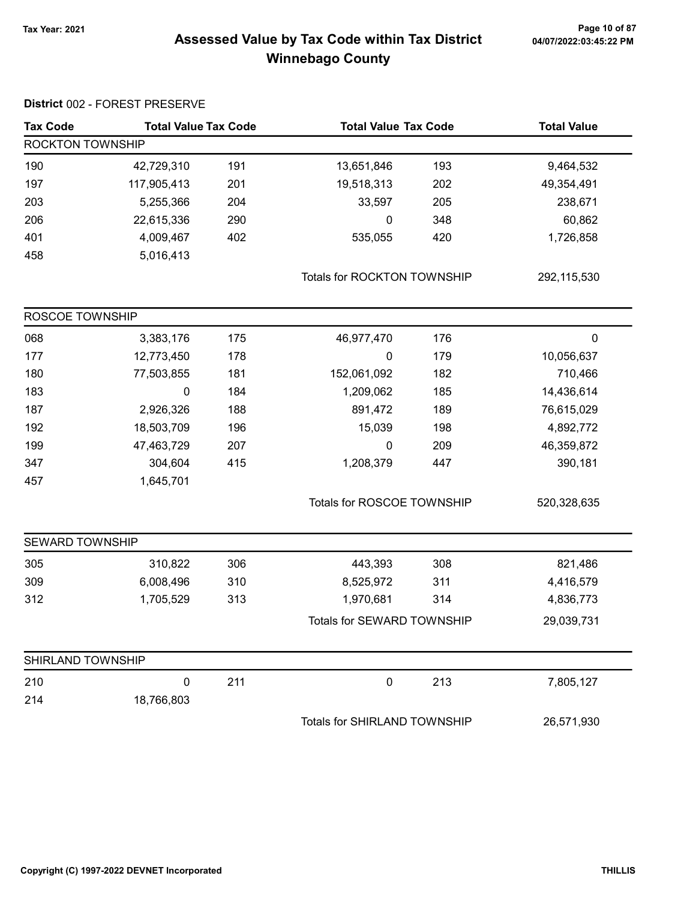# Assessed Value by Tax Code within Tax District Winnebago County

Tax Year: 2021

04/07/2022:03:45:22 PM

**District** 002 - FOREST PRESERVE

| Tax Code | Total Value | Tax Code | Total Value | Tax Code | Total Value |
|---|---|---|---|---|---|
| **ROCKTON TOWNSHIP** | | | | | |
| 190 | 42,729,310 | 191 | 13,651,846 | 193 | 9,464,532 |
| 197 | 117,905,413 | 201 | 19,518,313 | 202 | 49,354,491 |
| 203 | 5,255,366 | 204 | 33,597 | 205 | 238,671 |
| 206 | 22,615,336 | 290 | 0 | 348 | 60,862 |
| 401 | 4,009,467 | 402 | 535,055 | 420 | 1,726,858 |
| 458 | 5,016,413 | | | | |
| | | | Totals for ROCKTON TOWNSHIP | | 292,115,530 |
| **ROSCOE TOWNSHIP** | | | | | |
| 068 | 3,383,176 | 175 | 46,977,470 | 176 | 0 |
| 177 | 12,773,450 | 178 | 0 | 179 | 10,056,637 |
| 180 | 77,503,855 | 181 | 152,061,092 | 182 | 710,466 |
| 183 | 0 | 184 | 1,209,062 | 185 | 14,436,614 |
| 187 | 2,926,326 | 188 | 891,472 | 189 | 76,615,029 |
| 192 | 18,503,709 | 196 | 15,039 | 198 | 4,892,772 |
| 199 | 47,463,729 | 207 | 0 | 209 | 46,359,872 |
| 347 | 304,604 | 415 | 1,208,379 | 447 | 390,181 |
| 457 | 1,645,701 | | | | |
| | | | Totals for ROSCOE TOWNSHIP | | 520,328,635 |
| **SEWARD TOWNSHIP** | | | | | |
| 305 | 310,822 | 306 | 443,393 | 308 | 821,486 |
| 309 | 6,008,496 | 310 | 8,525,972 | 311 | 4,416,579 |
| 312 | 1,705,529 | 313 | 1,970,681 | 314 | 4,836,773 |
| | | | Totals for SEWARD TOWNSHIP | | 29,039,731 |
| **SHIRLAND TOWNSHIP** | | | | | |
| 210 | 0 | 211 | 0 | 213 | 7,805,127 |
| 214 | 18,766,803 | | | | |
| | | | Totals for SHIRLAND TOWNSHIP | | 26,571,930 |

Copyright (C) 1997-2022 DEVNET Incorporated

THILLIS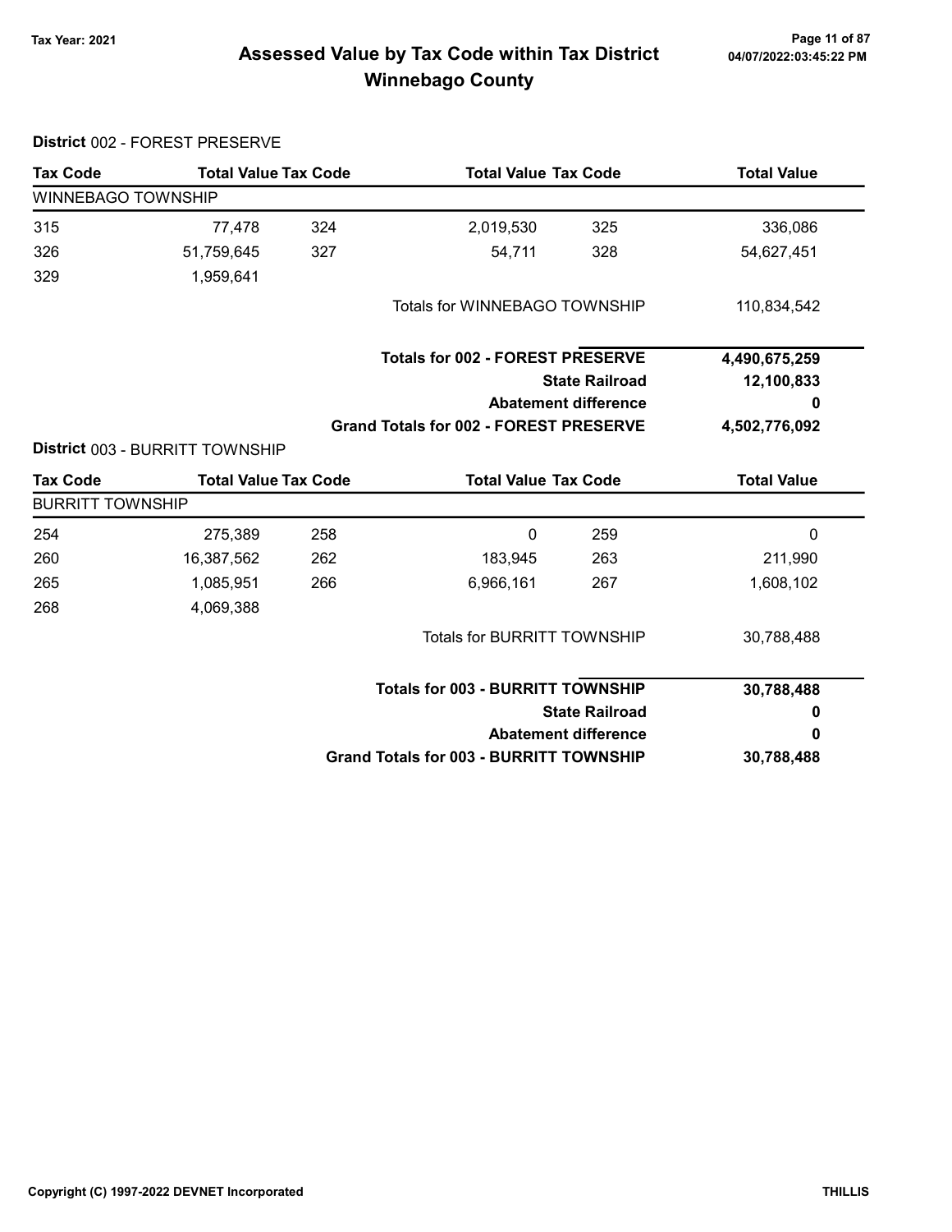# Assessed Value by Tax Code within Tax District
## Winnebago County

Tax Year: 2021

**District** 002 - FOREST PRESERVE

| Tax Code | Total Value | Tax Code | Total Value | Tax Code | Total Value |
|---|---|---|---|---|---|
| **WINNEBAGO TOWNSHIP** | | | | | |
| 315 | 77,478 | 324 | 2,019,530 | 325 | 336,086 |
| 326 | 51,759,645 | 327 | 54,711 | 328 | 54,627,451 |
| 329 | 1,959,641 | | | | |
| | | | Totals for WINNEBAGO TOWNSHIP | | 110,834,542 |

| | |
|---|---|
| **Totals for 002 - FOREST PRESERVE** | **4,490,675,259** |
| **State Railroad** | **12,100,833** |
| **Abatement difference** | **0** |
| **Grand Totals for 002 - FOREST PRESERVE** | **4,502,776,092** |

**District** 003 - BURRITT TOWNSHIP

| Tax Code | Total Value | Tax Code | Total Value | Tax Code | Total Value |
|---|---|---|---|---|---|
| **BURRITT TOWNSHIP** | | | | | |
| 254 | 275,389 | 258 | 0 | 259 | 0 |
| 260 | 16,387,562 | 262 | 183,945 | 263 | 211,990 |
| 265 | 1,085,951 | 266 | 6,966,161 | 267 | 1,608,102 |
| 268 | 4,069,388 | | | | |
| | | | Totals for BURRITT TOWNSHIP | | 30,788,488 |

| | |
|---|---|
| **Totals for 003 - BURRITT TOWNSHIP** | **30,788,488** |
| **State Railroad** | **0** |
| **Abatement difference** | **0** |
| **Grand Totals for 003 - BURRITT TOWNSHIP** | **30,788,488** |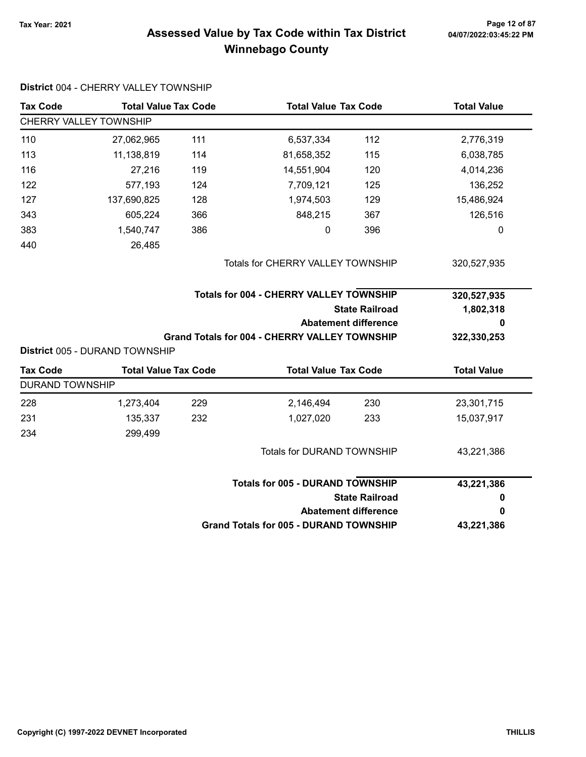# Assessed Value by Tax Code within Tax District
## Winnebago County

Tax Year: 2021

04/07/2022:03:45:22 PM

**District** 004 - CHERRY VALLEY TOWNSHIP

| Tax Code | Total Value | Tax Code | Total Value | Tax Code | Total Value |
|---|---|---|---|---|---|
| CHERRY VALLEY TOWNSHIP | | | | | |
| 110 | 27,062,965 | 111 | 6,537,334 | 112 | 2,776,319 |
| 113 | 11,138,819 | 114 | 81,658,352 | 115 | 6,038,785 |
| 116 | 27,216 | 119 | 14,551,904 | 120 | 4,014,236 |
| 122 | 577,193 | 124 | 7,709,121 | 125 | 136,252 |
| 127 | 137,690,825 | 128 | 1,974,503 | 129 | 15,486,924 |
| 343 | 605,224 | 366 | 848,215 | 367 | 126,516 |
| 383 | 1,540,747 | 386 | 0 | 396 | 0 |
| 440 | 26,485 | | | | |
| | | | Totals for CHERRY VALLEY TOWNSHIP | | 320,527,935 |

| | |
|---|---|
| **Totals for 004 - CHERRY VALLEY TOWNSHIP** | **320,527,935** |
| **State Railroad** | **1,802,318** |
| **Abatement difference** | **0** |
| **Grand Totals for 004 - CHERRY VALLEY TOWNSHIP** | **322,330,253** |

**District** 005 - DURAND TOWNSHIP

| Tax Code | Total Value | Tax Code | Total Value | Tax Code | Total Value |
|---|---|---|---|---|---|
| DURAND TOWNSHIP | | | | | |
| 228 | 1,273,404 | 229 | 2,146,494 | 230 | 23,301,715 |
| 231 | 135,337 | 232 | 1,027,020 | 233 | 15,037,917 |
| 234 | 299,499 | | | | |
| | | | Totals for DURAND TOWNSHIP | | 43,221,386 |

| | |
|---|---|
| **Totals for 005 - DURAND TOWNSHIP** | **43,221,386** |
| **State Railroad** | **0** |
| **Abatement difference** | **0** |
| **Grand Totals for 005 - DURAND TOWNSHIP** | **43,221,386** |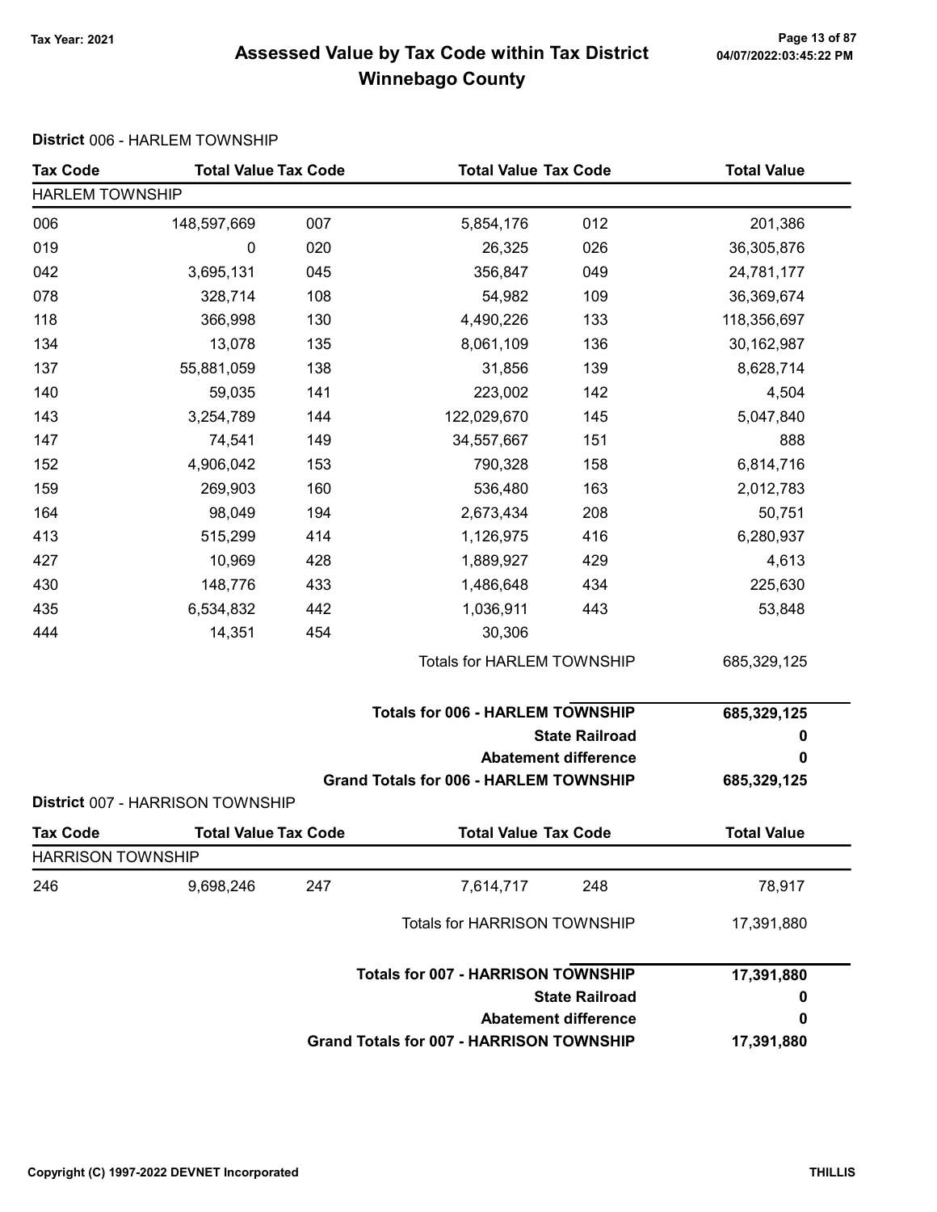# Assessed Value by Tax Code within Tax District
## Winnebago County

Tax Year: 2021

**District** 006 - HARLEM TOWNSHIP

| Tax Code | Total Value | Tax Code | Total Value | Tax Code | Total Value |
|---|---|---|---|---|---|
| HARLEM TOWNSHIP | | | | | |
| 006 | 148,597,669 | 007 | 5,854,176 | 012 | 201,386 |
| 019 | 0 | 020 | 26,325 | 026 | 36,305,876 |
| 042 | 3,695,131 | 045 | 356,847 | 049 | 24,781,177 |
| 078 | 328,714 | 108 | 54,982 | 109 | 36,369,674 |
| 118 | 366,998 | 130 | 4,490,226 | 133 | 118,356,697 |
| 134 | 13,078 | 135 | 8,061,109 | 136 | 30,162,987 |
| 137 | 55,881,059 | 138 | 31,856 | 139 | 8,628,714 |
| 140 | 59,035 | 141 | 223,002 | 142 | 4,504 |
| 143 | 3,254,789 | 144 | 122,029,670 | 145 | 5,047,840 |
| 147 | 74,541 | 149 | 34,557,667 | 151 | 888 |
| 152 | 4,906,042 | 153 | 790,328 | 158 | 6,814,716 |
| 159 | 269,903 | 160 | 536,480 | 163 | 2,012,783 |
| 164 | 98,049 | 194 | 2,673,434 | 208 | 50,751 |
| 413 | 515,299 | 414 | 1,126,975 | 416 | 6,280,937 |
| 427 | 10,969 | 428 | 1,889,927 | 429 | 4,613 |
| 430 | 148,776 | 433 | 1,486,648 | 434 | 225,630 |
| 435 | 6,534,832 | 442 | 1,036,911 | 443 | 53,848 |
| 444 | 14,351 | 454 | 30,306 | | |
| | | | Totals for HARLEM TOWNSHIP | | 685,329,125 |

| | |
|---|---|
| **Totals for 006 - HARLEM TOWNSHIP** | **685,329,125** |
| **State Railroad** | **0** |
| **Abatement difference** | **0** |
| **Grand Totals for 006 - HARLEM TOWNSHIP** | **685,329,125** |

**District** 007 - HARRISON TOWNSHIP

| Tax Code | Total Value | Tax Code | Total Value | Tax Code | Total Value |
|---|---|---|---|---|---|
| HARRISON TOWNSHIP | | | | | |
| 246 | 9,698,246 | 247 | 7,614,717 | 248 | 78,917 |
| | | | Totals for HARRISON TOWNSHIP | | 17,391,880 |

| | |
|---|---|
| **Totals for 007 - HARRISON TOWNSHIP** | **17,391,880** |
| **State Railroad** | **0** |
| **Abatement difference** | **0** |
| **Grand Totals for 007 - HARRISON TOWNSHIP** | **17,391,880** |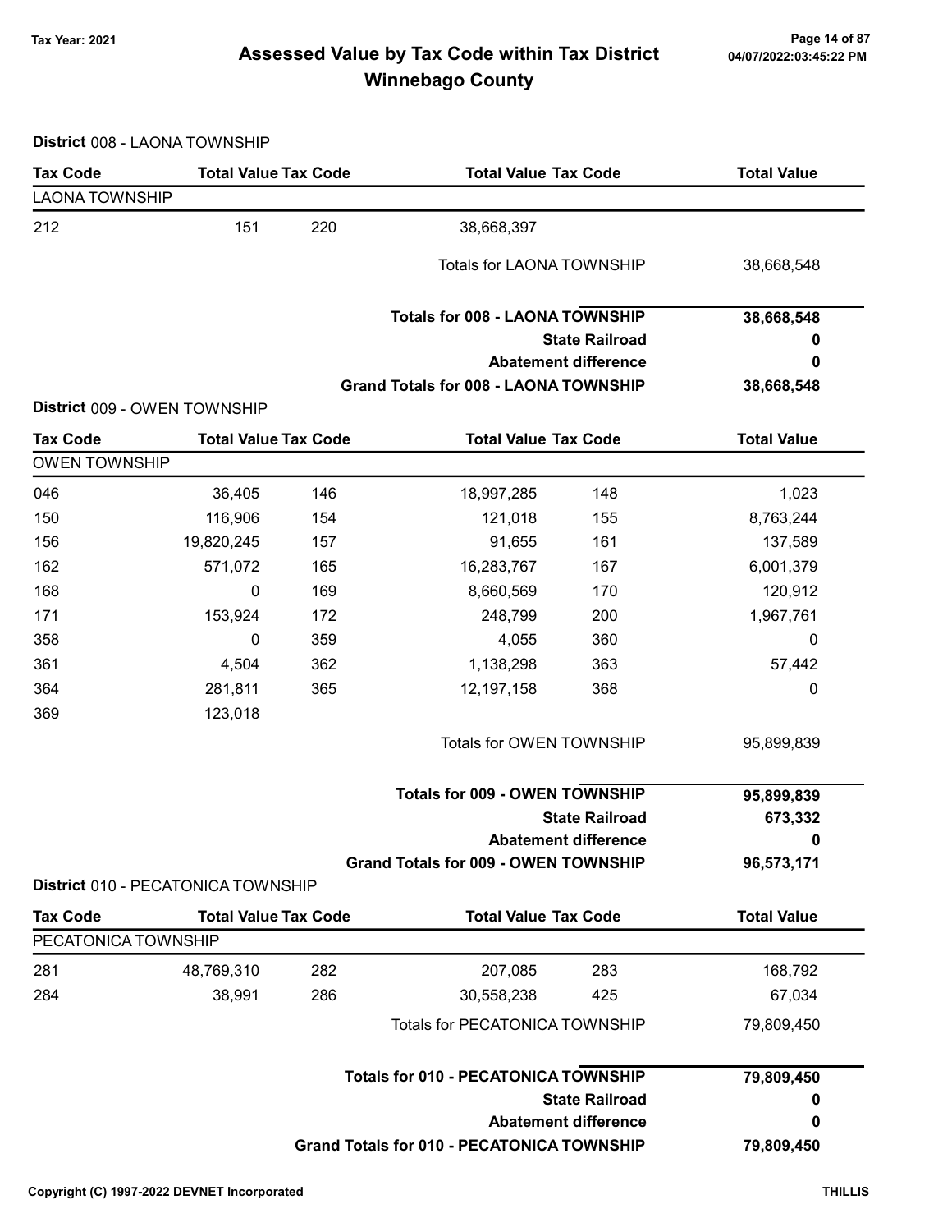# Assessed Value by Tax Code within Tax District
## Winnebago County

Tax Year: 2021

**District** 008 - LAONA TOWNSHIP

| Tax Code | Total Value | Tax Code | Total Value | Tax Code | Total Value |
|---|---|---|---|---|---|
| LAONA TOWNSHIP | | | | | |
| 212 | 151 | 220 | 38,668,397 | | |
| | | | Totals for LAONA TOWNSHIP | | 38,668,548 |
| | | | **Totals for 008 - LAONA TOWNSHIP** | | **38,668,548** |
| | | | **State Railroad** | | **0** |
| | | | **Abatement difference** | | **0** |
| | | | **Grand Totals for 008 - LAONA TOWNSHIP** | | **38,668,548** |

**District** 009 - OWEN TOWNSHIP

| Tax Code | Total Value | Tax Code | Total Value | Tax Code | Total Value |
|---|---|---|---|---|---|
| OWEN TOWNSHIP | | | | | |
| 046 | 36,405 | 146 | 18,997,285 | 148 | 1,023 |
| 150 | 116,906 | 154 | 121,018 | 155 | 8,763,244 |
| 156 | 19,820,245 | 157 | 91,655 | 161 | 137,589 |
| 162 | 571,072 | 165 | 16,283,767 | 167 | 6,001,379 |
| 168 | 0 | 169 | 8,660,569 | 170 | 120,912 |
| 171 | 153,924 | 172 | 248,799 | 200 | 1,967,761 |
| 358 | 0 | 359 | 4,055 | 360 | 0 |
| 361 | 4,504 | 362 | 1,138,298 | 363 | 57,442 |
| 364 | 281,811 | 365 | 12,197,158 | 368 | 0 |
| 369 | 123,018 | | | | |
| | | | Totals for OWEN TOWNSHIP | | 95,899,839 |
| | | | **Totals for 009 - OWEN TOWNSHIP** | | **95,899,839** |
| | | | **State Railroad** | | **673,332** |
| | | | **Abatement difference** | | **0** |
| | | | **Grand Totals for 009 - OWEN TOWNSHIP** | | **96,573,171** |

**District** 010 - PECATONICA TOWNSHIP

| Tax Code | Total Value | Tax Code | Total Value | Tax Code | Total Value |
|---|---|---|---|---|---|
| PECATONICA TOWNSHIP | | | | | |
| 281 | 48,769,310 | 282 | 207,085 | 283 | 168,792 |
| 284 | 38,991 | 286 | 30,558,238 | 425 | 67,034 |
| | | | Totals for PECATONICA TOWNSHIP | | 79,809,450 |
| | | | **Totals for 010 - PECATONICA TOWNSHIP** | | **79,809,450** |
| | | | **State Railroad** | | **0** |
| | | | **Abatement difference** | | **0** |
| | | | **Grand Totals for 010 - PECATONICA TOWNSHIP** | | **79,809,450** |

Copyright (C) 1997-2022 DEVNET Incorporated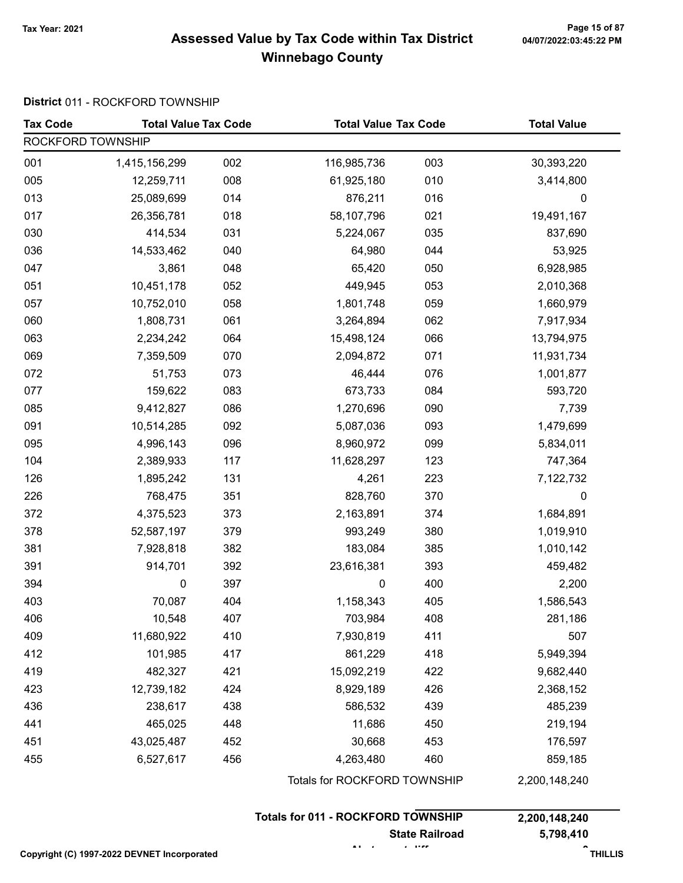# Assessed Value by Tax Code within Tax District

## Winnebago County

Tax Year: 2021

04/07/2022:03:45:22 PM

**District** 011 - ROCKFORD TOWNSHIP

| Tax Code | Total Value | Tax Code | Total Value | Tax Code | Total Value |
|---|---|---|---|---|---|
| ROCKFORD TOWNSHIP | | | | | |
| 001 | 1,415,156,299 | 002 | 116,985,736 | 003 | 30,393,220 |
| 005 | 12,259,711 | 008 | 61,925,180 | 010 | 3,414,800 |
| 013 | 25,089,699 | 014 | 876,211 | 016 | 0 |
| 017 | 26,356,781 | 018 | 58,107,796 | 021 | 19,491,167 |
| 030 | 414,534 | 031 | 5,224,067 | 035 | 837,690 |
| 036 | 14,533,462 | 040 | 64,980 | 044 | 53,925 |
| 047 | 3,861 | 048 | 65,420 | 050 | 6,928,985 |
| 051 | 10,451,178 | 052 | 449,945 | 053 | 2,010,368 |
| 057 | 10,752,010 | 058 | 1,801,748 | 059 | 1,660,979 |
| 060 | 1,808,731 | 061 | 3,264,894 | 062 | 7,917,934 |
| 063 | 2,234,242 | 064 | 15,498,124 | 066 | 13,794,975 |
| 069 | 7,359,509 | 070 | 2,094,872 | 071 | 11,931,734 |
| 072 | 51,753 | 073 | 46,444 | 076 | 1,001,877 |
| 077 | 159,622 | 083 | 673,733 | 084 | 593,720 |
| 085 | 9,412,827 | 086 | 1,270,696 | 090 | 7,739 |
| 091 | 10,514,285 | 092 | 5,087,036 | 093 | 1,479,699 |
| 095 | 4,996,143 | 096 | 8,960,972 | 099 | 5,834,011 |
| 104 | 2,389,933 | 117 | 11,628,297 | 123 | 747,364 |
| 126 | 1,895,242 | 131 | 4,261 | 223 | 7,122,732 |
| 226 | 768,475 | 351 | 828,760 | 370 | 0 |
| 372 | 4,375,523 | 373 | 2,163,891 | 374 | 1,684,891 |
| 378 | 52,587,197 | 379 | 993,249 | 380 | 1,019,910 |
| 381 | 7,928,818 | 382 | 183,084 | 385 | 1,010,142 |
| 391 | 914,701 | 392 | 23,616,381 | 393 | 459,482 |
| 394 | 0 | 397 | 0 | 400 | 2,200 |
| 403 | 70,087 | 404 | 1,158,343 | 405 | 1,586,543 |
| 406 | 10,548 | 407 | 703,984 | 408 | 281,186 |
| 409 | 11,680,922 | 410 | 7,930,819 | 411 | 507 |
| 412 | 101,985 | 417 | 861,229 | 418 | 5,949,394 |
| 419 | 482,327 | 421 | 15,092,219 | 422 | 9,682,440 |
| 423 | 12,739,182 | 424 | 8,929,189 | 426 | 2,368,152 |
| 436 | 238,617 | 438 | 586,532 | 439 | 485,239 |
| 441 | 465,025 | 448 | 11,686 | 450 | 219,194 |
| 451 | 43,025,487 | 452 | 30,668 | 453 | 176,597 |
| 455 | 6,527,617 | 456 | 4,263,480 | 460 | 859,185 |
| | | | Totals for ROCKFORD TOWNSHIP | | 2,200,148,240 |

| | |
|---|---|
| **Totals for 011 - ROCKFORD TOWNSHIP** | **2,200,148,240** |
| **State Railroad** | **5,798,410** |
| **Abatement diff** | **0** |

Copyright (C) 1997-2022 DEVNET Incorporated

THILLIS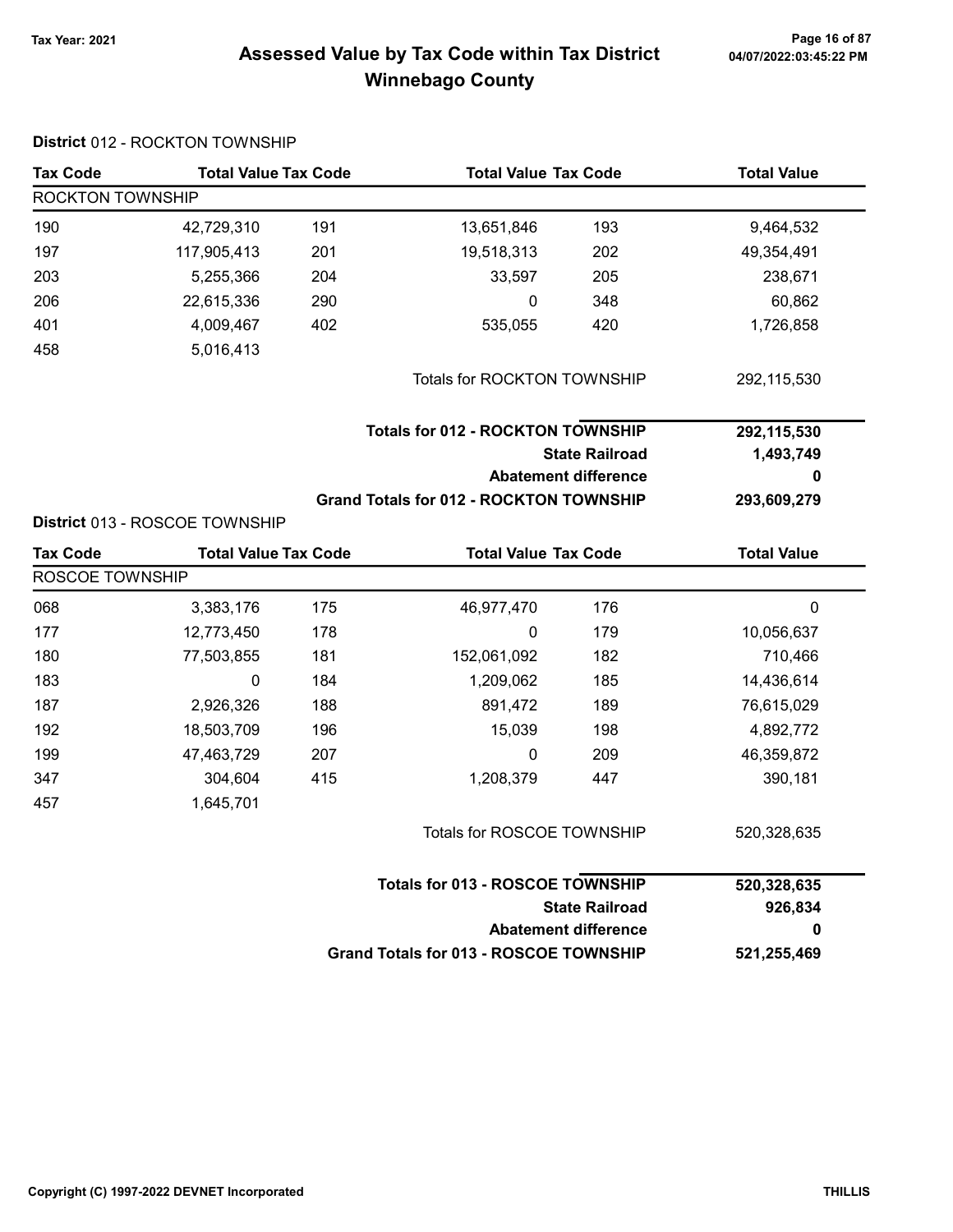# Assessed Value by Tax Code within Tax District
## Winnebago County

Tax Year: 2021

04/07/2022:03:45:22 PM

**District** 012 - ROCKTON TOWNSHIP

| Tax Code | Total Value | Tax Code | Total Value | Tax Code | Total Value |
|---|---|---|---|---|---|
| ROCKTON TOWNSHIP | | | | | |
| 190 | 42,729,310 | 191 | 13,651,846 | 193 | 9,464,532 |
| 197 | 117,905,413 | 201 | 19,518,313 | 202 | 49,354,491 |
| 203 | 5,255,366 | 204 | 33,597 | 205 | 238,671 |
| 206 | 22,615,336 | 290 | 0 | 348 | 60,862 |
| 401 | 4,009,467 | 402 | 535,055 | 420 | 1,726,858 |
| 458 | 5,016,413 | | | | |
| | | | Totals for ROCKTON TOWNSHIP | | 292,115,530 |

| | |
|---|---|
| **Totals for 012 - ROCKTON TOWNSHIP** | **292,115,530** |
| **State Railroad** | **1,493,749** |
| **Abatement difference** | **0** |
| **Grand Totals for 012 - ROCKTON TOWNSHIP** | **293,609,279** |

**District** 013 - ROSCOE TOWNSHIP

| Tax Code | Total Value | Tax Code | Total Value | Tax Code | Total Value |
|---|---|---|---|---|---|
| ROSCOE TOWNSHIP | | | | | |
| 068 | 3,383,176 | 175 | 46,977,470 | 176 | 0 |
| 177 | 12,773,450 | 178 | 0 | 179 | 10,056,637 |
| 180 | 77,503,855 | 181 | 152,061,092 | 182 | 710,466 |
| 183 | 0 | 184 | 1,209,062 | 185 | 14,436,614 |
| 187 | 2,926,326 | 188 | 891,472 | 189 | 76,615,029 |
| 192 | 18,503,709 | 196 | 15,039 | 198 | 4,892,772 |
| 199 | 47,463,729 | 207 | 0 | 209 | 46,359,872 |
| 347 | 304,604 | 415 | 1,208,379 | 447 | 390,181 |
| 457 | 1,645,701 | | | | |
| | | | Totals for ROSCOE TOWNSHIP | | 520,328,635 |

| | |
|---|---|
| **Totals for 013 - ROSCOE TOWNSHIP** | **520,328,635** |
| **State Railroad** | **926,834** |
| **Abatement difference** | **0** |
| **Grand Totals for 013 - ROSCOE TOWNSHIP** | **521,255,469** |

Copyright (C) 1997-2022 DEVNET Incorporated THILLIS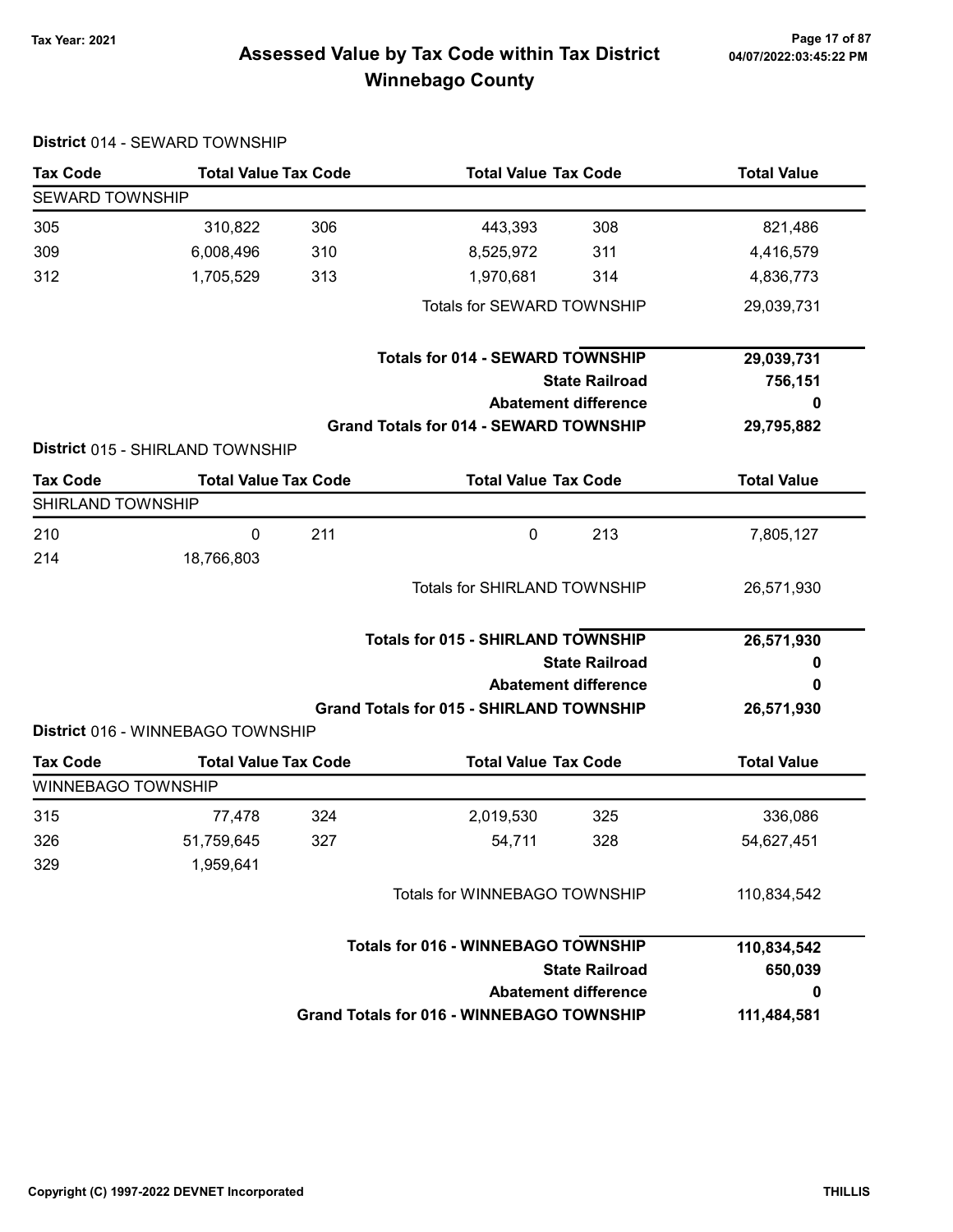## Assessed Value by Tax Code within Tax District
## Winnebago County

Tax Year: 2021

### District 014 - SEWARD TOWNSHIP

| Tax Code | Total Value | Tax Code | Total Value | Tax Code | Total Value |
|---|---|---|---|---|---|
| **SEWARD TOWNSHIP** | | | | | |
| 305 | 310,822 | 306 | 443,393 | 308 | 821,486 |
| 309 | 6,008,496 | 310 | 8,525,972 | 311 | 4,416,579 |
| 312 | 1,705,529 | 313 | 1,970,681 | 314 | 4,836,773 |
| | | | Totals for SEWARD TOWNSHIP | | 29,039,731 |

| | |
|---|---|
| **Totals for 014 - SEWARD TOWNSHIP** | **29,039,731** |
| **State Railroad** | **756,151** |
| **Abatement difference** | **0** |
| **Grand Totals for 014 - SEWARD TOWNSHIP** | **29,795,882** |

### District 015 - SHIRLAND TOWNSHIP

| Tax Code | Total Value | Tax Code | Total Value | Tax Code | Total Value |
|---|---|---|---|---|---|
| **SHIRLAND TOWNSHIP** | | | | | |
| 210 | 0 | 211 | 0 | 213 | 7,805,127 |
| 214 | 18,766,803 | | | | |
| | | | Totals for SHIRLAND TOWNSHIP | | 26,571,930 |

| | |
|---|---|
| **Totals for 015 - SHIRLAND TOWNSHIP** | **26,571,930** |
| **State Railroad** | **0** |
| **Abatement difference** | **0** |
| **Grand Totals for 015 - SHIRLAND TOWNSHIP** | **26,571,930** |

### District 016 - WINNEBAGO TOWNSHIP

| Tax Code | Total Value | Tax Code | Total Value | Tax Code | Total Value |
|---|---|---|---|---|---|
| **WINNEBAGO TOWNSHIP** | | | | | |
| 315 | 77,478 | 324 | 2,019,530 | 325 | 336,086 |
| 326 | 51,759,645 | 327 | 54,711 | 328 | 54,627,451 |
| 329 | 1,959,641 | | | | |
| | | | Totals for WINNEBAGO TOWNSHIP | | 110,834,542 |

| | |
|---|---|
| **Totals for 016 - WINNEBAGO TOWNSHIP** | **110,834,542** |
| **State Railroad** | **650,039** |
| **Abatement difference** | **0** |
| **Grand Totals for 016 - WINNEBAGO TOWNSHIP** | **111,484,581** |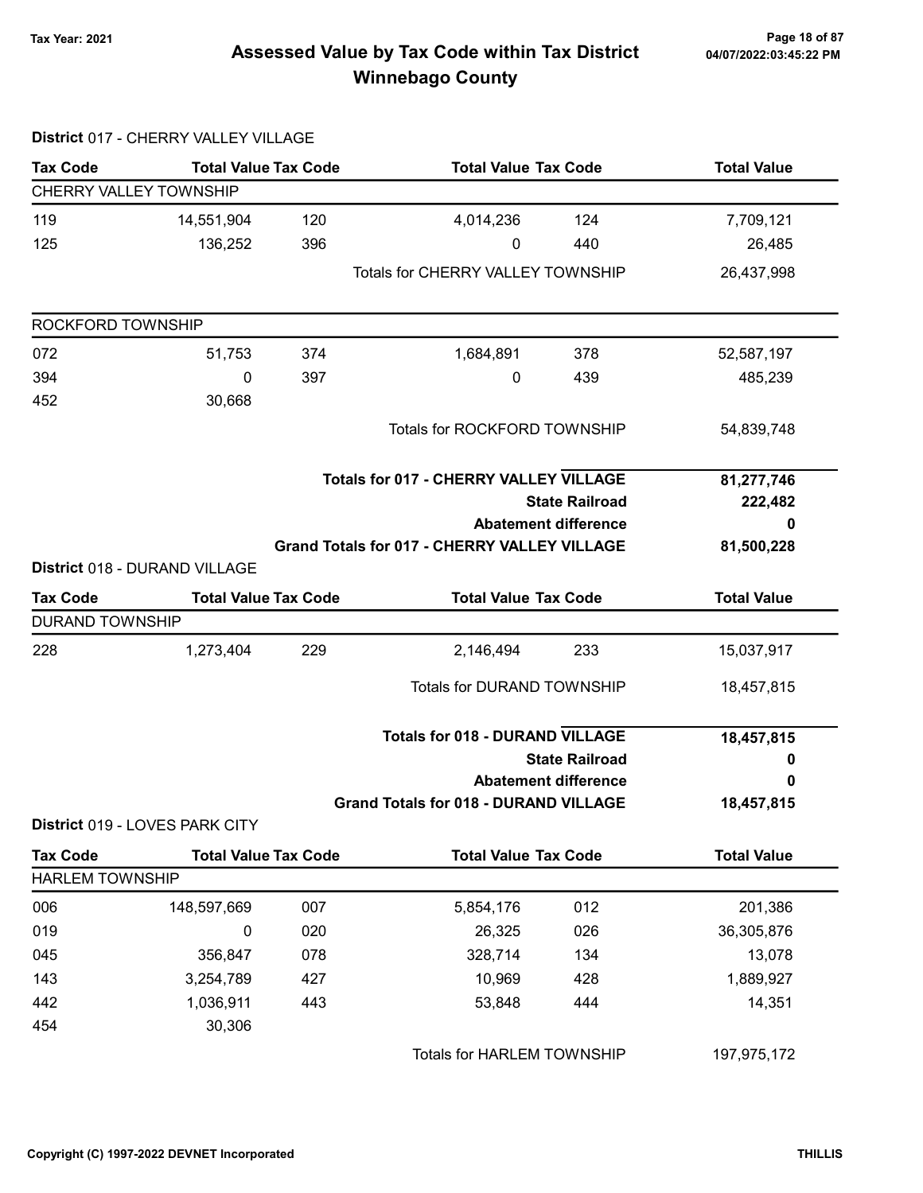# Assessed Value by Tax Code within Tax District
## Winnebago County

Tax Year: 2021

### District 017 - CHERRY VALLEY VILLAGE

| Tax Code | Total Value | Tax Code | Total Value | Tax Code | Total Value |
|---|---|---|---|---|---|
| **CHERRY VALLEY TOWNSHIP** | | | | | |
| 119 | 14,551,904 | 120 | 4,014,236 | 124 | 7,709,121 |
| 125 | 136,252 | 396 | 0 | 440 | 26,485 |
| | | | Totals for CHERRY VALLEY TOWNSHIP | | 26,437,998 |
| **ROCKFORD TOWNSHIP** | | | | | |
| 072 | 51,753 | 374 | 1,684,891 | 378 | 52,587,197 |
| 394 | 0 | 397 | 0 | 439 | 485,239 |
| 452 | 30,668 | | | | |
| | | | Totals for ROCKFORD TOWNSHIP | | 54,839,748 |

| | |
|---|---|
| **Totals for 017 - CHERRY VALLEY VILLAGE** | **81,277,746** |
| **State Railroad** | **222,482** |
| **Abatement difference** | **0** |
| **Grand Totals for 017 - CHERRY VALLEY VILLAGE** | **81,500,228** |

### District 018 - DURAND VILLAGE

| Tax Code | Total Value | Tax Code | Total Value | Tax Code | Total Value |
|---|---|---|---|---|---|
| **DURAND TOWNSHIP** | | | | | |
| 228 | 1,273,404 | 229 | 2,146,494 | 233 | 15,037,917 |
| | | | Totals for DURAND TOWNSHIP | | 18,457,815 |

| | |
|---|---|
| **Totals for 018 - DURAND VILLAGE** | **18,457,815** |
| **State Railroad** | **0** |
| **Abatement difference** | **0** |
| **Grand Totals for 018 - DURAND VILLAGE** | **18,457,815** |

### District 019 - LOVES PARK CITY

| Tax Code | Total Value | Tax Code | Total Value | Tax Code | Total Value |
|---|---|---|---|---|---|
| **HARLEM TOWNSHIP** | | | | | |
| 006 | 148,597,669 | 007 | 5,854,176 | 012 | 201,386 |
| 019 | 0 | 020 | 26,325 | 026 | 36,305,876 |
| 045 | 356,847 | 078 | 328,714 | 134 | 13,078 |
| 143 | 3,254,789 | 427 | 10,969 | 428 | 1,889,927 |
| 442 | 1,036,911 | 443 | 53,848 | 444 | 14,351 |
| 454 | 30,306 | | | | |
| | | | Totals for HARLEM TOWNSHIP | | 197,975,172 |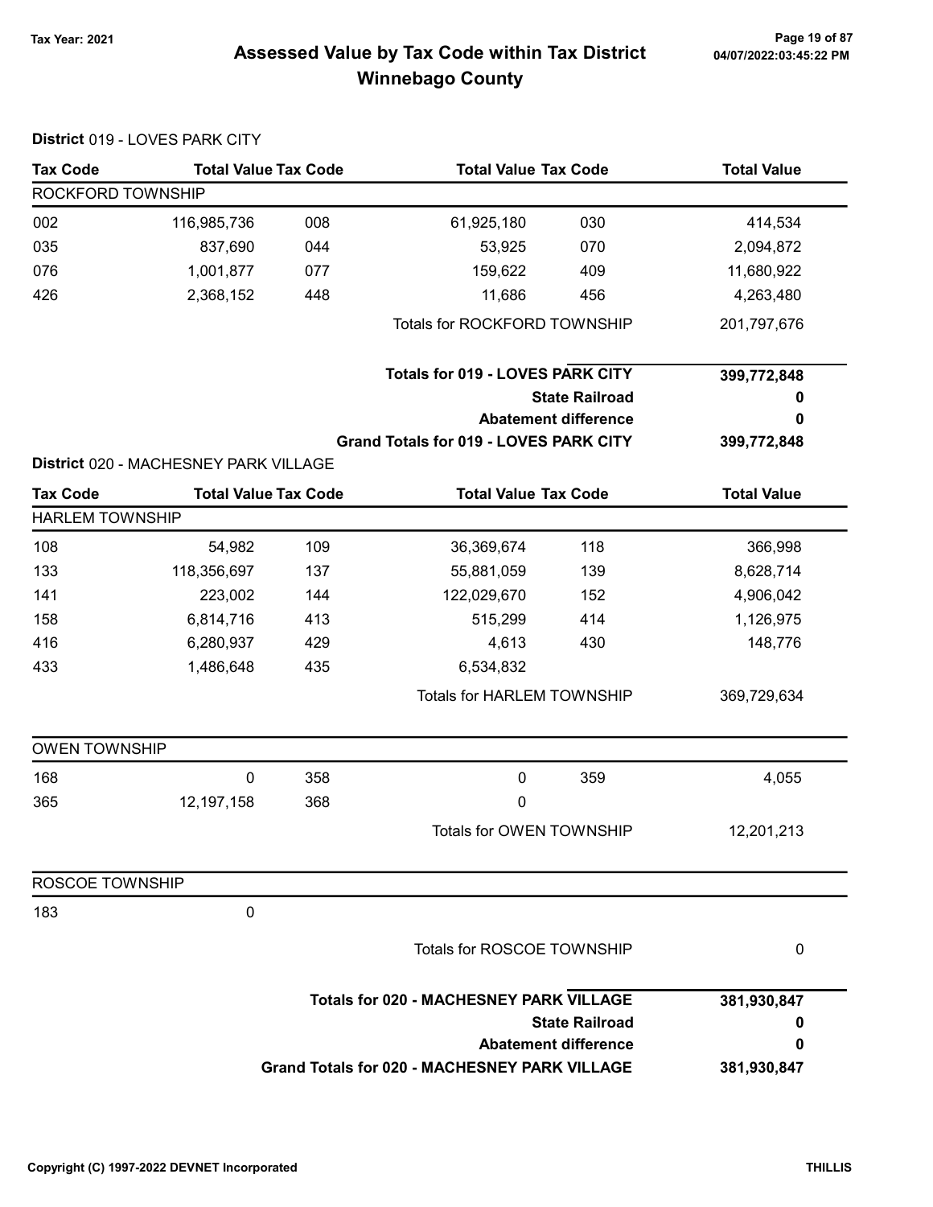# Assessed Value by Tax Code within Tax District
## Winnebago County

Tax Year: 2021

**District** 019 - LOVES PARK CITY

| Tax Code | Total Value | Tax Code | Total Value | Tax Code | Total Value |
|---|---|---|---|---|---|
| **ROCKFORD TOWNSHIP** | | | | | |
| 002 | 116,985,736 | 008 | 61,925,180 | 030 | 414,534 |
| 035 | 837,690 | 044 | 53,925 | 070 | 2,094,872 |
| 076 | 1,001,877 | 077 | 159,622 | 409 | 11,680,922 |
| 426 | 2,368,152 | 448 | 11,686 | 456 | 4,263,480 |
| | | | Totals for ROCKFORD TOWNSHIP | | 201,797,676 |

| | |
|---|---|
| **Totals for 019 - LOVES PARK CITY** | **399,772,848** |
| **State Railroad** | **0** |
| **Abatement difference** | **0** |
| **Grand Totals for 019 - LOVES PARK CITY** | **399,772,848** |

**District** 020 - MACHESNEY PARK VILLAGE

| Tax Code | Total Value | Tax Code | Total Value | Tax Code | Total Value |
|---|---|---|---|---|---|
| **HARLEM TOWNSHIP** | | | | | |
| 108 | 54,982 | 109 | 36,369,674 | 118 | 366,998 |
| 133 | 118,356,697 | 137 | 55,881,059 | 139 | 8,628,714 |
| 141 | 223,002 | 144 | 122,029,670 | 152 | 4,906,042 |
| 158 | 6,814,716 | 413 | 515,299 | 414 | 1,126,975 |
| 416 | 6,280,937 | 429 | 4,613 | 430 | 148,776 |
| 433 | 1,486,648 | 435 | 6,534,832 | | |
| | | | Totals for HARLEM TOWNSHIP | | 369,729,634 |
| **OWEN TOWNSHIP** | | | | | |
| 168 | 0 | 358 | 0 | 359 | 4,055 |
| 365 | 12,197,158 | 368 | 0 | | |
| | | | Totals for OWEN TOWNSHIP | | 12,201,213 |
| **ROSCOE TOWNSHIP** | | | | | |
| 183 | 0 | | | | |
| | | | Totals for ROSCOE TOWNSHIP | | 0 |

| | |
|---|---|
| **Totals for 020 - MACHESNEY PARK VILLAGE** | **381,930,847** |
| **State Railroad** | **0** |
| **Abatement difference** | **0** |
| **Grand Totals for 020 - MACHESNEY PARK VILLAGE** | **381,930,847** |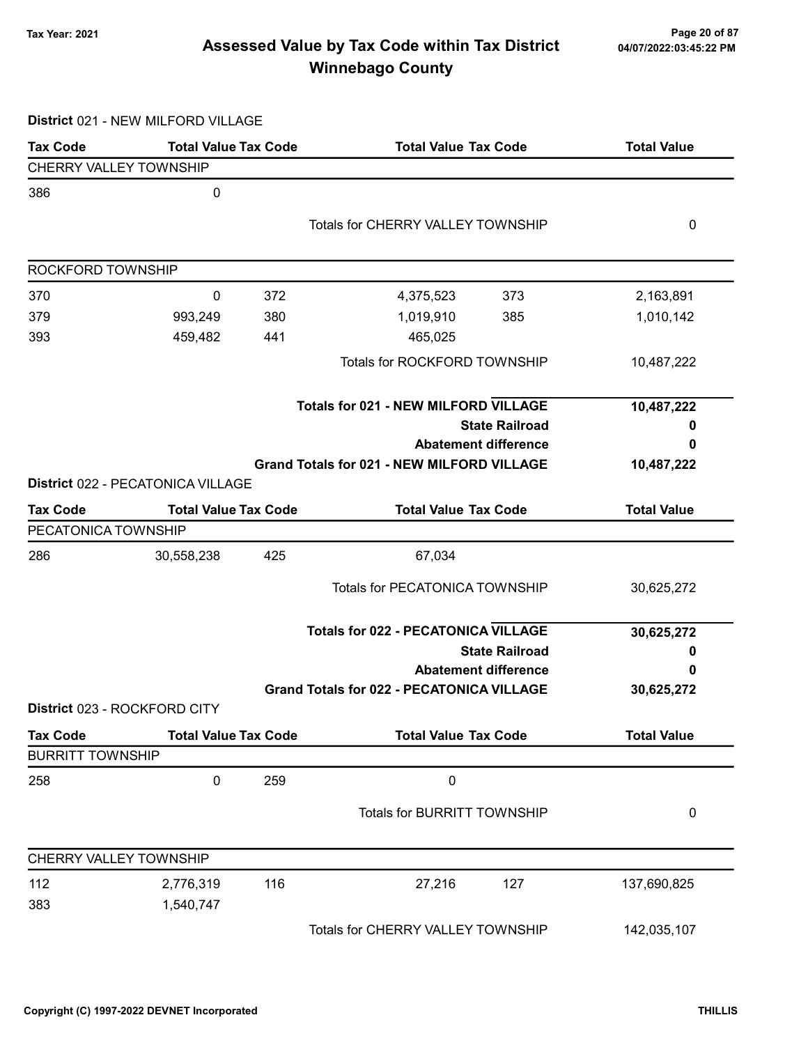# Assessed Value by Tax Code within Tax District
## Winnebago County

Tax Year: 2021

**District** 021 - NEW MILFORD VILLAGE

| Tax Code | Total Value | Tax Code | Total Value | Tax Code | Total Value |
|---|---|---|---|---|---|
| **CHERRY VALLEY TOWNSHIP** | | | | | |
| 386 | 0 | | | | |
| | | | Totals for CHERRY VALLEY TOWNSHIP | | 0 |
| **ROCKFORD TOWNSHIP** | | | | | |
| 370 | 0 | 372 | 4,375,523 | 373 | 2,163,891 |
| 379 | 993,249 | 380 | 1,019,910 | 385 | 1,010,142 |
| 393 | 459,482 | 441 | 465,025 | | |
| | | | Totals for ROCKFORD TOWNSHIP | | 10,487,222 |
| | | | **Totals for 021 - NEW MILFORD VILLAGE** | | **10,487,222** |
| | | | **State Railroad** | | **0** |
| | | | **Abatement difference** | | **0** |
| | | | **Grand Totals for 021 - NEW MILFORD VILLAGE** | | **10,487,222** |

**District** 022 - PECATONICA VILLAGE

| Tax Code | Total Value | Tax Code | Total Value | Tax Code | Total Value |
|---|---|---|---|---|---|
| **PECATONICA TOWNSHIP** | | | | | |
| 286 | 30,558,238 | 425 | 67,034 | | |
| | | | Totals for PECATONICA TOWNSHIP | | 30,625,272 |
| | | | **Totals for 022 - PECATONICA VILLAGE** | | **30,625,272** |
| | | | **State Railroad** | | **0** |
| | | | **Abatement difference** | | **0** |
| | | | **Grand Totals for 022 - PECATONICA VILLAGE** | | **30,625,272** |

**District** 023 - ROCKFORD CITY

| Tax Code | Total Value | Tax Code | Total Value | Tax Code | Total Value |
|---|---|---|---|---|---|
| **BURRITT TOWNSHIP** | | | | | |
| 258 | 0 | 259 | 0 | | |
| | | | Totals for BURRITT TOWNSHIP | | 0 |
| **CHERRY VALLEY TOWNSHIP** | | | | | |
| 112 | 2,776,319 | 116 | 27,216 | 127 | 137,690,825 |
| 383 | 1,540,747 | | | | |
| | | | Totals for CHERRY VALLEY TOWNSHIP | | 142,035,107 |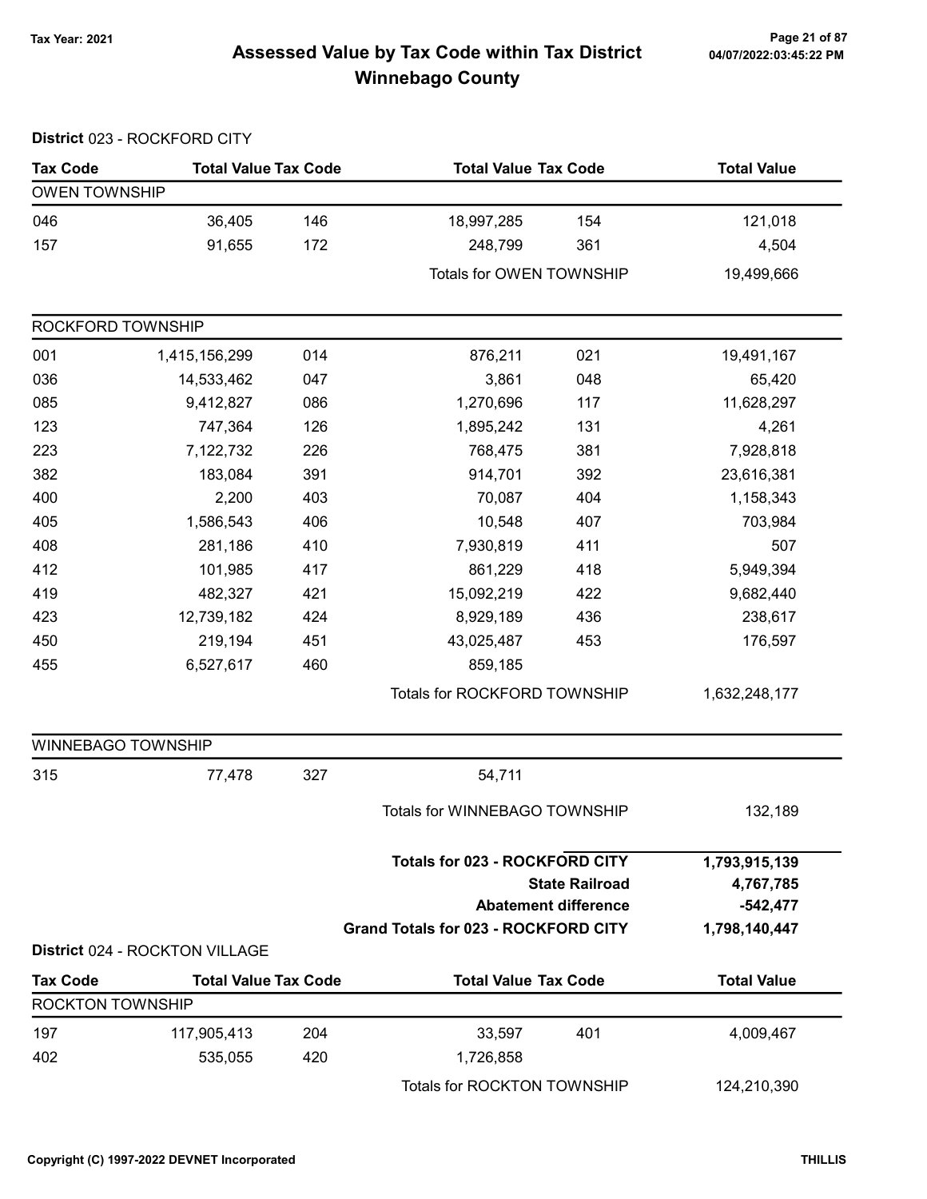# Assessed Value by Tax Code within Tax District
## Winnebago County

Tax Year: 2021

**District** 023 - ROCKFORD CITY

| Tax Code | Total Value | Tax Code | Total Value | Tax Code | Total Value |
|---|---|---|---|---|---|
| **OWEN TOWNSHIP** | | | | | |
| 046 | 36,405 | 146 | 18,997,285 | 154 | 121,018 |
| 157 | 91,655 | 172 | 248,799 | 361 | 4,504 |
| | | | Totals for OWEN TOWNSHIP | | 19,499,666 |

| Tax Code | Total Value | Tax Code | Total Value | Tax Code | Total Value |
|---|---|---|---|---|---|
| **ROCKFORD TOWNSHIP** | | | | | |
| 001 | 1,415,156,299 | 014 | 876,211 | 021 | 19,491,167 |
| 036 | 14,533,462 | 047 | 3,861 | 048 | 65,420 |
| 085 | 9,412,827 | 086 | 1,270,696 | 117 | 11,628,297 |
| 123 | 747,364 | 126 | 1,895,242 | 131 | 4,261 |
| 223 | 7,122,732 | 226 | 768,475 | 381 | 7,928,818 |
| 382 | 183,084 | 391 | 914,701 | 392 | 23,616,381 |
| 400 | 2,200 | 403 | 70,087 | 404 | 1,158,343 |
| 405 | 1,586,543 | 406 | 10,548 | 407 | 703,984 |
| 408 | 281,186 | 410 | 7,930,819 | 411 | 507 |
| 412 | 101,985 | 417 | 861,229 | 418 | 5,949,394 |
| 419 | 482,327 | 421 | 15,092,219 | 422 | 9,682,440 |
| 423 | 12,739,182 | 424 | 8,929,189 | 436 | 238,617 |
| 450 | 219,194 | 451 | 43,025,487 | 453 | 176,597 |
| 455 | 6,527,617 | 460 | 859,185 | | |
| | | | Totals for ROCKFORD TOWNSHIP | | 1,632,248,177 |

| Tax Code | Total Value | Tax Code | Total Value | Tax Code | Total Value |
|---|---|---|---|---|---|
| **WINNEBAGO TOWNSHIP** | | | | | |
| 315 | 77,478 | 327 | 54,711 | | |
| | | | Totals for WINNEBAGO TOWNSHIP | | 132,189 |

| | |
|---|---|
| **Totals for 023 - ROCKFORD CITY** | **1,793,915,139** |
| **State Railroad** | **4,767,785** |
| **Abatement difference** | **-542,477** |
| **Grand Totals for 023 - ROCKFORD CITY** | **1,798,140,447** |

**District** 024 - ROCKTON VILLAGE

| Tax Code | Total Value | Tax Code | Total Value | Tax Code | Total Value |
|---|---|---|---|---|---|
| **ROCKTON TOWNSHIP** | | | | | |
| 197 | 117,905,413 | 204 | 33,597 | 401 | 4,009,467 |
| 402 | 535,055 | 420 | 1,726,858 | | |
| | | | Totals for ROCKTON TOWNSHIP | | 124,210,390 |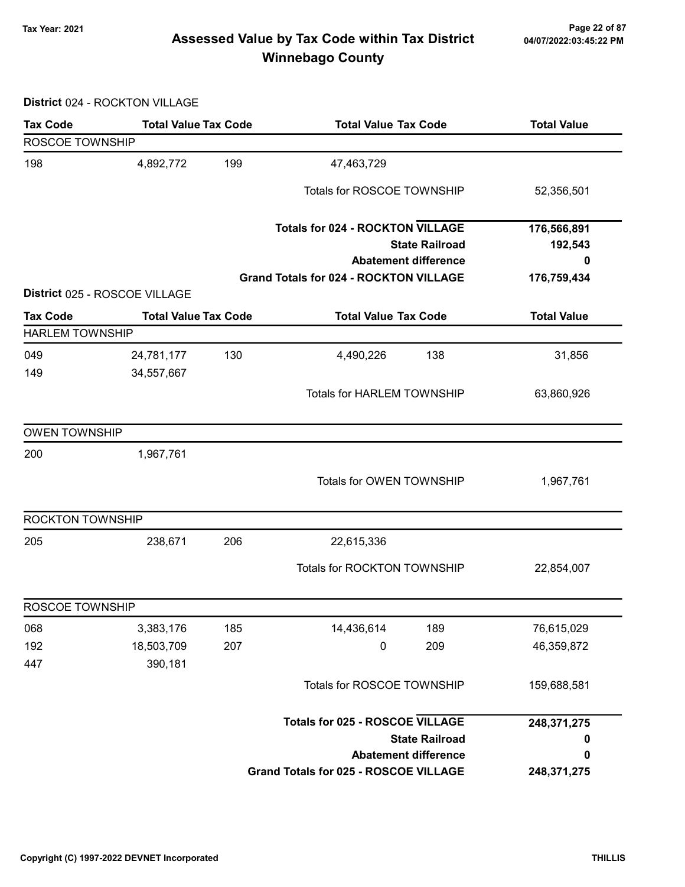# Assessed Value by Tax Code within Tax District
## Winnebago County

Tax Year: 2021

### District 024 - ROCKTON VILLAGE

| Tax Code | Total Value | Tax Code | Total Value | Tax Code | Total Value |
|---|---|---|---|---|---|
| **ROCKOE TOWNSHIP** | | | | | |
| 198 | 4,892,772 | 199 | 47,463,729 | | |
| | | | Totals for ROSCOE TOWNSHIP | | 52,356,501 |
| | | | **Totals for 024 - ROCKTON VILLAGE** | | **176,566,891** |
| | | | | **State Railroad** | **192,543** |
| | | | | **Abatement difference** | **0** |
| | | | **Grand Totals for 024 - ROCKTON VILLAGE** | | **176,759,434** |

### District 025 - ROSCOE VILLAGE

| Tax Code | Total Value | Tax Code | Total Value | Tax Code | Total Value |
|---|---|---|---|---|---|
| **HARLEM TOWNSHIP** | | | | | |
| 049 | 24,781,177 | 130 | 4,490,226 | 138 | 31,856 |
| 149 | 34,557,667 | | | | |
| | | | Totals for HARLEM TOWNSHIP | | 63,860,926 |
| **OWEN TOWNSHIP** | | | | | |
| 200 | 1,967,761 | | | | |
| | | | Totals for OWEN TOWNSHIP | | 1,967,761 |
| **ROCKTON TOWNSHIP** | | | | | |
| 205 | 238,671 | 206 | 22,615,336 | | |
| | | | Totals for ROCKTON TOWNSHIP | | 22,854,007 |
| **ROSCOE TOWNSHIP** | | | | | |
| 068 | 3,383,176 | 185 | 14,436,614 | 189 | 76,615,029 |
| 192 | 18,503,709 | 207 | 0 | 209 | 46,359,872 |
| 447 | 390,181 | | | | |
| | | | Totals for ROSCOE TOWNSHIP | | 159,688,581 |
| | | | **Totals for 025 - ROSCOE VILLAGE** | | **248,371,275** |
| | | | | **State Railroad** | **0** |
| | | | | **Abatement difference** | **0** |
| | | | **Grand Totals for 025 - ROSCOE VILLAGE** | | **248,371,275** |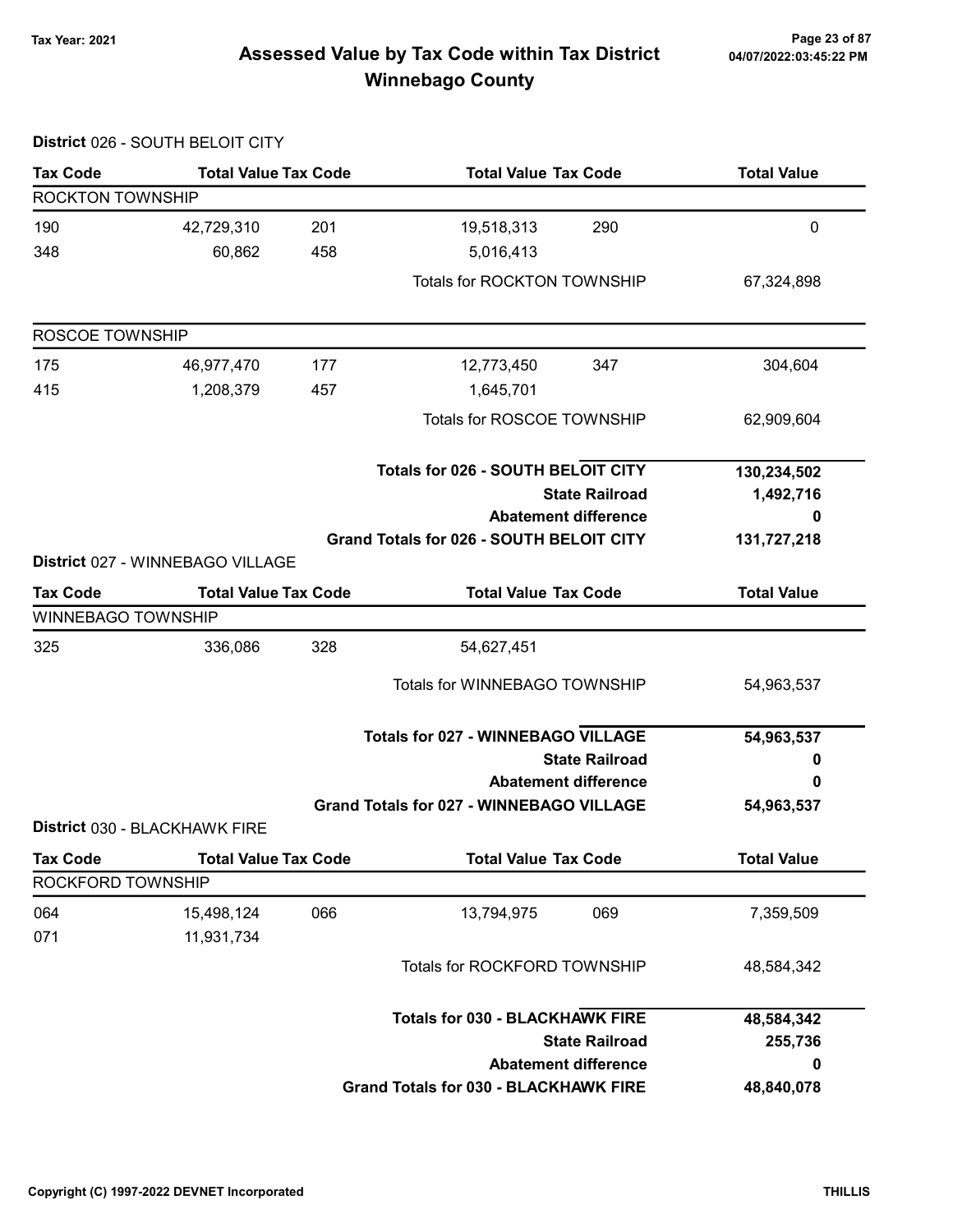# Assessed Value by Tax Code within Tax District
## Winnebago County

Tax Year: 2021

### District 026 - SOUTH BELOIT CITY

| Tax Code | Total Value | Tax Code | Total Value | Tax Code | Total Value |
|---|---|---|---|---|---|
| **ROCKTON TOWNSHIP** | | | | | |
| 190 | 42,729,310 | 201 | 19,518,313 | 290 | 0 |
| 348 | 60,862 | 458 | 5,016,413 | | |
| | | | Totals for ROCKTON TOWNSHIP | | 67,324,898 |
| **ROSCOE TOWNSHIP** | | | | | |
| 175 | 46,977,470 | 177 | 12,773,450 | 347 | 304,604 |
| 415 | 1,208,379 | 457 | 1,645,701 | | |
| | | | Totals for ROSCOE TOWNSHIP | | 62,909,604 |

| | |
|---|---|
| **Totals for 026 - SOUTH BELOIT CITY** | **130,234,502** |
| **State Railroad** | **1,492,716** |
| **Abatement difference** | **0** |
| **Grand Totals for 026 - SOUTH BELOIT CITY** | **131,727,218** |

### District 027 - WINNEBAGO VILLAGE

| Tax Code | Total Value | Tax Code | Total Value | Tax Code | Total Value |
|---|---|---|---|---|---|
| **WINNEBAGO TOWNSHIP** | | | | | |
| 325 | 336,086 | 328 | 54,627,451 | | |
| | | | Totals for WINNEBAGO TOWNSHIP | | 54,963,537 |

| | |
|---|---|
| **Totals for 027 - WINNEBAGO VILLAGE** | **54,963,537** |
| **State Railroad** | **0** |
| **Abatement difference** | **0** |
| **Grand Totals for 027 - WINNEBAGO VILLAGE** | **54,963,537** |

### District 030 - BLACKHAWK FIRE

| Tax Code | Total Value | Tax Code | Total Value | Tax Code | Total Value |
|---|---|---|---|---|---|
| **ROCKFORD TOWNSHIP** | | | | | |
| 064 | 15,498,124 | 066 | 13,794,975 | 069 | 7,359,509 |
| 071 | 11,931,734 | | | | |
| | | | Totals for ROCKFORD TOWNSHIP | | 48,584,342 |

| | |
|---|---|
| **Totals for 030 - BLACKHAWK FIRE** | **48,584,342** |
| **State Railroad** | **255,736** |
| **Abatement difference** | **0** |
| **Grand Totals for 030 - BLACKHAWK FIRE** | **48,840,078** |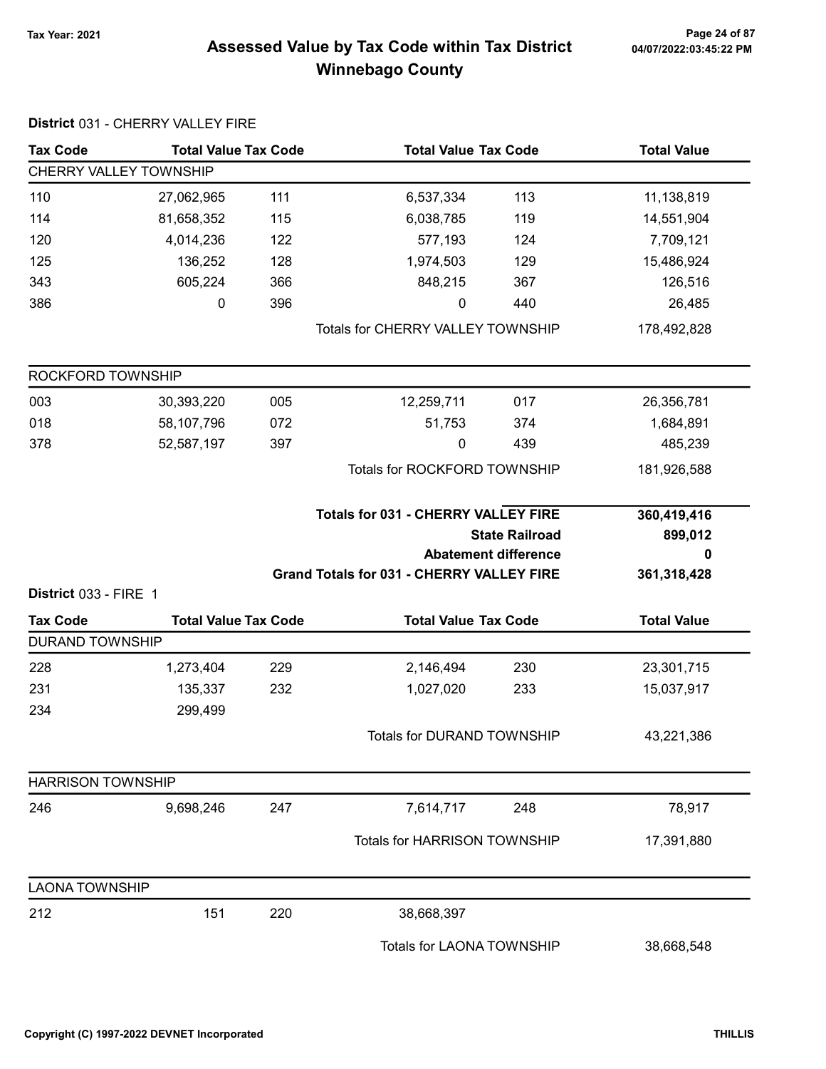# Assessed Value by Tax Code within Tax District
# Winnebago County

Tax Year: 2021

## District 031 - CHERRY VALLEY FIRE

| Tax Code | Total Value | Tax Code | Total Value | Tax Code | Total Value |
|---|---|---|---|---|---|
| **CHERRY VALLEY TOWNSHIP** | | | | | |
| 110 | 27,062,965 | 111 | 6,537,334 | 113 | 11,138,819 |
| 114 | 81,658,352 | 115 | 6,038,785 | 119 | 14,551,904 |
| 120 | 4,014,236 | 122 | 577,193 | 124 | 7,709,121 |
| 125 | 136,252 | 128 | 1,974,503 | 129 | 15,486,924 |
| 343 | 605,224 | 366 | 848,215 | 367 | 126,516 |
| 386 | 0 | 396 | 0 | 440 | 26,485 |
| | | | Totals for CHERRY VALLEY TOWNSHIP | | 178,492,828 |
| **ROCKFORD TOWNSHIP** | | | | | |
| 003 | 30,393,220 | 005 | 12,259,711 | 017 | 26,356,781 |
| 018 | 58,107,796 | 072 | 51,753 | 374 | 1,684,891 |
| 378 | 52,587,197 | 397 | 0 | 439 | 485,239 |
| | | | Totals for ROCKFORD TOWNSHIP | | 181,926,588 |

| | |
|---|---|
| **Totals for 031 - CHERRY VALLEY FIRE** | **360,419,416** |
| **State Railroad** | **899,012** |
| **Abatement difference** | **0** |
| **Grand Totals for 031 - CHERRY VALLEY FIRE** | **361,318,428** |

## District 033 - FIRE 1

| Tax Code | Total Value | Tax Code | Total Value | Tax Code | Total Value |
|---|---|---|---|---|---|
| **DURAND TOWNSHIP** | | | | | |
| 228 | 1,273,404 | 229 | 2,146,494 | 230 | 23,301,715 |
| 231 | 135,337 | 232 | 1,027,020 | 233 | 15,037,917 |
| 234 | 299,499 | | | | |
| | | | Totals for DURAND TOWNSHIP | | 43,221,386 |
| **HARRISON TOWNSHIP** | | | | | |
| 246 | 9,698,246 | 247 | 7,614,717 | 248 | 78,917 |
| | | | Totals for HARRISON TOWNSHIP | | 17,391,880 |
| **LAONA TOWNSHIP** | | | | | |
| 212 | 151 | 220 | 38,668,397 | | |
| | | | Totals for LAONA TOWNSHIP | | 38,668,548 |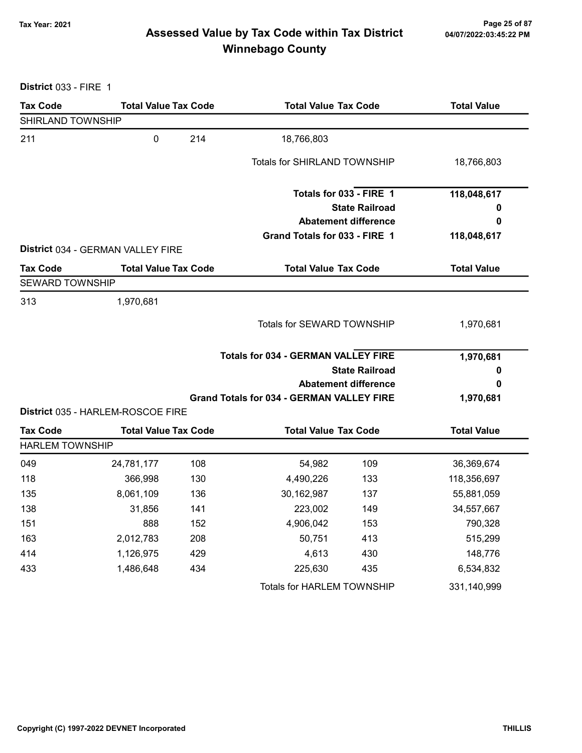# Assessed Value by Tax Code within Tax District
## Winnebago County

Tax Year: 2021

**District** 033 - FIRE 1

| Tax Code | Total Value | Tax Code | Total Value | Tax Code | Total Value |
|---|---|---|---|---|---|
| **SHIRLAND TOWNSHIP** | | | | | |
| 211 | 0 | 214 | 18,766,803 | | |
| | | | Totals for SHIRLAND TOWNSHIP | | 18,766,803 |

| | |
|---|---|
| **Totals for 033 - FIRE 1** | **118,048,617** |
| **State Railroad** | **0** |
| **Abatement difference** | **0** |
| **Grand Totals for 033 - FIRE 1** | **118,048,617** |

**District** 034 - GERMAN VALLEY FIRE

| Tax Code | Total Value | Tax Code | Total Value | Tax Code | Total Value |
|---|---|---|---|---|---|
| **SEWARD TOWNSHIP** | | | | | |
| 313 | 1,970,681 | | | | |
| | | | Totals for SEWARD TOWNSHIP | | 1,970,681 |

| | |
|---|---|
| **Totals for 034 - GERMAN VALLEY FIRE** | **1,970,681** |
| **State Railroad** | **0** |
| **Abatement difference** | **0** |
| **Grand Totals for 034 - GERMAN VALLEY FIRE** | **1,970,681** |

**District** 035 - HARLEM-ROSCOE FIRE

| Tax Code | Total Value | Tax Code | Total Value | Tax Code | Total Value |
|---|---|---|---|---|---|
| **HARLEM TOWNSHIP** | | | | | |
| 049 | 24,781,177 | 108 | 54,982 | 109 | 36,369,674 |
| 118 | 366,998 | 130 | 4,490,226 | 133 | 118,356,697 |
| 135 | 8,061,109 | 136 | 30,162,987 | 137 | 55,881,059 |
| 138 | 31,856 | 141 | 223,002 | 149 | 34,557,667 |
| 151 | 888 | 152 | 4,906,042 | 153 | 790,328 |
| 163 | 2,012,783 | 208 | 50,751 | 413 | 515,299 |
| 414 | 1,126,975 | 429 | 4,613 | 430 | 148,776 |
| 433 | 1,486,648 | 434 | 225,630 | 435 | 6,534,832 |
| | | | Totals for HARLEM TOWNSHIP | | 331,140,999 |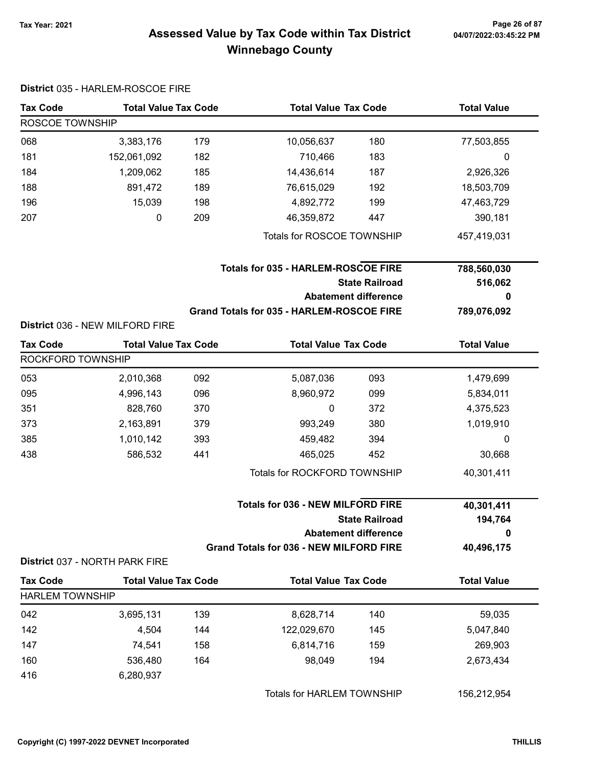# Assessed Value by Tax Code within Tax District
## Winnebago County

Tax Year: 2021

### District 035 - HARLEM-ROSCOE FIRE

| Tax Code | Total Value | Tax Code | Total Value | Tax Code | Total Value |
|---|---|---|---|---|---|
| ROSCOE TOWNSHIP | | | | | |
| 068 | 3,383,176 | 179 | 10,056,637 | 180 | 77,503,855 |
| 181 | 152,061,092 | 182 | 710,466 | 183 | 0 |
| 184 | 1,209,062 | 185 | 14,436,614 | 187 | 2,926,326 |
| 188 | 891,472 | 189 | 76,615,029 | 192 | 18,503,709 |
| 196 | 15,039 | 198 | 4,892,772 | 199 | 47,463,729 |
| 207 | 0 | 209 | 46,359,872 | 447 | 390,181 |
| | | | Totals for ROSCOE TOWNSHIP | | 457,419,031 |

| | |
|---|---|
| **Totals for 035 - HARLEM-ROSCOE FIRE** | **788,560,030** |
| **State Railroad** | **516,062** |
| **Abatement difference** | **0** |
| **Grand Totals for 035 - HARLEM-ROSCOE FIRE** | **789,076,092** |

### District 036 - NEW MILFORD FIRE

| Tax Code | Total Value | Tax Code | Total Value | Tax Code | Total Value |
|---|---|---|---|---|---|
| ROCKFORD TOWNSHIP | | | | | |
| 053 | 2,010,368 | 092 | 5,087,036 | 093 | 1,479,699 |
| 095 | 4,996,143 | 096 | 8,960,972 | 099 | 5,834,011 |
| 351 | 828,760 | 370 | 0 | 372 | 4,375,523 |
| 373 | 2,163,891 | 379 | 993,249 | 380 | 1,019,910 |
| 385 | 1,010,142 | 393 | 459,482 | 394 | 0 |
| 438 | 586,532 | 441 | 465,025 | 452 | 30,668 |
| | | | Totals for ROCKFORD TOWNSHIP | | 40,301,411 |

| | |
|---|---|
| **Totals for 036 - NEW MILFORD FIRE** | **40,301,411** |
| **State Railroad** | **194,764** |
| **Abatement difference** | **0** |
| **Grand Totals for 036 - NEW MILFORD FIRE** | **40,496,175** |

### District 037 - NORTH PARK FIRE

| Tax Code | Total Value | Tax Code | Total Value | Tax Code | Total Value |
|---|---|---|---|---|---|
| HARLEM TOWNSHIP | | | | | |
| 042 | 3,695,131 | 139 | 8,628,714 | 140 | 59,035 |
| 142 | 4,504 | 144 | 122,029,670 | 145 | 5,047,840 |
| 147 | 74,541 | 158 | 6,814,716 | 159 | 269,903 |
| 160 | 536,480 | 164 | 98,049 | 194 | 2,673,434 |
| 416 | 6,280,937 | | | | |
| | | | Totals for HARLEM TOWNSHIP | | 156,212,954 |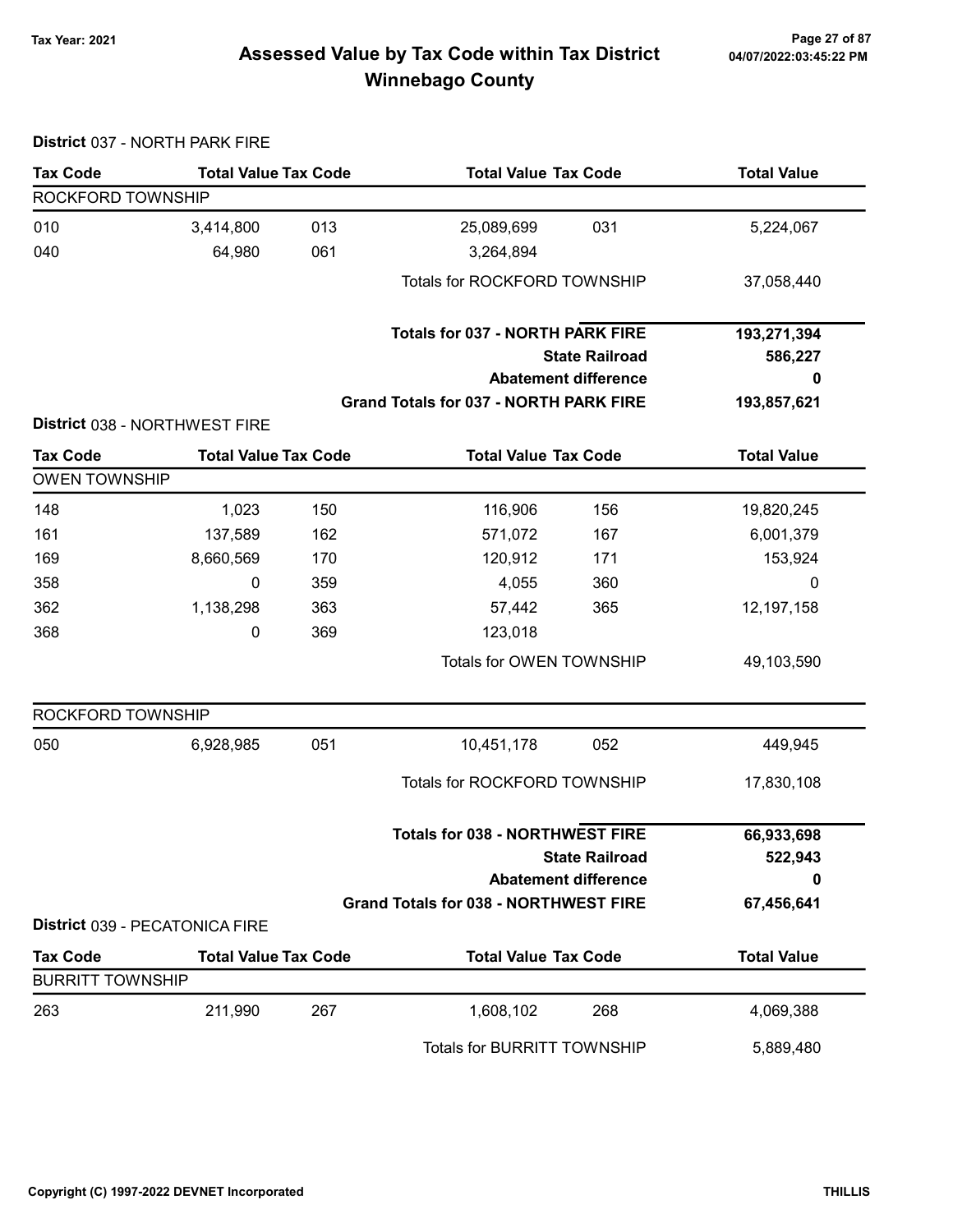# Assessed Value by Tax Code within Tax District Winnebago County

Tax Year: 2021

## District 037 - NORTH PARK FIRE

| Tax Code | Total Value | Tax Code | Total Value | Tax Code | Total Value |
|---|---|---|---|---|---|
| ROCKFORD TOWNSHIP | | | | | |
| 010 | 3,414,800 | 013 | 25,089,699 | 031 | 5,224,067 |
| 040 | 64,980 | 061 | 3,264,894 | | |
| | | | Totals for ROCKFORD TOWNSHIP | | 37,058,440 |

| | |
|---|---|
| **Totals for 037 - NORTH PARK FIRE** | **193,271,394** |
| **State Railroad** | **586,227** |
| **Abatement difference** | **0** |
| **Grand Totals for 037 - NORTH PARK FIRE** | **193,857,621** |

## District 038 - NORTHWEST FIRE

| Tax Code | Total Value | Tax Code | Total Value | Tax Code | Total Value |
|---|---|---|---|---|---|
| OWEN TOWNSHIP | | | | | |
| 148 | 1,023 | 150 | 116,906 | 156 | 19,820,245 |
| 161 | 137,589 | 162 | 571,072 | 167 | 6,001,379 |
| 169 | 8,660,569 | 170 | 120,912 | 171 | 153,924 |
| 358 | 0 | 359 | 4,055 | 360 | 0 |
| 362 | 1,138,298 | 363 | 57,442 | 365 | 12,197,158 |
| 368 | 0 | 369 | 123,018 | | |
| | | | Totals for OWEN TOWNSHIP | | 49,103,590 |
| ROCKFORD TOWNSHIP | | | | | |
| 050 | 6,928,985 | 051 | 10,451,178 | 052 | 449,945 |
| | | | Totals for ROCKFORD TOWNSHIP | | 17,830,108 |

| | |
|---|---|
| **Totals for 038 - NORTHWEST FIRE** | **66,933,698** |
| **State Railroad** | **522,943** |
| **Abatement difference** | **0** |
| **Grand Totals for 038 - NORTHWEST FIRE** | **67,456,641** |

## District 039 - PECATONICA FIRE

| Tax Code | Total Value | Tax Code | Total Value | Tax Code | Total Value |
|---|---|---|---|---|---|
| BURRITT TOWNSHIP | | | | | |
| 263 | 211,990 | 267 | 1,608,102 | 268 | 4,069,388 |
| | | | Totals for BURRITT TOWNSHIP | | 5,889,480 |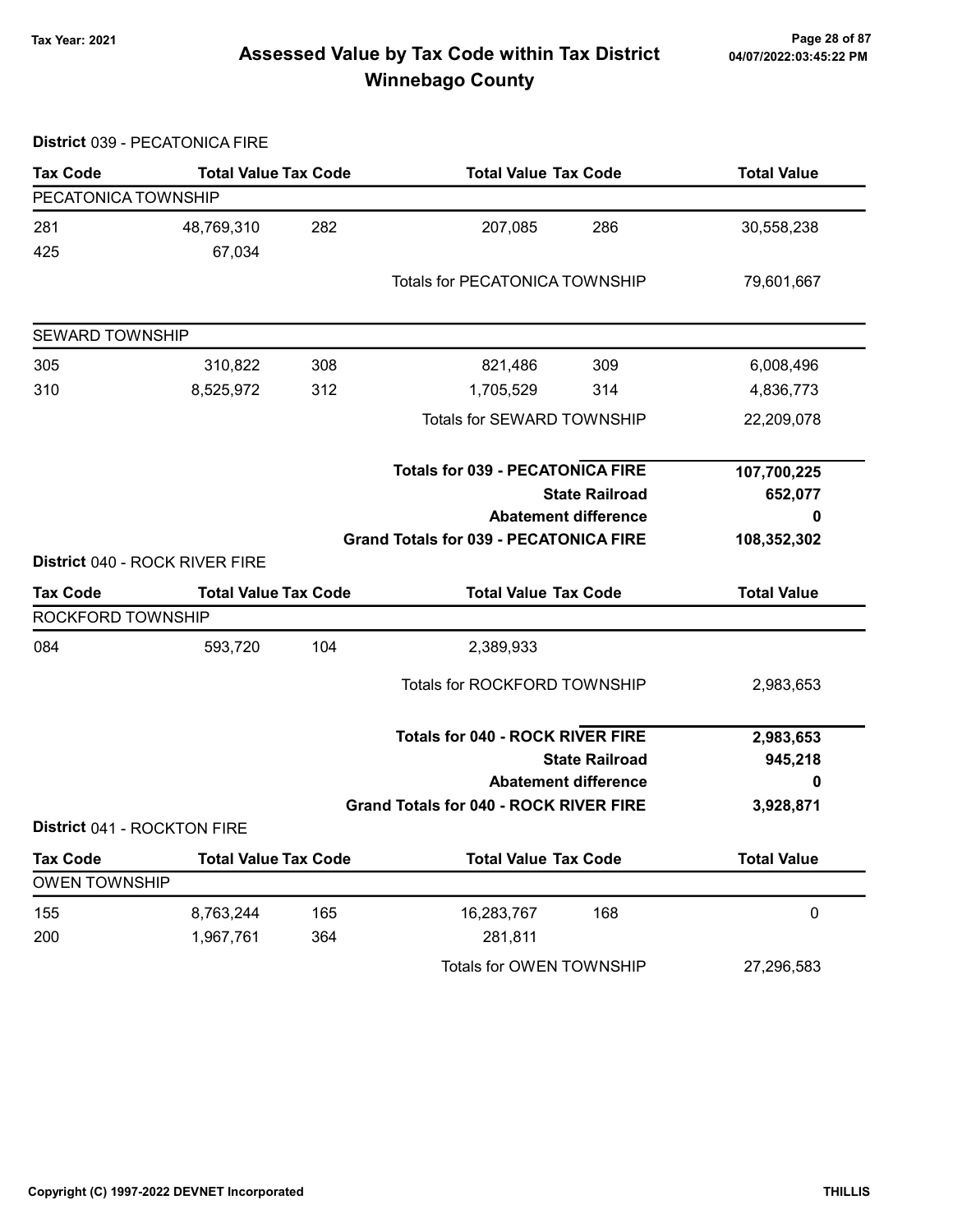**Tax Year: 2021**

# Assessed Value by Tax Code within Tax District Winnebago County

**District** 039 - PECATONICA FIRE

| Tax Code | Total Value | Tax Code | Total Value | Tax Code | Total Value |
|---|---|---|---|---|---|
| PECATONICA TOWNSHIP | | | | | |
| 281 | 48,769,310 | 282 | 207,085 | 286 | 30,558,238 |
| 425 | 67,034 | | | | |
| | | | Totals for PECATONICA TOWNSHIP | | 79,601,667 |
| SEWARD TOWNSHIP | | | | | |
| 305 | 310,822 | 308 | 821,486 | 309 | 6,008,496 |
| 310 | 8,525,972 | 312 | 1,705,529 | 314 | 4,836,773 |
| | | | Totals for SEWARD TOWNSHIP | | 22,209,078 |

| | |
|---|---|
| **Totals for 039 - PECATONICA FIRE** | **107,700,225** |
| **State Railroad** | **652,077** |
| **Abatement difference** | **0** |
| **Grand Totals for 039 - PECATONICA FIRE** | **108,352,302** |

**District** 040 - ROCK RIVER FIRE

| Tax Code | Total Value | Tax Code | Total Value | Tax Code | Total Value |
|---|---|---|---|---|---|
| ROCKFORD TOWNSHIP | | | | | |
| 084 | 593,720 | 104 | 2,389,933 | | |
| | | | Totals for ROCKFORD TOWNSHIP | | 2,983,653 |

| | |
|---|---|
| **Totals for 040 - ROCK RIVER FIRE** | **2,983,653** |
| **State Railroad** | **945,218** |
| **Abatement difference** | **0** |
| **Grand Totals for 040 - ROCK RIVER FIRE** | **3,928,871** |

**District** 041 - ROCKTON FIRE

| Tax Code | Total Value | Tax Code | Total Value | Tax Code | Total Value |
|---|---|---|---|---|---|
| OWEN TOWNSHIP | | | | | |
| 155 | 8,763,244 | 165 | 16,283,767 | 168 | 0 |
| 200 | 1,967,761 | 364 | 281,811 | | |
| | | | Totals for OWEN TOWNSHIP | | 27,296,583 |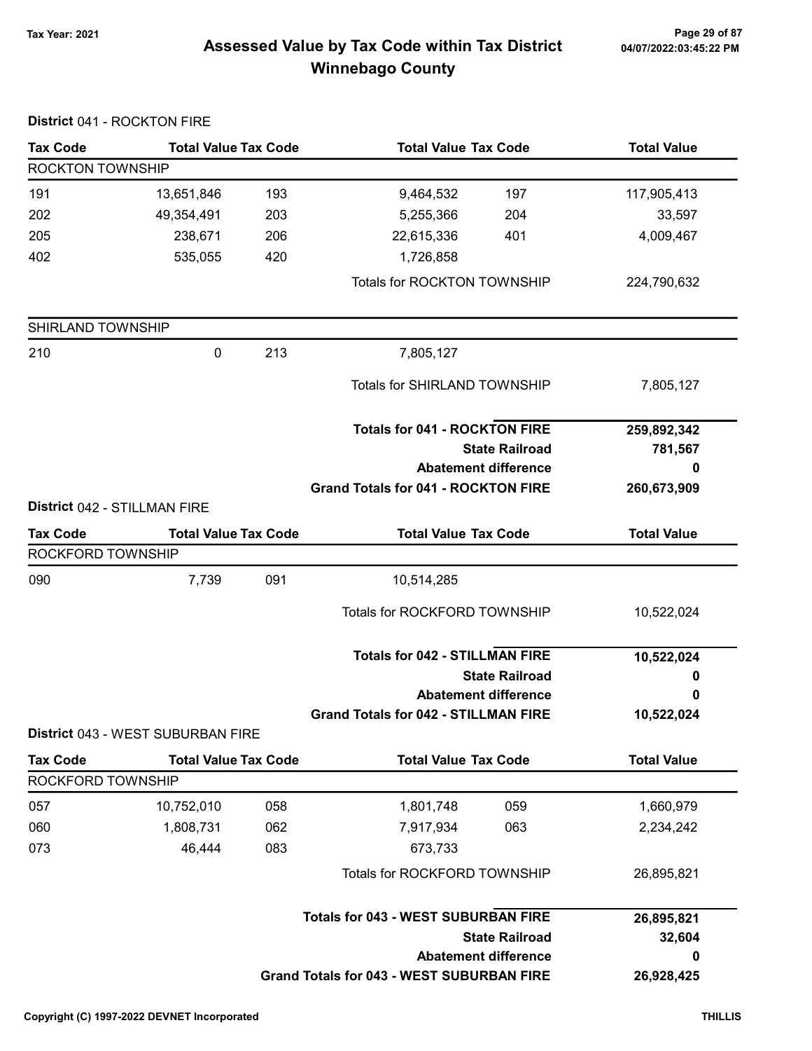# Assessed Value by Tax Code within Tax District
## Winnebago County

Tax Year: 2021

**District** 041 - ROCKTON FIRE

| Tax Code | Total Value | Tax Code | Total Value | Tax Code | Total Value |
|---|---|---|---|---|---|
| ROCKTON TOWNSHIP | | | | | |
| 191 | 13,651,846 | 193 | 9,464,532 | 197 | 117,905,413 |
| 202 | 49,354,491 | 203 | 5,255,366 | 204 | 33,597 |
| 205 | 238,671 | 206 | 22,615,336 | 401 | 4,009,467 |
| 402 | 535,055 | 420 | 1,726,858 | | |
| | | | Totals for ROCKTON TOWNSHIP | | 224,790,632 |
| SHIRLAND TOWNSHIP | | | | | |
| 210 | 0 | 213 | 7,805,127 | | |
| | | | Totals for SHIRLAND TOWNSHIP | | 7,805,127 |
| | | | **Totals for 041 - ROCKTON FIRE** | | **259,892,342** |
| | | | **State Railroad** | | **781,567** |
| | | | **Abatement difference** | | **0** |
| | | | **Grand Totals for 041 - ROCKTON FIRE** | | **260,673,909** |

**District** 042 - STILLMAN FIRE

| Tax Code | Total Value | Tax Code | Total Value | Tax Code | Total Value |
|---|---|---|---|---|---|
| ROCKFORD TOWNSHIP | | | | | |
| 090 | 7,739 | 091 | 10,514,285 | | |
| | | | Totals for ROCKFORD TOWNSHIP | | 10,522,024 |
| | | | **Totals for 042 - STILLMAN FIRE** | | **10,522,024** |
| | | | **State Railroad** | | **0** |
| | | | **Abatement difference** | | **0** |
| | | | **Grand Totals for 042 - STILLMAN FIRE** | | **10,522,024** |

**District** 043 - WEST SUBURBAN FIRE

| Tax Code | Total Value | Tax Code | Total Value | Tax Code | Total Value |
|---|---|---|---|---|---|
| ROCKFORD TOWNSHIP | | | | | |
| 057 | 10,752,010 | 058 | 1,801,748 | 059 | 1,660,979 |
| 060 | 1,808,731 | 062 | 7,917,934 | 063 | 2,234,242 |
| 073 | 46,444 | 083 | 673,733 | | |
| | | | Totals for ROCKFORD TOWNSHIP | | 26,895,821 |
| | | | **Totals for 043 - WEST SUBURBAN FIRE** | | **26,895,821** |
| | | | **State Railroad** | | **32,604** |
| | | | **Abatement difference** | | **0** |
| | | | **Grand Totals for 043 - WEST SUBURBAN FIRE** | | **26,928,425** |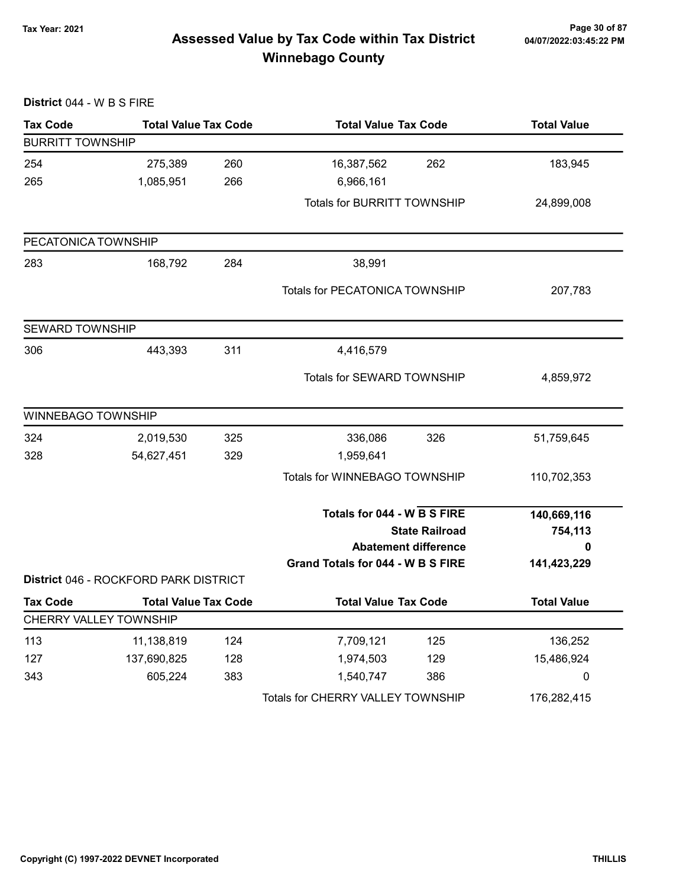# Assessed Value by Tax Code within Tax District
# Winnebago County

Tax Year: 2021

04/07/2022:03:45:22 PM

**District** 044 - W B S FIRE

| Tax Code | Total Value | Tax Code | Total Value | Tax Code | Total Value |
|---|---|---|---|---|---|
| **BURRITT TOWNSHIP** | | | | | |
| 254 | 275,389 | 260 | 16,387,562 | 262 | 183,945 |
| 265 | 1,085,951 | 266 | 6,966,161 | | |
| | | | Totals for BURRITT TOWNSHIP | | 24,899,008 |
| **PECATONICA TOWNSHIP** | | | | | |
| 283 | 168,792 | 284 | 38,991 | | |
| | | | Totals for PECATONICA TOWNSHIP | | 207,783 |
| **SEWARD TOWNSHIP** | | | | | |
| 306 | 443,393 | 311 | 4,416,579 | | |
| | | | Totals for SEWARD TOWNSHIP | | 4,859,972 |
| **WINNEBAGO TOWNSHIP** | | | | | |
| 324 | 2,019,530 | 325 | 336,086 | 326 | 51,759,645 |
| 328 | 54,627,451 | 329 | 1,959,641 | | |
| | | | Totals for WINNEBAGO TOWNSHIP | | 110,702,353 |
| | | | **Totals for 044 - W B S FIRE** | | **140,669,116** |
| | | | **State Railroad** | | **754,113** |
| | | | **Abatement difference** | | **0** |
| | | | **Grand Totals for 044 - W B S FIRE** | | **141,423,229** |

**District** 046 - ROCKFORD PARK DISTRICT

| Tax Code | Total Value | Tax Code | Total Value | Tax Code | Total Value |
|---|---|---|---|---|---|
| **CHERRY VALLEY TOWNSHIP** | | | | | |
| 113 | 11,138,819 | 124 | 7,709,121 | 125 | 136,252 |
| 127 | 137,690,825 | 128 | 1,974,503 | 129 | 15,486,924 |
| 343 | 605,224 | 383 | 1,540,747 | 386 | 0 |
| | | | Totals for CHERRY VALLEY TOWNSHIP | | 176,282,415 |

Copyright (C) 1997-2022 DEVNET Incorporated

THILLIS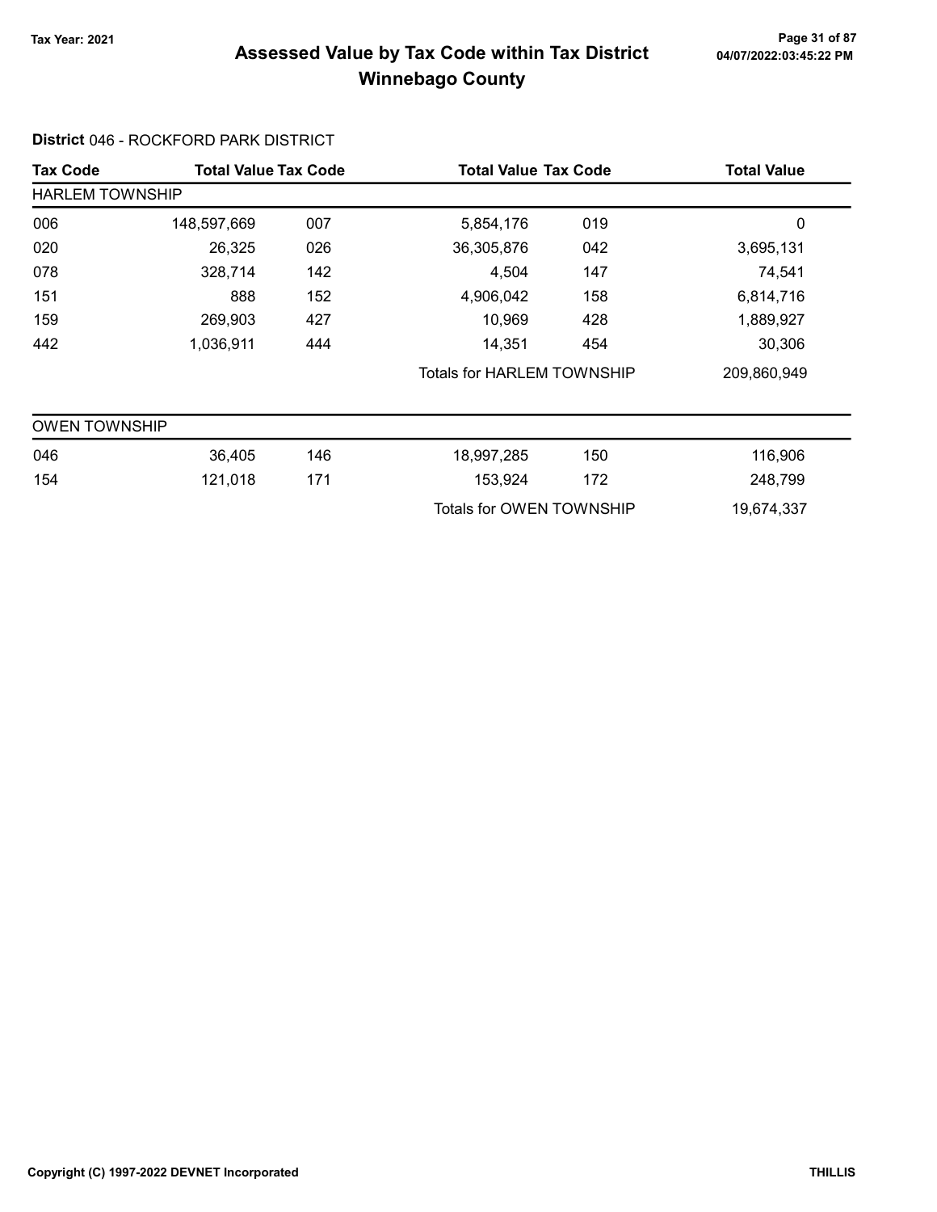# Assessed Value by Tax Code within Tax District
## Winnebago County

Tax Year: 2021

**District** 046 - ROCKFORD PARK DISTRICT

| Tax Code | Total Value | Tax Code | Total Value | Tax Code | Total Value |
|---|---|---|---|---|---|
| **HARLEM TOWNSHIP** | | | | | |
| 006 | 148,597,669 | 007 | 5,854,176 | 019 | 0 |
| 020 | 26,325 | 026 | 36,305,876 | 042 | 3,695,131 |
| 078 | 328,714 | 142 | 4,504 | 147 | 74,541 |
| 151 | 888 | 152 | 4,906,042 | 158 | 6,814,716 |
| 159 | 269,903 | 427 | 10,969 | 428 | 1,889,927 |
| 442 | 1,036,911 | 444 | 14,351 | 454 | 30,306 |
| | | | Totals for HARLEM TOWNSHIP | | 209,860,949 |

| Tax Code | Total Value | Tax Code | Total Value | Tax Code | Total Value |
|---|---|---|---|---|---|
| **OWEN TOWNSHIP** | | | | | |
| 046 | 36,405 | 146 | 18,997,285 | 150 | 116,906 |
| 154 | 121,018 | 171 | 153,924 | 172 | 248,799 |
| | | | Totals for OWEN TOWNSHIP | | 19,674,337 |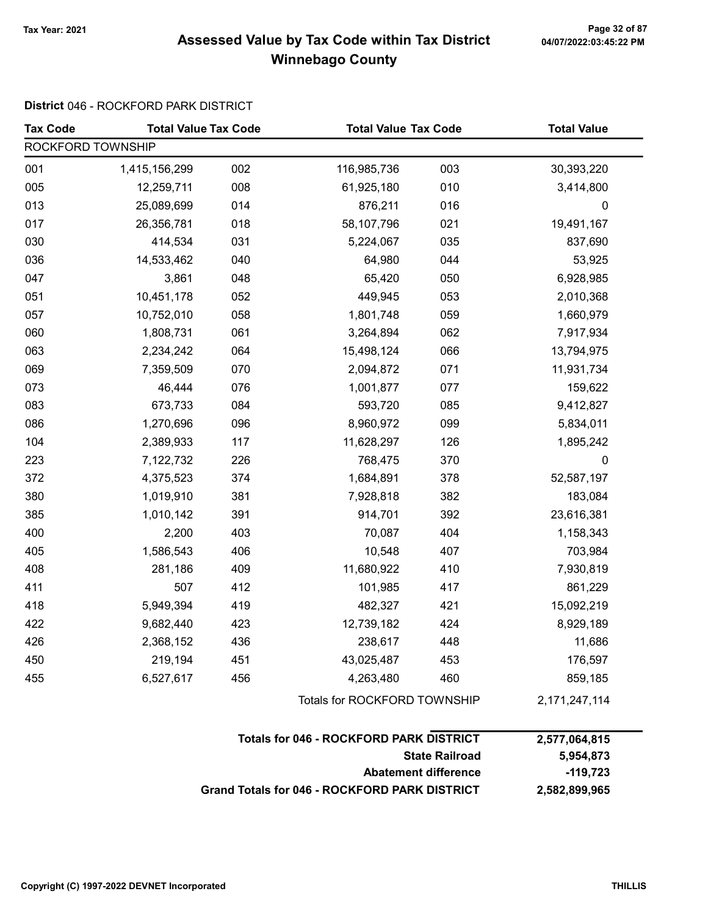# Assessed Value by Tax Code within Tax District
## Winnebago County

Tax Year: 2021

**District** 046 - ROCKFORD PARK DISTRICT

| Tax Code | Total Value | Tax Code | Total Value | Tax Code | Total Value |
|---|---|---|---|---|---|
| ROCKFORD TOWNSHIP | | | | | |
| 001 | 1,415,156,299 | 002 | 116,985,736 | 003 | 30,393,220 |
| 005 | 12,259,711 | 008 | 61,925,180 | 010 | 3,414,800 |
| 013 | 25,089,699 | 014 | 876,211 | 016 | 0 |
| 017 | 26,356,781 | 018 | 58,107,796 | 021 | 19,491,167 |
| 030 | 414,534 | 031 | 5,224,067 | 035 | 837,690 |
| 036 | 14,533,462 | 040 | 64,980 | 044 | 53,925 |
| 047 | 3,861 | 048 | 65,420 | 050 | 6,928,985 |
| 051 | 10,451,178 | 052 | 449,945 | 053 | 2,010,368 |
| 057 | 10,752,010 | 058 | 1,801,748 | 059 | 1,660,979 |
| 060 | 1,808,731 | 061 | 3,264,894 | 062 | 7,917,934 |
| 063 | 2,234,242 | 064 | 15,498,124 | 066 | 13,794,975 |
| 069 | 7,359,509 | 070 | 2,094,872 | 071 | 11,931,734 |
| 073 | 46,444 | 076 | 1,001,877 | 077 | 159,622 |
| 083 | 673,733 | 084 | 593,720 | 085 | 9,412,827 |
| 086 | 1,270,696 | 096 | 8,960,972 | 099 | 5,834,011 |
| 104 | 2,389,933 | 117 | 11,628,297 | 126 | 1,895,242 |
| 223 | 7,122,732 | 226 | 768,475 | 370 | 0 |
| 372 | 4,375,523 | 374 | 1,684,891 | 378 | 52,587,197 |
| 380 | 1,019,910 | 381 | 7,928,818 | 382 | 183,084 |
| 385 | 1,010,142 | 391 | 914,701 | 392 | 23,616,381 |
| 400 | 2,200 | 403 | 70,087 | 404 | 1,158,343 |
| 405 | 1,586,543 | 406 | 10,548 | 407 | 703,984 |
| 408 | 281,186 | 409 | 11,680,922 | 410 | 7,930,819 |
| 411 | 507 | 412 | 101,985 | 417 | 861,229 |
| 418 | 5,949,394 | 419 | 482,327 | 421 | 15,092,219 |
| 422 | 9,682,440 | 423 | 12,739,182 | 424 | 8,929,189 |
| 426 | 2,368,152 | 436 | 238,617 | 448 | 11,686 |
| 450 | 219,194 | 451 | 43,025,487 | 453 | 176,597 |
| 455 | 6,527,617 | 456 | 4,263,480 | 460 | 859,185 |
| | | | Totals for ROCKFORD TOWNSHIP | | 2,171,247,114 |

| | |
|---|---|
| **Totals for 046 - ROCKFORD PARK DISTRICT** | **2,577,064,815** |
| **State Railroad** | **5,954,873** |
| **Abatement difference** | **-119,723** |
| **Grand Totals for 046 - ROCKFORD PARK DISTRICT** | **2,582,899,965** |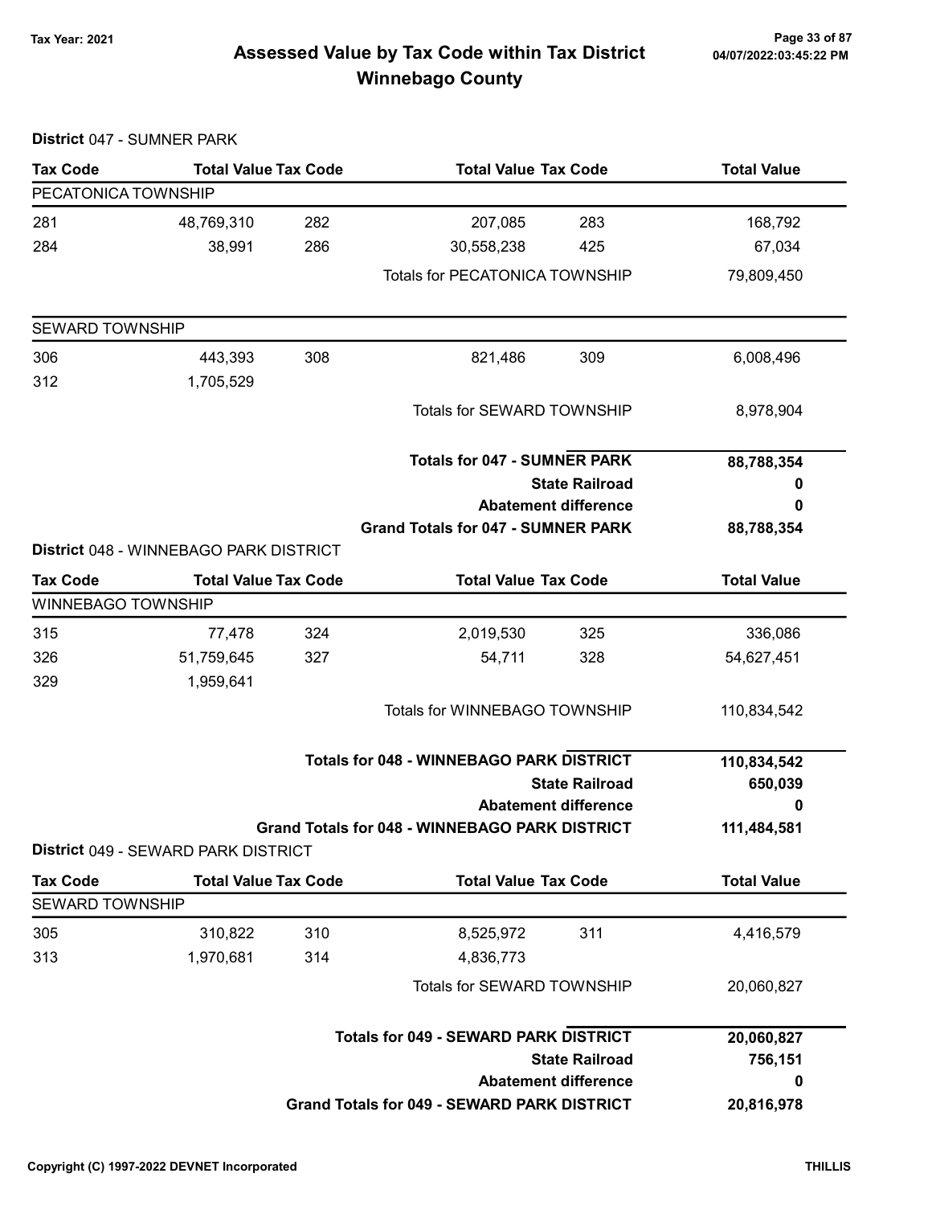# Assessed Value by Tax Code within Tax District
## Winnebago County

Tax Year: 2021

**District** 047 - SUMNER PARK

| Tax Code | Total Value | Tax Code | Total Value | Tax Code | Total Value |
|---|---|---|---|---|---|
| PECATONICA TOWNSHIP | | | | | |
| 281 | 48,769,310 | 282 | 207,085 | 283 | 168,792 |
| 284 | 38,991 | 286 | 30,558,238 | 425 | 67,034 |
| | | | Totals for PECATONICA TOWNSHIP | | 79,809,450 |
| SEWARD TOWNSHIP | | | | | |
| 306 | 443,393 | 308 | 821,486 | 309 | 6,008,496 |
| 312 | 1,705,529 | | | | |
| | | | Totals for SEWARD TOWNSHIP | | 8,978,904 |
| | | | **Totals for 047 - SUMNER PARK** | | **88,788,354** |
| | | | **State Railroad** | | **0** |
| | | | **Abatement difference** | | **0** |
| | | | **Grand Totals for 047 - SUMNER PARK** | | **88,788,354** |

**District** 048 - WINNEBAGO PARK DISTRICT

| Tax Code | Total Value | Tax Code | Total Value | Tax Code | Total Value |
|---|---|---|---|---|---|
| WINNEBAGO TOWNSHIP | | | | | |
| 315 | 77,478 | 324 | 2,019,530 | 325 | 336,086 |
| 326 | 51,759,645 | 327 | 54,711 | 328 | 54,627,451 |
| 329 | 1,959,641 | | | | |
| | | | Totals for WINNEBAGO TOWNSHIP | | 110,834,542 |
| | | | **Totals for 048 - WINNEBAGO PARK DISTRICT** | | **110,834,542** |
| | | | **State Railroad** | | **650,039** |
| | | | **Abatement difference** | | **0** |
| | | | **Grand Totals for 048 - WINNEBAGO PARK DISTRICT** | | **111,484,581** |

**District** 049 - SEWARD PARK DISTRICT

| Tax Code | Total Value | Tax Code | Total Value | Tax Code | Total Value |
|---|---|---|---|---|---|
| SEWARD TOWNSHIP | | | | | |
| 305 | 310,822 | 310 | 8,525,972 | 311 | 4,416,579 |
| 313 | 1,970,681 | 314 | 4,836,773 | | |
| | | | Totals for SEWARD TOWNSHIP | | 20,060,827 |
| | | | **Totals for 049 - SEWARD PARK DISTRICT** | | **20,060,827** |
| | | | **State Railroad** | | **756,151** |
| | | | **Abatement difference** | | **0** |
| | | | **Grand Totals for 049 - SEWARD PARK DISTRICT** | | **20,816,978** |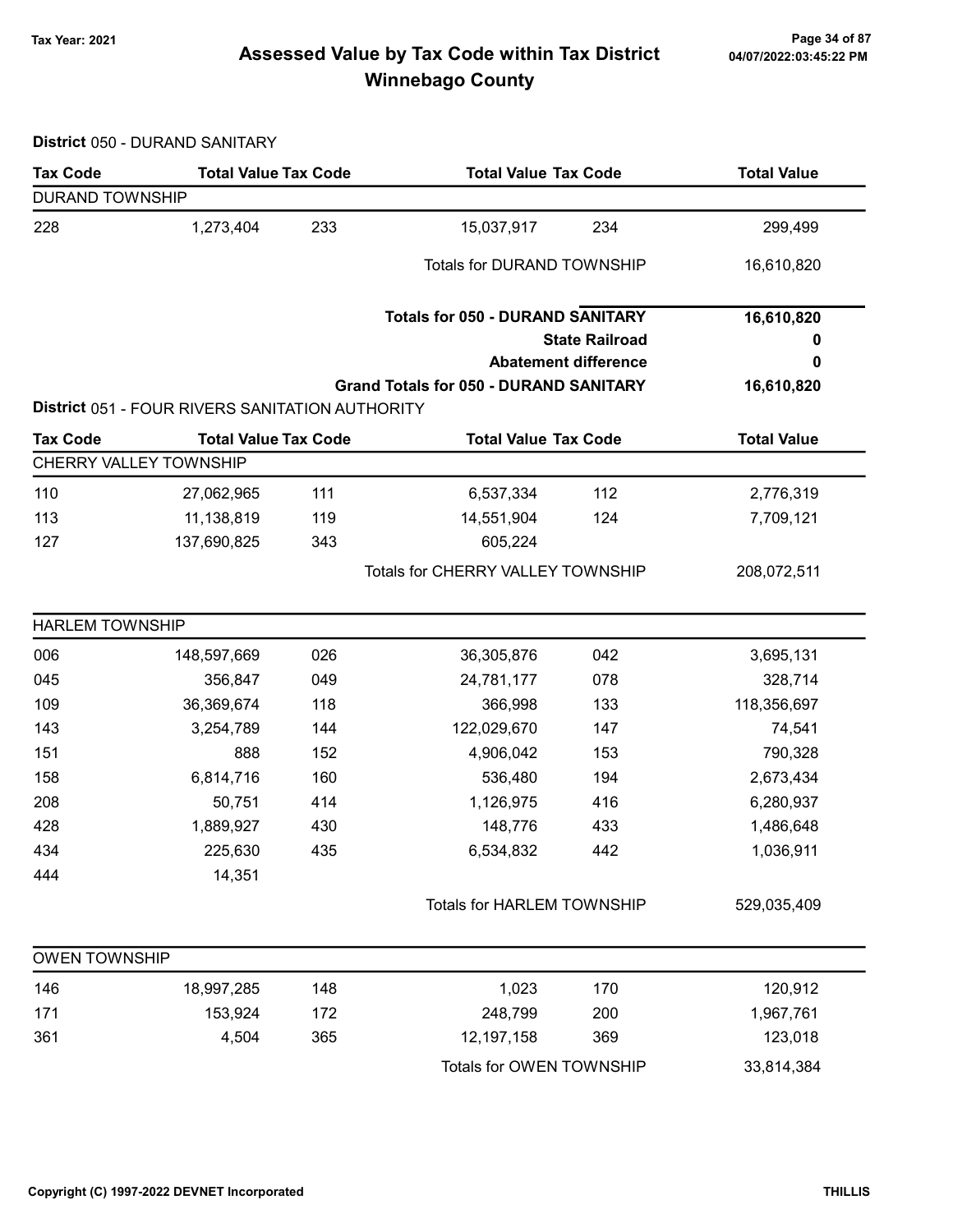# Assessed Value by Tax Code within Tax District
# Winnebago County

Tax Year: 2021

**District** 050 - DURAND SANITARY

| Tax Code | Total Value | Tax Code | Total Value | Tax Code | Total Value |
|---|---|---|---|---|---|
| DURAND TOWNSHIP | | | | | |
| 228 | 1,273,404 | 233 | 15,037,917 | 234 | 299,499 |
| | | | Totals for DURAND TOWNSHIP | | 16,610,820 |

| | |
|---|---|
| **Totals for 050 - DURAND SANITARY** | **16,610,820** |
| **State Railroad** | **0** |
| **Abatement difference** | **0** |
| **Grand Totals for 050 - DURAND SANITARY** | **16,610,820** |

**District** 051 - FOUR RIVERS SANITATION AUTHORITY

| Tax Code | Total Value | Tax Code | Total Value | Tax Code | Total Value |
|---|---|---|---|---|---|
| CHERRY VALLEY TOWNSHIP | | | | | |
| 110 | 27,062,965 | 111 | 6,537,334 | 112 | 2,776,319 |
| 113 | 11,138,819 | 119 | 14,551,904 | 124 | 7,709,121 |
| 127 | 137,690,825 | 343 | 605,224 | | |
| | | | Totals for CHERRY VALLEY TOWNSHIP | | 208,072,511 |
| HARLEM TOWNSHIP | | | | | |
| 006 | 148,597,669 | 026 | 36,305,876 | 042 | 3,695,131 |
| 045 | 356,847 | 049 | 24,781,177 | 078 | 328,714 |
| 109 | 36,369,674 | 118 | 366,998 | 133 | 118,356,697 |
| 143 | 3,254,789 | 144 | 122,029,670 | 147 | 74,541 |
| 151 | 888 | 152 | 4,906,042 | 153 | 790,328 |
| 158 | 6,814,716 | 160 | 536,480 | 194 | 2,673,434 |
| 208 | 50,751 | 414 | 1,126,975 | 416 | 6,280,937 |
| 428 | 1,889,927 | 430 | 148,776 | 433 | 1,486,648 |
| 434 | 225,630 | 435 | 6,534,832 | 442 | 1,036,911 |
| 444 | 14,351 | | | | |
| | | | Totals for HARLEM TOWNSHIP | | 529,035,409 |
| OWEN TOWNSHIP | | | | | |
| 146 | 18,997,285 | 148 | 1,023 | 170 | 120,912 |
| 171 | 153,924 | 172 | 248,799 | 200 | 1,967,761 |
| 361 | 4,504 | 365 | 12,197,158 | 369 | 123,018 |
| | | | Totals for OWEN TOWNSHIP | | 33,814,384 |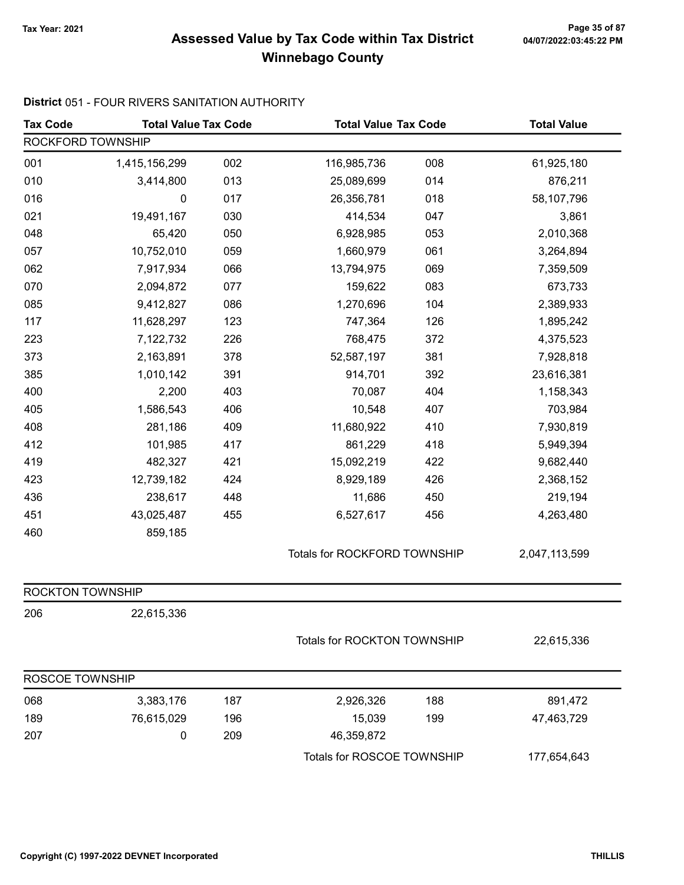# Assessed Value by Tax Code within Tax District
## Winnebago County

Tax Year: 2021

04/07/2022:03:45:22 PM

**District** 051 - FOUR RIVERS SANITATION AUTHORITY

| Tax Code | Total Value | Tax Code | Total Value | Tax Code | Total Value |
|---|---|---|---|---|---|
| ROCKFORD TOWNSHIP | | | | | |
| 001 | 1,415,156,299 | 002 | 116,985,736 | 008 | 61,925,180 |
| 010 | 3,414,800 | 013 | 25,089,699 | 014 | 876,211 |
| 016 | 0 | 017 | 26,356,781 | 018 | 58,107,796 |
| 021 | 19,491,167 | 030 | 414,534 | 047 | 3,861 |
| 048 | 65,420 | 050 | 6,928,985 | 053 | 2,010,368 |
| 057 | 10,752,010 | 059 | 1,660,979 | 061 | 3,264,894 |
| 062 | 7,917,934 | 066 | 13,794,975 | 069 | 7,359,509 |
| 070 | 2,094,872 | 077 | 159,622 | 083 | 673,733 |
| 085 | 9,412,827 | 086 | 1,270,696 | 104 | 2,389,933 |
| 117 | 11,628,297 | 123 | 747,364 | 126 | 1,895,242 |
| 223 | 7,122,732 | 226 | 768,475 | 372 | 4,375,523 |
| 373 | 2,163,891 | 378 | 52,587,197 | 381 | 7,928,818 |
| 385 | 1,010,142 | 391 | 914,701 | 392 | 23,616,381 |
| 400 | 2,200 | 403 | 70,087 | 404 | 1,158,343 |
| 405 | 1,586,543 | 406 | 10,548 | 407 | 703,984 |
| 408 | 281,186 | 409 | 11,680,922 | 410 | 7,930,819 |
| 412 | 101,985 | 417 | 861,229 | 418 | 5,949,394 |
| 419 | 482,327 | 421 | 15,092,219 | 422 | 9,682,440 |
| 423 | 12,739,182 | 424 | 8,929,189 | 426 | 2,368,152 |
| 436 | 238,617 | 448 | 11,686 | 450 | 219,194 |
| 451 | 43,025,487 | 455 | 6,527,617 | 456 | 4,263,480 |
| 460 | 859,185 | | | | |
| | | | Totals for ROCKFORD TOWNSHIP | | 2,047,113,599 |
| ROCKTON TOWNSHIP | | | | | |
| 206 | 22,615,336 | | | | |
| | | | Totals for ROCKTON TOWNSHIP | | 22,615,336 |
| ROSCOE TOWNSHIP | | | | | |
| 068 | 3,383,176 | 187 | 2,926,326 | 188 | 891,472 |
| 189 | 76,615,029 | 196 | 15,039 | 199 | 47,463,729 |
| 207 | 0 | 209 | 46,359,872 | | |
| | | | Totals for ROSCOE TOWNSHIP | | 177,654,643 |

Copyright (C) 1997-2022 DEVNET Incorporated

THILLIS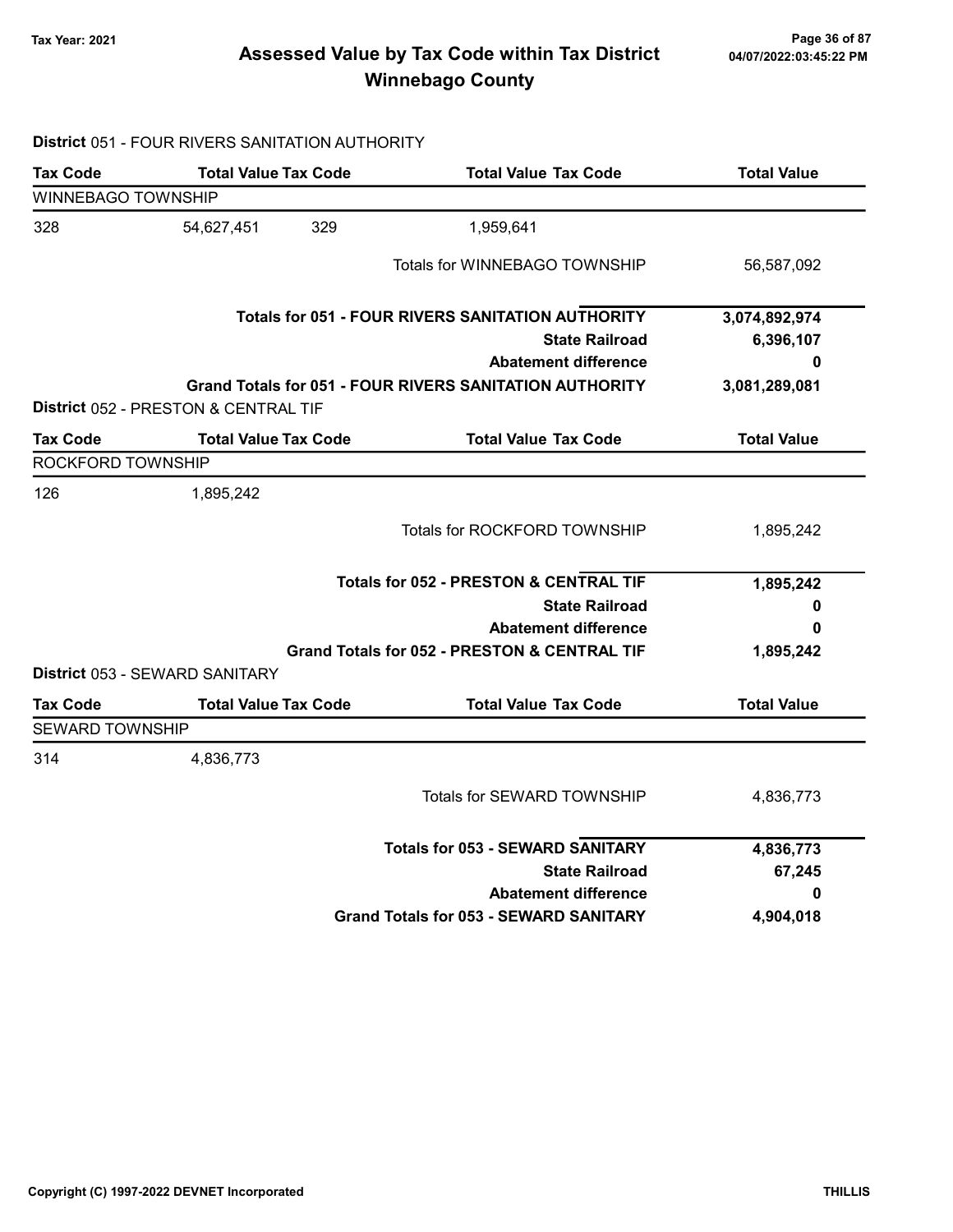# Assessed Value by Tax Code within Tax District
# Winnebago County

Tax Year: 2021

**District** 051 - FOUR RIVERS SANITATION AUTHORITY

| Tax Code | Total Value | Tax Code | Total Value | Tax Code | Total Value |
|---|---|---|---|---|---|
| WINNEBAGO TOWNSHIP | | | | | |
| 328 | 54,627,451 | 329 | 1,959,641 | | |
| | | | | Totals for WINNEBAGO TOWNSHIP | 56,587,092 |

| | |
|---|---|
| **Totals for 051 - FOUR RIVERS SANITATION AUTHORITY** | **3,074,892,974** |
| **State Railroad** | **6,396,107** |
| **Abatement difference** | **0** |
| **Grand Totals for 051 - FOUR RIVERS SANITATION AUTHORITY** | **3,081,289,081** |

**District** 052 - PRESTON & CENTRAL TIF

| Tax Code | Total Value | Tax Code | Total Value | Tax Code | Total Value |
|---|---|---|---|---|---|
| ROCKFORD TOWNSHIP | | | | | |
| 126 | 1,895,242 | | | | |
| | | | | Totals for ROCKFORD TOWNSHIP | 1,895,242 |

| | |
|---|---|
| **Totals for 052 - PRESTON & CENTRAL TIF** | **1,895,242** |
| **State Railroad** | **0** |
| **Abatement difference** | **0** |
| **Grand Totals for 052 - PRESTON & CENTRAL TIF** | **1,895,242** |

**District** 053 - SEWARD SANITARY

| Tax Code | Total Value | Tax Code | Total Value | Tax Code | Total Value |
|---|---|---|---|---|---|
| SEWARD TOWNSHIP | | | | | |
| 314 | 4,836,773 | | | | |
| | | | | Totals for SEWARD TOWNSHIP | 4,836,773 |

| | |
|---|---|
| **Totals for 053 - SEWARD SANITARY** | **4,836,773** |
| **State Railroad** | **67,245** |
| **Abatement difference** | **0** |
| **Grand Totals for 053 - SEWARD SANITARY** | **4,904,018** |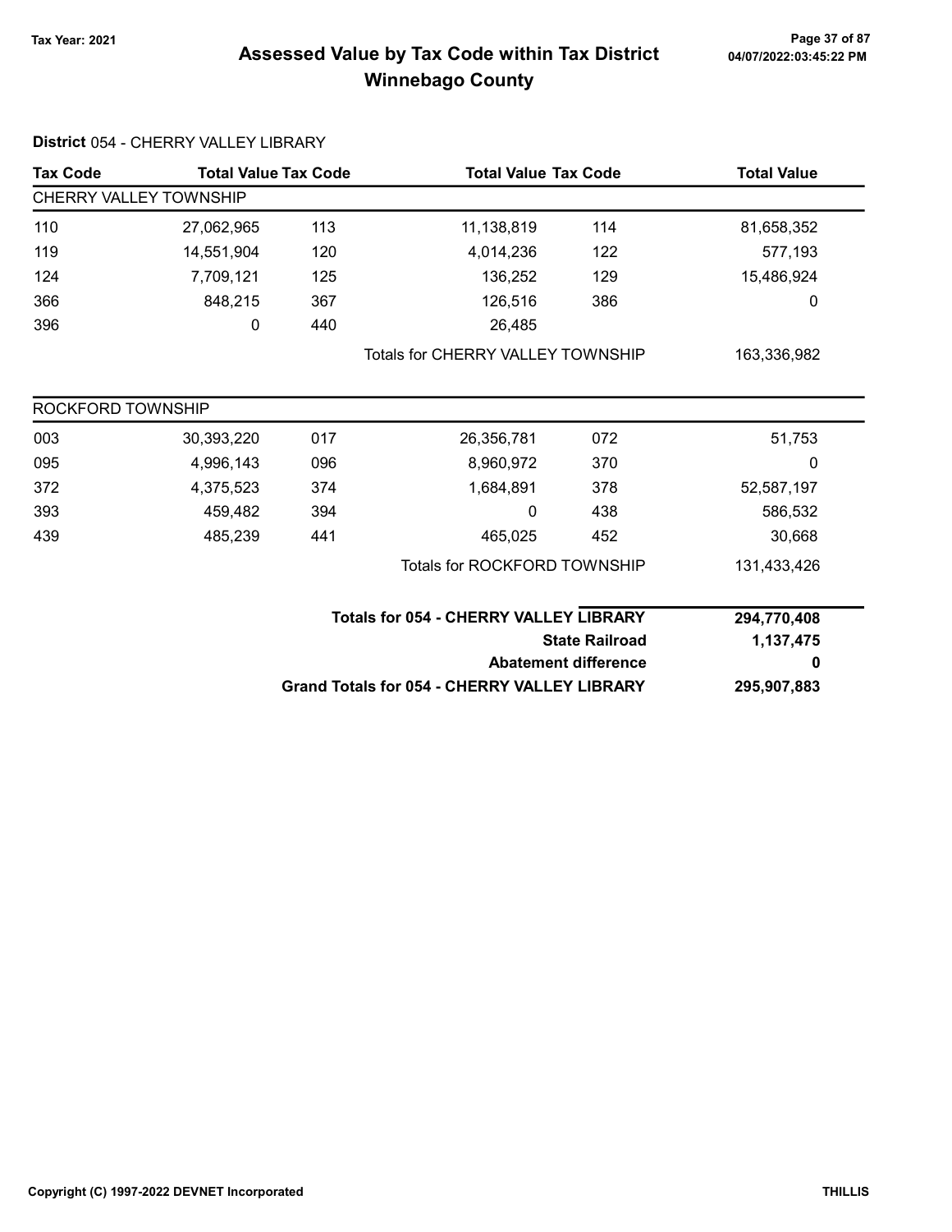# Assessed Value by Tax Code within Tax District
## Winnebago County

Tax Year: 2021

**District** 054 - CHERRY VALLEY LIBRARY

| Tax Code | Total Value | Tax Code | Total Value | Tax Code | Total Value |
|---|---|---|---|---|---|
| CHERRY VALLEY TOWNSHIP | | | | | |
| 110 | 27,062,965 | 113 | 11,138,819 | 114 | 81,658,352 |
| 119 | 14,551,904 | 120 | 4,014,236 | 122 | 577,193 |
| 124 | 7,709,121 | 125 | 136,252 | 129 | 15,486,924 |
| 366 | 848,215 | 367 | 126,516 | 386 | 0 |
| 396 | 0 | 440 | 26,485 | | |
| | | | Totals for CHERRY VALLEY TOWNSHIP | | 163,336,982 |
| ROCKFORD TOWNSHIP | | | | | |
| 003 | 30,393,220 | 017 | 26,356,781 | 072 | 51,753 |
| 095 | 4,996,143 | 096 | 8,960,972 | 370 | 0 |
| 372 | 4,375,523 | 374 | 1,684,891 | 378 | 52,587,197 |
| 393 | 459,482 | 394 | 0 | 438 | 586,532 |
| 439 | 485,239 | 441 | 465,025 | 452 | 30,668 |
| | | | Totals for ROCKFORD TOWNSHIP | | 131,433,426 |

| | |
|---|---|
| **Totals for 054 - CHERRY VALLEY LIBRARY** | **294,770,408** |
| **State Railroad** | **1,137,475** |
| **Abatement difference** | **0** |
| **Grand Totals for 054 - CHERRY VALLEY LIBRARY** | **295,907,883** |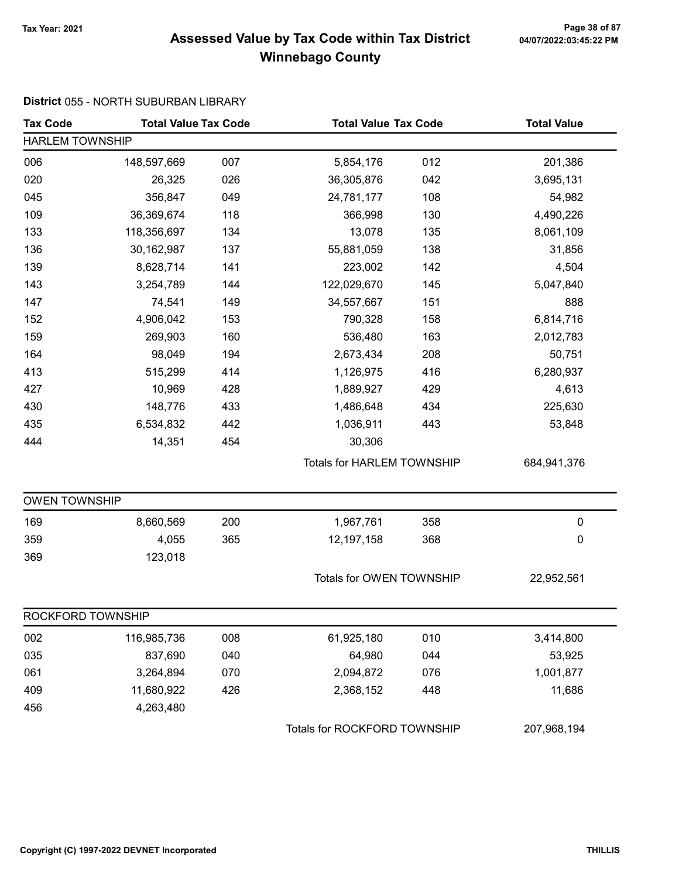**Tax Year: 2021**

# Assessed Value by Tax Code within Tax District
## Winnebago County

04/07/2022:03:45:22 PM

**District** 055 - NORTH SUBURBAN LIBRARY

| Tax Code | Total Value | Tax Code | Total Value | Tax Code | Total Value |
|---|---|---|---|---|---|
| **HARLEM TOWNSHIP** | | | | | |
| 006 | 148,597,669 | 007 | 5,854,176 | 012 | 201,386 |
| 020 | 26,325 | 026 | 36,305,876 | 042 | 3,695,131 |
| 045 | 356,847 | 049 | 24,781,177 | 108 | 54,982 |
| 109 | 36,369,674 | 118 | 366,998 | 130 | 4,490,226 |
| 133 | 118,356,697 | 134 | 13,078 | 135 | 8,061,109 |
| 136 | 30,162,987 | 137 | 55,881,059 | 138 | 31,856 |
| 139 | 8,628,714 | 141 | 223,002 | 142 | 4,504 |
| 143 | 3,254,789 | 144 | 122,029,670 | 145 | 5,047,840 |
| 147 | 74,541 | 149 | 34,557,667 | 151 | 888 |
| 152 | 4,906,042 | 153 | 790,328 | 158 | 6,814,716 |
| 159 | 269,903 | 160 | 536,480 | 163 | 2,012,783 |
| 164 | 98,049 | 194 | 2,673,434 | 208 | 50,751 |
| 413 | 515,299 | 414 | 1,126,975 | 416 | 6,280,937 |
| 427 | 10,969 | 428 | 1,889,927 | 429 | 4,613 |
| 430 | 148,776 | 433 | 1,486,648 | 434 | 225,630 |
| 435 | 6,534,832 | 442 | 1,036,911 | 443 | 53,848 |
| 444 | 14,351 | 454 | 30,306 | | |
| | | | Totals for HARLEM TOWNSHIP | | 684,941,376 |
| **OWEN TOWNSHIP** | | | | | |
| 169 | 8,660,569 | 200 | 1,967,761 | 358 | 0 |
| 359 | 4,055 | 365 | 12,197,158 | 368 | 0 |
| 369 | 123,018 | | | | |
| | | | Totals for OWEN TOWNSHIP | | 22,952,561 |
| **ROCKFORD TOWNSHIP** | | | | | |
| 002 | 116,985,736 | 008 | 61,925,180 | 010 | 3,414,800 |
| 035 | 837,690 | 040 | 64,980 | 044 | 53,925 |
| 061 | 3,264,894 | 070 | 2,094,872 | 076 | 1,001,877 |
| 409 | 11,680,922 | 426 | 2,368,152 | 448 | 11,686 |
| 456 | 4,263,480 | | | | |
| | | | Totals for ROCKFORD TOWNSHIP | | 207,968,194 |

Copyright (C) 1997-2022 DEVNET Incorporated — THILLIS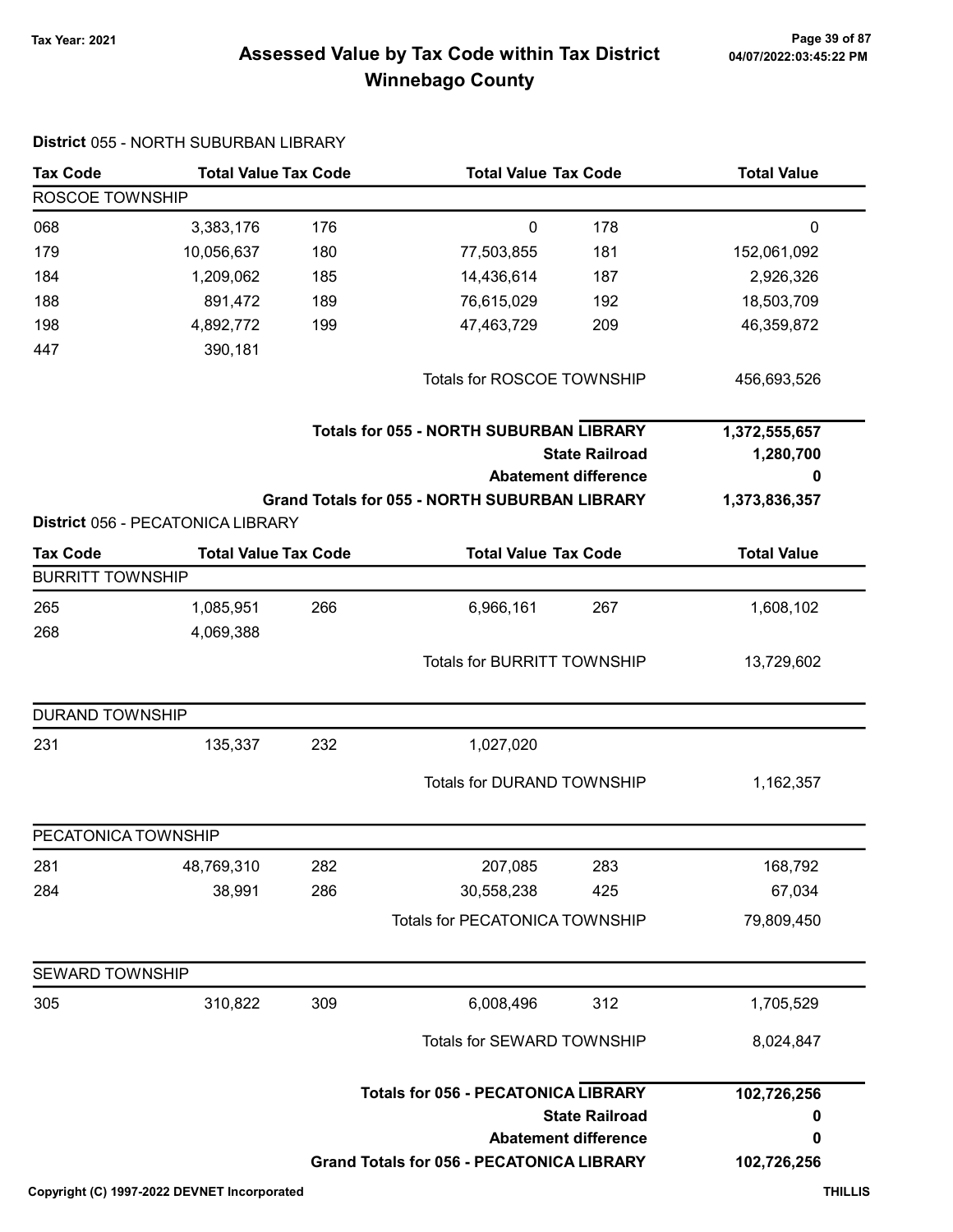# Assessed Value by Tax Code within Tax District
## Winnebago County

Tax Year: 2021

**District** 055 - NORTH SUBURBAN LIBRARY

| Tax Code | Total Value | Tax Code | Total Value | Tax Code | Total Value |
|---|---|---|---|---|---|
| ROSCOE TOWNSHIP | | | | | |
| 068 | 3,383,176 | 176 | 0 | 178 | 0 |
| 179 | 10,056,637 | 180 | 77,503,855 | 181 | 152,061,092 |
| 184 | 1,209,062 | 185 | 14,436,614 | 187 | 2,926,326 |
| 188 | 891,472 | 189 | 76,615,029 | 192 | 18,503,709 |
| 198 | 4,892,772 | 199 | 47,463,729 | 209 | 46,359,872 |
| 447 | 390,181 | | | | |
| | | | Totals for ROSCOE TOWNSHIP | | 456,693,526 |

| | |
|---|---|
| **Totals for 055 - NORTH SUBURBAN LIBRARY** | **1,372,555,657** |
| **State Railroad** | **1,280,700** |
| **Abatement difference** | **0** |
| **Grand Totals for 055 - NORTH SUBURBAN LIBRARY** | **1,373,836,357** |

**District** 056 - PECATONICA LIBRARY

| Tax Code | Total Value | Tax Code | Total Value | Tax Code | Total Value |
|---|---|---|---|---|---|
| BURRITT TOWNSHIP | | | | | |
| 265 | 1,085,951 | 266 | 6,966,161 | 267 | 1,608,102 |
| 268 | 4,069,388 | | | | |
| | | | Totals for BURRITT TOWNSHIP | | 13,729,602 |
| DURAND TOWNSHIP | | | | | |
| 231 | 135,337 | 232 | 1,027,020 | | |
| | | | Totals for DURAND TOWNSHIP | | 1,162,357 |
| PECATONICA TOWNSHIP | | | | | |
| 281 | 48,769,310 | 282 | 207,085 | 283 | 168,792 |
| 284 | 38,991 | 286 | 30,558,238 | 425 | 67,034 |
| | | | Totals for PECATONICA TOWNSHIP | | 79,809,450 |
| SEWARD TOWNSHIP | | | | | |
| 305 | 310,822 | 309 | 6,008,496 | 312 | 1,705,529 |
| | | | Totals for SEWARD TOWNSHIP | | 8,024,847 |

| | |
|---|---|
| **Totals for 056 - PECATONICA LIBRARY** | **102,726,256** |
| **State Railroad** | **0** |
| **Abatement difference** | **0** |
| **Grand Totals for 056 - PECATONICA LIBRARY** | **102,726,256** |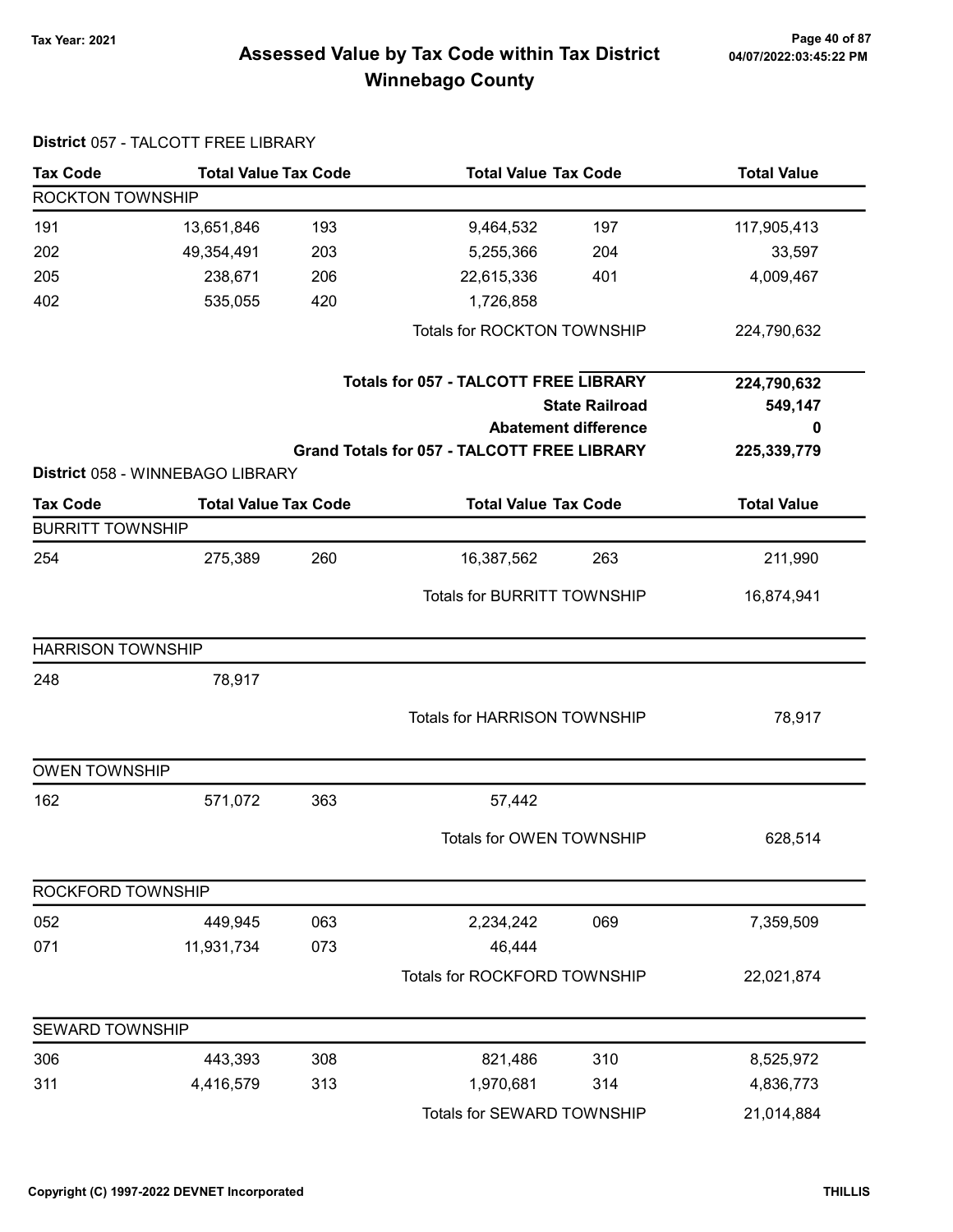# Assessed Value by Tax Code within Tax District
## Winnebago County

Tax Year: 2021

### District 057 - TALCOTT FREE LIBRARY

| Tax Code | Total Value | Tax Code | Total Value | Tax Code | Total Value |
|---|---|---|---|---|---|
| **ROCKTON TOWNSHIP** | | | | | |
| 191 | 13,651,846 | 193 | 9,464,532 | 197 | 117,905,413 |
| 202 | 49,354,491 | 203 | 5,255,366 | 204 | 33,597 |
| 205 | 238,671 | 206 | 22,615,336 | 401 | 4,009,467 |
| 402 | 535,055 | 420 | 1,726,858 | | |
| | | | Totals for ROCKTON TOWNSHIP | | 224,790,632 |
| | | | **Totals for 057 - TALCOTT FREE LIBRARY** | | **224,790,632** |
| | | | **State Railroad** | | **549,147** |
| | | | **Abatement difference** | | **0** |
| | | | **Grand Totals for 057 - TALCOTT FREE LIBRARY** | | **225,339,779** |

### District 058 - WINNEBAGO LIBRARY

| Tax Code | Total Value | Tax Code | Total Value | Tax Code | Total Value |
|---|---|---|---|---|---|
| **BURRITT TOWNSHIP** | | | | | |
| 254 | 275,389 | 260 | 16,387,562 | 263 | 211,990 |
| | | | Totals for BURRITT TOWNSHIP | | 16,874,941 |
| **HARRISON TOWNSHIP** | | | | | |
| 248 | 78,917 | | | | |
| | | | Totals for HARRISON TOWNSHIP | | 78,917 |
| **OWEN TOWNSHIP** | | | | | |
| 162 | 571,072 | 363 | 57,442 | | |
| | | | Totals for OWEN TOWNSHIP | | 628,514 |
| **ROCKFORD TOWNSHIP** | | | | | |
| 052 | 449,945 | 063 | 2,234,242 | 069 | 7,359,509 |
| 071 | 11,931,734 | 073 | 46,444 | | |
| | | | Totals for ROCKFORD TOWNSHIP | | 22,021,874 |
| **SEWARD TOWNSHIP** | | | | | |
| 306 | 443,393 | 308 | 821,486 | 310 | 8,525,972 |
| 311 | 4,416,579 | 313 | 1,970,681 | 314 | 4,836,773 |
| | | | Totals for SEWARD TOWNSHIP | | 21,014,884 |

Copyright (C) 1997-2022 DEVNET Incorporated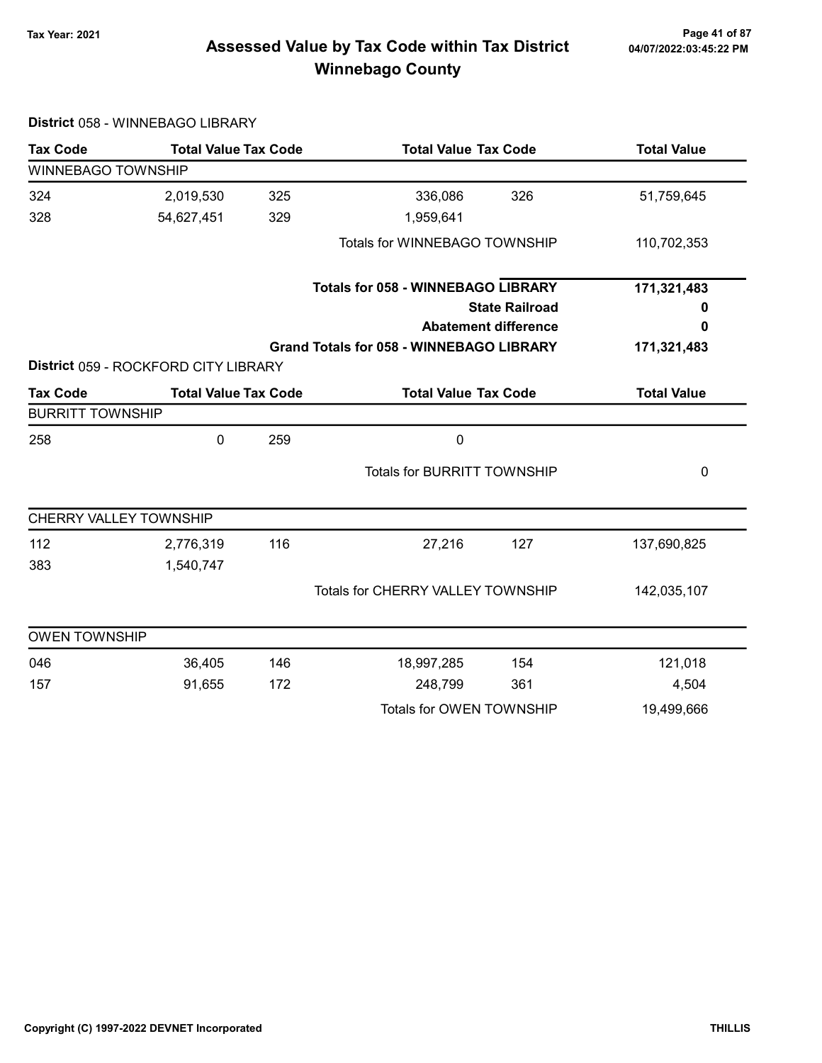# Assessed Value by Tax Code within Tax District
## Winnebago County

Tax Year: 2021

### District 058 - WINNEBAGO LIBRARY

| Tax Code | Total Value | Tax Code | Total Value | Tax Code | Total Value |
|---|---|---|---|---|---|
| **WINNEBAGO TOWNSHIP** | | | | | |
| 324 | 2,019,530 | 325 | 336,086 | 326 | 51,759,645 |
| 328 | 54,627,451 | 329 | 1,959,641 | | |
| | | | Totals for WINNEBAGO TOWNSHIP | | 110,702,353 |
| | | | **Totals for 058 - WINNEBAGO LIBRARY** | | **171,321,483** |
| | | | **State Railroad** | | **0** |
| | | | **Abatement difference** | | **0** |
| | | | **Grand Totals for 058 - WINNEBAGO LIBRARY** | | **171,321,483** |

### District 059 - ROCKFORD CITY LIBRARY

| Tax Code | Total Value | Tax Code | Total Value | Tax Code | Total Value |
|---|---|---|---|---|---|
| **BURRITT TOWNSHIP** | | | | | |
| 258 | 0 | 259 | 0 | | |
| | | | Totals for BURRITT TOWNSHIP | | 0 |
| **CHERRY VALLEY TOWNSHIP** | | | | | |
| 112 | 2,776,319 | 116 | 27,216 | 127 | 137,690,825 |
| 383 | 1,540,747 | | | | |
| | | | Totals for CHERRY VALLEY TOWNSHIP | | 142,035,107 |
| **OWEN TOWNSHIP** | | | | | |
| 046 | 36,405 | 146 | 18,997,285 | 154 | 121,018 |
| 157 | 91,655 | 172 | 248,799 | 361 | 4,504 |
| | | | Totals for OWEN TOWNSHIP | | 19,499,666 |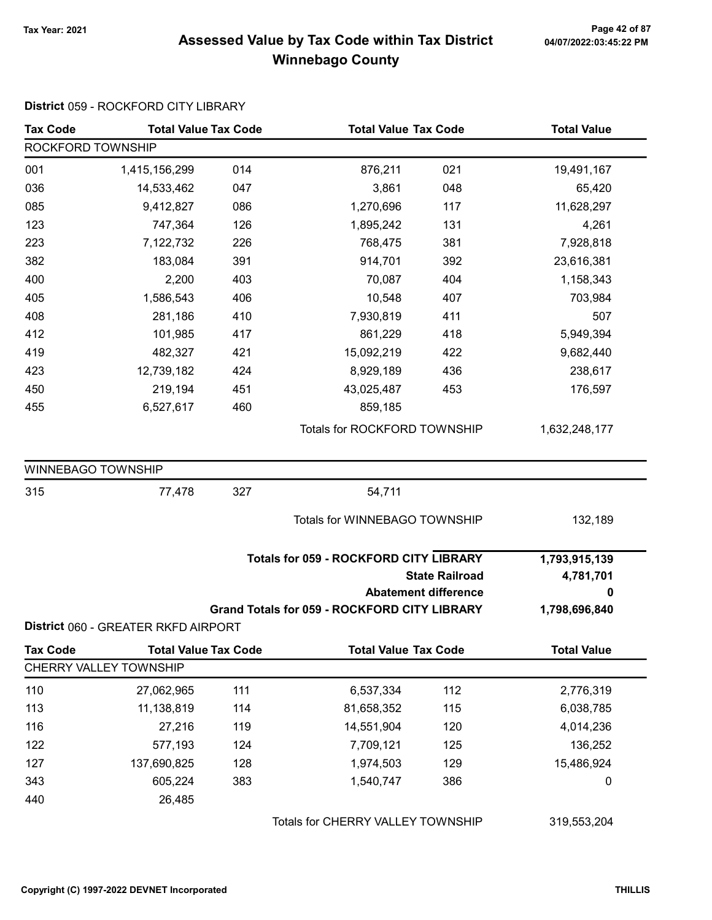# Assessed Value by Tax Code within Tax District
## Winnebago County

Tax Year: 2021

### District 059 - ROCKFORD CITY LIBRARY

| Tax Code | Total Value | Tax Code | Total Value | Tax Code | Total Value |
|---|---|---|---|---|---|
| **ROCKFORD TOWNSHIP** | | | | | |
| 001 | 1,415,156,299 | 014 | 876,211 | 021 | 19,491,167 |
| 036 | 14,533,462 | 047 | 3,861 | 048 | 65,420 |
| 085 | 9,412,827 | 086 | 1,270,696 | 117 | 11,628,297 |
| 123 | 747,364 | 126 | 1,895,242 | 131 | 4,261 |
| 223 | 7,122,732 | 226 | 768,475 | 381 | 7,928,818 |
| 382 | 183,084 | 391 | 914,701 | 392 | 23,616,381 |
| 400 | 2,200 | 403 | 70,087 | 404 | 1,158,343 |
| 405 | 1,586,543 | 406 | 10,548 | 407 | 703,984 |
| 408 | 281,186 | 410 | 7,930,819 | 411 | 507 |
| 412 | 101,985 | 417 | 861,229 | 418 | 5,949,394 |
| 419 | 482,327 | 421 | 15,092,219 | 422 | 9,682,440 |
| 423 | 12,739,182 | 424 | 8,929,189 | 436 | 238,617 |
| 450 | 219,194 | 451 | 43,025,487 | 453 | 176,597 |
| 455 | 6,527,617 | 460 | 859,185 | | |
| | | | Totals for ROCKFORD TOWNSHIP | | 1,632,248,177 |
| **WINNEBAGO TOWNSHIP** | | | | | |
| 315 | 77,478 | 327 | 54,711 | | |
| | | | Totals for WINNEBAGO TOWNSHIP | | 132,189 |

| | |
|---|---|
| **Totals for 059 - ROCKFORD CITY LIBRARY** | **1,793,915,139** |
| **State Railroad** | **4,781,701** |
| **Abatement difference** | **0** |
| **Grand Totals for 059 - ROCKFORD CITY LIBRARY** | **1,798,696,840** |

### District 060 - GREATER RKFD AIRPORT

| Tax Code | Total Value | Tax Code | Total Value | Tax Code | Total Value |
|---|---|---|---|---|---|
| **CHERRY VALLEY TOWNSHIP** | | | | | |
| 110 | 27,062,965 | 111 | 6,537,334 | 112 | 2,776,319 |
| 113 | 11,138,819 | 114 | 81,658,352 | 115 | 6,038,785 |
| 116 | 27,216 | 119 | 14,551,904 | 120 | 4,014,236 |
| 122 | 577,193 | 124 | 7,709,121 | 125 | 136,252 |
| 127 | 137,690,825 | 128 | 1,974,503 | 129 | 15,486,924 |
| 343 | 605,224 | 383 | 1,540,747 | 386 | 0 |
| 440 | 26,485 | | | | |
| | | | Totals for CHERRY VALLEY TOWNSHIP | | 319,553,204 |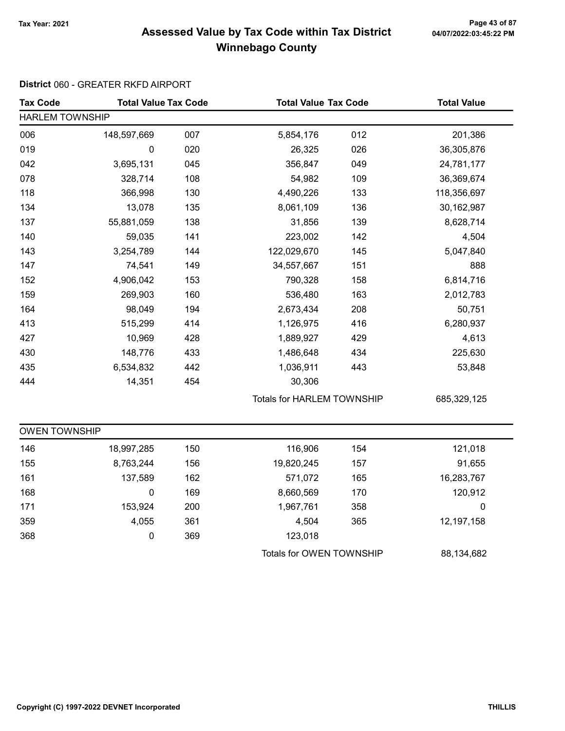# Assessed Value by Tax Code within Tax District
## Winnebago County

Tax Year: 2021

**District** 060 - GREATER RKFD AIRPORT

| Tax Code | Total Value | Tax Code | Total Value | Tax Code | Total Value |
|---|---|---|---|---|---|
| **HARLEM TOWNSHIP** | | | | | |
| 006 | 148,597,669 | 007 | 5,854,176 | 012 | 201,386 |
| 019 | 0 | 020 | 26,325 | 026 | 36,305,876 |
| 042 | 3,695,131 | 045 | 356,847 | 049 | 24,781,177 |
| 078 | 328,714 | 108 | 54,982 | 109 | 36,369,674 |
| 118 | 366,998 | 130 | 4,490,226 | 133 | 118,356,697 |
| 134 | 13,078 | 135 | 8,061,109 | 136 | 30,162,987 |
| 137 | 55,881,059 | 138 | 31,856 | 139 | 8,628,714 |
| 140 | 59,035 | 141 | 223,002 | 142 | 4,504 |
| 143 | 3,254,789 | 144 | 122,029,670 | 145 | 5,047,840 |
| 147 | 74,541 | 149 | 34,557,667 | 151 | 888 |
| 152 | 4,906,042 | 153 | 790,328 | 158 | 6,814,716 |
| 159 | 269,903 | 160 | 536,480 | 163 | 2,012,783 |
| 164 | 98,049 | 194 | 2,673,434 | 208 | 50,751 |
| 413 | 515,299 | 414 | 1,126,975 | 416 | 6,280,937 |
| 427 | 10,969 | 428 | 1,889,927 | 429 | 4,613 |
| 430 | 148,776 | 433 | 1,486,648 | 434 | 225,630 |
| 435 | 6,534,832 | 442 | 1,036,911 | 443 | 53,848 |
| 444 | 14,351 | 454 | 30,306 | | |
| | | | Totals for HARLEM TOWNSHIP | | 685,329,125 |

| Tax Code | Total Value | Tax Code | Total Value | Tax Code | Total Value |
|---|---|---|---|---|---|
| **OWEN TOWNSHIP** | | | | | |
| 146 | 18,997,285 | 150 | 116,906 | 154 | 121,018 |
| 155 | 8,763,244 | 156 | 19,820,245 | 157 | 91,655 |
| 161 | 137,589 | 162 | 571,072 | 165 | 16,283,767 |
| 168 | 0 | 169 | 8,660,569 | 170 | 120,912 |
| 171 | 153,924 | 200 | 1,967,761 | 358 | 0 |
| 359 | 4,055 | 361 | 4,504 | 365 | 12,197,158 |
| 368 | 0 | 369 | 123,018 | | |
| | | | Totals for OWEN TOWNSHIP | | 88,134,682 |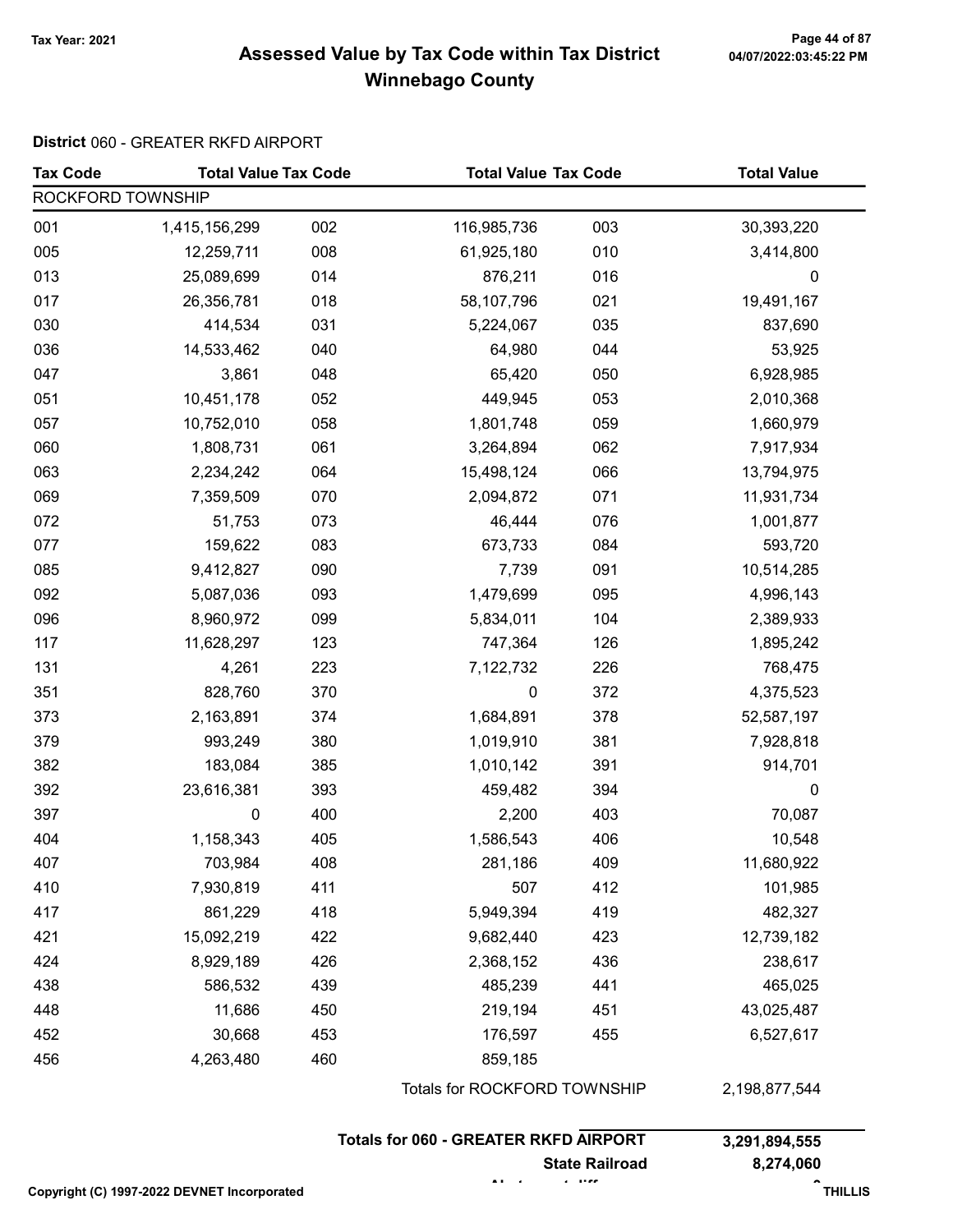# Assessed Value by Tax Code within Tax District
## Winnebago County

Tax Year: 2021

**District** 060 - GREATER RKFD AIRPORT

| Tax Code | Total Value | Tax Code | Total Value | Tax Code | Total Value |
|---|---|---|---|---|---|
| ROCKFORD TOWNSHIP | | | | | |
| 001 | 1,415,156,299 | 002 | 116,985,736 | 003 | 30,393,220 |
| 005 | 12,259,711 | 008 | 61,925,180 | 010 | 3,414,800 |
| 013 | 25,089,699 | 014 | 876,211 | 016 | 0 |
| 017 | 26,356,781 | 018 | 58,107,796 | 021 | 19,491,167 |
| 030 | 414,534 | 031 | 5,224,067 | 035 | 837,690 |
| 036 | 14,533,462 | 040 | 64,980 | 044 | 53,925 |
| 047 | 3,861 | 048 | 65,420 | 050 | 6,928,985 |
| 051 | 10,451,178 | 052 | 449,945 | 053 | 2,010,368 |
| 057 | 10,752,010 | 058 | 1,801,748 | 059 | 1,660,979 |
| 060 | 1,808,731 | 061 | 3,264,894 | 062 | 7,917,934 |
| 063 | 2,234,242 | 064 | 15,498,124 | 066 | 13,794,975 |
| 069 | 7,359,509 | 070 | 2,094,872 | 071 | 11,931,734 |
| 072 | 51,753 | 073 | 46,444 | 076 | 1,001,877 |
| 077 | 159,622 | 083 | 673,733 | 084 | 593,720 |
| 085 | 9,412,827 | 090 | 7,739 | 091 | 10,514,285 |
| 092 | 5,087,036 | 093 | 1,479,699 | 095 | 4,996,143 |
| 096 | 8,960,972 | 099 | 5,834,011 | 104 | 2,389,933 |
| 117 | 11,628,297 | 123 | 747,364 | 126 | 1,895,242 |
| 131 | 4,261 | 223 | 7,122,732 | 226 | 768,475 |
| 351 | 828,760 | 370 | 0 | 372 | 4,375,523 |
| 373 | 2,163,891 | 374 | 1,684,891 | 378 | 52,587,197 |
| 379 | 993,249 | 380 | 1,019,910 | 381 | 7,928,818 |
| 382 | 183,084 | 385 | 1,010,142 | 391 | 914,701 |
| 392 | 23,616,381 | 393 | 459,482 | 394 | 0 |
| 397 | 0 | 400 | 2,200 | 403 | 70,087 |
| 404 | 1,158,343 | 405 | 1,586,543 | 406 | 10,548 |
| 407 | 703,984 | 408 | 281,186 | 409 | 11,680,922 |
| 410 | 7,930,819 | 411 | 507 | 412 | 101,985 |
| 417 | 861,229 | 418 | 5,949,394 | 419 | 482,327 |
| 421 | 15,092,219 | 422 | 9,682,440 | 423 | 12,739,182 |
| 424 | 8,929,189 | 426 | 2,368,152 | 436 | 238,617 |
| 438 | 586,532 | 439 | 485,239 | 441 | 465,025 |
| 448 | 11,686 | 450 | 219,194 | 451 | 43,025,487 |
| 452 | 30,668 | 453 | 176,597 | 455 | 6,527,617 |
| 456 | 4,263,480 | 460 | 859,185 | | |

Totals for ROCKFORD TOWNSHIP: 2,198,877,544

**Totals for 060 - GREATER RKFD AIRPORT: 3,291,894,555**

**State Railroad: 8,274,060**

Copyright (C) 1997-2022 DEVNET Incorporated THILLIS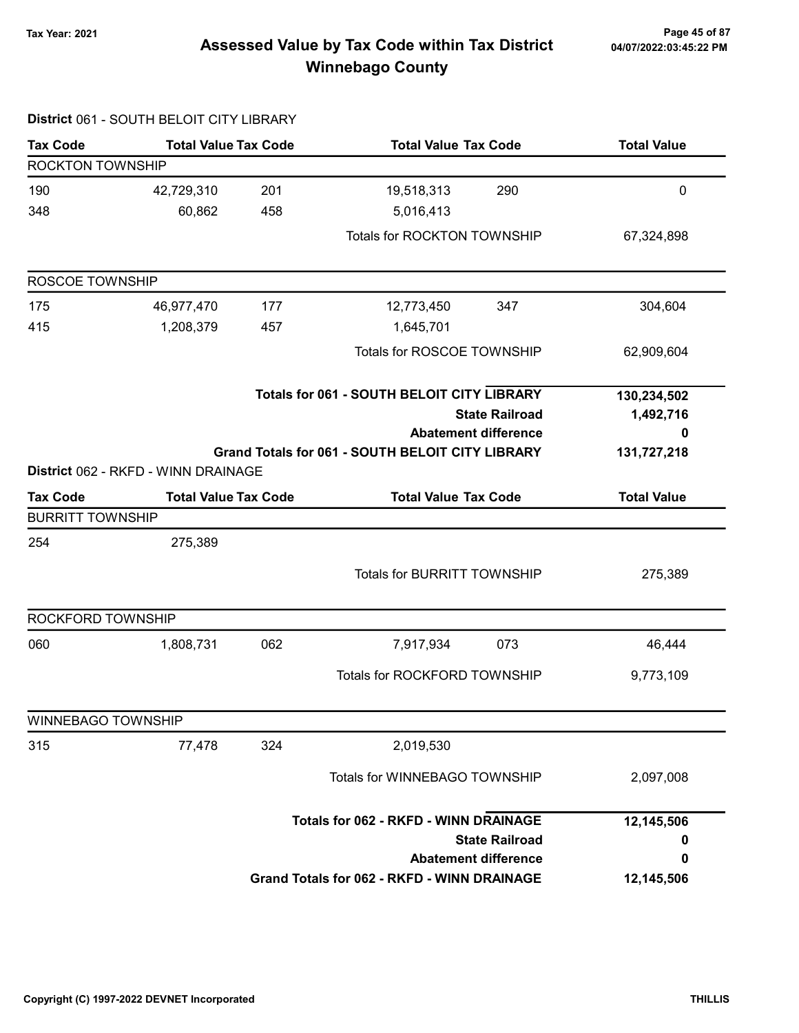# Assessed Value by Tax Code within Tax District
## Winnebago County

Tax Year: 2021

**District** 061 - SOUTH BELOIT CITY LIBRARY

| Tax Code | Total Value | Tax Code | Total Value | Tax Code | Total Value |
|---|---|---|---|---|---|
| **ROCKTON TOWNSHIP** | | | | | |
| 190 | 42,729,310 | 201 | 19,518,313 | 290 | 0 |
| 348 | 60,862 | 458 | 5,016,413 | | |
| | | | Totals for ROCKTON TOWNSHIP | | 67,324,898 |
| **ROSCOE TOWNSHIP** | | | | | |
| 175 | 46,977,470 | 177 | 12,773,450 | 347 | 304,604 |
| 415 | 1,208,379 | 457 | 1,645,701 | | |
| | | | Totals for ROSCOE TOWNSHIP | | 62,909,604 |

| | |
|---|---|
| **Totals for 061 - SOUTH BELOIT CITY LIBRARY** | **130,234,502** |
| **State Railroad** | **1,492,716** |
| **Abatement difference** | **0** |
| **Grand Totals for 061 - SOUTH BELOIT CITY LIBRARY** | **131,727,218** |

**District** 062 - RKFD - WINN DRAINAGE

| Tax Code | Total Value | Tax Code | Total Value | Tax Code | Total Value |
|---|---|---|---|---|---|
| **BURRITT TOWNSHIP** | | | | | |
| 254 | 275,389 | | | | |
| | | | Totals for BURRITT TOWNSHIP | | 275,389 |
| **ROCKFORD TOWNSHIP** | | | | | |
| 060 | 1,808,731 | 062 | 7,917,934 | 073 | 46,444 |
| | | | Totals for ROCKFORD TOWNSHIP | | 9,773,109 |
| **WINNEBAGO TOWNSHIP** | | | | | |
| 315 | 77,478 | 324 | 2,019,530 | | |
| | | | Totals for WINNEBAGO TOWNSHIP | | 2,097,008 |

| | |
|---|---|
| **Totals for 062 - RKFD - WINN DRAINAGE** | **12,145,506** |
| **State Railroad** | **0** |
| **Abatement difference** | **0** |
| **Grand Totals for 062 - RKFD - WINN DRAINAGE** | **12,145,506** |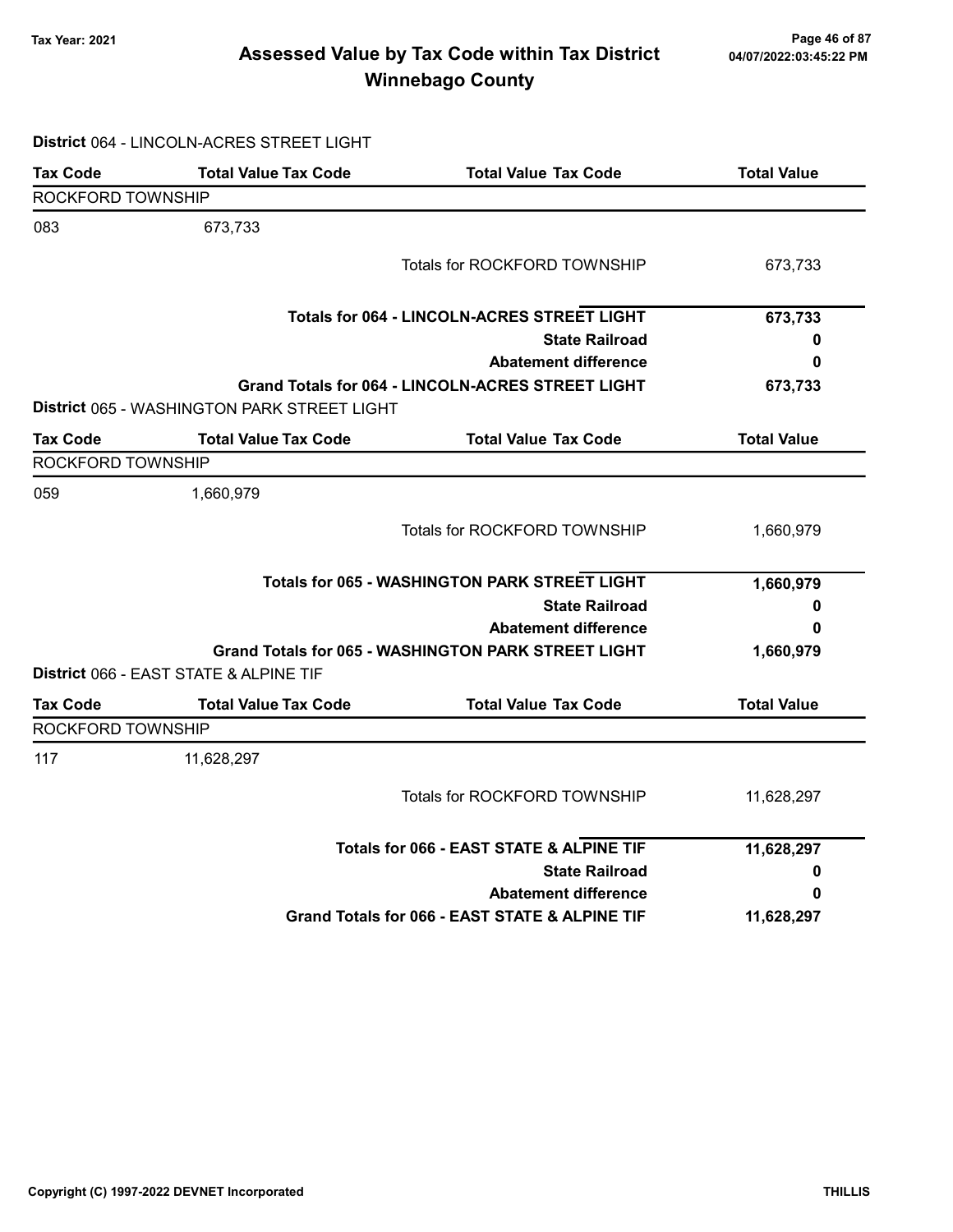# Assessed Value by Tax Code within Tax District
## Winnebago County

**District** 064 - LINCOLN-ACRES STREET LIGHT

| Tax Code | Total Value Tax Code | Total Value Tax Code | Total Value |
|---|---|---|---|
| ROCKFORD TOWNSHIP | | | |
| 083 | 673,733 | | |
| | | Totals for ROCKFORD TOWNSHIP | 673,733 |
| | | **Totals for 064 - LINCOLN-ACRES STREET LIGHT** | **673,733** |
| | | **State Railroad** | **0** |
| | | **Abatement difference** | **0** |
| | | **Grand Totals for 064 - LINCOLN-ACRES STREET LIGHT** | **673,733** |

**District** 065 - WASHINGTON PARK STREET LIGHT

| Tax Code | Total Value Tax Code | Total Value Tax Code | Total Value |
|---|---|---|---|
| ROCKFORD TOWNSHIP | | | |
| 059 | 1,660,979 | | |
| | | Totals for ROCKFORD TOWNSHIP | 1,660,979 |
| | | **Totals for 065 - WASHINGTON PARK STREET LIGHT** | **1,660,979** |
| | | **State Railroad** | **0** |
| | | **Abatement difference** | **0** |
| | | **Grand Totals for 065 - WASHINGTON PARK STREET LIGHT** | **1,660,979** |

**District** 066 - EAST STATE & ALPINE TIF

| Tax Code | Total Value Tax Code | Total Value Tax Code | Total Value |
|---|---|---|---|
| ROCKFORD TOWNSHIP | | | |
| 117 | 11,628,297 | | |
| | | Totals for ROCKFORD TOWNSHIP | 11,628,297 |
| | | **Totals for 066 - EAST STATE & ALPINE TIF** | **11,628,297** |
| | | **State Railroad** | **0** |
| | | **Abatement difference** | **0** |
| | | **Grand Totals for 066 - EAST STATE & ALPINE TIF** | **11,628,297** |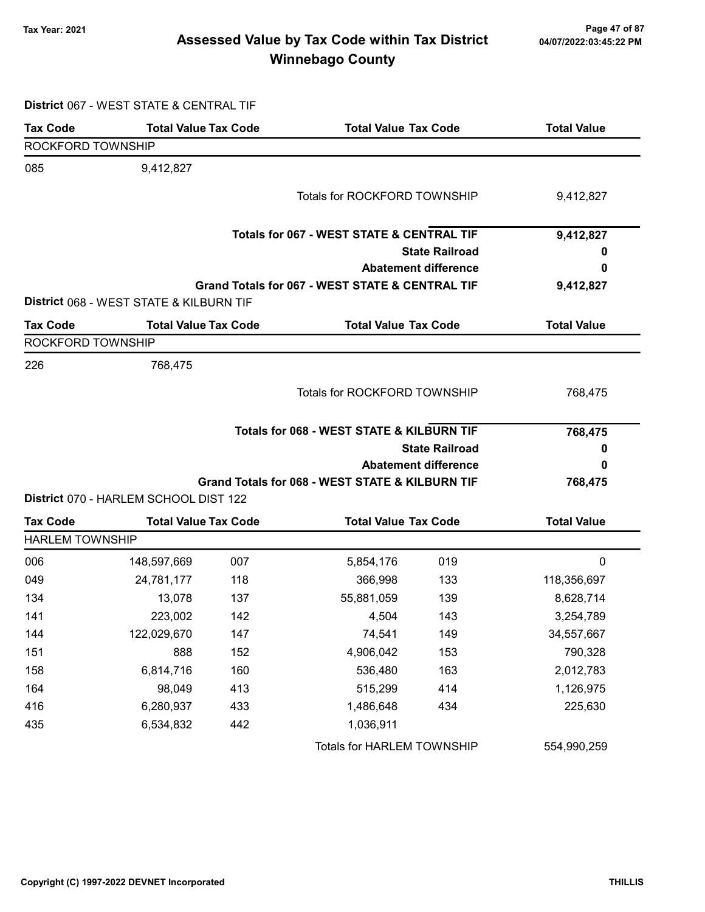## Assessed Value by Tax Code within Tax District
## Winnebago County

Tax Year: 2021

**District** 067 - WEST STATE & CENTRAL TIF

| Tax Code | Total Value | Tax Code | Total Value | Tax Code | Total Value |
|---|---|---|---|---|---|
| ROCKFORD TOWNSHIP | | | | | |
| 085 | 9,412,827 | | | | |
| | | | Totals for ROCKFORD TOWNSHIP | | 9,412,827 |
| | | | **Totals for 067 - WEST STATE & CENTRAL TIF** | | **9,412,827** |
| | | | **State Railroad** | | **0** |
| | | | **Abatement difference** | | **0** |
| | | | **Grand Totals for 067 - WEST STATE & CENTRAL TIF** | | **9,412,827** |

**District** 068 - WEST STATE & KILBURN TIF

| Tax Code | Total Value | Tax Code | Total Value | Tax Code | Total Value |
|---|---|---|---|---|---|
| ROCKFORD TOWNSHIP | | | | | |
| 226 | 768,475 | | | | |
| | | | Totals for ROCKFORD TOWNSHIP | | 768,475 |
| | | | **Totals for 068 - WEST STATE & KILBURN TIF** | | **768,475** |
| | | | **State Railroad** | | **0** |
| | | | **Abatement difference** | | **0** |
| | | | **Grand Totals for 068 - WEST STATE & KILBURN TIF** | | **768,475** |

**District** 070 - HARLEM SCHOOL DIST 122

| Tax Code | Total Value | Tax Code | Total Value | Tax Code | Total Value |
|---|---|---|---|---|---|
| HARLEM TOWNSHIP | | | | | |
| 006 | 148,597,669 | 007 | 5,854,176 | 019 | 0 |
| 049 | 24,781,177 | 118 | 366,998 | 133 | 118,356,697 |
| 134 | 13,078 | 137 | 55,881,059 | 139 | 8,628,714 |
| 141 | 223,002 | 142 | 4,504 | 143 | 3,254,789 |
| 144 | 122,029,670 | 147 | 74,541 | 149 | 34,557,667 |
| 151 | 888 | 152 | 4,906,042 | 153 | 790,328 |
| 158 | 6,814,716 | 160 | 536,480 | 163 | 2,012,783 |
| 164 | 98,049 | 413 | 515,299 | 414 | 1,126,975 |
| 416 | 6,280,937 | 433 | 1,486,648 | 434 | 225,630 |
| 435 | 6,534,832 | 442 | 1,036,911 | | |
| | | | Totals for HARLEM TOWNSHIP | | 554,990,259 |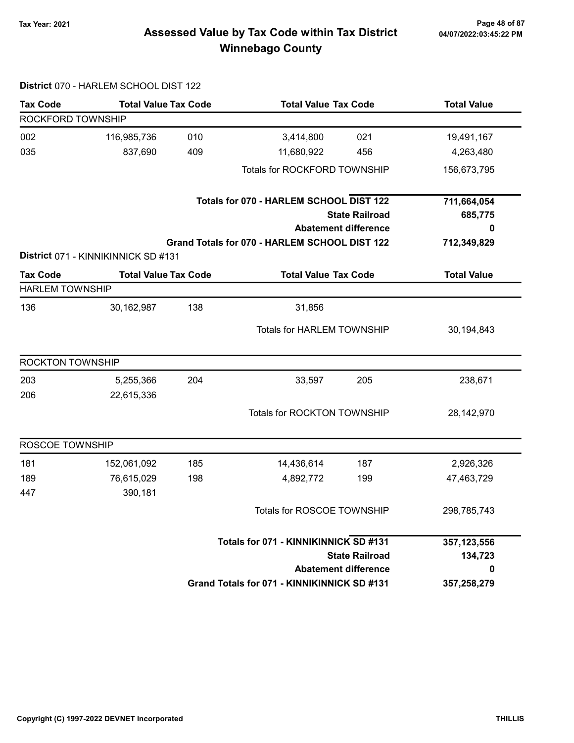# Assessed Value by Tax Code within Tax District
## Winnebago County

Tax Year: 2021

**District** 070 - HARLEM SCHOOL DIST 122

| Tax Code | Total Value | Tax Code | Total Value | Tax Code | Total Value |
|---|---|---|---|---|---|
| ROCKFORD TOWNSHIP | | | | | |
| 002 | 116,985,736 | 010 | 3,414,800 | 021 | 19,491,167 |
| 035 | 837,690 | 409 | 11,680,922 | 456 | 4,263,480 |
| | | | Totals for ROCKFORD TOWNSHIP | | 156,673,795 |
| | | | **Totals for 070 - HARLEM SCHOOL DIST 122** | | **711,664,054** |
| | | | | **State Railroad** | **685,775** |
| | | | | **Abatement difference** | **0** |
| | | | **Grand Totals for 070 - HARLEM SCHOOL DIST 122** | | **712,349,829** |

**District** 071 - KINNIKINNICK SD #131

| Tax Code | Total Value | Tax Code | Total Value | Tax Code | Total Value |
|---|---|---|---|---|---|
| HARLEM TOWNSHIP | | | | | |
| 136 | 30,162,987 | 138 | 31,856 | | |
| | | | Totals for HARLEM TOWNSHIP | | 30,194,843 |
| ROCKTON TOWNSHIP | | | | | |
| 203 | 5,255,366 | 204 | 33,597 | 205 | 238,671 |
| 206 | 22,615,336 | | | | |
| | | | Totals for ROCKTON TOWNSHIP | | 28,142,970 |
| ROSCOE TOWNSHIP | | | | | |
| 181 | 152,061,092 | 185 | 14,436,614 | 187 | 2,926,326 |
| 189 | 76,615,029 | 198 | 4,892,772 | 199 | 47,463,729 |
| 447 | 390,181 | | | | |
| | | | Totals for ROSCOE TOWNSHIP | | 298,785,743 |
| | | | **Totals for 071 - KINNIKINNICK SD #131** | | **357,123,556** |
| | | | | **State Railroad** | **134,723** |
| | | | | **Abatement difference** | **0** |
| | | | **Grand Totals for 071 - KINNIKINNICK SD #131** | | **357,258,279** |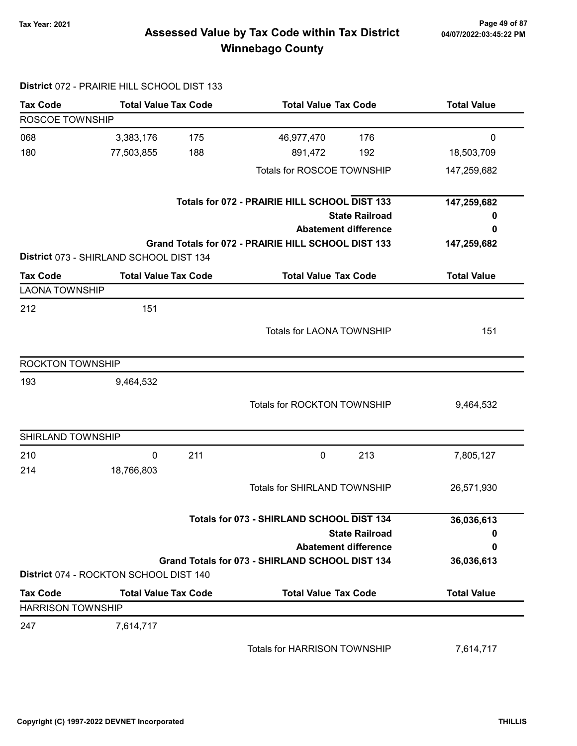# Assessed Value by Tax Code within Tax District
## Winnebago County

Tax Year: 2021

**District** 072 - PRAIRIE HILL SCHOOL DIST 133

| Tax Code | Total Value | Tax Code | Total Value | Tax Code | Total Value |
|---|---|---|---|---|---|
| ROSCOE TOWNSHIP | | | | | |
| 068 | 3,383,176 | 175 | 46,977,470 | 176 | 0 |
| 180 | 77,503,855 | 188 | 891,472 | 192 | 18,503,709 |
| | | | Totals for ROSCOE TOWNSHIP | | 147,259,682 |
| | | | **Totals for 072 - PRAIRIE HILL SCHOOL DIST 133** | | **147,259,682** |
| | | | **State Railroad** | | **0** |
| | | | **Abatement difference** | | **0** |
| | | | **Grand Totals for 072 - PRAIRIE HILL SCHOOL DIST 133** | | **147,259,682** |

**District** 073 - SHIRLAND SCHOOL DIST 134

| Tax Code | Total Value | Tax Code | Total Value | Tax Code | Total Value |
|---|---|---|---|---|---|
| LAONA TOWNSHIP | | | | | |
| 212 | 151 | | | | |
| | | | Totals for LAONA TOWNSHIP | | 151 |
| ROCKTON TOWNSHIP | | | | | |
| 193 | 9,464,532 | | | | |
| | | | Totals for ROCKTON TOWNSHIP | | 9,464,532 |
| SHIRLAND TOWNSHIP | | | | | |
| 210 | 0 | 211 | 0 | 213 | 7,805,127 |
| 214 | 18,766,803 | | | | |
| | | | Totals for SHIRLAND TOWNSHIP | | 26,571,930 |
| | | | **Totals for 073 - SHIRLAND SCHOOL DIST 134** | | **36,036,613** |
| | | | **State Railroad** | | **0** |
| | | | **Abatement difference** | | **0** |
| | | | **Grand Totals for 073 - SHIRLAND SCHOOL DIST 134** | | **36,036,613** |

**District** 074 - ROCKTON SCHOOL DIST 140

| Tax Code | Total Value | Tax Code | Total Value | Tax Code | Total Value |
|---|---|---|---|---|---|
| HARRISON TOWNSHIP | | | | | |
| 247 | 7,614,717 | | | | |
| | | | Totals for HARRISON TOWNSHIP | | 7,614,717 |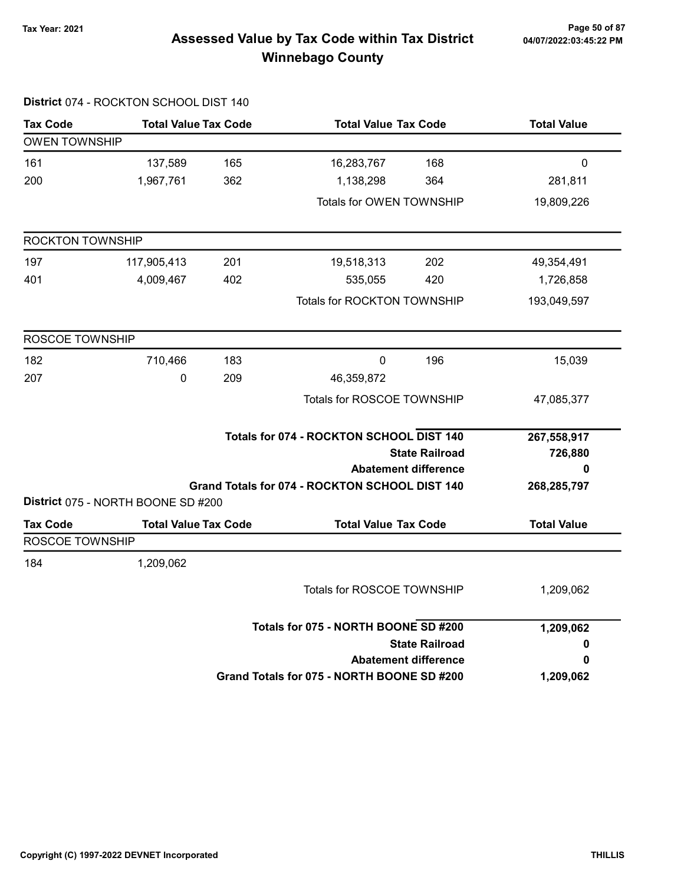# Assessed Value by Tax Code within Tax District
## Winnebago County

Tax Year: 2021

04/07/2022:03:45:22 PM

**District** 074 - ROCKTON SCHOOL DIST 140

| Tax Code | Total Value | Tax Code | Total Value | Tax Code | Total Value |
|---|---|---|---|---|---|
| **OWEN TOWNSHIP** | | | | | |
| 161 | 137,589 | 165 | 16,283,767 | 168 | 0 |
| 200 | 1,967,761 | 362 | 1,138,298 | 364 | 281,811 |
| | | | Totals for OWEN TOWNSHIP | | 19,809,226 |
| **ROCKTON TOWNSHIP** | | | | | |
| 197 | 117,905,413 | 201 | 19,518,313 | 202 | 49,354,491 |
| 401 | 4,009,467 | 402 | 535,055 | 420 | 1,726,858 |
| | | | Totals for ROCKTON TOWNSHIP | | 193,049,597 |
| **ROSCOE TOWNSHIP** | | | | | |
| 182 | 710,466 | 183 | 0 | 196 | 15,039 |
| 207 | 0 | 209 | 46,359,872 | | |
| | | | Totals for ROSCOE TOWNSHIP | | 47,085,377 |

| | |
|---|---|
| **Totals for 074 - ROCKTON SCHOOL DIST 140** | **267,558,917** |
| **State Railroad** | **726,880** |
| **Abatement difference** | **0** |
| **Grand Totals for 074 - ROCKTON SCHOOL DIST 140** | **268,285,797** |

**District** 075 - NORTH BOONE SD #200

| Tax Code | Total Value | Tax Code | Total Value | Tax Code | Total Value |
|---|---|---|---|---|---|
| **ROSCOE TOWNSHIP** | | | | | |
| 184 | 1,209,062 | | | | |
| | | | Totals for ROSCOE TOWNSHIP | | 1,209,062 |

| | |
|---|---|
| **Totals for 075 - NORTH BOONE SD #200** | **1,209,062** |
| **State Railroad** | **0** |
| **Abatement difference** | **0** |
| **Grand Totals for 075 - NORTH BOONE SD #200** | **1,209,062** |

Copyright (C) 1997-2022 DEVNET Incorporated THILLIS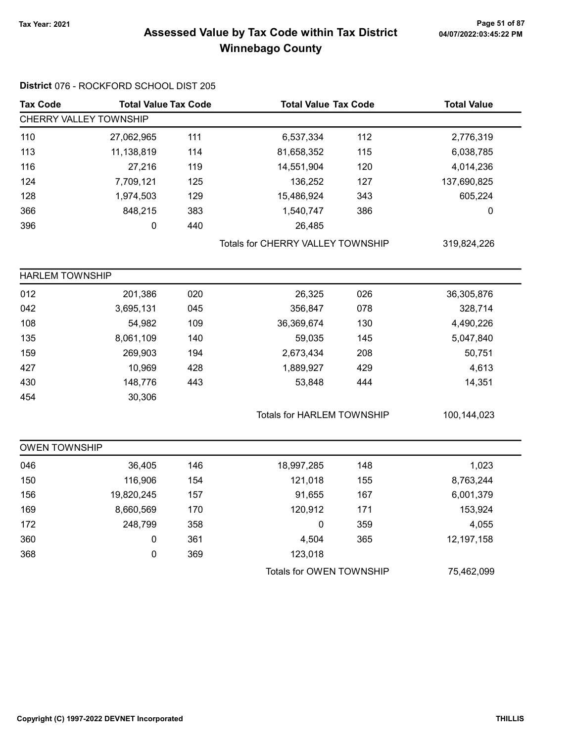## Assessed Value by Tax Code within Tax District
## Winnebago County

Tax Year: 2021

**District** 076 - ROCKFORD SCHOOL DIST 205

| Tax Code | Total Value | Tax Code | Total Value | Tax Code | Total Value |
|---|---|---|---|---|---|
| **CHERRY VALLEY TOWNSHIP** | | | | | |
| 110 | 27,062,965 | 111 | 6,537,334 | 112 | 2,776,319 |
| 113 | 11,138,819 | 114 | 81,658,352 | 115 | 6,038,785 |
| 116 | 27,216 | 119 | 14,551,904 | 120 | 4,014,236 |
| 124 | 7,709,121 | 125 | 136,252 | 127 | 137,690,825 |
| 128 | 1,974,503 | 129 | 15,486,924 | 343 | 605,224 |
| 366 | 848,215 | 383 | 1,540,747 | 386 | 0 |
| 396 | 0 | 440 | 26,485 | | |
| | | | Totals for CHERRY VALLEY TOWNSHIP | | 319,824,226 |
| **HARLEM TOWNSHIP** | | | | | |
| 012 | 201,386 | 020 | 26,325 | 026 | 36,305,876 |
| 042 | 3,695,131 | 045 | 356,847 | 078 | 328,714 |
| 108 | 54,982 | 109 | 36,369,674 | 130 | 4,490,226 |
| 135 | 8,061,109 | 140 | 59,035 | 145 | 5,047,840 |
| 159 | 269,903 | 194 | 2,673,434 | 208 | 50,751 |
| 427 | 10,969 | 428 | 1,889,927 | 429 | 4,613 |
| 430 | 148,776 | 443 | 53,848 | 444 | 14,351 |
| 454 | 30,306 | | | | |
| | | | Totals for HARLEM TOWNSHIP | | 100,144,023 |
| **OWEN TOWNSHIP** | | | | | |
| 046 | 36,405 | 146 | 18,997,285 | 148 | 1,023 |
| 150 | 116,906 | 154 | 121,018 | 155 | 8,763,244 |
| 156 | 19,820,245 | 157 | 91,655 | 167 | 6,001,379 |
| 169 | 8,660,569 | 170 | 120,912 | 171 | 153,924 |
| 172 | 248,799 | 358 | 0 | 359 | 4,055 |
| 360 | 0 | 361 | 4,504 | 365 | 12,197,158 |
| 368 | 0 | 369 | 123,018 | | |
| | | | Totals for OWEN TOWNSHIP | | 75,462,099 |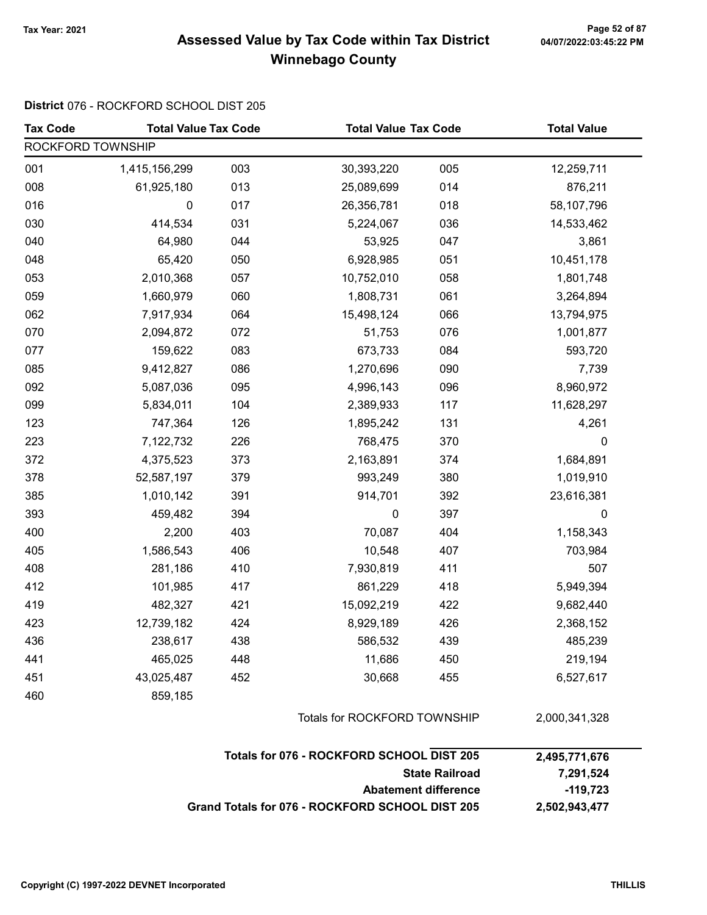# Assessed Value by Tax Code within Tax District
## Winnebago County

Tax Year: 2021

04/07/2022:03:45:22 PM

**District** 076 - ROCKFORD SCHOOL DIST 205

| Tax Code | Total Value | Tax Code | Total Value | Tax Code | Total Value |
|---|---|---|---|---|---|
| ROCKFORD TOWNSHIP | | | | | |
| 001 | 1,415,156,299 | 003 | 30,393,220 | 005 | 12,259,711 |
| 008 | 61,925,180 | 013 | 25,089,699 | 014 | 876,211 |
| 016 | 0 | 017 | 26,356,781 | 018 | 58,107,796 |
| 030 | 414,534 | 031 | 5,224,067 | 036 | 14,533,462 |
| 040 | 64,980 | 044 | 53,925 | 047 | 3,861 |
| 048 | 65,420 | 050 | 6,928,985 | 051 | 10,451,178 |
| 053 | 2,010,368 | 057 | 10,752,010 | 058 | 1,801,748 |
| 059 | 1,660,979 | 060 | 1,808,731 | 061 | 3,264,894 |
| 062 | 7,917,934 | 064 | 15,498,124 | 066 | 13,794,975 |
| 070 | 2,094,872 | 072 | 51,753 | 076 | 1,001,877 |
| 077 | 159,622 | 083 | 673,733 | 084 | 593,720 |
| 085 | 9,412,827 | 086 | 1,270,696 | 090 | 7,739 |
| 092 | 5,087,036 | 095 | 4,996,143 | 096 | 8,960,972 |
| 099 | 5,834,011 | 104 | 2,389,933 | 117 | 11,628,297 |
| 123 | 747,364 | 126 | 1,895,242 | 131 | 4,261 |
| 223 | 7,122,732 | 226 | 768,475 | 370 | 0 |
| 372 | 4,375,523 | 373 | 2,163,891 | 374 | 1,684,891 |
| 378 | 52,587,197 | 379 | 993,249 | 380 | 1,019,910 |
| 385 | 1,010,142 | 391 | 914,701 | 392 | 23,616,381 |
| 393 | 459,482 | 394 | 0 | 397 | 0 |
| 400 | 2,200 | 403 | 70,087 | 404 | 1,158,343 |
| 405 | 1,586,543 | 406 | 10,548 | 407 | 703,984 |
| 408 | 281,186 | 410 | 7,930,819 | 411 | 507 |
| 412 | 101,985 | 417 | 861,229 | 418 | 5,949,394 |
| 419 | 482,327 | 421 | 15,092,219 | 422 | 9,682,440 |
| 423 | 12,739,182 | 424 | 8,929,189 | 426 | 2,368,152 |
| 436 | 238,617 | 438 | 586,532 | 439 | 485,239 |
| 441 | 465,025 | 448 | 11,686 | 450 | 219,194 |
| 451 | 43,025,487 | 452 | 30,668 | 455 | 6,527,617 |
| 460 | 859,185 | | | | |
| | | | Totals for ROCKFORD TOWNSHIP | | 2,000,341,328 |

| | |
|---|---|
| **Totals for 076 - ROCKFORD SCHOOL DIST 205** | **2,495,771,676** |
| **State Railroad** | **7,291,524** |
| **Abatement difference** | **-119,723** |
| **Grand Totals for 076 - ROCKFORD SCHOOL DIST 205** | **2,502,943,477** |

Copyright (C) 1997-2022 DEVNET Incorporated THILLIS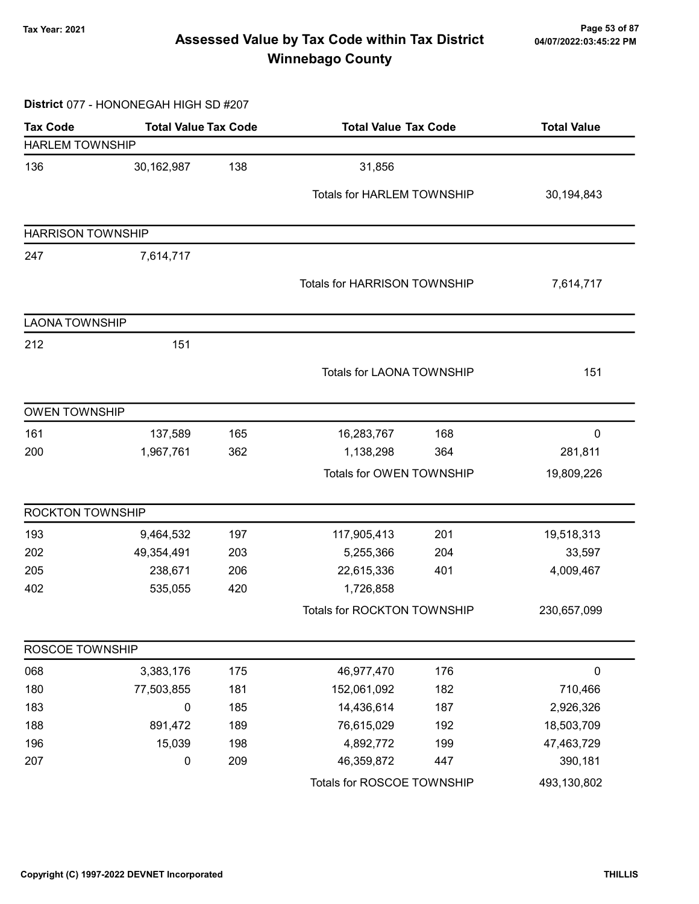# Assessed Value by Tax Code within Tax District

## Winnebago County

Tax Year: 2021

**District** 077 - HONONEGAH HIGH SD #207

| Tax Code | Total Value | Tax Code | Total Value | Tax Code | Total Value |
|---|---|---|---|---|---|
| **HARLEM TOWNSHIP** | | | | | |
| 136 | 30,162,987 | 138 | 31,856 | | |
| | | | Totals for HARLEM TOWNSHIP | | 30,194,843 |
| **HARRISON TOWNSHIP** | | | | | |
| 247 | 7,614,717 | | | | |
| | | | Totals for HARRISON TOWNSHIP | | 7,614,717 |
| **LAONA TOWNSHIP** | | | | | |
| 212 | 151 | | | | |
| | | | Totals for LAONA TOWNSHIP | | 151 |
| **OWEN TOWNSHIP** | | | | | |
| 161 | 137,589 | 165 | 16,283,767 | 168 | 0 |
| 200 | 1,967,761 | 362 | 1,138,298 | 364 | 281,811 |
| | | | Totals for OWEN TOWNSHIP | | 19,809,226 |
| **ROCKTON TOWNSHIP** | | | | | |
| 193 | 9,464,532 | 197 | 117,905,413 | 201 | 19,518,313 |
| 202 | 49,354,491 | 203 | 5,255,366 | 204 | 33,597 |
| 205 | 238,671 | 206 | 22,615,336 | 401 | 4,009,467 |
| 402 | 535,055 | 420 | 1,726,858 | | |
| | | | Totals for ROCKTON TOWNSHIP | | 230,657,099 |
| **ROSCOE TOWNSHIP** | | | | | |
| 068 | 3,383,176 | 175 | 46,977,470 | 176 | 0 |
| 180 | 77,503,855 | 181 | 152,061,092 | 182 | 710,466 |
| 183 | 0 | 185 | 14,436,614 | 187 | 2,926,326 |
| 188 | 891,472 | 189 | 76,615,029 | 192 | 18,503,709 |
| 196 | 15,039 | 198 | 4,892,772 | 199 | 47,463,729 |
| 207 | 0 | 209 | 46,359,872 | 447 | 390,181 |
| | | | Totals for ROSCOE TOWNSHIP | | 493,130,802 |

Copyright (C) 1997-2022 DEVNET Incorporated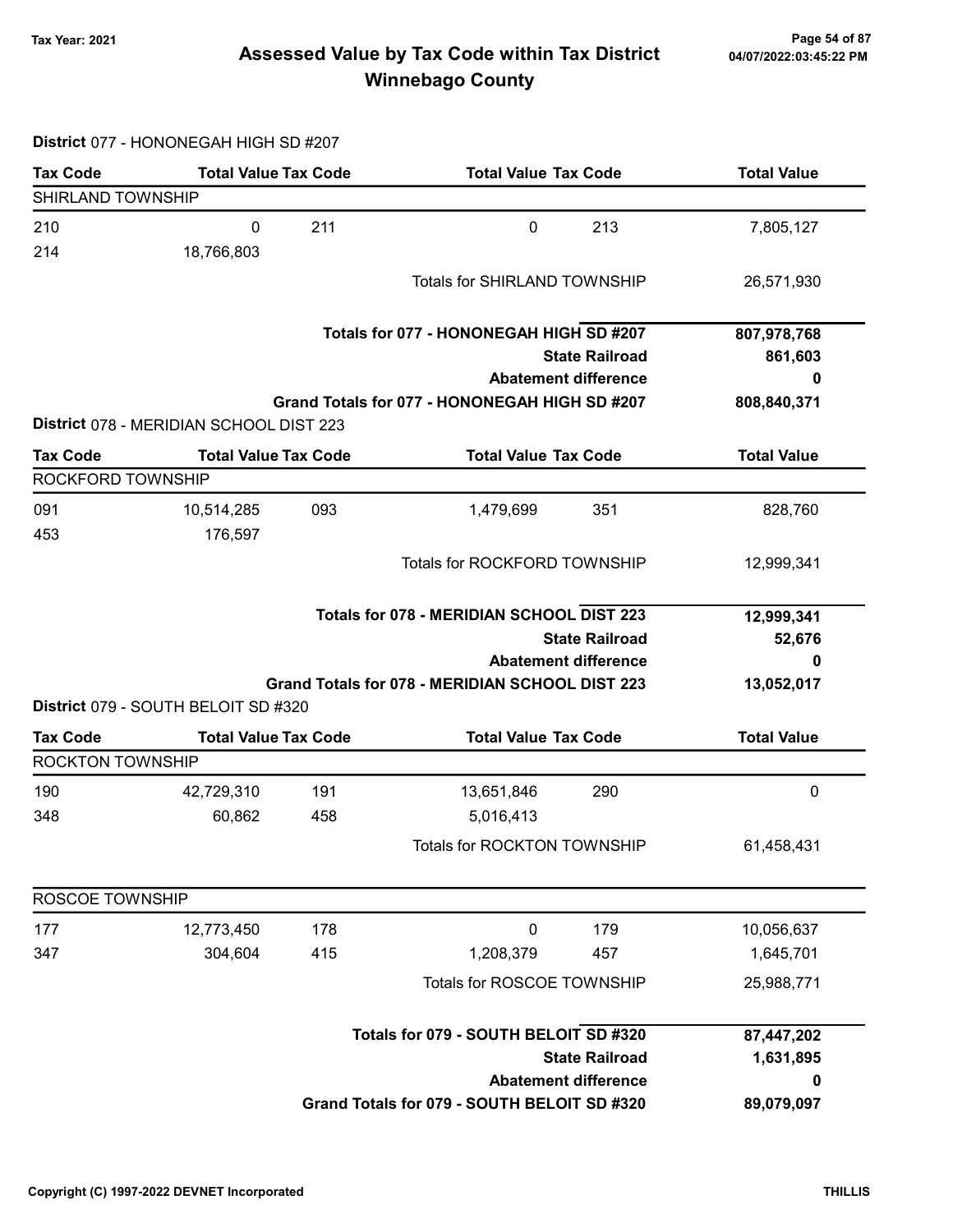# Assessed Value by Tax Code within Tax District

## Winnebago County

Tax Year: 2021

04/07/2022:03:45:22 PM

**District** 077 - HONONEGAH HIGH SD #207

| Tax Code | Total Value | Tax Code | Total Value | Tax Code | Total Value |
|---|---|---|---|---|---|
| SHIRLAND TOWNSHIP | | | | | |
| 210 | 0 | 211 | 0 | 213 | 7,805,127 |
| 214 | 18,766,803 | | | | |
| | | | Totals for SHIRLAND TOWNSHIP | | 26,571,930 |

| | |
|---|---|
| **Totals for 077 - HONONEGAH HIGH SD #207** | **807,978,768** |
| **State Railroad** | **861,603** |
| **Abatement difference** | **0** |
| **Grand Totals for 077 - HONONEGAH HIGH SD #207** | **808,840,371** |

**District** 078 - MERIDIAN SCHOOL DIST 223

| Tax Code | Total Value | Tax Code | Total Value | Tax Code | Total Value |
|---|---|---|---|---|---|
| ROCKFORD TOWNSHIP | | | | | |
| 091 | 10,514,285 | 093 | 1,479,699 | 351 | 828,760 |
| 453 | 176,597 | | | | |
| | | | Totals for ROCKFORD TOWNSHIP | | 12,999,341 |

| | |
|---|---|
| **Totals for 078 - MERIDIAN SCHOOL DIST 223** | **12,999,341** |
| **State Railroad** | **52,676** |
| **Abatement difference** | **0** |
| **Grand Totals for 078 - MERIDIAN SCHOOL DIST 223** | **13,052,017** |

**District** 079 - SOUTH BELOIT SD #320

| Tax Code | Total Value | Tax Code | Total Value | Tax Code | Total Value |
|---|---|---|---|---|---|
| ROCKTON TOWNSHIP | | | | | |
| 190 | 42,729,310 | 191 | 13,651,846 | 290 | 0 |
| 348 | 60,862 | 458 | 5,016,413 | | |
| | | | Totals for ROCKTON TOWNSHIP | | 61,458,431 |
| ROSCOE TOWNSHIP | | | | | |
| 177 | 12,773,450 | 178 | 0 | 179 | 10,056,637 |
| 347 | 304,604 | 415 | 1,208,379 | 457 | 1,645,701 |
| | | | Totals for ROSCOE TOWNSHIP | | 25,988,771 |

| | |
|---|---|
| **Totals for 079 - SOUTH BELOIT SD #320** | **87,447,202** |
| **State Railroad** | **1,631,895** |
| **Abatement difference** | **0** |
| **Grand Totals for 079 - SOUTH BELOIT SD #320** | **89,079,097** |

Copyright (C) 1997-2022 DEVNET Incorporated THILLIS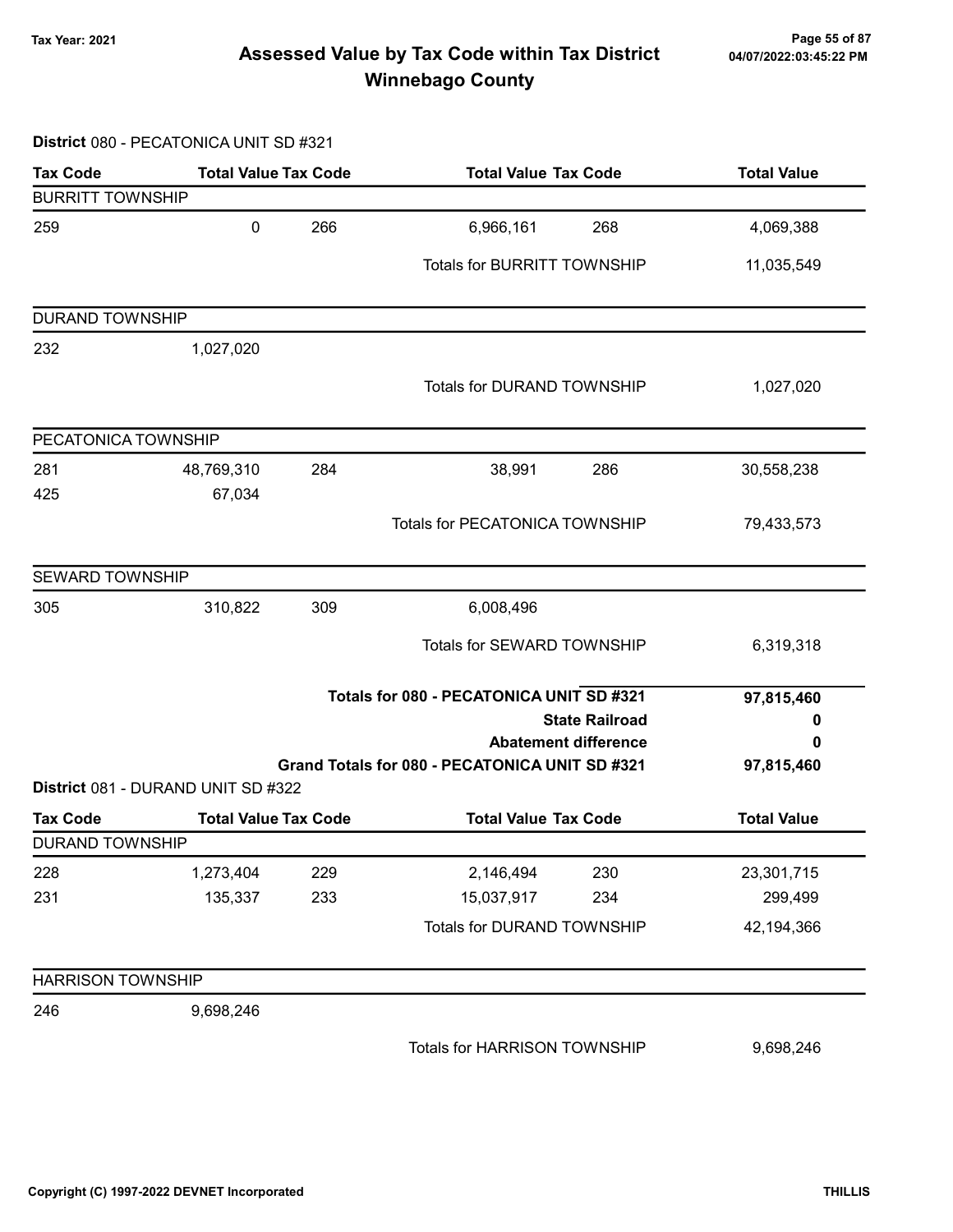# Assessed Value by Tax Code within Tax District
## Winnebago County

Tax Year: 2021

**District** 080 - PECATONICA UNIT SD #321

| Tax Code | Total Value | Tax Code | Total Value | Tax Code | Total Value |
|---|---|---|---|---|---|
| **BURRITT TOWNSHIP** | | | | | |
| 259 | 0 | 266 | 6,966,161 | 268 | 4,069,388 |
| | | | Totals for BURRITT TOWNSHIP | | 11,035,549 |
| **DURAND TOWNSHIP** | | | | | |
| 232 | 1,027,020 | | | | |
| | | | Totals for DURAND TOWNSHIP | | 1,027,020 |
| **PECATONICA TOWNSHIP** | | | | | |
| 281 | 48,769,310 | 284 | 38,991 | 286 | 30,558,238 |
| 425 | 67,034 | | | | |
| | | | Totals for PECATONICA TOWNSHIP | | 79,433,573 |
| **SEWARD TOWNSHIP** | | | | | |
| 305 | 310,822 | 309 | 6,008,496 | | |
| | | | Totals for SEWARD TOWNSHIP | | 6,319,318 |
| | | | **Totals for 080 - PECATONICA UNIT SD #321** | | **97,815,460** |
| | | | **State Railroad** | | **0** |
| | | | **Abatement difference** | | **0** |
| | | | **Grand Totals for 080 - PECATONICA UNIT SD #321** | | **97,815,460** |

**District** 081 - DURAND UNIT SD #322

| Tax Code | Total Value | Tax Code | Total Value | Tax Code | Total Value |
|---|---|---|---|---|---|
| **DURAND TOWNSHIP** | | | | | |
| 228 | 1,273,404 | 229 | 2,146,494 | 230 | 23,301,715 |
| 231 | 135,337 | 233 | 15,037,917 | 234 | 299,499 |
| | | | Totals for DURAND TOWNSHIP | | 42,194,366 |
| **HARRISON TOWNSHIP** | | | | | |
| 246 | 9,698,246 | | | | |
| | | | Totals for HARRISON TOWNSHIP | | 9,698,246 |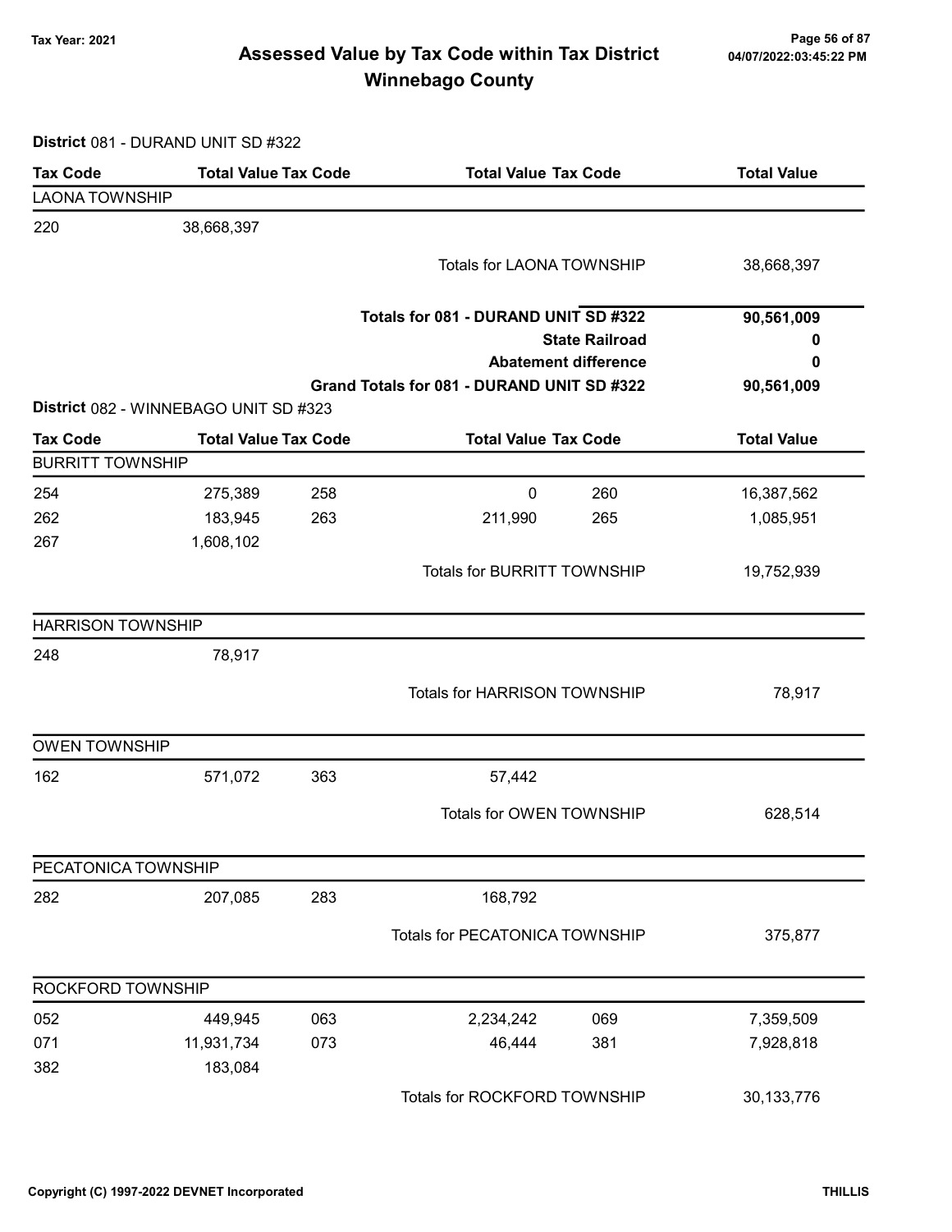# Assessed Value by Tax Code within Tax District
## Winnebago County

Tax Year: 2021

04/07/2022:03:45:22 PM

**District** 081 - DURAND UNIT SD #322

| Tax Code | Total Value | Tax Code | Total Value | Tax Code | Total Value |
|---|---|---|---|---|---|
| LAONA TOWNSHIP | | | | | |
| 220 | 38,668,397 | | | | |
| | | | Totals for LAONA TOWNSHIP | | 38,668,397 |
| | | | **Totals for 081 - DURAND UNIT SD #322** | | **90,561,009** |
| | | | **State Railroad** | | **0** |
| | | | **Abatement difference** | | **0** |
| | | | **Grand Totals for 081 - DURAND UNIT SD #322** | | **90,561,009** |

**District** 082 - WINNEBAGO UNIT SD #323

| Tax Code | Total Value | Tax Code | Total Value | Tax Code | Total Value |
|---|---|---|---|---|---|
| BURRITT TOWNSHIP | | | | | |
| 254 | 275,389 | 258 | 0 | 260 | 16,387,562 |
| 262 | 183,945 | 263 | 211,990 | 265 | 1,085,951 |
| 267 | 1,608,102 | | | | |
| | | | Totals for BURRITT TOWNSHIP | | 19,752,939 |
| HARRISON TOWNSHIP | | | | | |
| 248 | 78,917 | | | | |
| | | | Totals for HARRISON TOWNSHIP | | 78,917 |
| OWEN TOWNSHIP | | | | | |
| 162 | 571,072 | 363 | 57,442 | | |
| | | | Totals for OWEN TOWNSHIP | | 628,514 |
| PECATONICA TOWNSHIP | | | | | |
| 282 | 207,085 | 283 | 168,792 | | |
| | | | Totals for PECATONICA TOWNSHIP | | 375,877 |
| ROCKFORD TOWNSHIP | | | | | |
| 052 | 449,945 | 063 | 2,234,242 | 069 | 7,359,509 |
| 071 | 11,931,734 | 073 | 46,444 | 381 | 7,928,818 |
| 382 | 183,084 | | | | |
| | | | Totals for ROCKFORD TOWNSHIP | | 30,133,776 |

Copyright (C) 1997-2022 DEVNET Incorporated

THILLIS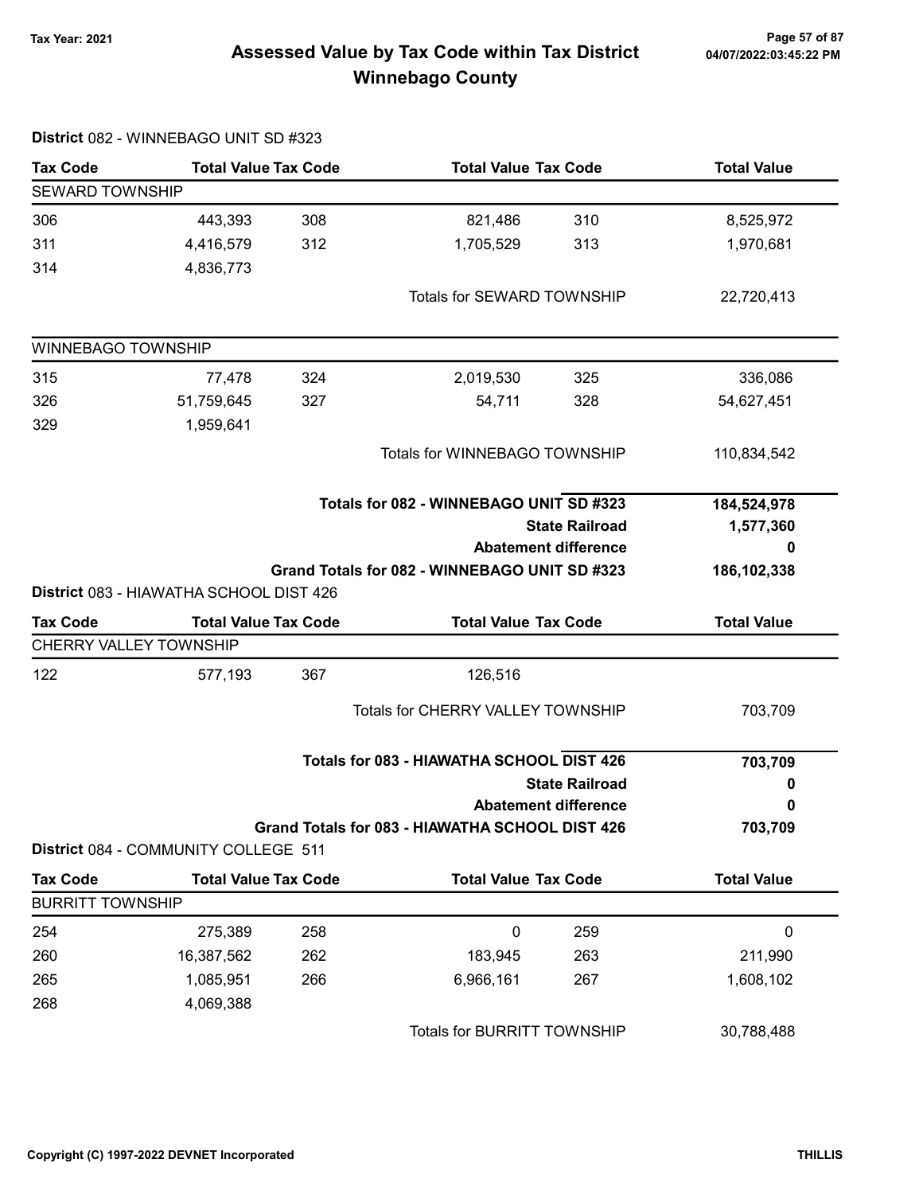# Assessed Value by Tax Code within Tax District
## Winnebago County

Tax Year: 2021

**District** 082 - WINNEBAGO UNIT SD #323

| Tax Code | Total Value | Tax Code | Total Value | Tax Code | Total Value |
|---|---|---|---|---|---|
| **SEWARD TOWNSHIP** | | | | | |
| 306 | 443,393 | 308 | 821,486 | 310 | 8,525,972 |
| 311 | 4,416,579 | 312 | 1,705,529 | 313 | 1,970,681 |
| 314 | 4,836,773 | | | | |
| | | | Totals for SEWARD TOWNSHIP | | 22,720,413 |
| **WINNEBAGO TOWNSHIP** | | | | | |
| 315 | 77,478 | 324 | 2,019,530 | 325 | 336,086 |
| 326 | 51,759,645 | 327 | 54,711 | 328 | 54,627,451 |
| 329 | 1,959,641 | | | | |
| | | | Totals for WINNEBAGO TOWNSHIP | | 110,834,542 |

| | |
|---|---|
| **Totals for 082 - WINNEBAGO UNIT SD #323** | **184,524,978** |
| **State Railroad** | **1,577,360** |
| **Abatement difference** | **0** |
| **Grand Totals for 082 - WINNEBAGO UNIT SD #323** | **186,102,338** |

**District** 083 - HIAWATHA SCHOOL DIST 426

| Tax Code | Total Value | Tax Code | Total Value | Tax Code | Total Value |
|---|---|---|---|---|---|
| **CHERRY VALLEY TOWNSHIP** | | | | | |
| 122 | 577,193 | 367 | 126,516 | | |
| | | | Totals for CHERRY VALLEY TOWNSHIP | | 703,709 |

| | |
|---|---|
| **Totals for 083 - HIAWATHA SCHOOL DIST 426** | **703,709** |
| **State Railroad** | **0** |
| **Abatement difference** | **0** |
| **Grand Totals for 083 - HIAWATHA SCHOOL DIST 426** | **703,709** |

**District** 084 - COMMUNITY COLLEGE 511

| Tax Code | Total Value | Tax Code | Total Value | Tax Code | Total Value |
|---|---|---|---|---|---|
| **BURRITT TOWNSHIP** | | | | | |
| 254 | 275,389 | 258 | 0 | 259 | 0 |
| 260 | 16,387,562 | 262 | 183,945 | 263 | 211,990 |
| 265 | 1,085,951 | 266 | 6,966,161 | 267 | 1,608,102 |
| 268 | 4,069,388 | | | | |
| | | | Totals for BURRITT TOWNSHIP | | 30,788,488 |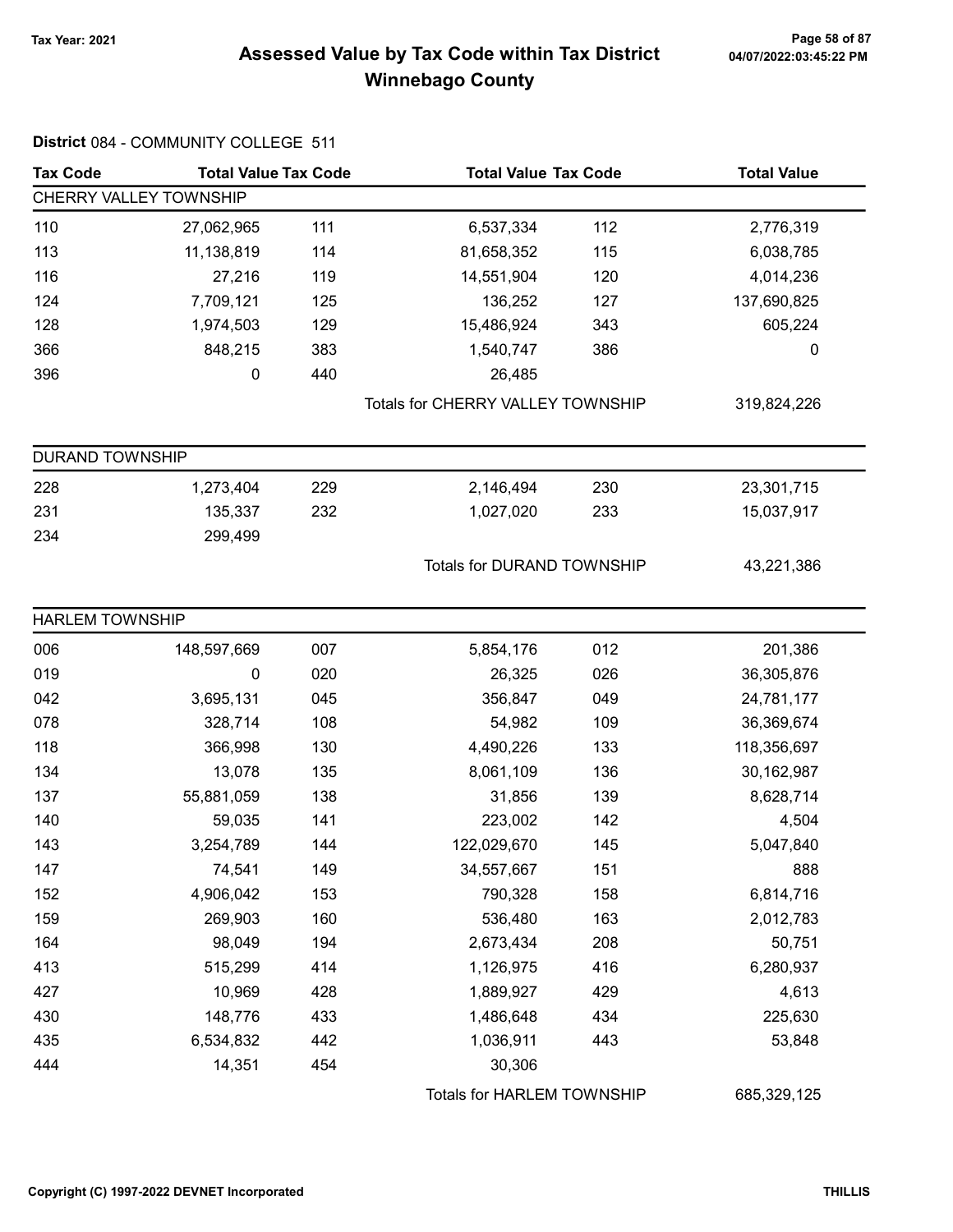# Assessed Value by Tax Code within Tax District
## Winnebago County

Tax Year: 2021

04/07/2022:03:45:22 PM

**District** 084 - COMMUNITY COLLEGE 511

| Tax Code | Total Value | Tax Code | Total Value | Tax Code | Total Value |
|---|---|---|---|---|---|
| **CHERRY VALLEY TOWNSHIP** | | | | | |
| 110 | 27,062,965 | 111 | 6,537,334 | 112 | 2,776,319 |
| 113 | 11,138,819 | 114 | 81,658,352 | 115 | 6,038,785 |
| 116 | 27,216 | 119 | 14,551,904 | 120 | 4,014,236 |
| 124 | 7,709,121 | 125 | 136,252 | 127 | 137,690,825 |
| 128 | 1,974,503 | 129 | 15,486,924 | 343 | 605,224 |
| 366 | 848,215 | 383 | 1,540,747 | 386 | 0 |
| 396 | 0 | 440 | 26,485 | | |
| | | | Totals for CHERRY VALLEY TOWNSHIP | | 319,824,226 |
| **DURAND TOWNSHIP** | | | | | |
| 228 | 1,273,404 | 229 | 2,146,494 | 230 | 23,301,715 |
| 231 | 135,337 | 232 | 1,027,020 | 233 | 15,037,917 |
| 234 | 299,499 | | | | |
| | | | Totals for DURAND TOWNSHIP | | 43,221,386 |
| **HARLEM TOWNSHIP** | | | | | |
| 006 | 148,597,669 | 007 | 5,854,176 | 012 | 201,386 |
| 019 | 0 | 020 | 26,325 | 026 | 36,305,876 |
| 042 | 3,695,131 | 045 | 356,847 | 049 | 24,781,177 |
| 078 | 328,714 | 108 | 54,982 | 109 | 36,369,674 |
| 118 | 366,998 | 130 | 4,490,226 | 133 | 118,356,697 |
| 134 | 13,078 | 135 | 8,061,109 | 136 | 30,162,987 |
| 137 | 55,881,059 | 138 | 31,856 | 139 | 8,628,714 |
| 140 | 59,035 | 141 | 223,002 | 142 | 4,504 |
| 143 | 3,254,789 | 144 | 122,029,670 | 145 | 5,047,840 |
| 147 | 74,541 | 149 | 34,557,667 | 151 | 888 |
| 152 | 4,906,042 | 153 | 790,328 | 158 | 6,814,716 |
| 159 | 269,903 | 160 | 536,480 | 163 | 2,012,783 |
| 164 | 98,049 | 194 | 2,673,434 | 208 | 50,751 |
| 413 | 515,299 | 414 | 1,126,975 | 416 | 6,280,937 |
| 427 | 10,969 | 428 | 1,889,927 | 429 | 4,613 |
| 430 | 148,776 | 433 | 1,486,648 | 434 | 225,630 |
| 435 | 6,534,832 | 442 | 1,036,911 | 443 | 53,848 |
| 444 | 14,351 | 454 | 30,306 | | |
| | | | Totals for HARLEM TOWNSHIP | | 685,329,125 |

Copyright (C) 1997-2022 DEVNET Incorporated

THILLIS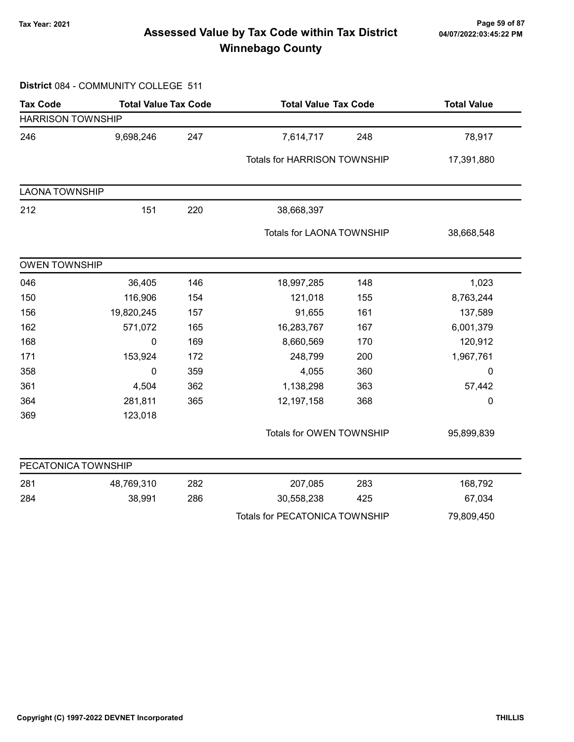# Assessed Value by Tax Code within Tax District

## Winnebago County

Tax Year: 2021

04/07/2022:03:45:22 PM

**District** 084 - COMMUNITY COLLEGE 511

| Tax Code | Total Value | Tax Code | Total Value | Tax Code | Total Value |
|---|---|---|---|---|---|
| **HARRISON TOWNSHIP** | | | | | |
| 246 | 9,698,246 | 247 | 7,614,717 | 248 | 78,917 |
| | | | Totals for HARRISON TOWNSHIP | | 17,391,880 |
| **LAONA TOWNSHIP** | | | | | |
| 212 | 151 | 220 | 38,668,397 | | |
| | | | Totals for LAONA TOWNSHIP | | 38,668,548 |
| **OWEN TOWNSHIP** | | | | | |
| 046 | 36,405 | 146 | 18,997,285 | 148 | 1,023 |
| 150 | 116,906 | 154 | 121,018 | 155 | 8,763,244 |
| 156 | 19,820,245 | 157 | 91,655 | 161 | 137,589 |
| 162 | 571,072 | 165 | 16,283,767 | 167 | 6,001,379 |
| 168 | 0 | 169 | 8,660,569 | 170 | 120,912 |
| 171 | 153,924 | 172 | 248,799 | 200 | 1,967,761 |
| 358 | 0 | 359 | 4,055 | 360 | 0 |
| 361 | 4,504 | 362 | 1,138,298 | 363 | 57,442 |
| 364 | 281,811 | 365 | 12,197,158 | 368 | 0 |
| 369 | 123,018 | | | | |
| | | | Totals for OWEN TOWNSHIP | | 95,899,839 |
| **PECATONICA TOWNSHIP** | | | | | |
| 281 | 48,769,310 | 282 | 207,085 | 283 | 168,792 |
| 284 | 38,991 | 286 | 30,558,238 | 425 | 67,034 |
| | | | Totals for PECATONICA TOWNSHIP | | 79,809,450 |

Copyright (C) 1997-2022 DEVNET Incorporated — THILLIS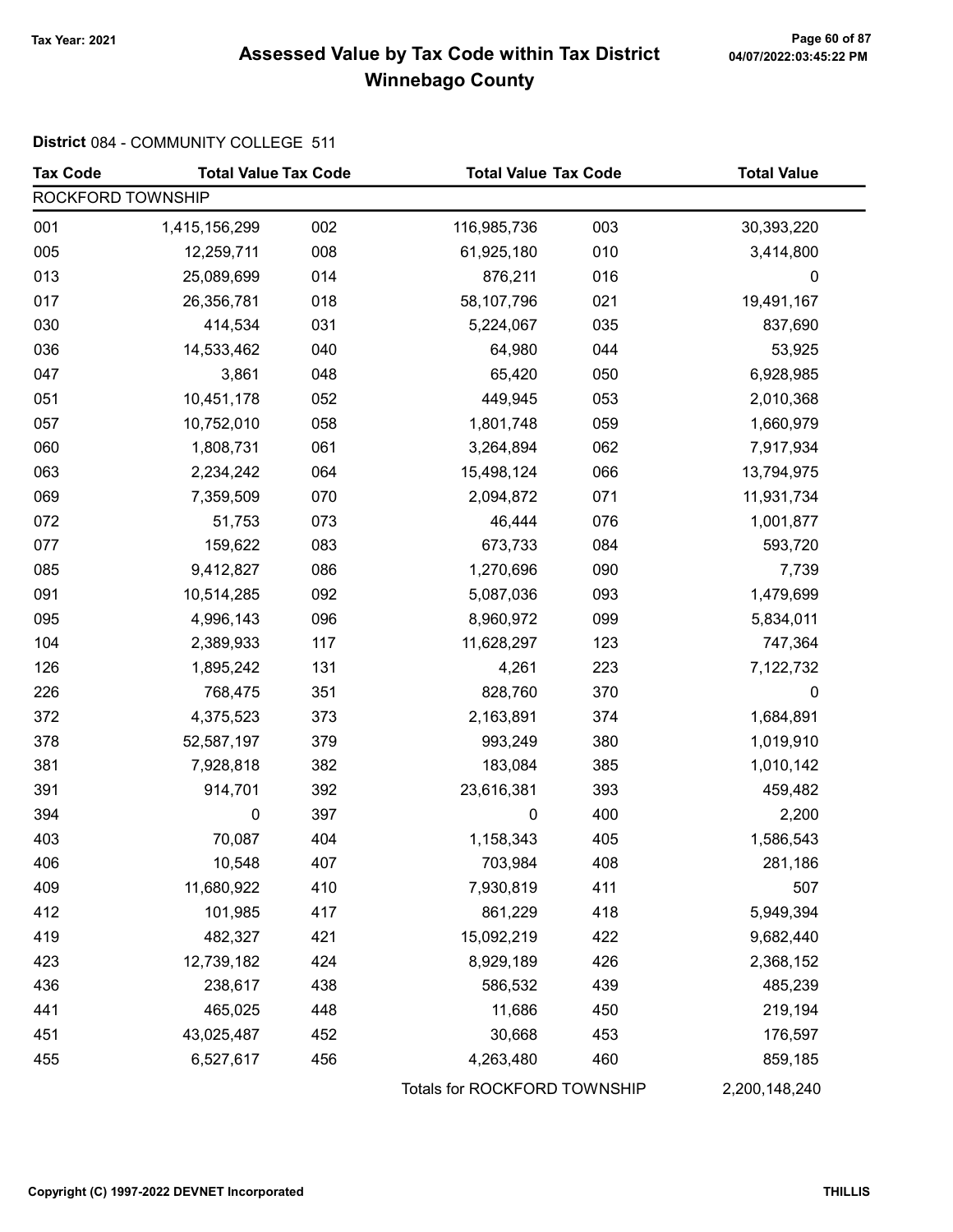# Assessed Value by Tax Code within Tax District Winnebago County

Tax Year: 2021

04/07/2022:03:45:22 PM

**District** 084 - COMMUNITY COLLEGE 511

| Tax Code | Total Value | Tax Code | Total Value | Tax Code | Total Value |
|---|---|---|---|---|---|
| ROCKFORD TOWNSHIP | | | | | |
| 001 | 1,415,156,299 | 002 | 116,985,736 | 003 | 30,393,220 |
| 005 | 12,259,711 | 008 | 61,925,180 | 010 | 3,414,800 |
| 013 | 25,089,699 | 014 | 876,211 | 016 | 0 |
| 017 | 26,356,781 | 018 | 58,107,796 | 021 | 19,491,167 |
| 030 | 414,534 | 031 | 5,224,067 | 035 | 837,690 |
| 036 | 14,533,462 | 040 | 64,980 | 044 | 53,925 |
| 047 | 3,861 | 048 | 65,420 | 050 | 6,928,985 |
| 051 | 10,451,178 | 052 | 449,945 | 053 | 2,010,368 |
| 057 | 10,752,010 | 058 | 1,801,748 | 059 | 1,660,979 |
| 060 | 1,808,731 | 061 | 3,264,894 | 062 | 7,917,934 |
| 063 | 2,234,242 | 064 | 15,498,124 | 066 | 13,794,975 |
| 069 | 7,359,509 | 070 | 2,094,872 | 071 | 11,931,734 |
| 072 | 51,753 | 073 | 46,444 | 076 | 1,001,877 |
| 077 | 159,622 | 083 | 673,733 | 084 | 593,720 |
| 085 | 9,412,827 | 086 | 1,270,696 | 090 | 7,739 |
| 091 | 10,514,285 | 092 | 5,087,036 | 093 | 1,479,699 |
| 095 | 4,996,143 | 096 | 8,960,972 | 099 | 5,834,011 |
| 104 | 2,389,933 | 117 | 11,628,297 | 123 | 747,364 |
| 126 | 1,895,242 | 131 | 4,261 | 223 | 7,122,732 |
| 226 | 768,475 | 351 | 828,760 | 370 | 0 |
| 372 | 4,375,523 | 373 | 2,163,891 | 374 | 1,684,891 |
| 378 | 52,587,197 | 379 | 993,249 | 380 | 1,019,910 |
| 381 | 7,928,818 | 382 | 183,084 | 385 | 1,010,142 |
| 391 | 914,701 | 392 | 23,616,381 | 393 | 459,482 |
| 394 | 0 | 397 | 0 | 400 | 2,200 |
| 403 | 70,087 | 404 | 1,158,343 | 405 | 1,586,543 |
| 406 | 10,548 | 407 | 703,984 | 408 | 281,186 |
| 409 | 11,680,922 | 410 | 7,930,819 | 411 | 507 |
| 412 | 101,985 | 417 | 861,229 | 418 | 5,949,394 |
| 419 | 482,327 | 421 | 15,092,219 | 422 | 9,682,440 |
| 423 | 12,739,182 | 424 | 8,929,189 | 426 | 2,368,152 |
| 436 | 238,617 | 438 | 586,532 | 439 | 485,239 |
| 441 | 465,025 | 448 | 11,686 | 450 | 219,194 |
| 451 | 43,025,487 | 452 | 30,668 | 453 | 176,597 |
| 455 | 6,527,617 | 456 | 4,263,480 | 460 | 859,185 |
| | | | Totals for ROCKFORD TOWNSHIP | | 2,200,148,240 |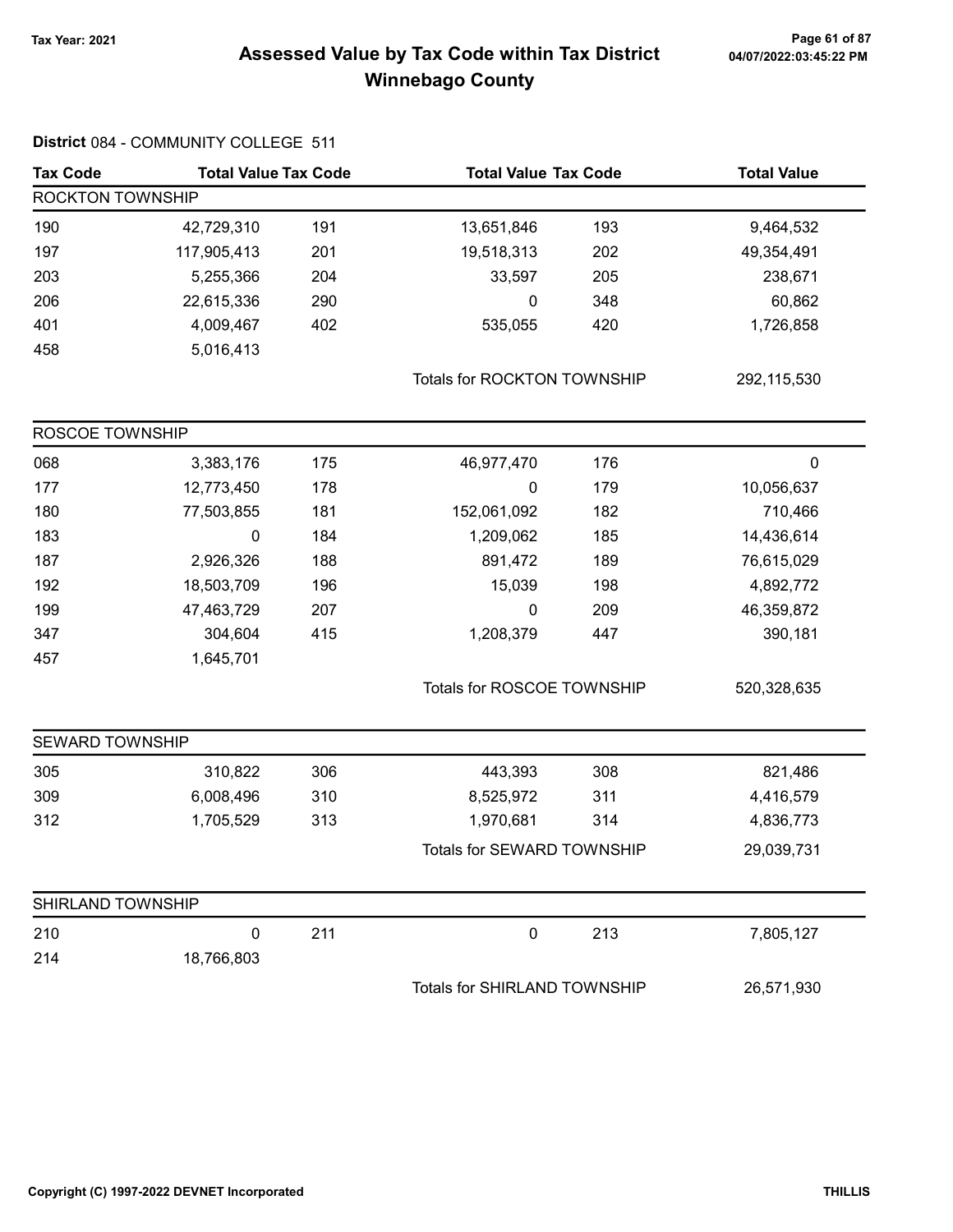# Assessed Value by Tax Code within Tax District Winnebago County

Tax Year: 2021

04/07/2022:03:45:22 PM

**District** 084 - COMMUNITY COLLEGE 511

| Tax Code | Total Value | Tax Code | Total Value | Tax Code | Total Value |
|---|---|---|---|---|---|
| **ROCKTON TOWNSHIP** | | | | | |
| 190 | 42,729,310 | 191 | 13,651,846 | 193 | 9,464,532 |
| 197 | 117,905,413 | 201 | 19,518,313 | 202 | 49,354,491 |
| 203 | 5,255,366 | 204 | 33,597 | 205 | 238,671 |
| 206 | 22,615,336 | 290 | 0 | 348 | 60,862 |
| 401 | 4,009,467 | 402 | 535,055 | 420 | 1,726,858 |
| 458 | 5,016,413 | | | | |
| | | | Totals for ROCKTON TOWNSHIP | | 292,115,530 |
| **ROSCOE TOWNSHIP** | | | | | |
| 068 | 3,383,176 | 175 | 46,977,470 | 176 | 0 |
| 177 | 12,773,450 | 178 | 0 | 179 | 10,056,637 |
| 180 | 77,503,855 | 181 | 152,061,092 | 182 | 710,466 |
| 183 | 0 | 184 | 1,209,062 | 185 | 14,436,614 |
| 187 | 2,926,326 | 188 | 891,472 | 189 | 76,615,029 |
| 192 | 18,503,709 | 196 | 15,039 | 198 | 4,892,772 |
| 199 | 47,463,729 | 207 | 0 | 209 | 46,359,872 |
| 347 | 304,604 | 415 | 1,208,379 | 447 | 390,181 |
| 457 | 1,645,701 | | | | |
| | | | Totals for ROSCOE TOWNSHIP | | 520,328,635 |
| **SEWARD TOWNSHIP** | | | | | |
| 305 | 310,822 | 306 | 443,393 | 308 | 821,486 |
| 309 | 6,008,496 | 310 | 8,525,972 | 311 | 4,416,579 |
| 312 | 1,705,529 | 313 | 1,970,681 | 314 | 4,836,773 |
| | | | Totals for SEWARD TOWNSHIP | | 29,039,731 |
| **SHIRLAND TOWNSHIP** | | | | | |
| 210 | 0 | 211 | 0 | 213 | 7,805,127 |
| 214 | 18,766,803 | | | | |
| | | | Totals for SHIRLAND TOWNSHIP | | 26,571,930 |

Copyright (C) 1997-2022 DEVNET Incorporated THILLIS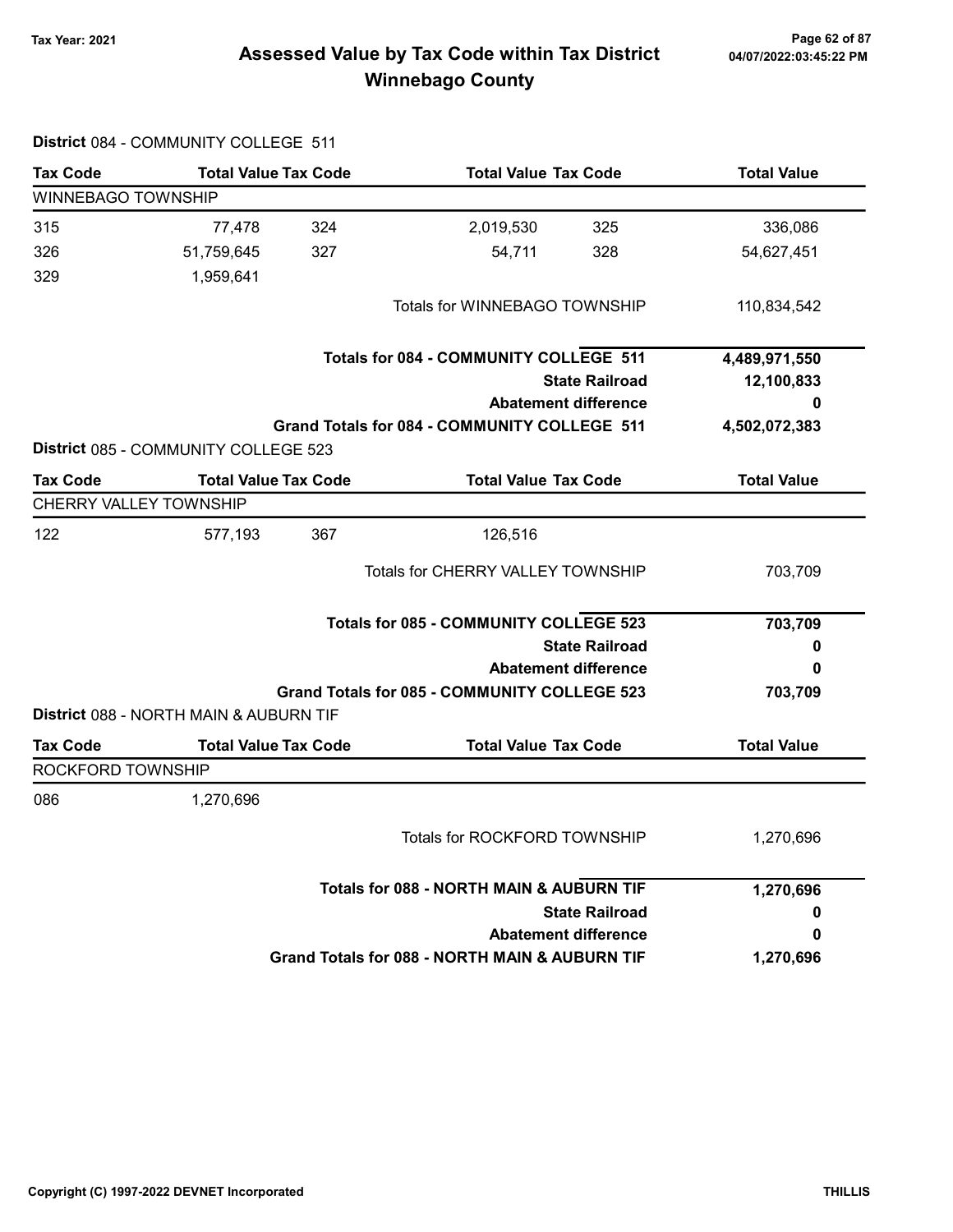## Assessed Value by Tax Code within Tax District
## Winnebago County

Tax Year: 2021

04/07/2022:03:45:22 PM

### District 084 - COMMUNITY COLLEGE 511

| Tax Code | Total Value | Tax Code | Total Value | Tax Code | Total Value |
|---|---|---|---|---|---|
| **WINNEBAGO TOWNSHIP** | | | | | |
| 315 | 77,478 | 324 | 2,019,530 | 325 | 336,086 |
| 326 | 51,759,645 | 327 | 54,711 | 328 | 54,627,451 |
| 329 | 1,959,641 | | | | |
| | | | Totals for WINNEBAGO TOWNSHIP | | 110,834,542 |
| | | | **Totals for 084 - COMMUNITY COLLEGE 511** | | **4,489,971,550** |
| | | | **State Railroad** | | **12,100,833** |
| | | | **Abatement difference** | | **0** |
| | | | **Grand Totals for 084 - COMMUNITY COLLEGE 511** | | **4,502,072,383** |

### District 085 - COMMUNITY COLLEGE 523

| Tax Code | Total Value | Tax Code | Total Value | Tax Code | Total Value |
|---|---|---|---|---|---|
| **CHERRY VALLEY TOWNSHIP** | | | | | |
| 122 | 577,193 | 367 | 126,516 | | |
| | | | Totals for CHERRY VALLEY TOWNSHIP | | 703,709 |
| | | | **Totals for 085 - COMMUNITY COLLEGE 523** | | **703,709** |
| | | | **State Railroad** | | **0** |
| | | | **Abatement difference** | | **0** |
| | | | **Grand Totals for 085 - COMMUNITY COLLEGE 523** | | **703,709** |

### District 088 - NORTH MAIN & AUBURN TIF

| Tax Code | Total Value | Tax Code | Total Value | Tax Code | Total Value |
|---|---|---|---|---|---|
| **ROCKFORD TOWNSHIP** | | | | | |
| 086 | 1,270,696 | | | | |
| | | | Totals for ROCKFORD TOWNSHIP | | 1,270,696 |
| | | | **Totals for 088 - NORTH MAIN & AUBURN TIF** | | **1,270,696** |
| | | | **State Railroad** | | **0** |
| | | | **Abatement difference** | | **0** |
| | | | **Grand Totals for 088 - NORTH MAIN & AUBURN TIF** | | **1,270,696** |

Copyright (C) 1997-2022 DEVNET Incorporated — THILLIS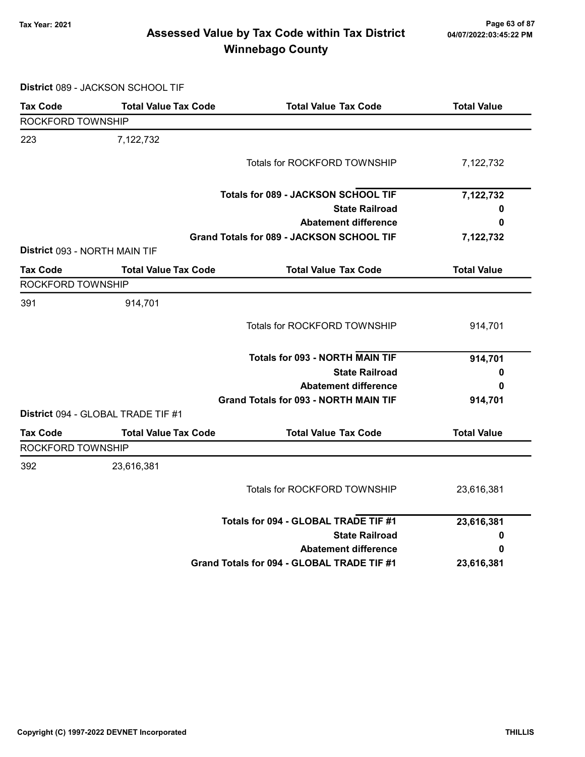# Assessed Value by Tax Code within Tax District
## Winnebago County

Tax Year: 2021

**District** 089 - JACKSON SCHOOL TIF

| Tax Code | Total Value Tax Code | Total Value Tax Code | Total Value |
|---|---|---|---|
| ROCKFORD TOWNSHIP | | | |
| 223 | 7,122,732 | | |
| | | Totals for ROCKFORD TOWNSHIP | 7,122,732 |
| | | **Totals for 089 - JACKSON SCHOOL TIF** | **7,122,732** |
| | | **State Railroad** | **0** |
| | | **Abatement difference** | **0** |
| | | **Grand Totals for 089 - JACKSON SCHOOL TIF** | **7,122,732** |

**District** 093 - NORTH MAIN TIF

| Tax Code | Total Value Tax Code | Total Value Tax Code | Total Value |
|---|---|---|---|
| ROCKFORD TOWNSHIP | | | |
| 391 | 914,701 | | |
| | | Totals for ROCKFORD TOWNSHIP | 914,701 |
| | | **Totals for 093 - NORTH MAIN TIF** | **914,701** |
| | | **State Railroad** | **0** |
| | | **Abatement difference** | **0** |
| | | **Grand Totals for 093 - NORTH MAIN TIF** | **914,701** |

**District** 094 - GLOBAL TRADE TIF #1

| Tax Code | Total Value Tax Code | Total Value Tax Code | Total Value |
|---|---|---|---|
| ROCKFORD TOWNSHIP | | | |
| 392 | 23,616,381 | | |
| | | Totals for ROCKFORD TOWNSHIP | 23,616,381 |
| | | **Totals for 094 - GLOBAL TRADE TIF #1** | **23,616,381** |
| | | **State Railroad** | **0** |
| | | **Abatement difference** | **0** |
| | | **Grand Totals for 094 - GLOBAL TRADE TIF #1** | **23,616,381** |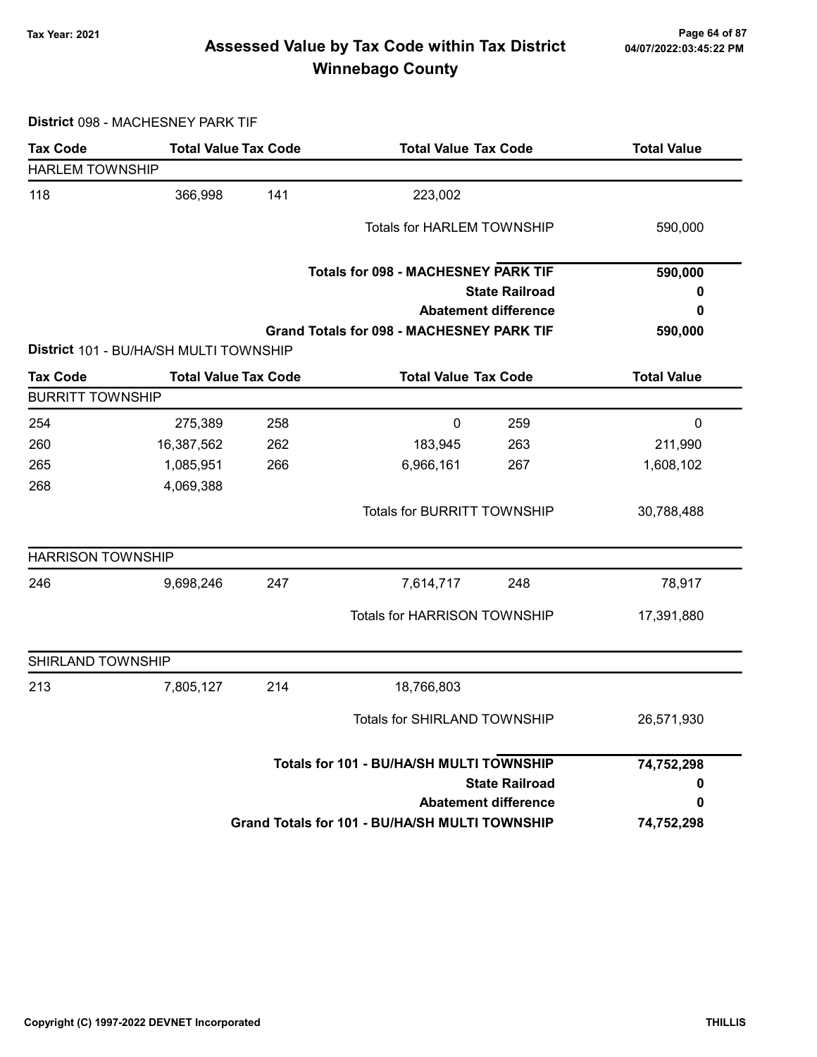# Assessed Value by Tax Code within Tax District
## Winnebago County

Tax Year: 2021

**District** 098 - MACHESNEY PARK TIF

| Tax Code | Total Value | Tax Code | Total Value | Tax Code | Total Value |
|---|---|---|---|---|---|
| **HARLEM TOWNSHIP** | | | | | |
| 118 | 366,998 | 141 | 223,002 | | |
| | | | Totals for HARLEM TOWNSHIP | | 590,000 |

| | |
|---|---|
| **Totals for 098 - MACHESNEY PARK TIF** | **590,000** |
| **State Railroad** | **0** |
| **Abatement difference** | **0** |
| **Grand Totals for 098 - MACHESNEY PARK TIF** | **590,000** |

**District** 101 - BU/HA/SH MULTI TOWNSHIP

| Tax Code | Total Value | Tax Code | Total Value | Tax Code | Total Value |
|---|---|---|---|---|---|
| **BURRITT TOWNSHIP** | | | | | |
| 254 | 275,389 | 258 | 0 | 259 | 0 |
| 260 | 16,387,562 | 262 | 183,945 | 263 | 211,990 |
| 265 | 1,085,951 | 266 | 6,966,161 | 267 | 1,608,102 |
| 268 | 4,069,388 | | | | |
| | | | Totals for BURRITT TOWNSHIP | | 30,788,488 |
| **HARRISON TOWNSHIP** | | | | | |
| 246 | 9,698,246 | 247 | 7,614,717 | 248 | 78,917 |
| | | | Totals for HARRISON TOWNSHIP | | 17,391,880 |
| **SHIRLAND TOWNSHIP** | | | | | |
| 213 | 7,805,127 | 214 | 18,766,803 | | |
| | | | Totals for SHIRLAND TOWNSHIP | | 26,571,930 |

| | |
|---|---|
| **Totals for 101 - BU/HA/SH MULTI TOWNSHIP** | **74,752,298** |
| **State Railroad** | **0** |
| **Abatement difference** | **0** |
| **Grand Totals for 101 - BU/HA/SH MULTI TOWNSHIP** | **74,752,298** |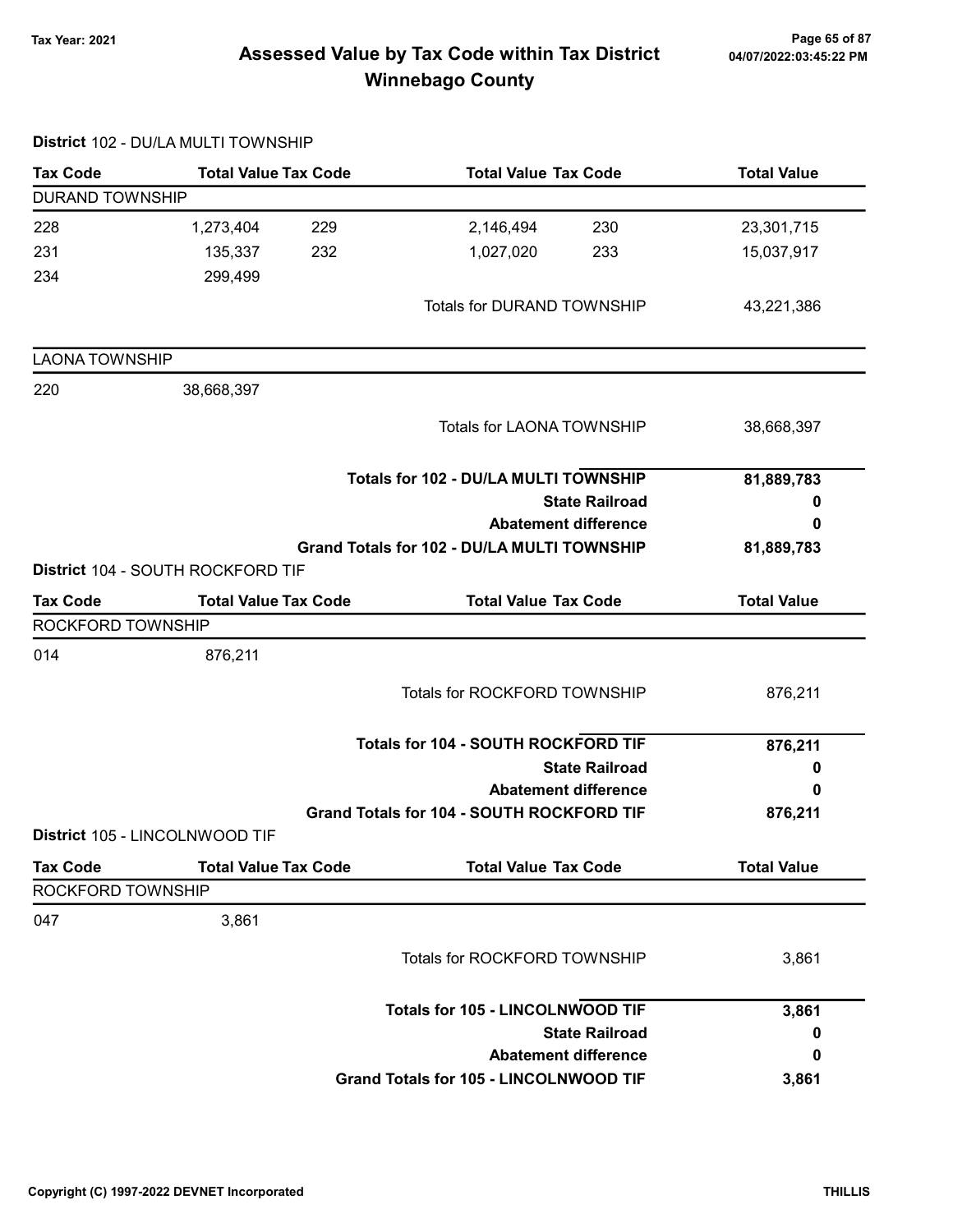## Assessed Value by Tax Code within Tax District
## Winnebago County

Tax Year: 2021

### District 102 - DU/LA MULTI TOWNSHIP

| Tax Code | Total Value | Tax Code | Total Value | Tax Code | Total Value |
|---|---|---|---|---|---|
| **DURAND TOWNSHIP** | | | | | |
| 228 | 1,273,404 | 229 | 2,146,494 | 230 | 23,301,715 |
| 231 | 135,337 | 232 | 1,027,020 | 233 | 15,037,917 |
| 234 | 299,499 | | | | |
| | | | Totals for DURAND TOWNSHIP | | 43,221,386 |
| **LAONA TOWNSHIP** | | | | | |
| 220 | 38,668,397 | | | | |
| | | | Totals for LAONA TOWNSHIP | | 38,668,397 |

| | |
|---|---|
| **Totals for 102 - DU/LA MULTI TOWNSHIP** | **81,889,783** |
| **State Railroad** | **0** |
| **Abatement difference** | **0** |
| **Grand Totals for 102 - DU/LA MULTI TOWNSHIP** | **81,889,783** |

### District 104 - SOUTH ROCKFORD TIF

| Tax Code | Total Value | Tax Code | Total Value | Tax Code | Total Value |
|---|---|---|---|---|---|
| **ROCKFORD TOWNSHIP** | | | | | |
| 014 | 876,211 | | | | |
| | | | Totals for ROCKFORD TOWNSHIP | | 876,211 |

| | |
|---|---|
| **Totals for 104 - SOUTH ROCKFORD TIF** | **876,211** |
| **State Railroad** | **0** |
| **Abatement difference** | **0** |
| **Grand Totals for 104 - SOUTH ROCKFORD TIF** | **876,211** |

### District 105 - LINCOLNWOOD TIF

| Tax Code | Total Value | Tax Code | Total Value | Tax Code | Total Value |
|---|---|---|---|---|---|
| **ROCKFORD TOWNSHIP** | | | | | |
| 047 | 3,861 | | | | |
| | | | Totals for ROCKFORD TOWNSHIP | | 3,861 |

| | |
|---|---|
| **Totals for 105 - LINCOLNWOOD TIF** | **3,861** |
| **State Railroad** | **0** |
| **Abatement difference** | **0** |
| **Grand Totals for 105 - LINCOLNWOOD TIF** | **3,861** |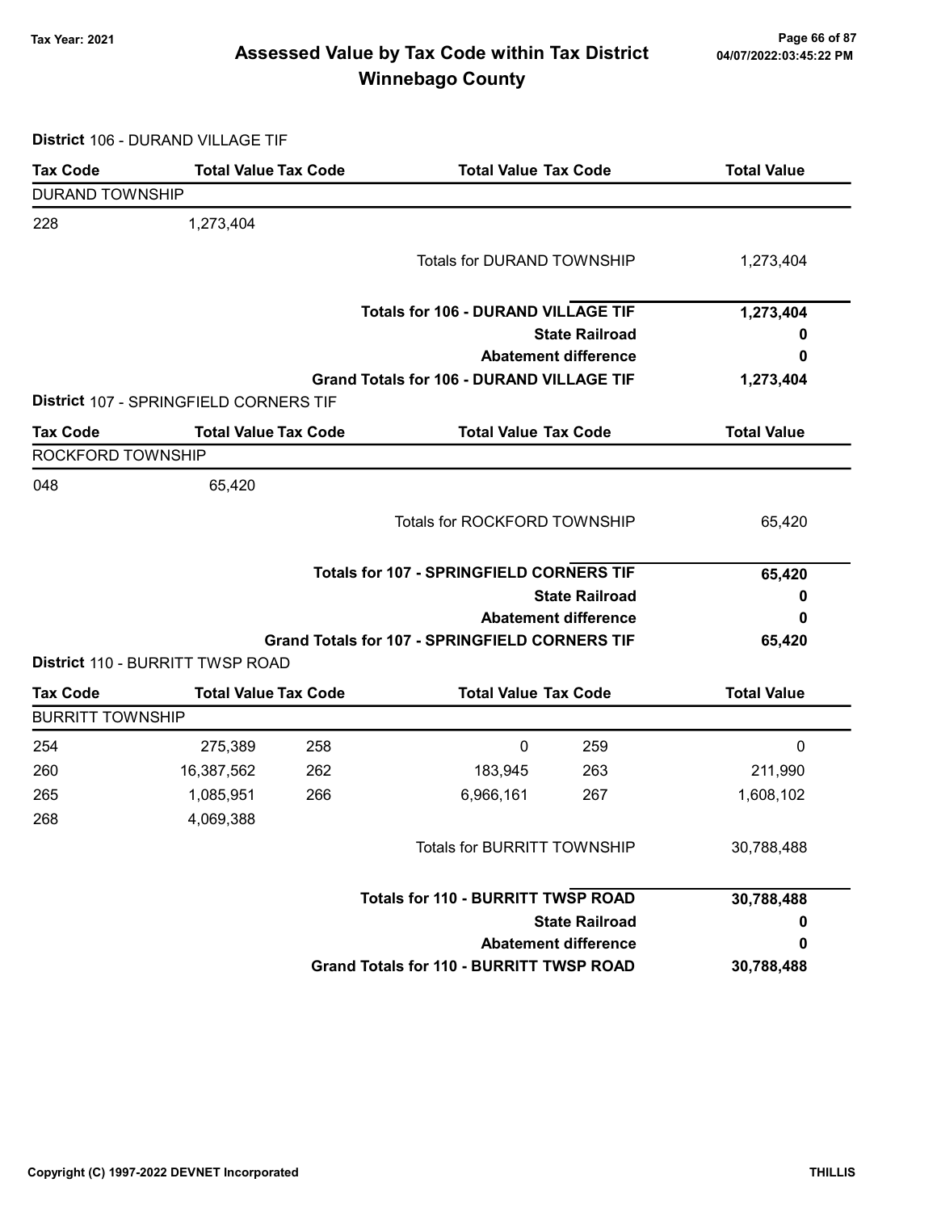# Assessed Value by Tax Code within Tax District
## Winnebago County

Tax Year: 2021

**District** 106 - DURAND VILLAGE TIF

| Tax Code | Total Value | Tax Code | Total Value | Tax Code | Total Value |
|---|---|---|---|---|---|
| DURAND TOWNSHIP | | | | | |
| 228 | 1,273,404 | | | | |
| | | | Totals for DURAND TOWNSHIP | | 1,273,404 |
| | | | **Totals for 106 - DURAND VILLAGE TIF** | | **1,273,404** |
| | | | **State Railroad** | | **0** |
| | | | **Abatement difference** | | **0** |
| | | | **Grand Totals for 106 - DURAND VILLAGE TIF** | | **1,273,404** |

**District** 107 - SPRINGFIELD CORNERS TIF

| Tax Code | Total Value | Tax Code | Total Value | Tax Code | Total Value |
|---|---|---|---|---|---|
| ROCKFORD TOWNSHIP | | | | | |
| 048 | 65,420 | | | | |
| | | | Totals for ROCKFORD TOWNSHIP | | 65,420 |
| | | | **Totals for 107 - SPRINGFIELD CORNERS TIF** | | **65,420** |
| | | | **State Railroad** | | **0** |
| | | | **Abatement difference** | | **0** |
| | | | **Grand Totals for 107 - SPRINGFIELD CORNERS TIF** | | **65,420** |

**District** 110 - BURRITT TWSP ROAD

| Tax Code | Total Value | Tax Code | Total Value | Tax Code | Total Value |
|---|---|---|---|---|---|
| BURRITT TOWNSHIP | | | | | |
| 254 | 275,389 | 258 | 0 | 259 | 0 |
| 260 | 16,387,562 | 262 | 183,945 | 263 | 211,990 |
| 265 | 1,085,951 | 266 | 6,966,161 | 267 | 1,608,102 |
| 268 | 4,069,388 | | | | |
| | | | Totals for BURRITT TOWNSHIP | | 30,788,488 |
| | | | **Totals for 110 - BURRITT TWSP ROAD** | | **30,788,488** |
| | | | **State Railroad** | | **0** |
| | | | **Abatement difference** | | **0** |
| | | | **Grand Totals for 110 - BURRITT TWSP ROAD** | | **30,788,488** |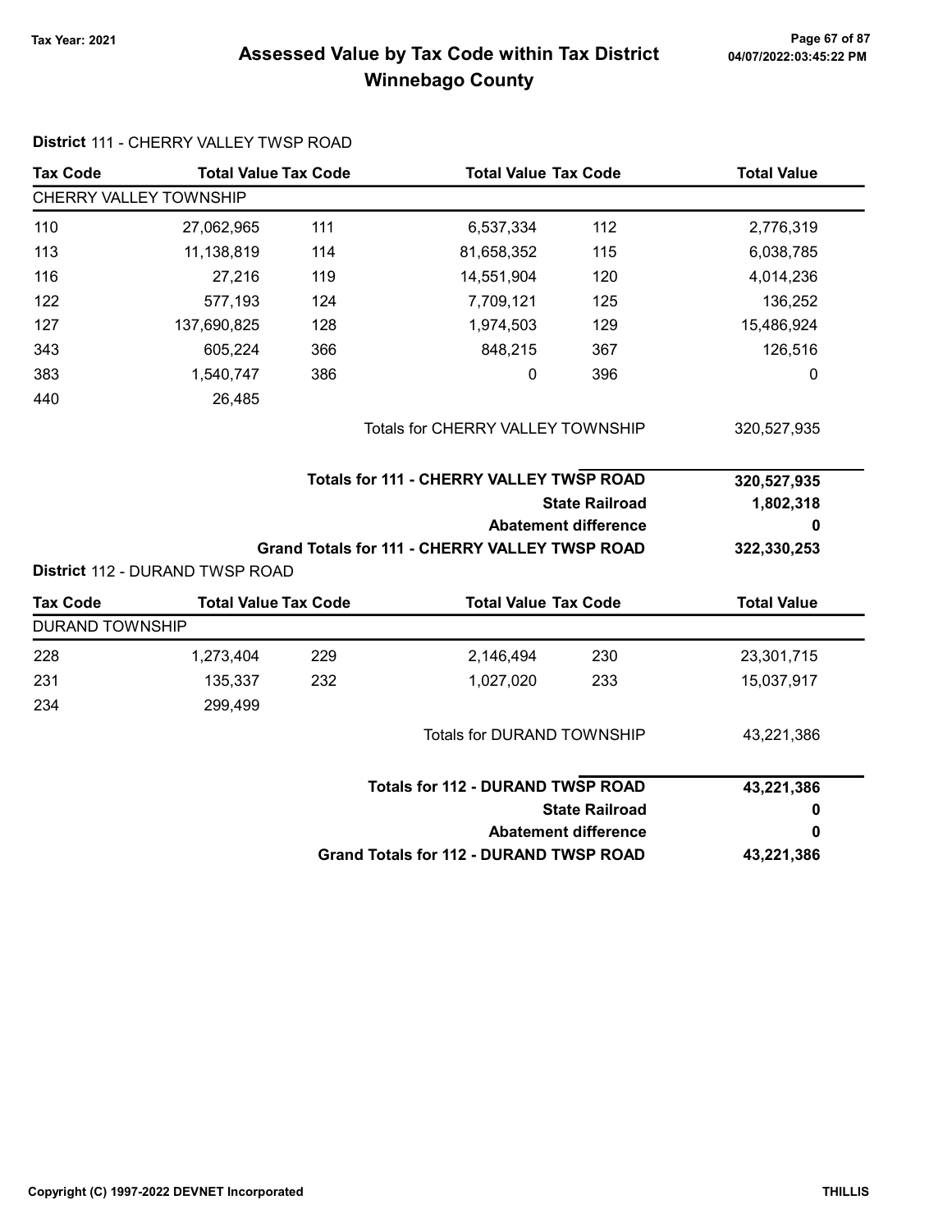# Assessed Value by Tax Code within Tax District
# Winnebago County

Tax Year: 2021

**District** 111 - CHERRY VALLEY TWSP ROAD

| Tax Code | Total Value | Tax Code | Total Value | Tax Code | Total Value |
|---|---|---|---|---|---|
| CHERRY VALLEY TOWNSHIP | | | | | |
| 110 | 27,062,965 | 111 | 6,537,334 | 112 | 2,776,319 |
| 113 | 11,138,819 | 114 | 81,658,352 | 115 | 6,038,785 |
| 116 | 27,216 | 119 | 14,551,904 | 120 | 4,014,236 |
| 122 | 577,193 | 124 | 7,709,121 | 125 | 136,252 |
| 127 | 137,690,825 | 128 | 1,974,503 | 129 | 15,486,924 |
| 343 | 605,224 | 366 | 848,215 | 367 | 126,516 |
| 383 | 1,540,747 | 386 | 0 | 396 | 0 |
| 440 | 26,485 | | | | |

| | |
|---|---|
| Totals for CHERRY VALLEY TOWNSHIP | 320,527,935 |
| **Totals for 111 - CHERRY VALLEY TWSP ROAD** | **320,527,935** |
| **State Railroad** | **1,802,318** |
| **Abatement difference** | **0** |
| **Grand Totals for 111 - CHERRY VALLEY TWSP ROAD** | **322,330,253** |

**District** 112 - DURAND TWSP ROAD

| Tax Code | Total Value | Tax Code | Total Value | Tax Code | Total Value |
|---|---|---|---|---|---|
| DURAND TOWNSHIP | | | | | |
| 228 | 1,273,404 | 229 | 2,146,494 | 230 | 23,301,715 |
| 231 | 135,337 | 232 | 1,027,020 | 233 | 15,037,917 |
| 234 | 299,499 | | | | |

| | |
|---|---|
| Totals for DURAND TOWNSHIP | 43,221,386 |
| **Totals for 112 - DURAND TWSP ROAD** | **43,221,386** |
| **State Railroad** | **0** |
| **Abatement difference** | **0** |
| **Grand Totals for 112 - DURAND TWSP ROAD** | **43,221,386** |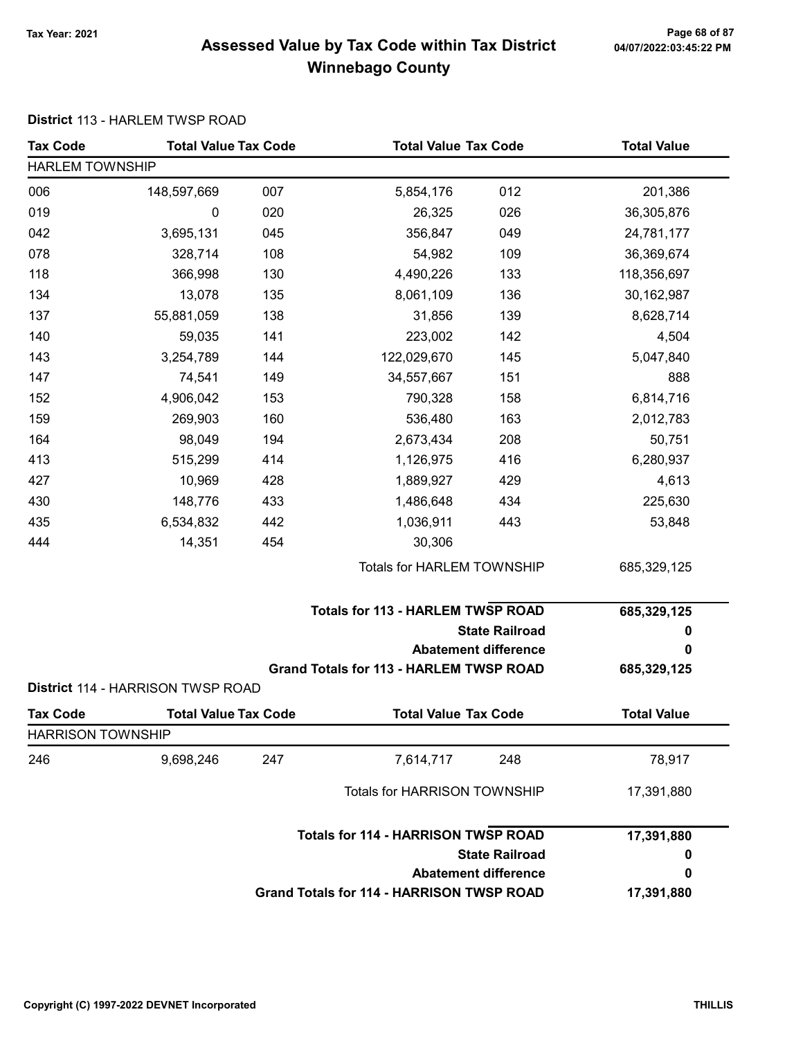# Assessed Value by Tax Code within Tax District
## Winnebago County

Tax Year: 2021

**District** 113 - HARLEM TWSP ROAD

| Tax Code | Total Value | Tax Code | Total Value | Tax Code | Total Value |
|---|---|---|---|---|---|
| **HARLEM TOWNSHIP** | | | | | |
| 006 | 148,597,669 | 007 | 5,854,176 | 012 | 201,386 |
| 019 | 0 | 020 | 26,325 | 026 | 36,305,876 |
| 042 | 3,695,131 | 045 | 356,847 | 049 | 24,781,177 |
| 078 | 328,714 | 108 | 54,982 | 109 | 36,369,674 |
| 118 | 366,998 | 130 | 4,490,226 | 133 | 118,356,697 |
| 134 | 13,078 | 135 | 8,061,109 | 136 | 30,162,987 |
| 137 | 55,881,059 | 138 | 31,856 | 139 | 8,628,714 |
| 140 | 59,035 | 141 | 223,002 | 142 | 4,504 |
| 143 | 3,254,789 | 144 | 122,029,670 | 145 | 5,047,840 |
| 147 | 74,541 | 149 | 34,557,667 | 151 | 888 |
| 152 | 4,906,042 | 153 | 790,328 | 158 | 6,814,716 |
| 159 | 269,903 | 160 | 536,480 | 163 | 2,012,783 |
| 164 | 98,049 | 194 | 2,673,434 | 208 | 50,751 |
| 413 | 515,299 | 414 | 1,126,975 | 416 | 6,280,937 |
| 427 | 10,969 | 428 | 1,889,927 | 429 | 4,613 |
| 430 | 148,776 | 433 | 1,486,648 | 434 | 225,630 |
| 435 | 6,534,832 | 442 | 1,036,911 | 443 | 53,848 |
| 444 | 14,351 | 454 | 30,306 | | |
| | | | Totals for HARLEM TOWNSHIP | | 685,329,125 |

| | |
|---|---|
| **Totals for 113 - HARLEM TWSP ROAD** | **685,329,125** |
| **State Railroad** | **0** |
| **Abatement difference** | **0** |
| **Grand Totals for 113 - HARLEM TWSP ROAD** | **685,329,125** |

**District** 114 - HARRISON TWSP ROAD

| Tax Code | Total Value | Tax Code | Total Value | Tax Code | Total Value |
|---|---|---|---|---|---|
| **HARRISON TOWNSHIP** | | | | | |
| 246 | 9,698,246 | 247 | 7,614,717 | 248 | 78,917 |
| | | | Totals for HARRISON TOWNSHIP | | 17,391,880 |

| | |
|---|---|
| **Totals for 114 - HARRISON TWSP ROAD** | **17,391,880** |
| **State Railroad** | **0** |
| **Abatement difference** | **0** |
| **Grand Totals for 114 - HARRISON TWSP ROAD** | **17,391,880** |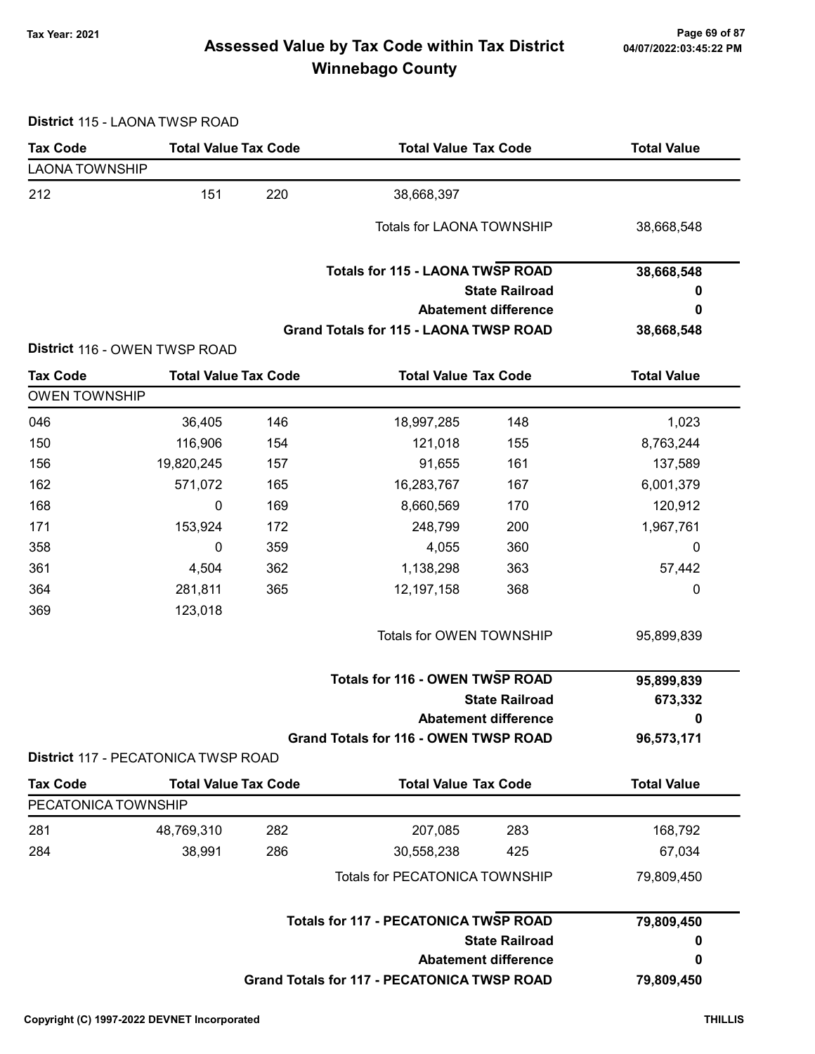# Assessed Value by Tax Code within Tax District
## Winnebago County

Tax Year: 2021

**District** 115 - LAONA TWSP ROAD

| Tax Code | Total Value | Tax Code | Total Value | Tax Code | Total Value |
|---|---|---|---|---|---|
| LAONA TOWNSHIP | | | | | |
| 212 | 151 | 220 | 38,668,397 | | |
| | | | Totals for LAONA TOWNSHIP | | 38,668,548 |
| | | | **Totals for 115 - LAONA TWSP ROAD** | | **38,668,548** |
| | | | **State Railroad** | | **0** |
| | | | **Abatement difference** | | **0** |
| | | | **Grand Totals for 115 - LAONA TWSP ROAD** | | **38,668,548** |

**District** 116 - OWEN TWSP ROAD

| Tax Code | Total Value | Tax Code | Total Value | Tax Code | Total Value |
|---|---|---|---|---|---|
| OWEN TOWNSHIP | | | | | |
| 046 | 36,405 | 146 | 18,997,285 | 148 | 1,023 |
| 150 | 116,906 | 154 | 121,018 | 155 | 8,763,244 |
| 156 | 19,820,245 | 157 | 91,655 | 161 | 137,589 |
| 162 | 571,072 | 165 | 16,283,767 | 167 | 6,001,379 |
| 168 | 0 | 169 | 8,660,569 | 170 | 120,912 |
| 171 | 153,924 | 172 | 248,799 | 200 | 1,967,761 |
| 358 | 0 | 359 | 4,055 | 360 | 0 |
| 361 | 4,504 | 362 | 1,138,298 | 363 | 57,442 |
| 364 | 281,811 | 365 | 12,197,158 | 368 | 0 |
| 369 | 123,018 | | | | |
| | | | Totals for OWEN TOWNSHIP | | 95,899,839 |
| | | | **Totals for 116 - OWEN TWSP ROAD** | | **95,899,839** |
| | | | **State Railroad** | | **673,332** |
| | | | **Abatement difference** | | **0** |
| | | | **Grand Totals for 116 - OWEN TWSP ROAD** | | **96,573,171** |

**District** 117 - PECATONICA TWSP ROAD

| Tax Code | Total Value | Tax Code | Total Value | Tax Code | Total Value |
|---|---|---|---|---|---|
| PECATONICA TOWNSHIP | | | | | |
| 281 | 48,769,310 | 282 | 207,085 | 283 | 168,792 |
| 284 | 38,991 | 286 | 30,558,238 | 425 | 67,034 |
| | | | Totals for PECATONICA TOWNSHIP | | 79,809,450 |
| | | | **Totals for 117 - PECATONICA TWSP ROAD** | | **79,809,450** |
| | | | **State Railroad** | | **0** |
| | | | **Abatement difference** | | **0** |
| | | | **Grand Totals for 117 - PECATONICA TWSP ROAD** | | **79,809,450** |

Copyright (C) 1997-2022 DEVNET Incorporated

THILLIS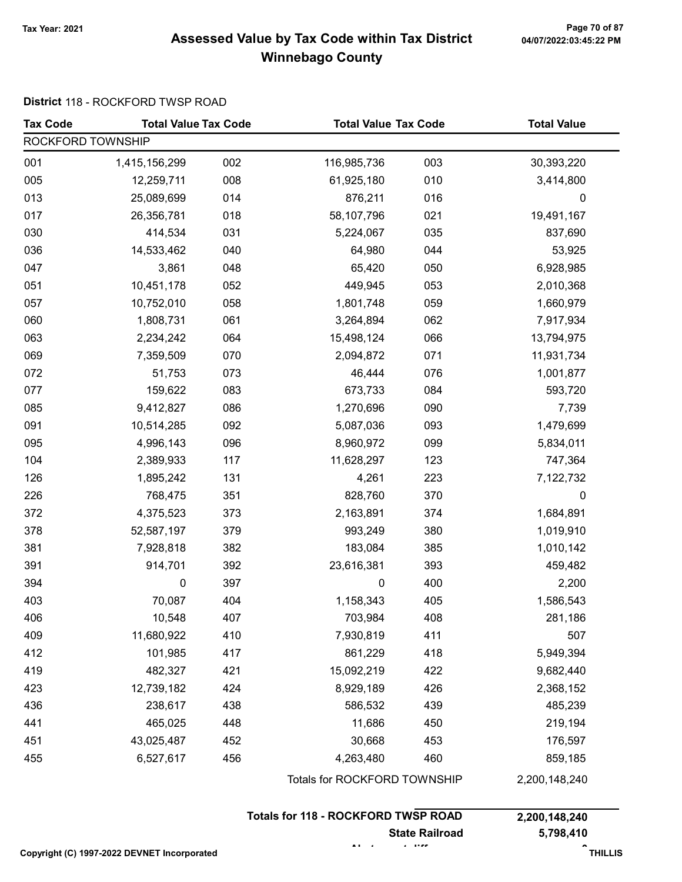# Assessed Value by Tax Code within Tax District
## Winnebago County

Tax Year: 2021

**District** 118 - ROCKFORD TWSP ROAD

| Tax Code | Total Value | Tax Code | Total Value | Tax Code | Total Value |
|---|---|---|---|---|---|
| ROCKFORD TOWNSHIP | | | | | |
| 001 | 1,415,156,299 | 002 | 116,985,736 | 003 | 30,393,220 |
| 005 | 12,259,711 | 008 | 61,925,180 | 010 | 3,414,800 |
| 013 | 25,089,699 | 014 | 876,211 | 016 | 0 |
| 017 | 26,356,781 | 018 | 58,107,796 | 021 | 19,491,167 |
| 030 | 414,534 | 031 | 5,224,067 | 035 | 837,690 |
| 036 | 14,533,462 | 040 | 64,980 | 044 | 53,925 |
| 047 | 3,861 | 048 | 65,420 | 050 | 6,928,985 |
| 051 | 10,451,178 | 052 | 449,945 | 053 | 2,010,368 |
| 057 | 10,752,010 | 058 | 1,801,748 | 059 | 1,660,979 |
| 060 | 1,808,731 | 061 | 3,264,894 | 062 | 7,917,934 |
| 063 | 2,234,242 | 064 | 15,498,124 | 066 | 13,794,975 |
| 069 | 7,359,509 | 070 | 2,094,872 | 071 | 11,931,734 |
| 072 | 51,753 | 073 | 46,444 | 076 | 1,001,877 |
| 077 | 159,622 | 083 | 673,733 | 084 | 593,720 |
| 085 | 9,412,827 | 086 | 1,270,696 | 090 | 7,739 |
| 091 | 10,514,285 | 092 | 5,087,036 | 093 | 1,479,699 |
| 095 | 4,996,143 | 096 | 8,960,972 | 099 | 5,834,011 |
| 104 | 2,389,933 | 117 | 11,628,297 | 123 | 747,364 |
| 126 | 1,895,242 | 131 | 4,261 | 223 | 7,122,732 |
| 226 | 768,475 | 351 | 828,760 | 370 | 0 |
| 372 | 4,375,523 | 373 | 2,163,891 | 374 | 1,684,891 |
| 378 | 52,587,197 | 379 | 993,249 | 380 | 1,019,910 |
| 381 | 7,928,818 | 382 | 183,084 | 385 | 1,010,142 |
| 391 | 914,701 | 392 | 23,616,381 | 393 | 459,482 |
| 394 | 0 | 397 | 0 | 400 | 2,200 |
| 403 | 70,087 | 404 | 1,158,343 | 405 | 1,586,543 |
| 406 | 10,548 | 407 | 703,984 | 408 | 281,186 |
| 409 | 11,680,922 | 410 | 7,930,819 | 411 | 507 |
| 412 | 101,985 | 417 | 861,229 | 418 | 5,949,394 |
| 419 | 482,327 | 421 | 15,092,219 | 422 | 9,682,440 |
| 423 | 12,739,182 | 424 | 8,929,189 | 426 | 2,368,152 |
| 436 | 238,617 | 438 | 586,532 | 439 | 485,239 |
| 441 | 465,025 | 448 | 11,686 | 450 | 219,194 |
| 451 | 43,025,487 | 452 | 30,668 | 453 | 176,597 |
| 455 | 6,527,617 | 456 | 4,263,480 | 460 | 859,185 |
| | | | Totals for ROCKFORD TOWNSHIP | | 2,200,148,240 |

| | |
|---|---|
| **Totals for 118 - ROCKFORD TWSP ROAD** | **2,200,148,240** |
| **State Railroad** | **5,798,410** |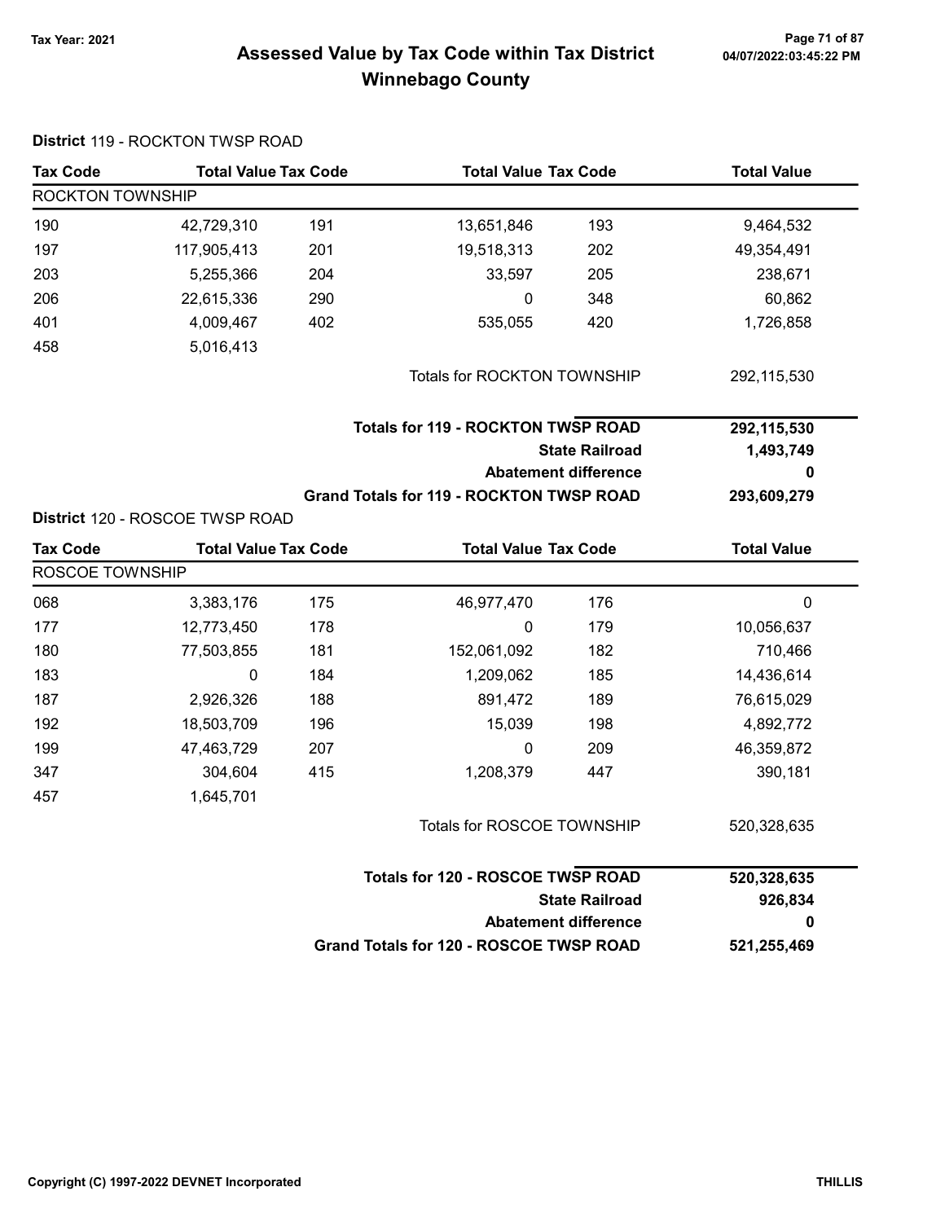# Assessed Value by Tax Code within Tax District
## Winnebago County

Tax Year: 2021

**District** 119 - ROCKTON TWSP ROAD

| Tax Code | Total Value | Tax Code | Total Value | Tax Code | Total Value |
|---|---|---|---|---|---|
| ROCKTON TOWNSHIP | | | | | |
| 190 | 42,729,310 | 191 | 13,651,846 | 193 | 9,464,532 |
| 197 | 117,905,413 | 201 | 19,518,313 | 202 | 49,354,491 |
| 203 | 5,255,366 | 204 | 33,597 | 205 | 238,671 |
| 206 | 22,615,336 | 290 | 0 | 348 | 60,862 |
| 401 | 4,009,467 | 402 | 535,055 | 420 | 1,726,858 |
| 458 | 5,016,413 | | | | |
| | | | Totals for ROCKTON TOWNSHIP | | 292,115,530 |

| | |
|---|---|
| **Totals for 119 - ROCKTON TWSP ROAD** | **292,115,530** |
| **State Railroad** | **1,493,749** |
| **Abatement difference** | **0** |
| **Grand Totals for 119 - ROCKTON TWSP ROAD** | **293,609,279** |

**District** 120 - ROSCOE TWSP ROAD

| Tax Code | Total Value | Tax Code | Total Value | Tax Code | Total Value |
|---|---|---|---|---|---|
| ROSCOE TOWNSHIP | | | | | |
| 068 | 3,383,176 | 175 | 46,977,470 | 176 | 0 |
| 177 | 12,773,450 | 178 | 0 | 179 | 10,056,637 |
| 180 | 77,503,855 | 181 | 152,061,092 | 182 | 710,466 |
| 183 | 0 | 184 | 1,209,062 | 185 | 14,436,614 |
| 187 | 2,926,326 | 188 | 891,472 | 189 | 76,615,029 |
| 192 | 18,503,709 | 196 | 15,039 | 198 | 4,892,772 |
| 199 | 47,463,729 | 207 | 0 | 209 | 46,359,872 |
| 347 | 304,604 | 415 | 1,208,379 | 447 | 390,181 |
| 457 | 1,645,701 | | | | |
| | | | Totals for ROSCOE TOWNSHIP | | 520,328,635 |

| | |
|---|---|
| **Totals for 120 - ROSCOE TWSP ROAD** | **520,328,635** |
| **State Railroad** | **926,834** |
| **Abatement difference** | **0** |
| **Grand Totals for 120 - ROSCOE TWSP ROAD** | **521,255,469** |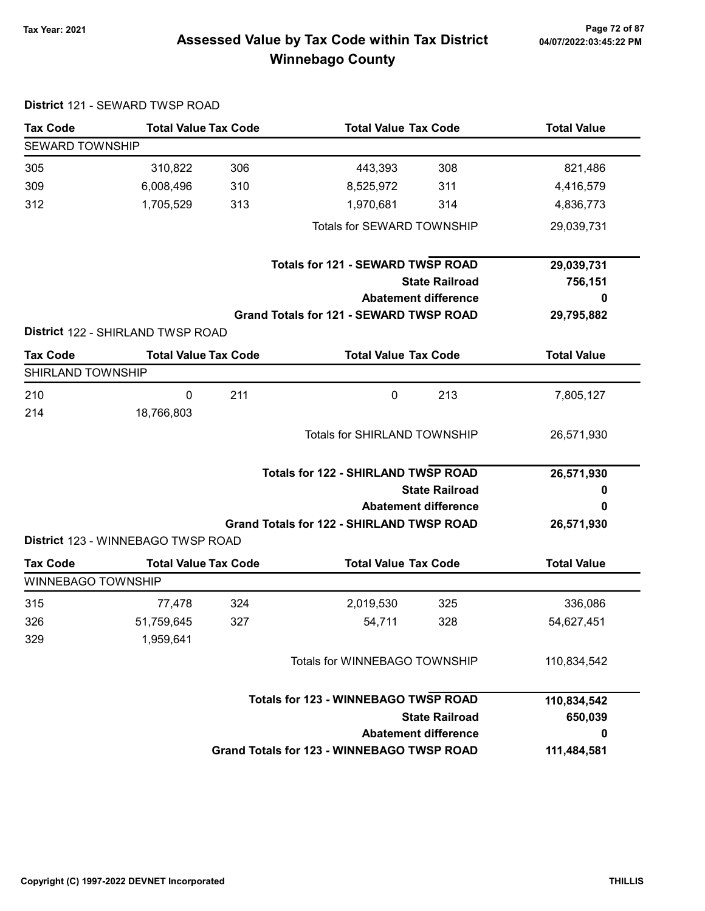# Assessed Value by Tax Code within Tax District
## Winnebago County

Tax Year: 2021

**District** 121 - SEWARD TWSP ROAD

| Tax Code | Total Value | Tax Code | Total Value | Tax Code | Total Value |
|---|---|---|---|---|---|
| SEWARD TOWNSHIP | | | | | |
| 305 | 310,822 | 306 | 443,393 | 308 | 821,486 |
| 309 | 6,008,496 | 310 | 8,525,972 | 311 | 4,416,579 |
| 312 | 1,705,529 | 313 | 1,970,681 | 314 | 4,836,773 |
| | | | Totals for SEWARD TOWNSHIP | | 29,039,731 |
| | | | **Totals for 121 - SEWARD TWSP ROAD** | | **29,039,731** |
| | | | | **State Railroad** | **756,151** |
| | | | | **Abatement difference** | **0** |
| | | | **Grand Totals for 121 - SEWARD TWSP ROAD** | | **29,795,882** |

**District** 122 - SHIRLAND TWSP ROAD

| Tax Code | Total Value | Tax Code | Total Value | Tax Code | Total Value |
|---|---|---|---|---|---|
| SHIRLAND TOWNSHIP | | | | | |
| 210 | 0 | 211 | 0 | 213 | 7,805,127 |
| 214 | 18,766,803 | | | | |
| | | | Totals for SHIRLAND TOWNSHIP | | 26,571,930 |
| | | | **Totals for 122 - SHIRLAND TWSP ROAD** | | **26,571,930** |
| | | | | **State Railroad** | **0** |
| | | | | **Abatement difference** | **0** |
| | | | **Grand Totals for 122 - SHIRLAND TWSP ROAD** | | **26,571,930** |

**District** 123 - WINNEBAGO TWSP ROAD

| Tax Code | Total Value | Tax Code | Total Value | Tax Code | Total Value |
|---|---|---|---|---|---|
| WINNEBAGO TOWNSHIP | | | | | |
| 315 | 77,478 | 324 | 2,019,530 | 325 | 336,086 |
| 326 | 51,759,645 | 327 | 54,711 | 328 | 54,627,451 |
| 329 | 1,959,641 | | | | |
| | | | Totals for WINNEBAGO TOWNSHIP | | 110,834,542 |
| | | | **Totals for 123 - WINNEBAGO TWSP ROAD** | | **110,834,542** |
| | | | | **State Railroad** | **650,039** |
| | | | | **Abatement difference** | **0** |
| | | | **Grand Totals for 123 - WINNEBAGO TWSP ROAD** | | **111,484,581** |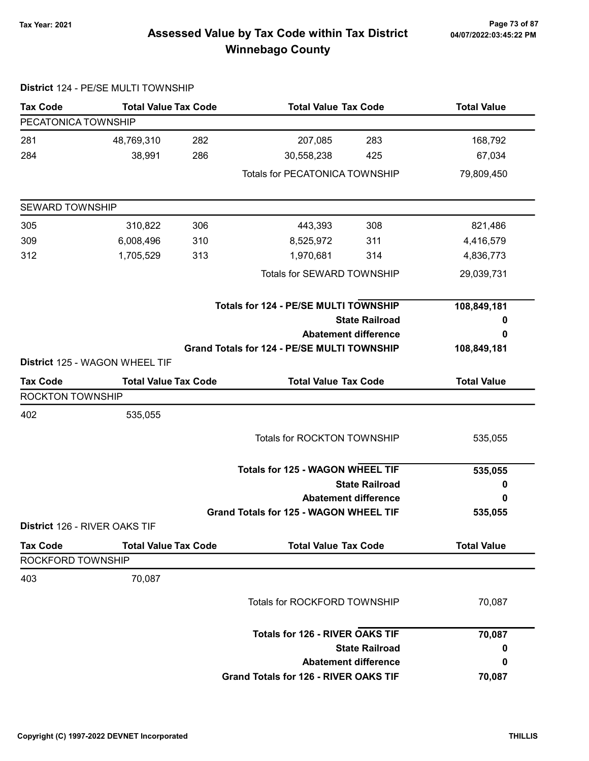# Assessed Value by Tax Code within Tax District
## Winnebago County

Tax Year: 2021

**District** 124 - PE/SE MULTI TOWNSHIP

| Tax Code | Total Value | Tax Code | Total Value | Tax Code | Total Value |
|---|---|---|---|---|---|
| PECATONICA TOWNSHIP | | | | | |
| 281 | 48,769,310 | 282 | 207,085 | 283 | 168,792 |
| 284 | 38,991 | 286 | 30,558,238 | 425 | 67,034 |
| | | | Totals for PECATONICA TOWNSHIP | | 79,809,450 |
| SEWARD TOWNSHIP | | | | | |
| 305 | 310,822 | 306 | 443,393 | 308 | 821,486 |
| 309 | 6,008,496 | 310 | 8,525,972 | 311 | 4,416,579 |
| 312 | 1,705,529 | 313 | 1,970,681 | 314 | 4,836,773 |
| | | | Totals for SEWARD TOWNSHIP | | 29,039,731 |

| | |
|---|---|
| **Totals for 124 - PE/SE MULTI TOWNSHIP** | **108,849,181** |
| **State Railroad** | **0** |
| **Abatement difference** | **0** |
| **Grand Totals for 124 - PE/SE MULTI TOWNSHIP** | **108,849,181** |

**District** 125 - WAGON WHEEL TIF

| Tax Code | Total Value | Tax Code | Total Value | Tax Code | Total Value |
|---|---|---|---|---|---|
| ROCKTON TOWNSHIP | | | | | |
| 402 | 535,055 | | | | |
| | | | Totals for ROCKTON TOWNSHIP | | 535,055 |

| | |
|---|---|
| **Totals for 125 - WAGON WHEEL TIF** | **535,055** |
| **State Railroad** | **0** |
| **Abatement difference** | **0** |
| **Grand Totals for 125 - WAGON WHEEL TIF** | **535,055** |

**District** 126 - RIVER OAKS TIF

| Tax Code | Total Value | Tax Code | Total Value | Tax Code | Total Value |
|---|---|---|---|---|---|
| ROCKFORD TOWNSHIP | | | | | |
| 403 | 70,087 | | | | |
| | | | Totals for ROCKFORD TOWNSHIP | | 70,087 |

| | |
|---|---|
| **Totals for 126 - RIVER OAKS TIF** | **70,087** |
| **State Railroad** | **0** |
| **Abatement difference** | **0** |
| **Grand Totals for 126 - RIVER OAKS TIF** | **70,087** |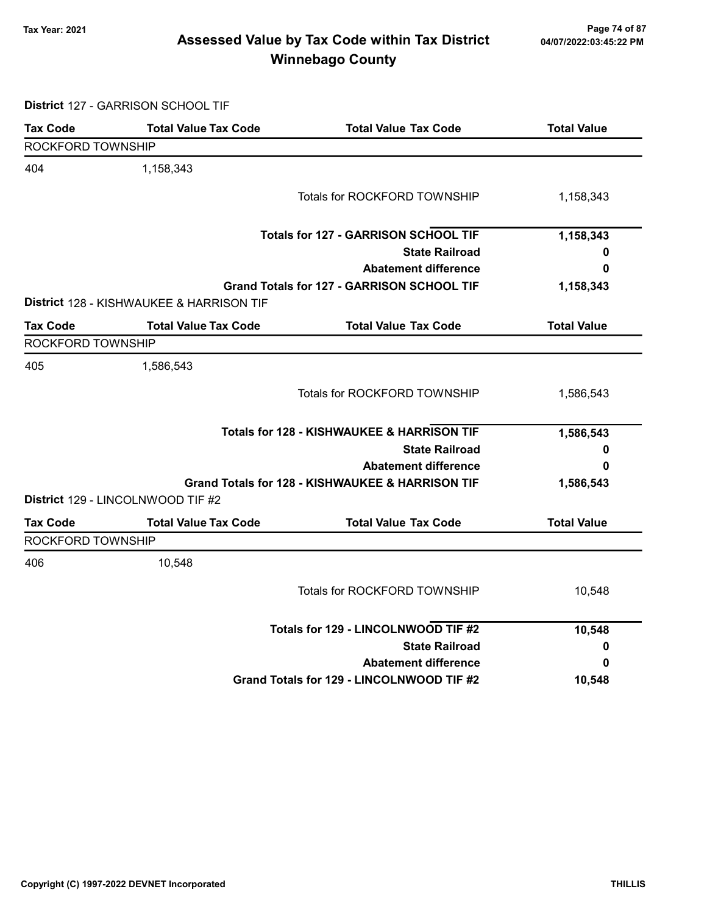# Assessed Value by Tax Code within Tax District

## Winnebago County

Tax Year: 2021

04/07/2022:03:45:22 PM

**District** 127 - GARRISON SCHOOL TIF

| Tax Code | Total Value Tax Code | Total Value Tax Code | Total Value |
|---|---|---|---|
| ROCKFORD TOWNSHIP | | | |
| 404 | 1,158,343 | | |
| | | Totals for ROCKFORD TOWNSHIP | 1,158,343 |
| | | **Totals for 127 - GARRISON SCHOOL TIF** | **1,158,343** |
| | | **State Railroad** | **0** |
| | | **Abatement difference** | **0** |
| | | **Grand Totals for 127 - GARRISON SCHOOL TIF** | **1,158,343** |

**District** 128 - KISHWAUKEE & HARRISON TIF

| Tax Code | Total Value Tax Code | Total Value Tax Code | Total Value |
|---|---|---|---|
| ROCKFORD TOWNSHIP | | | |
| 405 | 1,586,543 | | |
| | | Totals for ROCKFORD TOWNSHIP | 1,586,543 |
| | | **Totals for 128 - KISHWAUKEE & HARRISON TIF** | **1,586,543** |
| | | **State Railroad** | **0** |
| | | **Abatement difference** | **0** |
| | | **Grand Totals for 128 - KISHWAUKEE & HARRISON TIF** | **1,586,543** |

**District** 129 - LINCOLNWOOD TIF #2

| Tax Code | Total Value Tax Code | Total Value Tax Code | Total Value |
|---|---|---|---|
| ROCKFORD TOWNSHIP | | | |
| 406 | 10,548 | | |
| | | Totals for ROCKFORD TOWNSHIP | 10,548 |
| | | **Totals for 129 - LINCOLNWOOD TIF #2** | **10,548** |
| | | **State Railroad** | **0** |
| | | **Abatement difference** | **0** |
| | | **Grand Totals for 129 - LINCOLNWOOD TIF #2** | **10,548** |

Copyright (C) 1997-2022 DEVNET Incorporated

THILLIS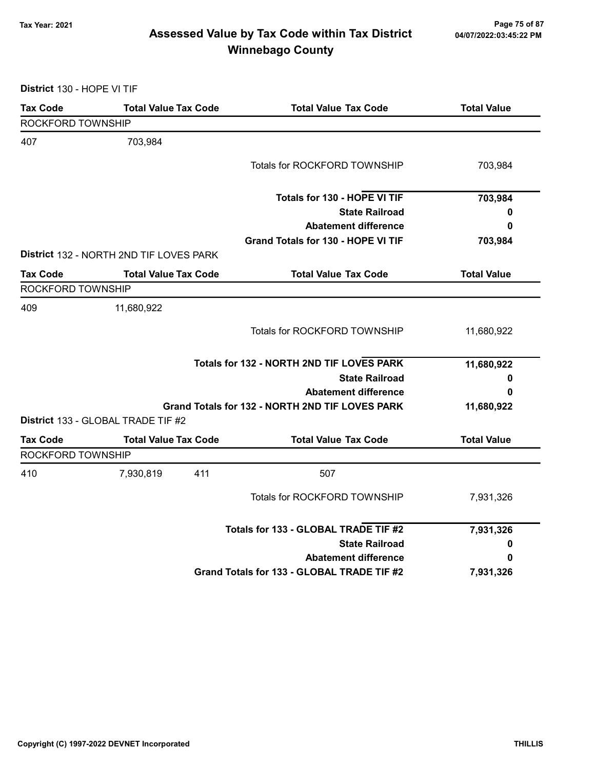# Assessed Value by Tax Code within Tax District
## Winnebago County

Tax Year: 2021

**District** 130 - HOPE VI TIF

| Tax Code | Total Value Tax Code | | Total Value Tax Code | Total Value |
|---|---|---|---|---|
| ROCKFORD TOWNSHIP | | | | |
| 407 | 703,984 | | | |
| | | | Totals for ROCKFORD TOWNSHIP | 703,984 |
| | | | **Totals for 130 - HOPE VI TIF** | **703,984** |
| | | | **State Railroad** | **0** |
| | | | **Abatement difference** | **0** |
| | | | **Grand Totals for 130 - HOPE VI TIF** | **703,984** |

**District** 132 - NORTH 2ND TIF LOVES PARK

| Tax Code | Total Value Tax Code | | Total Value Tax Code | Total Value |
|---|---|---|---|---|
| ROCKFORD TOWNSHIP | | | | |
| 409 | 11,680,922 | | | |
| | | | Totals for ROCKFORD TOWNSHIP | 11,680,922 |
| | | | **Totals for 132 - NORTH 2ND TIF LOVES PARK** | **11,680,922** |
| | | | **State Railroad** | **0** |
| | | | **Abatement difference** | **0** |
| | | | **Grand Totals for 132 - NORTH 2ND TIF LOVES PARK** | **11,680,922** |

**District** 133 - GLOBAL TRADE TIF #2

| Tax Code | Total Value Tax Code | | Total Value Tax Code | Total Value |
|---|---|---|---|---|
| ROCKFORD TOWNSHIP | | | | |
| 410 | 7,930,819 | 411 | 507 | |
| | | | Totals for ROCKFORD TOWNSHIP | 7,931,326 |
| | | | **Totals for 133 - GLOBAL TRADE TIF #2** | **7,931,326** |
| | | | **State Railroad** | **0** |
| | | | **Abatement difference** | **0** |
| | | | **Grand Totals for 133 - GLOBAL TRADE TIF #2** | **7,931,326** |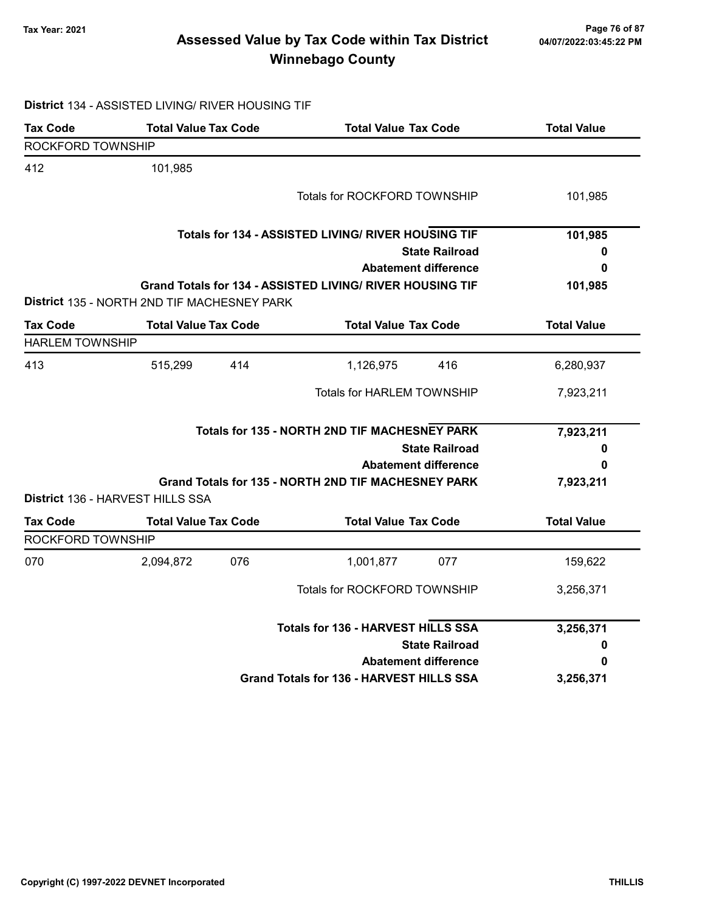# Assessed Value by Tax Code within Tax District
## Winnebago County

Tax Year: 2021

**District** 134 - ASSISTED LIVING/ RIVER HOUSING TIF

| Tax Code | Total Value | Tax Code | Total Value | Tax Code | Total Value |
|---|---|---|---|---|---|
| ROCKFORD TOWNSHIP | | | | | |
| 412 | 101,985 | | | | |
| | | | Totals for ROCKFORD TOWNSHIP | | 101,985 |
| | | | **Totals for 134 - ASSISTED LIVING/ RIVER HOUSING TIF** | | **101,985** |
| | | | **State Railroad** | | **0** |
| | | | **Abatement difference** | | **0** |
| | | | **Grand Totals for 134 - ASSISTED LIVING/ RIVER HOUSING TIF** | | **101,985** |

**District** 135 - NORTH 2ND TIF MACHESNEY PARK

| Tax Code | Total Value | Tax Code | Total Value | Tax Code | Total Value |
|---|---|---|---|---|---|
| HARLEM TOWNSHIP | | | | | |
| 413 | 515,299 | 414 | 1,126,975 | 416 | 6,280,937 |
| | | | Totals for HARLEM TOWNSHIP | | 7,923,211 |
| | | | **Totals for 135 - NORTH 2ND TIF MACHESNEY PARK** | | **7,923,211** |
| | | | **State Railroad** | | **0** |
| | | | **Abatement difference** | | **0** |
| | | | **Grand Totals for 135 - NORTH 2ND TIF MACHESNEY PARK** | | **7,923,211** |

**District** 136 - HARVEST HILLS SSA

| Tax Code | Total Value | Tax Code | Total Value | Tax Code | Total Value |
|---|---|---|---|---|---|
| ROCKFORD TOWNSHIP | | | | | |
| 070 | 2,094,872 | 076 | 1,001,877 | 077 | 159,622 |
| | | | Totals for ROCKFORD TOWNSHIP | | 3,256,371 |
| | | | **Totals for 136 - HARVEST HILLS SSA** | | **3,256,371** |
| | | | **State Railroad** | | **0** |
| | | | **Abatement difference** | | **0** |
| | | | **Grand Totals for 136 - HARVEST HILLS SSA** | | **3,256,371** |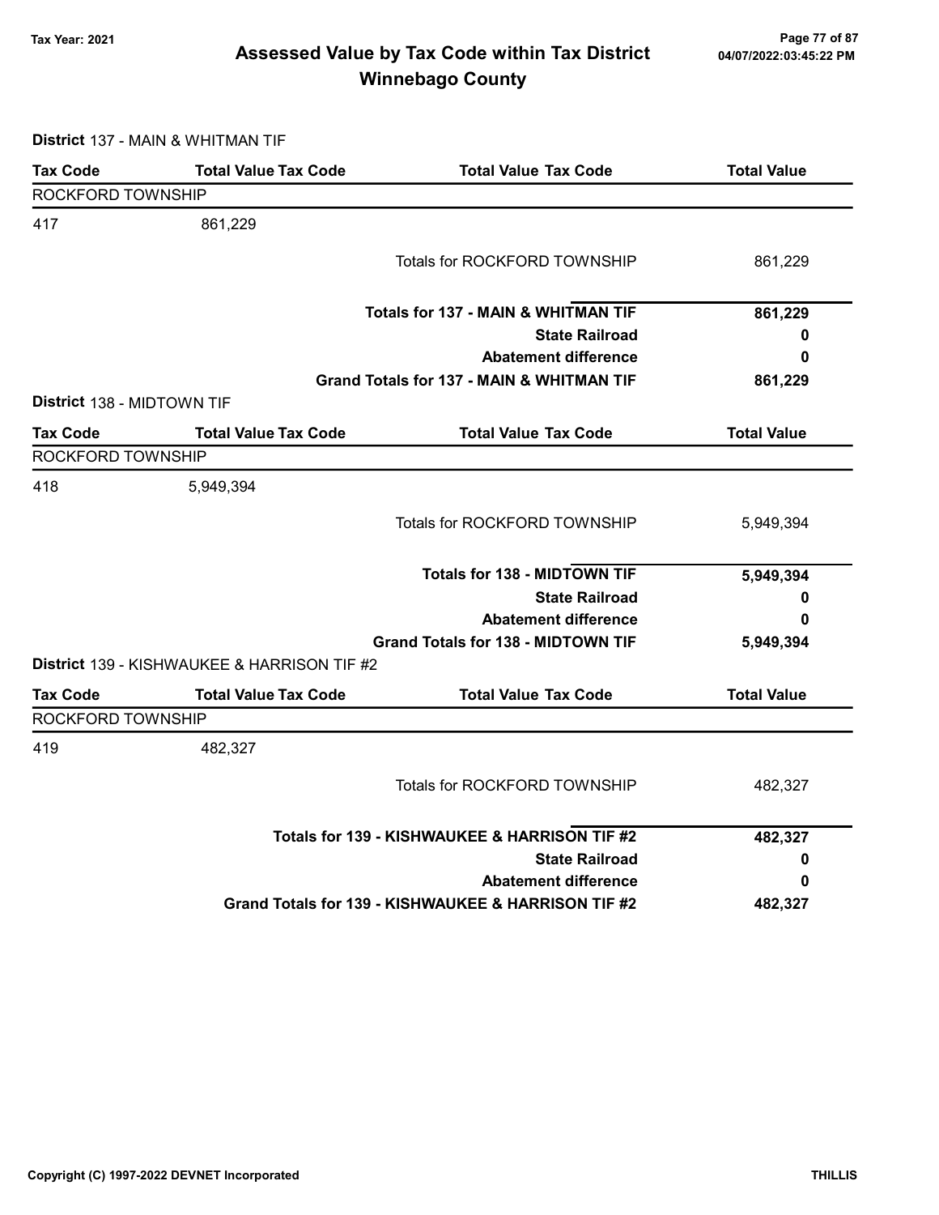# Assessed Value by Tax Code within Tax District
## Winnebago County

Tax Year: 2021

04/07/2022:03:45:22 PM

**District** 137 - MAIN & WHITMAN TIF

| Tax Code | Total Value Tax Code | Total Value Tax Code | Total Value |
|---|---|---|---|
| ROCKFORD TOWNSHIP | | | |
| 417 | 861,229 | | |
| | | Totals for ROCKFORD TOWNSHIP | 861,229 |
| | | **Totals for 137 - MAIN & WHITMAN TIF** | **861,229** |
| | | **State Railroad** | **0** |
| | | **Abatement difference** | **0** |
| | | **Grand Totals for 137 - MAIN & WHITMAN TIF** | **861,229** |

**District** 138 - MIDTOWN TIF

| Tax Code | Total Value Tax Code | Total Value Tax Code | Total Value |
|---|---|---|---|
| ROCKFORD TOWNSHIP | | | |
| 418 | 5,949,394 | | |
| | | Totals for ROCKFORD TOWNSHIP | 5,949,394 |
| | | **Totals for 138 - MIDTOWN TIF** | **5,949,394** |
| | | **State Railroad** | **0** |
| | | **Abatement difference** | **0** |
| | | **Grand Totals for 138 - MIDTOWN TIF** | **5,949,394** |

**District** 139 - KISHWAUKEE & HARRISON TIF #2

| Tax Code | Total Value Tax Code | Total Value Tax Code | Total Value |
|---|---|---|---|
| ROCKFORD TOWNSHIP | | | |
| 419 | 482,327 | | |
| | | Totals for ROCKFORD TOWNSHIP | 482,327 |
| | | **Totals for 139 - KISHWAUKEE & HARRISON TIF #2** | **482,327** |
| | | **State Railroad** | **0** |
| | | **Abatement difference** | **0** |
| | | **Grand Totals for 139 - KISHWAUKEE & HARRISON TIF #2** | **482,327** |

Copyright (C) 1997-2022 DEVNET Incorporated — THILLIS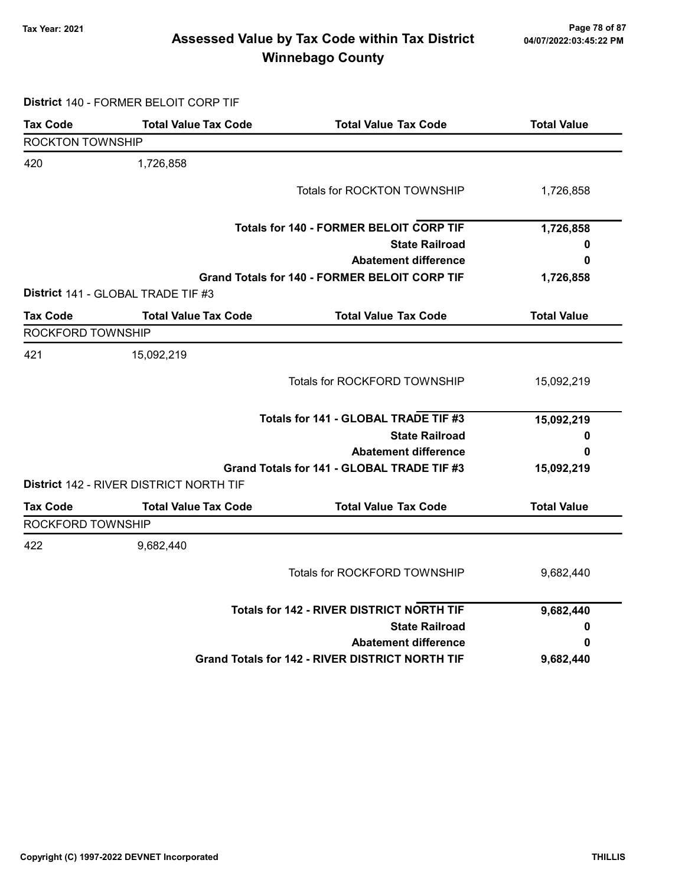# Assessed Value by Tax Code within Tax District
## Winnebago County

Tax Year: 2021

**District** 140 - FORMER BELOIT CORP TIF

| Tax Code | Total Value Tax Code | Total Value Tax Code | Total Value |
|---|---|---|---|
| ROCKTON TOWNSHIP | | | |
| 420 | 1,726,858 | | |
| | | Totals for ROCKTON TOWNSHIP | 1,726,858 |
| | | **Totals for 140 - FORMER BELOIT CORP TIF** | **1,726,858** |
| | | **State Railroad** | **0** |
| | | **Abatement difference** | **0** |
| | | **Grand Totals for 140 - FORMER BELOIT CORP TIF** | **1,726,858** |

**District** 141 - GLOBAL TRADE TIF #3

| Tax Code | Total Value Tax Code | Total Value Tax Code | Total Value |
|---|---|---|---|
| ROCKFORD TOWNSHIP | | | |
| 421 | 15,092,219 | | |
| | | Totals for ROCKFORD TOWNSHIP | 15,092,219 |
| | | **Totals for 141 - GLOBAL TRADE TIF #3** | **15,092,219** |
| | | **State Railroad** | **0** |
| | | **Abatement difference** | **0** |
| | | **Grand Totals for 141 - GLOBAL TRADE TIF #3** | **15,092,219** |

**District** 142 - RIVER DISTRICT NORTH TIF

| Tax Code | Total Value Tax Code | Total Value Tax Code | Total Value |
|---|---|---|---|
| ROCKFORD TOWNSHIP | | | |
| 422 | 9,682,440 | | |
| | | Totals for ROCKFORD TOWNSHIP | 9,682,440 |
| | | **Totals for 142 - RIVER DISTRICT NORTH TIF** | **9,682,440** |
| | | **State Railroad** | **0** |
| | | **Abatement difference** | **0** |
| | | **Grand Totals for 142 - RIVER DISTRICT NORTH TIF** | **9,682,440** |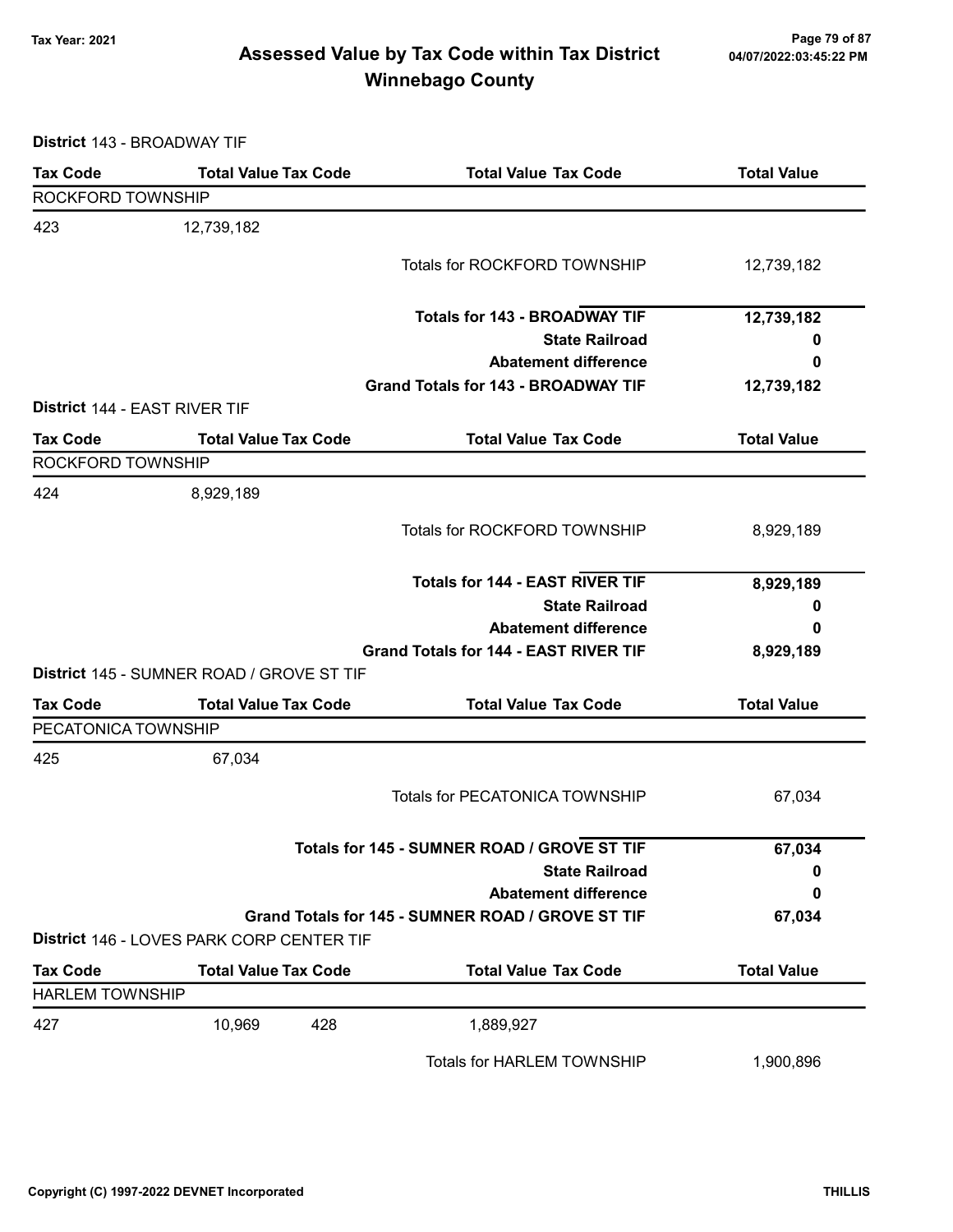# Assessed Value by Tax Code within Tax District
# Winnebago County

Tax Year: 2021

**District** 143 - BROADWAY TIF

| Tax Code | Total Value Tax Code | Total Value Tax Code | Total Value |
|---|---|---|---|
| ROCKFORD TOWNSHIP | | | |
| 423 | 12,739,182 | | |
| | | Totals for ROCKFORD TOWNSHIP | 12,739,182 |
| | | **Totals for 143 - BROADWAY TIF** | **12,739,182** |
| | | **State Railroad** | **0** |
| | | **Abatement difference** | **0** |
| | | **Grand Totals for 143 - BROADWAY TIF** | **12,739,182** |

**District** 144 - EAST RIVER TIF

| Tax Code | Total Value Tax Code | Total Value Tax Code | Total Value |
|---|---|---|---|
| ROCKFORD TOWNSHIP | | | |
| 424 | 8,929,189 | | |
| | | Totals for ROCKFORD TOWNSHIP | 8,929,189 |
| | | **Totals for 144 - EAST RIVER TIF** | **8,929,189** |
| | | **State Railroad** | **0** |
| | | **Abatement difference** | **0** |
| | | **Grand Totals for 144 - EAST RIVER TIF** | **8,929,189** |

**District** 145 - SUMNER ROAD / GROVE ST TIF

| Tax Code | Total Value Tax Code | Total Value Tax Code | Total Value |
|---|---|---|---|
| PECATONICA TOWNSHIP | | | |
| 425 | 67,034 | | |
| | | Totals for PECATONICA TOWNSHIP | 67,034 |
| | | **Totals for 145 - SUMNER ROAD / GROVE ST TIF** | **67,034** |
| | | **State Railroad** | **0** |
| | | **Abatement difference** | **0** |
| | | **Grand Totals for 145 - SUMNER ROAD / GROVE ST TIF** | **67,034** |

**District** 146 - LOVES PARK CORP CENTER TIF

| Tax Code | Total Value | Tax Code | Total Value | Total Value |
|---|---|---|---|---|
| HARLEM TOWNSHIP | | | | |
| 427 | 10,969 | 428 | 1,889,927 | |
| | | | Totals for HARLEM TOWNSHIP | 1,900,896 |

Copyright (C) 1997-2022 DEVNET Incorporated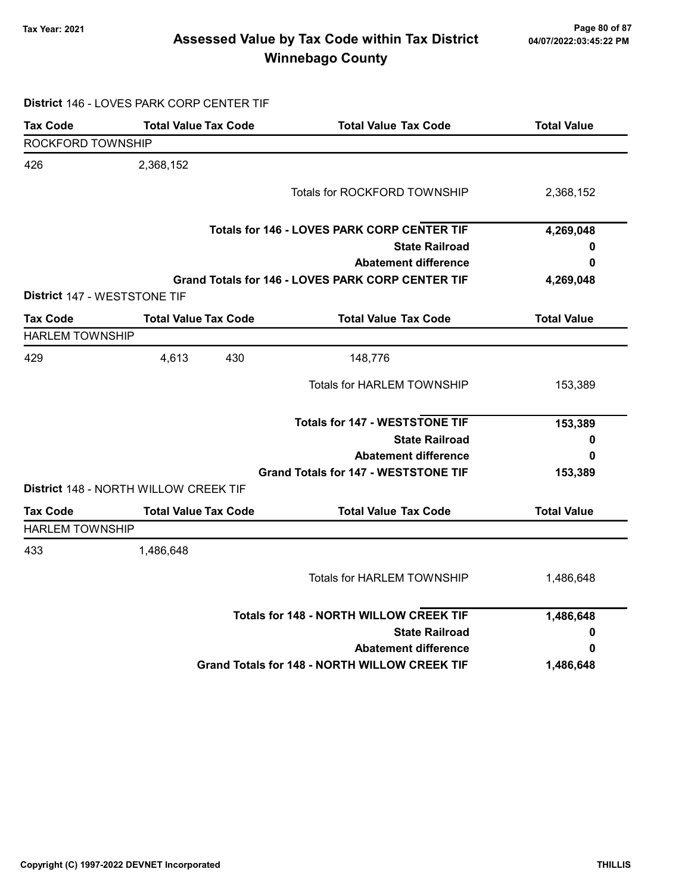# Assessed Value by Tax Code within Tax District
## Winnebago County

Tax Year: 2021

04/07/2022:03:45:22 PM

**District** 146 - LOVES PARK CORP CENTER TIF

| Tax Code | Total Value | Tax Code | Total Value | Tax Code | Total Value |
|---|---|---|---|---|---|
| ROCKFORD TOWNSHIP | | | | | |
| 426 | 2,368,152 | | | | |
| | | | | Totals for ROCKFORD TOWNSHIP | 2,368,152 |
| | | | | **Totals for 146 - LOVES PARK CORP CENTER TIF** | **4,269,048** |
| | | | | **State Railroad** | **0** |
| | | | | **Abatement difference** | **0** |
| | | | | **Grand Totals for 146 - LOVES PARK CORP CENTER TIF** | **4,269,048** |

**District** 147 - WESTSTONE TIF

| Tax Code | Total Value | Tax Code | Total Value | Tax Code | Total Value |
|---|---|---|---|---|---|
| HARLEM TOWNSHIP | | | | | |
| 429 | 4,613 | 430 | 148,776 | | |
| | | | | Totals for HARLEM TOWNSHIP | 153,389 |
| | | | | **Totals for 147 - WESTSTONE TIF** | **153,389** |
| | | | | **State Railroad** | **0** |
| | | | | **Abatement difference** | **0** |
| | | | | **Grand Totals for 147 - WESTSTONE TIF** | **153,389** |

**District** 148 - NORTH WILLOW CREEK TIF

| Tax Code | Total Value | Tax Code | Total Value | Tax Code | Total Value |
|---|---|---|---|---|---|
| HARLEM TOWNSHIP | | | | | |
| 433 | 1,486,648 | | | | |
| | | | | Totals for HARLEM TOWNSHIP | 1,486,648 |
| | | | | **Totals for 148 - NORTH WILLOW CREEK TIF** | **1,486,648** |
| | | | | **State Railroad** | **0** |
| | | | | **Abatement difference** | **0** |
| | | | | **Grand Totals for 148 - NORTH WILLOW CREEK TIF** | **1,486,648** |

Copyright (C) 1997-2022 DEVNET Incorporated THILLIS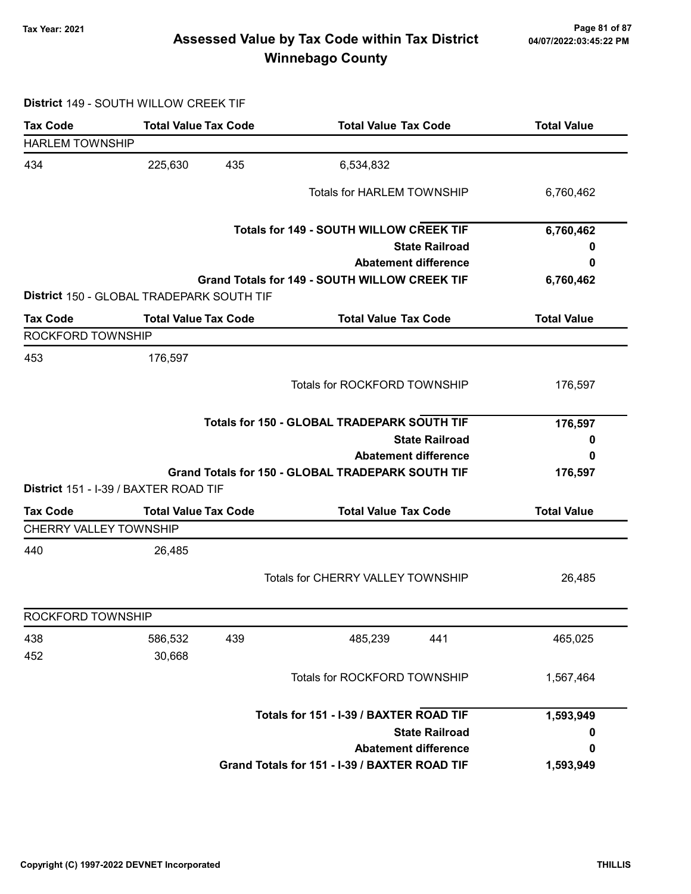## Assessed Value by Tax Code within Tax District
## Winnebago County

Tax Year: 2021

**District** 149 - SOUTH WILLOW CREEK TIF

| Tax Code | Total Value | Tax Code | Total Value | Tax Code | Total Value |
|---|---|---|---|---|---|
| **HARLEM TOWNSHIP** | | | | | |
| 434 | 225,630 | 435 | 6,534,832 | | |
| | | | Totals for HARLEM TOWNSHIP | | 6,760,462 |
| | | | **Totals for 149 - SOUTH WILLOW CREEK TIF** | | **6,760,462** |
| | | | **State Railroad** | | **0** |
| | | | **Abatement difference** | | **0** |
| | | | **Grand Totals for 149 - SOUTH WILLOW CREEK TIF** | | **6,760,462** |

**District** 150 - GLOBAL TRADEPARK SOUTH TIF

| Tax Code | Total Value | Tax Code | Total Value | Tax Code | Total Value |
|---|---|---|---|---|---|
| **ROCKFORD TOWNSHIP** | | | | | |
| 453 | 176,597 | | | | |
| | | | Totals for ROCKFORD TOWNSHIP | | 176,597 |
| | | | **Totals for 150 - GLOBAL TRADEPARK SOUTH TIF** | | **176,597** |
| | | | **State Railroad** | | **0** |
| | | | **Abatement difference** | | **0** |
| | | | **Grand Totals for 150 - GLOBAL TRADEPARK SOUTH TIF** | | **176,597** |

**District** 151 - I-39 / BAXTER ROAD TIF

| Tax Code | Total Value | Tax Code | Total Value | Tax Code | Total Value |
|---|---|---|---|---|---|
| **CHERRY VALLEY TOWNSHIP** | | | | | |
| 440 | 26,485 | | | | |
| | | | Totals for CHERRY VALLEY TOWNSHIP | | 26,485 |
| **ROCKFORD TOWNSHIP** | | | | | |
| 438 | 586,532 | 439 | 485,239 | 441 | 465,025 |
| 452 | 30,668 | | | | |
| | | | Totals for ROCKFORD TOWNSHIP | | 1,567,464 |
| | | | **Totals for 151 - I-39 / BAXTER ROAD TIF** | | **1,593,949** |
| | | | **State Railroad** | | **0** |
| | | | **Abatement difference** | | **0** |
| | | | **Grand Totals for 151 - I-39 / BAXTER ROAD TIF** | | **1,593,949** |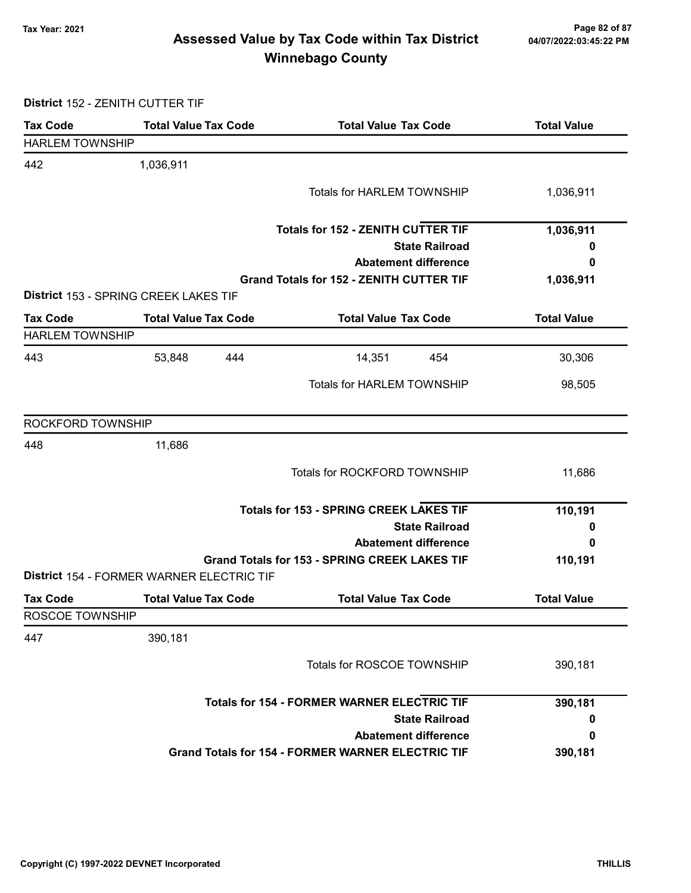# Assessed Value by Tax Code within Tax District
## Winnebago County

Tax Year: 2021

**District** 152 - ZENITH CUTTER TIF

| Tax Code | Total Value | Tax Code | Total Value | Tax Code | Total Value |
|---|---|---|---|---|---|
| HARLEM TOWNSHIP | | | | | |
| 442 | 1,036,911 | | | | |
| | | | Totals for HARLEM TOWNSHIP | | 1,036,911 |
| | | | **Totals for 152 - ZENITH CUTTER TIF** | | **1,036,911** |
| | | | **State Railroad** | | **0** |
| | | | **Abatement difference** | | **0** |
| | | | **Grand Totals for 152 - ZENITH CUTTER TIF** | | **1,036,911** |

**District** 153 - SPRING CREEK LAKES TIF

| Tax Code | Total Value | Tax Code | Total Value | Tax Code | Total Value |
|---|---|---|---|---|---|
| HARLEM TOWNSHIP | | | | | |
| 443 | 53,848 | 444 | 14,351 | 454 | 30,306 |
| | | | Totals for HARLEM TOWNSHIP | | 98,505 |
| ROCKFORD TOWNSHIP | | | | | |
| 448 | 11,686 | | | | |
| | | | Totals for ROCKFORD TOWNSHIP | | 11,686 |
| | | | **Totals for 153 - SPRING CREEK LAKES TIF** | | **110,191** |
| | | | **State Railroad** | | **0** |
| | | | **Abatement difference** | | **0** |
| | | | **Grand Totals for 153 - SPRING CREEK LAKES TIF** | | **110,191** |

**District** 154 - FORMER WARNER ELECTRIC TIF

| Tax Code | Total Value | Tax Code | Total Value | Tax Code | Total Value |
|---|---|---|---|---|---|
| ROSCOE TOWNSHIP | | | | | |
| 447 | 390,181 | | | | |
| | | | Totals for ROSCOE TOWNSHIP | | 390,181 |
| | | | **Totals for 154 - FORMER WARNER ELECTRIC TIF** | | **390,181** |
| | | | **State Railroad** | | **0** |
| | | | **Abatement difference** | | **0** |
| | | | **Grand Totals for 154 - FORMER WARNER ELECTRIC TIF** | | **390,181** |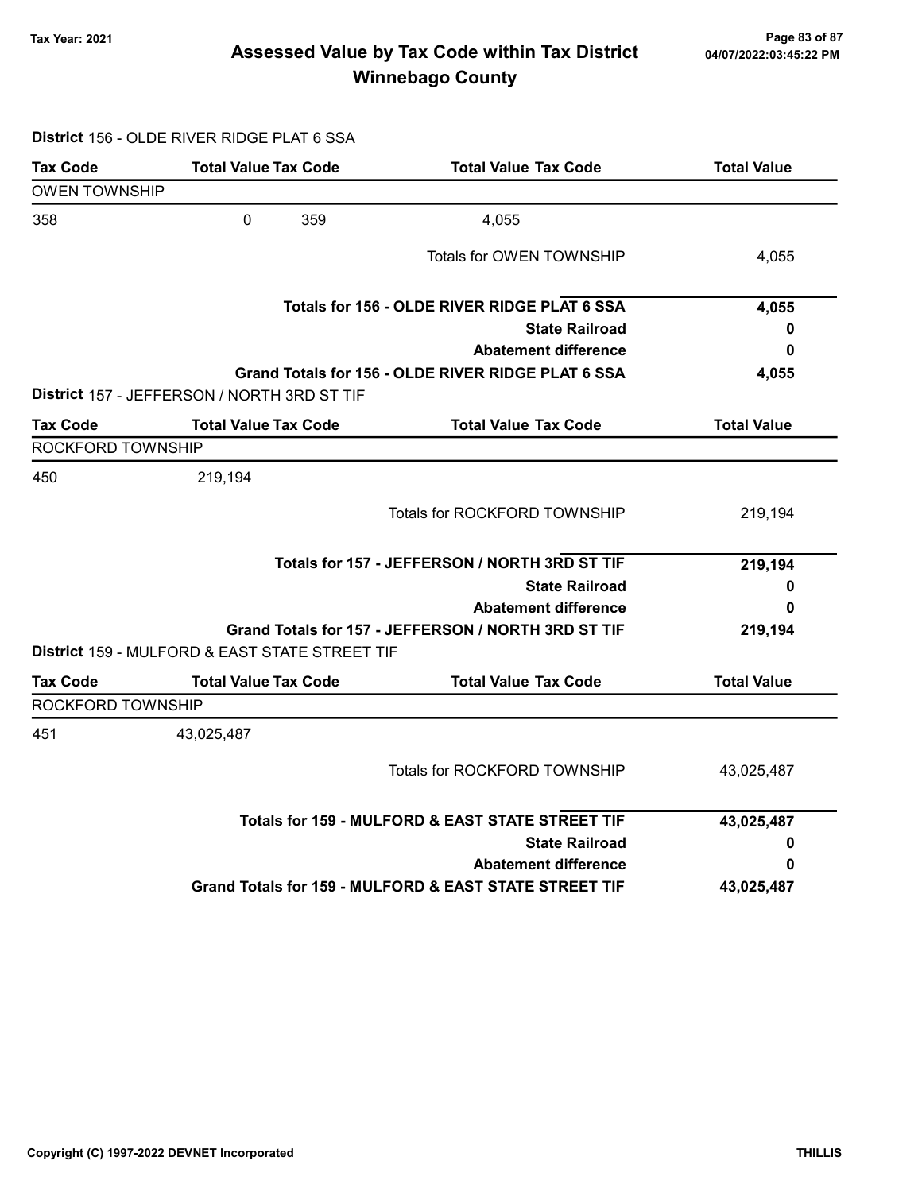# Assessed Value by Tax Code within Tax District
## Winnebago County

Tax Year: 2021

**District** 156 - OLDE RIVER RIDGE PLAT 6 SSA

| Tax Code | Total Value | Tax Code | Total Value | Tax Code | Total Value |
|---|---|---|---|---|---|
| OWEN TOWNSHIP | | | | | |
| 358 | 0 | 359 | 4,055 | | |
| | | | Totals for OWEN TOWNSHIP | | 4,055 |
| | | | **Totals for 156 - OLDE RIVER RIDGE PLAT 6 SSA** | | **4,055** |
| | | | **State Railroad** | | **0** |
| | | | **Abatement difference** | | **0** |
| | | | **Grand Totals for 156 - OLDE RIVER RIDGE PLAT 6 SSA** | | **4,055** |

**District** 157 - JEFFERSON / NORTH 3RD ST TIF

| Tax Code | Total Value | Tax Code | Total Value | Tax Code | Total Value |
|---|---|---|---|---|---|
| ROCKFORD TOWNSHIP | | | | | |
| 450 | 219,194 | | | | |
| | | | Totals for ROCKFORD TOWNSHIP | | 219,194 |
| | | | **Totals for 157 - JEFFERSON / NORTH 3RD ST TIF** | | **219,194** |
| | | | **State Railroad** | | **0** |
| | | | **Abatement difference** | | **0** |
| | | | **Grand Totals for 157 - JEFFERSON / NORTH 3RD ST TIF** | | **219,194** |

**District** 159 - MULFORD & EAST STATE STREET TIF

| Tax Code | Total Value | Tax Code | Total Value | Tax Code | Total Value |
|---|---|---|---|---|---|
| ROCKFORD TOWNSHIP | | | | | |
| 451 | 43,025,487 | | | | |
| | | | Totals for ROCKFORD TOWNSHIP | | 43,025,487 |
| | | | **Totals for 159 - MULFORD & EAST STATE STREET TIF** | | **43,025,487** |
| | | | **State Railroad** | | **0** |
| | | | **Abatement difference** | | **0** |
| | | | **Grand Totals for 159 - MULFORD & EAST STATE STREET TIF** | | **43,025,487** |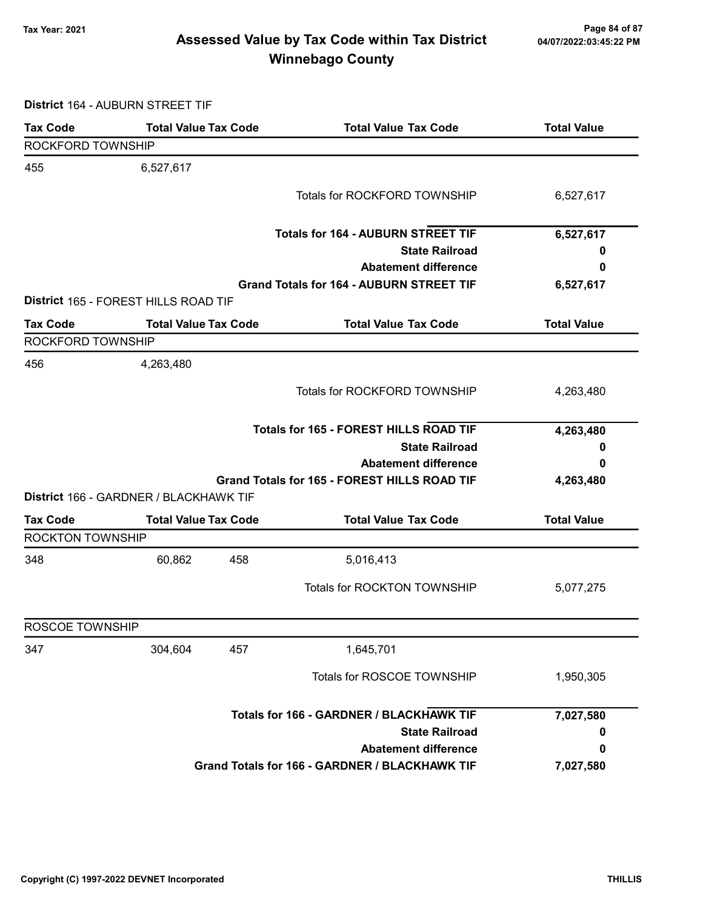# Assessed Value by Tax Code within Tax District

## Winnebago County

Tax Year: 2021

**District** 164 - AUBURN STREET TIF

| Tax Code | Total Value | Tax Code | Total Value | Tax Code | Total Value |
|---|---|---|---|---|---|
| ROCKFORD TOWNSHIP | | | | | |
| 455 | 6,527,617 | | | | |
| | | | | Totals for ROCKFORD TOWNSHIP | 6,527,617 |
| | | | | **Totals for 164 - AUBURN STREET TIF** | **6,527,617** |
| | | | | **State Railroad** | **0** |
| | | | | **Abatement difference** | **0** |
| | | | | **Grand Totals for 164 - AUBURN STREET TIF** | **6,527,617** |

**District** 165 - FOREST HILLS ROAD TIF

| Tax Code | Total Value | Tax Code | Total Value | Tax Code | Total Value |
|---|---|---|---|---|---|
| ROCKFORD TOWNSHIP | | | | | |
| 456 | 4,263,480 | | | | |
| | | | | Totals for ROCKFORD TOWNSHIP | 4,263,480 |
| | | | | **Totals for 165 - FOREST HILLS ROAD TIF** | **4,263,480** |
| | | | | **State Railroad** | **0** |
| | | | | **Abatement difference** | **0** |
| | | | | **Grand Totals for 165 - FOREST HILLS ROAD TIF** | **4,263,480** |

**District** 166 - GARDNER / BLACKHAWK TIF

| Tax Code | Total Value | Tax Code | Total Value | Tax Code | Total Value |
|---|---|---|---|---|---|
| ROCKTON TOWNSHIP | | | | | |
| 348 | 60,862 | 458 | 5,016,413 | | |
| | | | | Totals for ROCKTON TOWNSHIP | 5,077,275 |
| ROSCOE TOWNSHIP | | | | | |
| 347 | 304,604 | 457 | 1,645,701 | | |
| | | | | Totals for ROSCOE TOWNSHIP | 1,950,305 |
| | | | | **Totals for 166 - GARDNER / BLACKHAWK TIF** | **7,027,580** |
| | | | | **State Railroad** | **0** |
| | | | | **Abatement difference** | **0** |
| | | | | **Grand Totals for 166 - GARDNER / BLACKHAWK TIF** | **7,027,580** |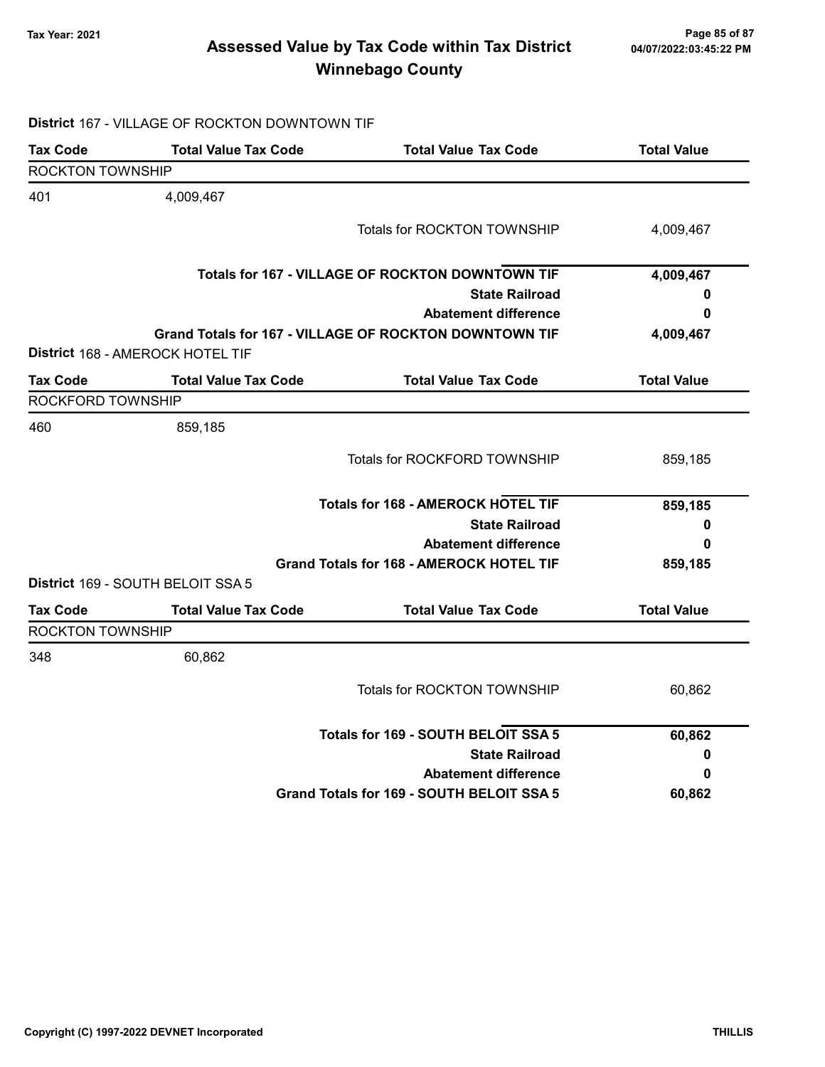# Assessed Value by Tax Code within Tax District
## Winnebago County

Tax Year: 2021

04/07/2022:03:45:22 PM

**District** 167 - VILLAGE OF ROCKTON DOWNTOWN TIF

| Tax Code | Total Value Tax Code | Total Value Tax Code | Total Value |
|---|---|---|---|
| ROCKTON TOWNSHIP | | | |
| 401 | 4,009,467 | | |
| | | Totals for ROCKTON TOWNSHIP | 4,009,467 |
| | | **Totals for 167 - VILLAGE OF ROCKTON DOWNTOWN TIF** | **4,009,467** |
| | | **State Railroad** | **0** |
| | | **Abatement difference** | **0** |
| | | **Grand Totals for 167 - VILLAGE OF ROCKTON DOWNTOWN TIF** | **4,009,467** |

**District** 168 - AMEROCK HOTEL TIF

| Tax Code | Total Value Tax Code | Total Value Tax Code | Total Value |
|---|---|---|---|
| ROCKFORD TOWNSHIP | | | |
| 460 | 859,185 | | |
| | | Totals for ROCKFORD TOWNSHIP | 859,185 |
| | | **Totals for 168 - AMEROCK HOTEL TIF** | **859,185** |
| | | **State Railroad** | **0** |
| | | **Abatement difference** | **0** |
| | | **Grand Totals for 168 - AMEROCK HOTEL TIF** | **859,185** |

**District** 169 - SOUTH BELOIT SSA 5

| Tax Code | Total Value Tax Code | Total Value Tax Code | Total Value |
|---|---|---|---|
| ROCKTON TOWNSHIP | | | |
| 348 | 60,862 | | |
| | | Totals for ROCKTON TOWNSHIP | 60,862 |
| | | **Totals for 169 - SOUTH BELOIT SSA 5** | **60,862** |
| | | **State Railroad** | **0** |
| | | **Abatement difference** | **0** |
| | | **Grand Totals for 169 - SOUTH BELOIT SSA 5** | **60,862** |

Copyright (C) 1997-2022 DEVNET Incorporated

THILLIS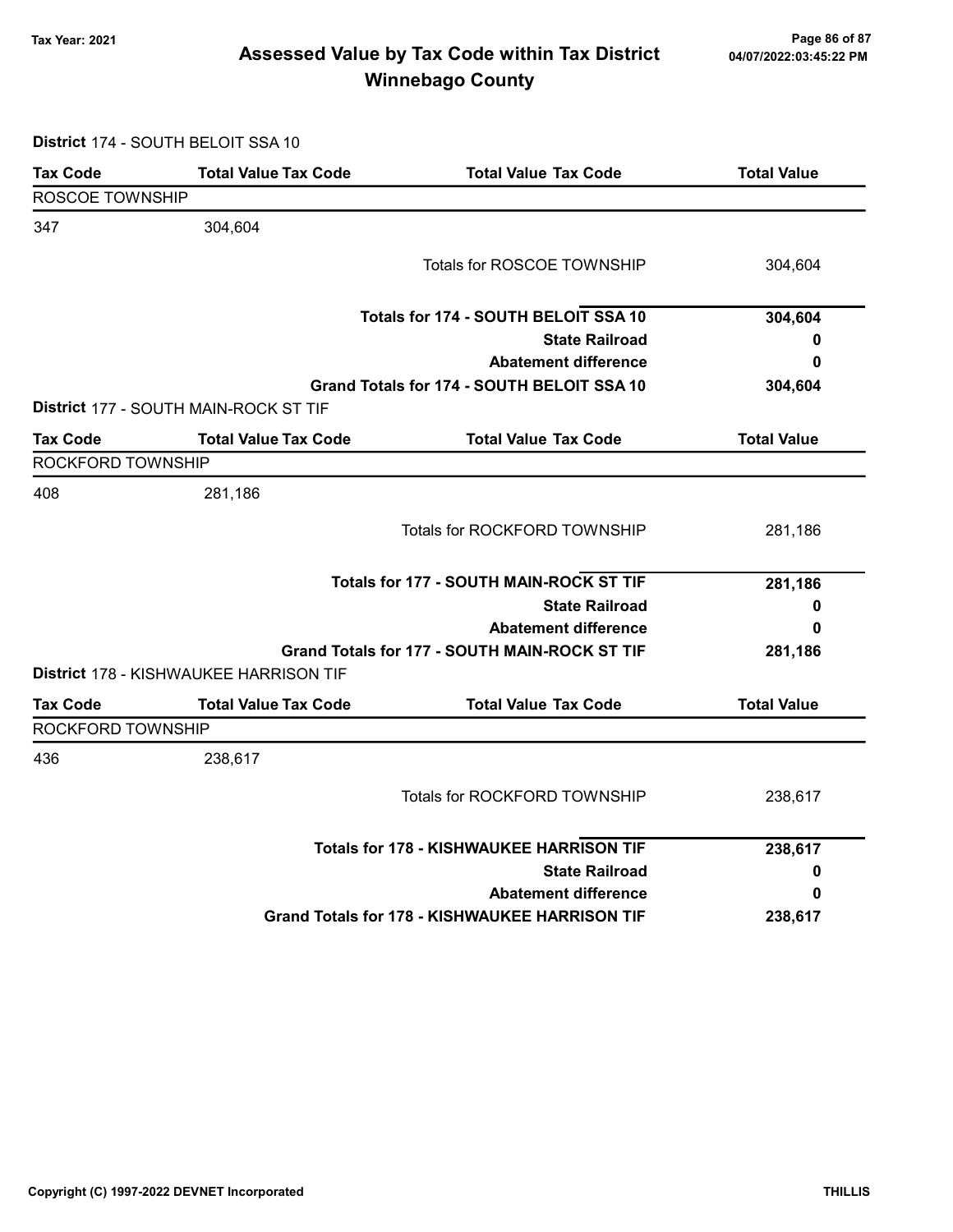# Assessed Value by Tax Code within Tax District
# Winnebago County

Tax Year: 2021

**District** 174 - SOUTH BELOIT SSA 10

| Tax Code | Total Value Tax Code | Total Value Tax Code | Total Value |
|---|---|---|---|
| ROSCOE TOWNSHIP | | | |
| 347 | 304,604 | | |
| | | Totals for ROSCOE TOWNSHIP | 304,604 |
| | | **Totals for 174 - SOUTH BELOIT SSA 10** | **304,604** |
| | | **State Railroad** | **0** |
| | | **Abatement difference** | **0** |
| | | **Grand Totals for 174 - SOUTH BELOIT SSA 10** | **304,604** |

**District** 177 - SOUTH MAIN-ROCK ST TIF

| Tax Code | Total Value Tax Code | Total Value Tax Code | Total Value |
|---|---|---|---|
| ROCKFORD TOWNSHIP | | | |
| 408 | 281,186 | | |
| | | Totals for ROCKFORD TOWNSHIP | 281,186 |
| | | **Totals for 177 - SOUTH MAIN-ROCK ST TIF** | **281,186** |
| | | **State Railroad** | **0** |
| | | **Abatement difference** | **0** |
| | | **Grand Totals for 177 - SOUTH MAIN-ROCK ST TIF** | **281,186** |

**District** 178 - KISHWAUKEE HARRISON TIF

| Tax Code | Total Value Tax Code | Total Value Tax Code | Total Value |
|---|---|---|---|
| ROCKFORD TOWNSHIP | | | |
| 436 | 238,617 | | |
| | | Totals for ROCKFORD TOWNSHIP | 238,617 |
| | | **Totals for 178 - KISHWAUKEE HARRISON TIF** | **238,617** |
| | | **State Railroad** | **0** |
| | | **Abatement difference** | **0** |
| | | **Grand Totals for 178 - KISHWAUKEE HARRISON TIF** | **238,617** |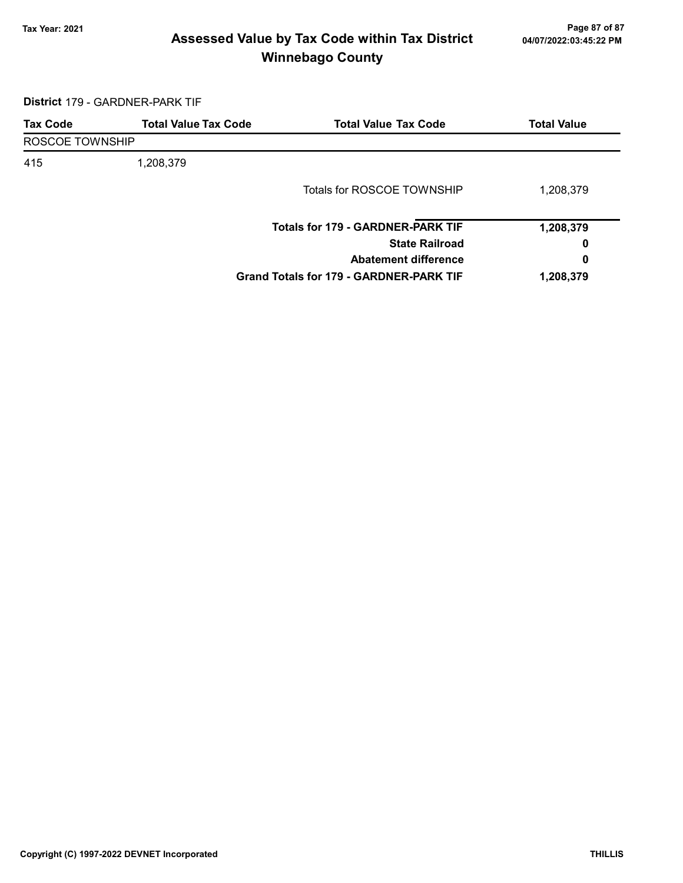**Tax Year: 2021**

# Assessed Value by Tax Code within Tax District
## Winnebago County

04/07/2022:03:45:22 PM

**District** 179 - GARDNER-PARK TIF

| Tax Code | Total Value Tax Code | Total Value Tax Code | Total Value |
|---|---|---|---|
| ROSCOE TOWNSHIP | | | |
| 415 | 1,208,379 | | |
| | | Totals for ROSCOE TOWNSHIP | 1,208,379 |
| | | **Totals for 179 - GARDNER-PARK TIF** | **1,208,379** |
| | | **State Railroad** | **0** |
| | | **Abatement difference** | **0** |
| | | **Grand Totals for 179 - GARDNER-PARK TIF** | **1,208,379** |

**Copyright (C) 1997-2022 DEVNET Incorporated** **THILLIS**